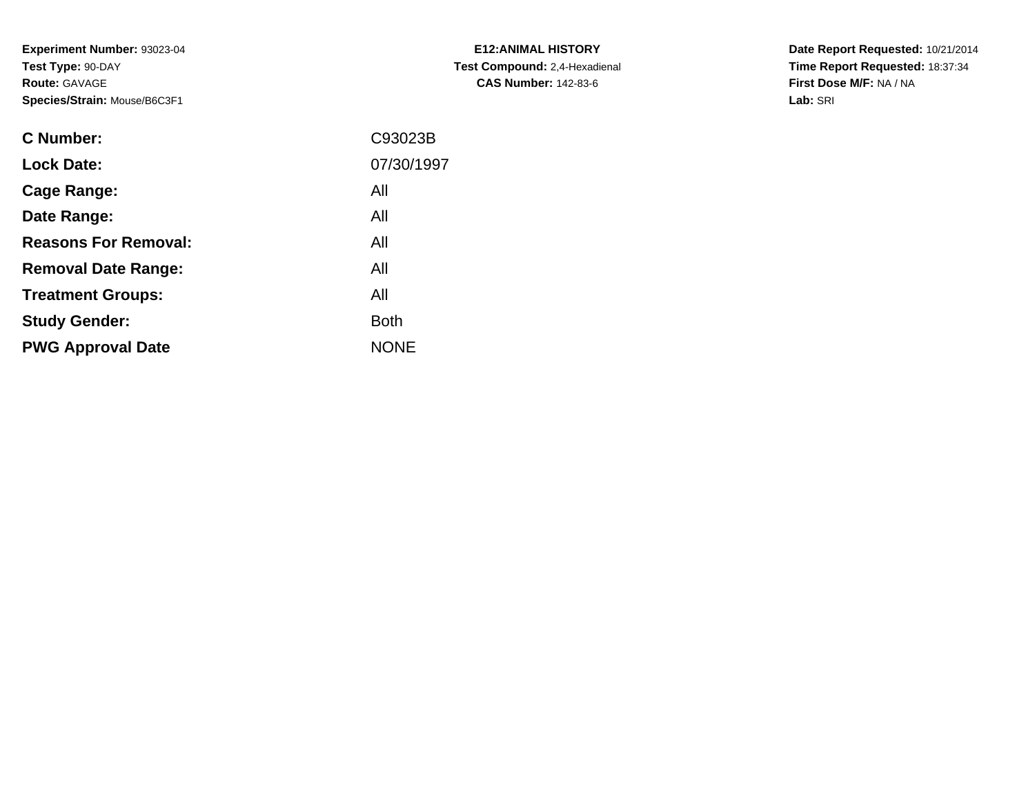**Experiment Number:** 93023-04
**Test Type:** 90-DAY
**Route:** GAVAGE
**Species/Strain:** Mouse/B6C3F1

**E12:ANIMAL HISTORY**
**Test Compound:** 2,4-Hexadienal
**CAS Number:** 142-83-6

**Date Report Requested:** 10/21/2014
**Time Report Requested:** 18:37:34
**First Dose M/F:** NA / NA
**Lab:** SRI

| | |
|---|---|
| **C Number:** | C93023B |
| **Lock Date:** | 07/30/1997 |
| **Cage Range:** | All |
| **Date Range:** | All |
| **Reasons For Removal:** | All |
| **Removal Date Range:** | All |
| **Treatment Groups:** | All |
| **Study Gender:** | Both |
| **PWG Approval Date** | NONE |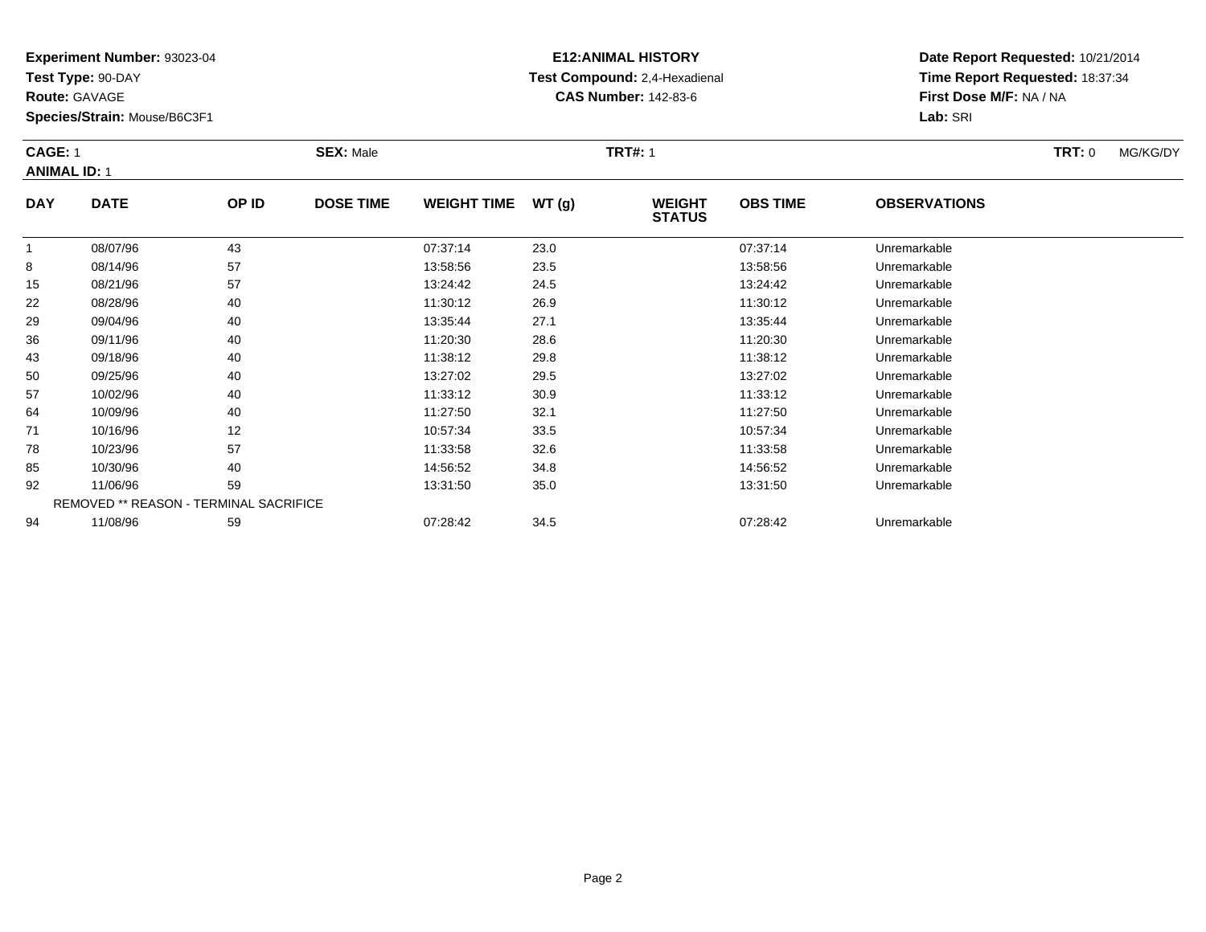**Experiment Number:** 93023-04
**Test Type:** 90-DAY
**Route:** GAVAGE
**Species/Strain:** Mouse/B6C3F1

**E12:ANIMAL HISTORY**
**Test Compound:** 2,4-Hexadienal
**CAS Number:** 142-83-6

**Date Report Requested:** 10/21/2014
**Time Report Requested:** 18:37:34
**First Dose M/F:** NA / NA
**Lab:** SRI

**CAGE:** 1 **SEX:** Male **TRT#:** 1 **TRT:** 0 MG/KG/DY
**ANIMAL ID:** 1

| DAY | DATE | OP ID | DOSE TIME | WEIGHT TIME | WT (g) | WEIGHT STATUS | OBS TIME | OBSERVATIONS |
|---|---|---|---|---|---|---|---|---|
| 1 | 08/07/96 | 43 | | 07:37:14 | 23.0 | | 07:37:14 | Unremarkable |
| 8 | 08/14/96 | 57 | | 13:58:56 | 23.5 | | 13:58:56 | Unremarkable |
| 15 | 08/21/96 | 57 | | 13:24:42 | 24.5 | | 13:24:42 | Unremarkable |
| 22 | 08/28/96 | 40 | | 11:30:12 | 26.9 | | 11:30:12 | Unremarkable |
| 29 | 09/04/96 | 40 | | 13:35:44 | 27.1 | | 13:35:44 | Unremarkable |
| 36 | 09/11/96 | 40 | | 11:20:30 | 28.6 | | 11:20:30 | Unremarkable |
| 43 | 09/18/96 | 40 | | 11:38:12 | 29.8 | | 11:38:12 | Unremarkable |
| 50 | 09/25/96 | 40 | | 13:27:02 | 29.5 | | 13:27:02 | Unremarkable |
| 57 | 10/02/96 | 40 | | 11:33:12 | 30.9 | | 11:33:12 | Unremarkable |
| 64 | 10/09/96 | 40 | | 11:27:50 | 32.1 | | 11:27:50 | Unremarkable |
| 71 | 10/16/96 | 12 | | 10:57:34 | 33.5 | | 10:57:34 | Unremarkable |
| 78 | 10/23/96 | 57 | | 11:33:58 | 32.6 | | 11:33:58 | Unremarkable |
| 85 | 10/30/96 | 40 | | 14:56:52 | 34.8 | | 14:56:52 | Unremarkable |
| 92 | 11/06/96 | 59 | | 13:31:50 | 35.0 | | 13:31:50 | Unremarkable |
| REMOVED ** REASON - TERMINAL SACRIFICE | | | | | | | | |
| 94 | 11/08/96 | 59 | | 07:28:42 | 34.5 | | 07:28:42 | Unremarkable |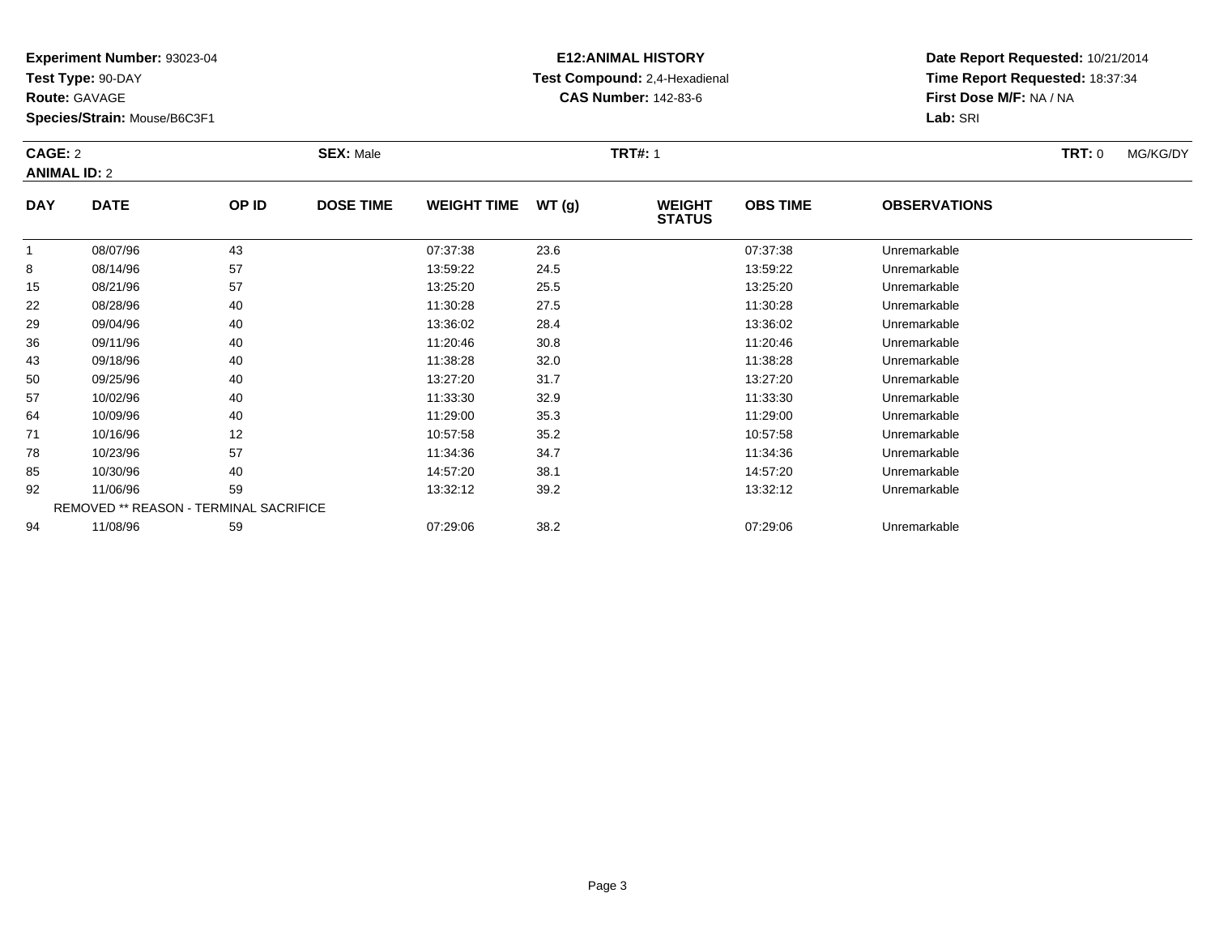**Experiment Number:** 93023-04
**Test Type:** 90-DAY
**Route:** GAVAGE
**Species/Strain:** Mouse/B6C3F1

**E12:ANIMAL HISTORY**
**Test Compound:** 2,4-Hexadienal
**CAS Number:** 142-83-6

**Date Report Requested:** 10/21/2014
**Time Report Requested:** 18:37:34
**First Dose M/F:** NA / NA
**Lab:** SRI

**CAGE:** 2 **SEX:** Male **TRT#:** 1 **TRT:** 0 MG/KG/DY
**ANIMAL ID:** 2

| DAY | DATE | OP ID | DOSE TIME | WEIGHT TIME | WT (g) | WEIGHT STATUS | OBS TIME | OBSERVATIONS |
|---|---|---|---|---|---|---|---|---|
| 1 | 08/07/96 | 43 | | 07:37:38 | 23.6 | | 07:37:38 | Unremarkable |
| 8 | 08/14/96 | 57 | | 13:59:22 | 24.5 | | 13:59:22 | Unremarkable |
| 15 | 08/21/96 | 57 | | 13:25:20 | 25.5 | | 13:25:20 | Unremarkable |
| 22 | 08/28/96 | 40 | | 11:30:28 | 27.5 | | 11:30:28 | Unremarkable |
| 29 | 09/04/96 | 40 | | 13:36:02 | 28.4 | | 13:36:02 | Unremarkable |
| 36 | 09/11/96 | 40 | | 11:20:46 | 30.8 | | 11:20:46 | Unremarkable |
| 43 | 09/18/96 | 40 | | 11:38:28 | 32.0 | | 11:38:28 | Unremarkable |
| 50 | 09/25/96 | 40 | | 13:27:20 | 31.7 | | 13:27:20 | Unremarkable |
| 57 | 10/02/96 | 40 | | 11:33:30 | 32.9 | | 11:33:30 | Unremarkable |
| 64 | 10/09/96 | 40 | | 11:29:00 | 35.3 | | 11:29:00 | Unremarkable |
| 71 | 10/16/96 | 12 | | 10:57:58 | 35.2 | | 10:57:58 | Unremarkable |
| 78 | 10/23/96 | 57 | | 11:34:36 | 34.7 | | 11:34:36 | Unremarkable |
| 85 | 10/30/96 | 40 | | 14:57:20 | 38.1 | | 14:57:20 | Unremarkable |
| 92 | 11/06/96 | 59 | | 13:32:12 | 39.2 | | 13:32:12 | Unremarkable |
| REMOVED ** REASON - TERMINAL SACRIFICE | | | | | | | | |
| 94 | 11/08/96 | 59 | | 07:29:06 | 38.2 | | 07:29:06 | Unremarkable |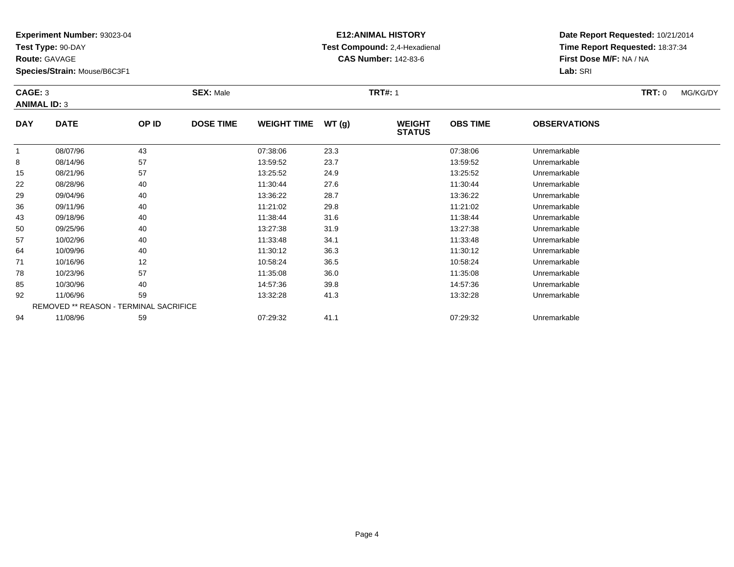**Experiment Number:** 93023-04
**Test Type:** 90-DAY
**Route:** GAVAGE
**Species/Strain:** Mouse/B6C3F1

**E12:ANIMAL HISTORY**
**Test Compound:** 2,4-Hexadienal
**CAS Number:** 142-83-6

**Date Report Requested:** 10/21/2014
**Time Report Requested:** 18:37:34
**First Dose M/F:** NA / NA
**Lab:** SRI

**CAGE:** 3 **SEX:** Male **TRT#:** 1 **TRT:** 0 MG/KG/DY
**ANIMAL ID:** 3

| DAY | DATE | OP ID | DOSE TIME | WEIGHT TIME | WT (g) | WEIGHT STATUS | OBS TIME | OBSERVATIONS |
|---|---|---|---|---|---|---|---|---|
| 1 | 08/07/96 | 43 | | 07:38:06 | 23.3 | | 07:38:06 | Unremarkable |
| 8 | 08/14/96 | 57 | | 13:59:52 | 23.7 | | 13:59:52 | Unremarkable |
| 15 | 08/21/96 | 57 | | 13:25:52 | 24.9 | | 13:25:52 | Unremarkable |
| 22 | 08/28/96 | 40 | | 11:30:44 | 27.6 | | 11:30:44 | Unremarkable |
| 29 | 09/04/96 | 40 | | 13:36:22 | 28.7 | | 13:36:22 | Unremarkable |
| 36 | 09/11/96 | 40 | | 11:21:02 | 29.8 | | 11:21:02 | Unremarkable |
| 43 | 09/18/96 | 40 | | 11:38:44 | 31.6 | | 11:38:44 | Unremarkable |
| 50 | 09/25/96 | 40 | | 13:27:38 | 31.9 | | 13:27:38 | Unremarkable |
| 57 | 10/02/96 | 40 | | 11:33:48 | 34.1 | | 11:33:48 | Unremarkable |
| 64 | 10/09/96 | 40 | | 11:30:12 | 36.3 | | 11:30:12 | Unremarkable |
| 71 | 10/16/96 | 12 | | 10:58:24 | 36.5 | | 10:58:24 | Unremarkable |
| 78 | 10/23/96 | 57 | | 11:35:08 | 36.0 | | 11:35:08 | Unremarkable |
| 85 | 10/30/96 | 40 | | 14:57:36 | 39.8 | | 14:57:36 | Unremarkable |
| 92 | 11/06/96 | 59 | | 13:32:28 | 41.3 | | 13:32:28 | Unremarkable |
| | REMOVED ** REASON - TERMINAL SACRIFICE | | | | | | | |
| 94 | 11/08/96 | 59 | | 07:29:32 | 41.1 | | 07:29:32 | Unremarkable |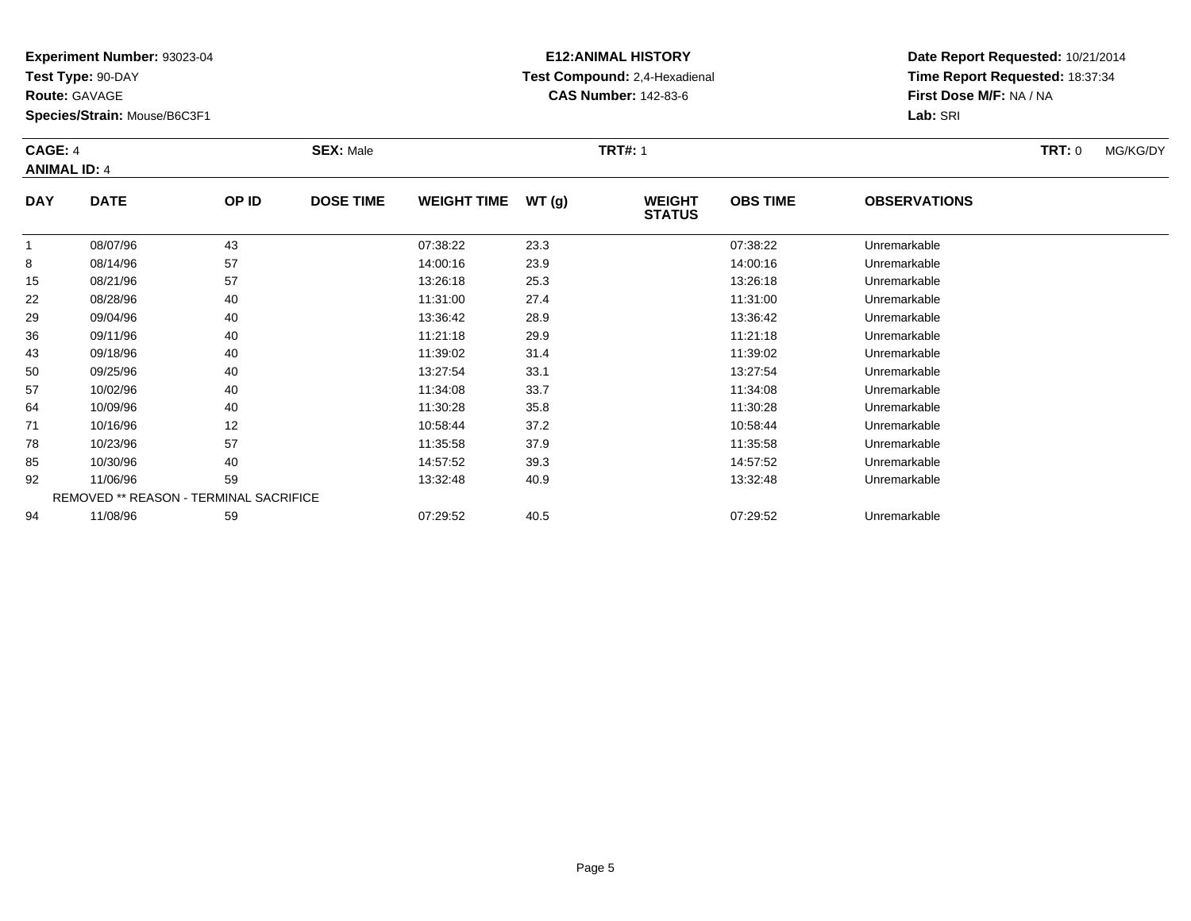**Experiment Number:** 93023-04
**Test Type:** 90-DAY
**Route:** GAVAGE
**Species/Strain:** Mouse/B6C3F1

**E12:ANIMAL HISTORY**
**Test Compound:** 2,4-Hexadienal
**CAS Number:** 142-83-6

**Date Report Requested:** 10/21/2014
**Time Report Requested:** 18:37:34
**First Dose M/F:** NA / NA
**Lab:** SRI

**CAGE:** 4 | **SEX:** Male | **TRT#:** 1 | **TRT:** 0 MG/KG/DY
**ANIMAL ID:** 4

| DAY | DATE | OP ID | DOSE TIME | WEIGHT TIME | WT (g) | WEIGHT STATUS | OBS TIME | OBSERVATIONS |
|---|---|---|---|---|---|---|---|---|
| 1 | 08/07/96 | 43 | | 07:38:22 | 23.3 | | 07:38:22 | Unremarkable |
| 8 | 08/14/96 | 57 | | 14:00:16 | 23.9 | | 14:00:16 | Unremarkable |
| 15 | 08/21/96 | 57 | | 13:26:18 | 25.3 | | 13:26:18 | Unremarkable |
| 22 | 08/28/96 | 40 | | 11:31:00 | 27.4 | | 11:31:00 | Unremarkable |
| 29 | 09/04/96 | 40 | | 13:36:42 | 28.9 | | 13:36:42 | Unremarkable |
| 36 | 09/11/96 | 40 | | 11:21:18 | 29.9 | | 11:21:18 | Unremarkable |
| 43 | 09/18/96 | 40 | | 11:39:02 | 31.4 | | 11:39:02 | Unremarkable |
| 50 | 09/25/96 | 40 | | 13:27:54 | 33.1 | | 13:27:54 | Unremarkable |
| 57 | 10/02/96 | 40 | | 11:34:08 | 33.7 | | 11:34:08 | Unremarkable |
| 64 | 10/09/96 | 40 | | 11:30:28 | 35.8 | | 11:30:28 | Unremarkable |
| 71 | 10/16/96 | 12 | | 10:58:44 | 37.2 | | 10:58:44 | Unremarkable |
| 78 | 10/23/96 | 57 | | 11:35:58 | 37.9 | | 11:35:58 | Unremarkable |
| 85 | 10/30/96 | 40 | | 14:57:52 | 39.3 | | 14:57:52 | Unremarkable |
| 92 | 11/06/96 | 59 | | 13:32:48 | 40.9 | | 13:32:48 | Unremarkable |
| | REMOVED ** REASON - TERMINAL SACRIFICE | | | | | | | |
| 94 | 11/08/96 | 59 | | 07:29:52 | 40.5 | | 07:29:52 | Unremarkable |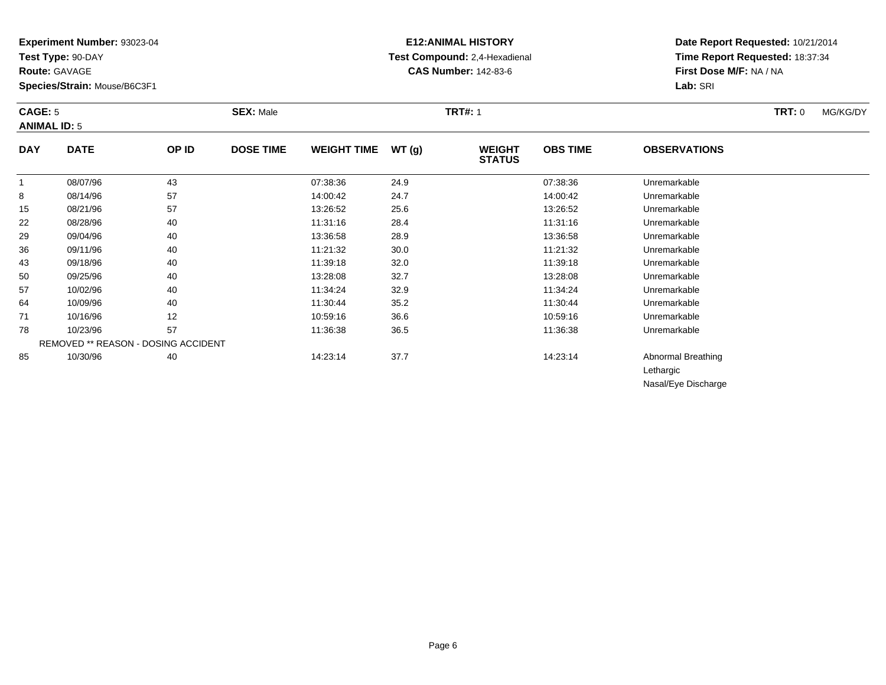**Experiment Number:** 93023-04
**Test Type:** 90-DAY
**Route:** GAVAGE
**Species/Strain:** Mouse/B6C3F1

**E12:ANIMAL HISTORY**
**Test Compound:** 2,4-Hexadienal
**CAS Number:** 142-83-6

**Date Report Requested:** 10/21/2014
**Time Report Requested:** 18:37:34
**First Dose M/F:** NA / NA
**Lab:** SRI

**CAGE:** 5 **SEX:** Male **TRT#:** 1 **TRT:** 0 MG/KG/DY
**ANIMAL ID:** 5

| DAY | DATE | OP ID | DOSE TIME | WEIGHT TIME | WT (g) | WEIGHT STATUS | OBS TIME | OBSERVATIONS |
|---|---|---|---|---|---|---|---|---|
| 1 | 08/07/96 | 43 | | 07:38:36 | 24.9 | | 07:38:36 | Unremarkable |
| 8 | 08/14/96 | 57 | | 14:00:42 | 24.7 | | 14:00:42 | Unremarkable |
| 15 | 08/21/96 | 57 | | 13:26:52 | 25.6 | | 13:26:52 | Unremarkable |
| 22 | 08/28/96 | 40 | | 11:31:16 | 28.4 | | 11:31:16 | Unremarkable |
| 29 | 09/04/96 | 40 | | 13:36:58 | 28.9 | | 13:36:58 | Unremarkable |
| 36 | 09/11/96 | 40 | | 11:21:32 | 30.0 | | 11:21:32 | Unremarkable |
| 43 | 09/18/96 | 40 | | 11:39:18 | 32.0 | | 11:39:18 | Unremarkable |
| 50 | 09/25/96 | 40 | | 13:28:08 | 32.7 | | 13:28:08 | Unremarkable |
| 57 | 10/02/96 | 40 | | 11:34:24 | 32.9 | | 11:34:24 | Unremarkable |
| 64 | 10/09/96 | 40 | | 11:30:44 | 35.2 | | 11:30:44 | Unremarkable |
| 71 | 10/16/96 | 12 | | 10:59:16 | 36.6 | | 10:59:16 | Unremarkable |
| 78 | 10/23/96 | 57 | | 11:36:38 | 36.5 | | 11:36:38 | Unremarkable |
| | REMOVED ** REASON - DOSING ACCIDENT | | | | | | | |
| 85 | 10/30/96 | 40 | | 14:23:14 | 37.7 | | 14:23:14 | Abnormal Breathing<br>Lethargic<br>Nasal/Eye Discharge |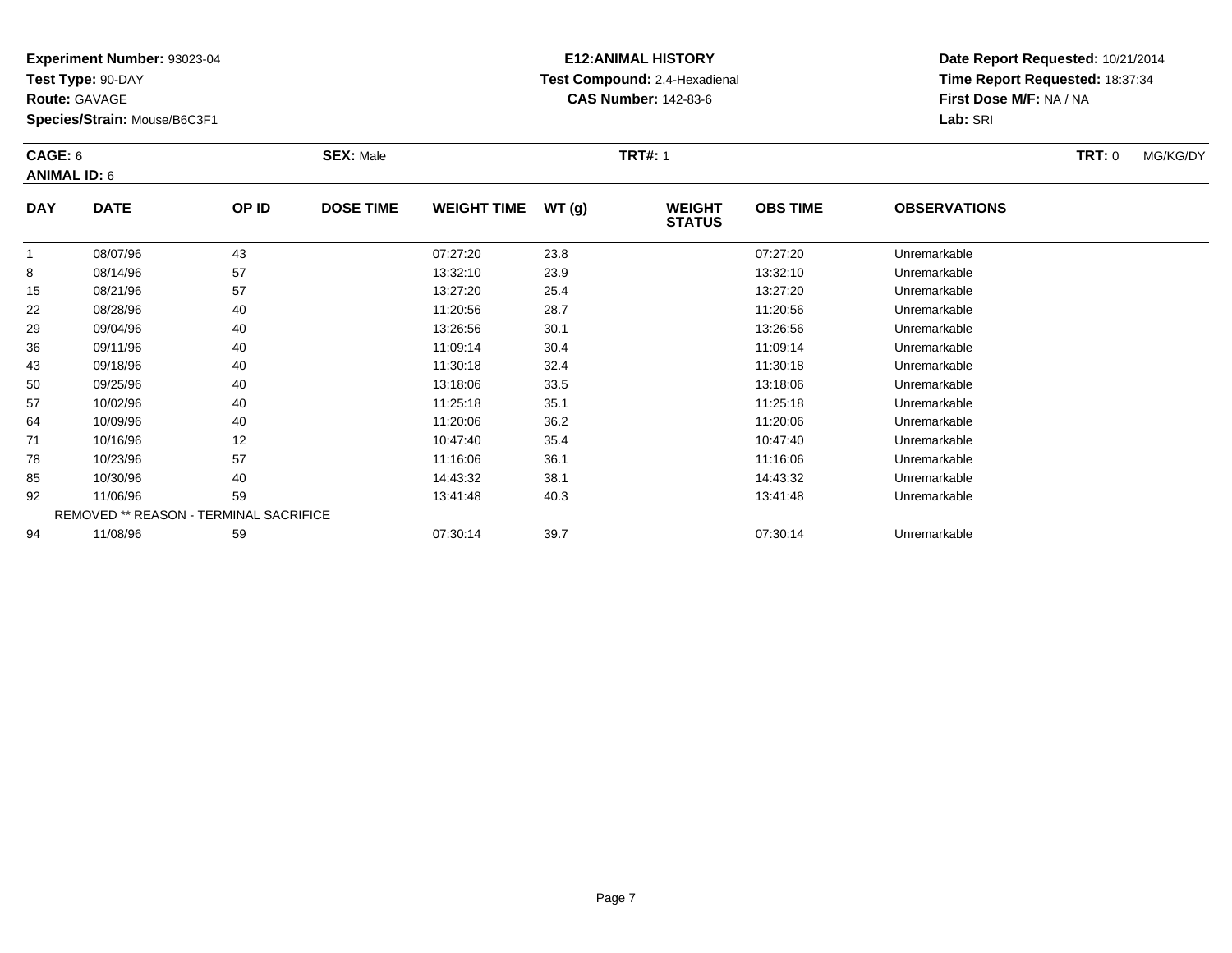**Experiment Number:** 93023-04
**Test Type:** 90-DAY
**Route:** GAVAGE
**Species/Strain:** Mouse/B6C3F1

**E12:ANIMAL HISTORY**
**Test Compound:** 2,4-Hexadienal
**CAS Number:** 142-83-6

**Date Report Requested:** 10/21/2014
**Time Report Requested:** 18:37:34
**First Dose M/F:** NA / NA
**Lab:** SRI

**CAGE:** 6 **SEX:** Male **TRT#:** 1 **TRT:** 0 MG/KG/DY
**ANIMAL ID:** 6

| DAY | DATE | OP ID | DOSE TIME | WEIGHT TIME | WT (g) | WEIGHT STATUS | OBS TIME | OBSERVATIONS |
|---|---|---|---|---|---|---|---|---|
| 1 | 08/07/96 | 43 | | 07:27:20 | 23.8 | | 07:27:20 | Unremarkable |
| 8 | 08/14/96 | 57 | | 13:32:10 | 23.9 | | 13:32:10 | Unremarkable |
| 15 | 08/21/96 | 57 | | 13:27:20 | 25.4 | | 13:27:20 | Unremarkable |
| 22 | 08/28/96 | 40 | | 11:20:56 | 28.7 | | 11:20:56 | Unremarkable |
| 29 | 09/04/96 | 40 | | 13:26:56 | 30.1 | | 13:26:56 | Unremarkable |
| 36 | 09/11/96 | 40 | | 11:09:14 | 30.4 | | 11:09:14 | Unremarkable |
| 43 | 09/18/96 | 40 | | 11:30:18 | 32.4 | | 11:30:18 | Unremarkable |
| 50 | 09/25/96 | 40 | | 13:18:06 | 33.5 | | 13:18:06 | Unremarkable |
| 57 | 10/02/96 | 40 | | 11:25:18 | 35.1 | | 11:25:18 | Unremarkable |
| 64 | 10/09/96 | 40 | | 11:20:06 | 36.2 | | 11:20:06 | Unremarkable |
| 71 | 10/16/96 | 12 | | 10:47:40 | 35.4 | | 10:47:40 | Unremarkable |
| 78 | 10/23/96 | 57 | | 11:16:06 | 36.1 | | 11:16:06 | Unremarkable |
| 85 | 10/30/96 | 40 | | 14:43:32 | 38.1 | | 14:43:32 | Unremarkable |
| 92 | 11/06/96 | 59 | | 13:41:48 | 40.3 | | 13:41:48 | Unremarkable |
| | REMOVED ** REASON - TERMINAL SACRIFICE | | | | | | | |
| 94 | 11/08/96 | 59 | | 07:30:14 | 39.7 | | 07:30:14 | Unremarkable |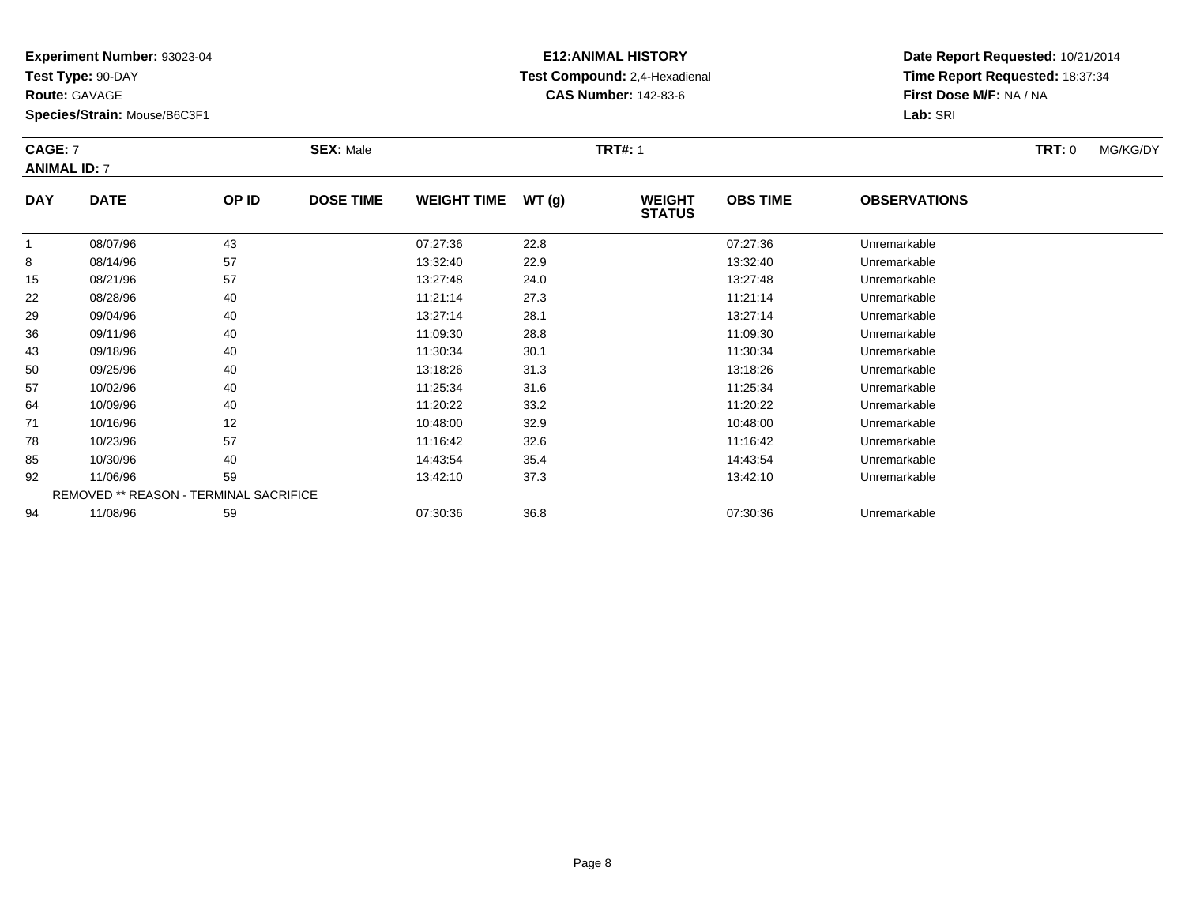**Experiment Number:** 93023-04
**Test Type:** 90-DAY
**Route:** GAVAGE
**Species/Strain:** Mouse/B6C3F1

**E12:ANIMAL HISTORY**
**Test Compound:** 2,4-Hexadienal
**CAS Number:** 142-83-6

**Date Report Requested:** 10/21/2014
**Time Report Requested:** 18:37:34
**First Dose M/F:** NA / NA
**Lab:** SRI

**CAGE:** 7 **SEX:** Male **TRT#:** 1 **TRT:** 0 MG/KG/DY
**ANIMAL ID:** 7

| DAY | DATE | OP ID | DOSE TIME | WEIGHT TIME | WT (g) | WEIGHT STATUS | OBS TIME | OBSERVATIONS |
|---|---|---|---|---|---|---|---|---|
| 1 | 08/07/96 | 43 | | 07:27:36 | 22.8 | | 07:27:36 | Unremarkable |
| 8 | 08/14/96 | 57 | | 13:32:40 | 22.9 | | 13:32:40 | Unremarkable |
| 15 | 08/21/96 | 57 | | 13:27:48 | 24.0 | | 13:27:48 | Unremarkable |
| 22 | 08/28/96 | 40 | | 11:21:14 | 27.3 | | 11:21:14 | Unremarkable |
| 29 | 09/04/96 | 40 | | 13:27:14 | 28.1 | | 13:27:14 | Unremarkable |
| 36 | 09/11/96 | 40 | | 11:09:30 | 28.8 | | 11:09:30 | Unremarkable |
| 43 | 09/18/96 | 40 | | 11:30:34 | 30.1 | | 11:30:34 | Unremarkable |
| 50 | 09/25/96 | 40 | | 13:18:26 | 31.3 | | 13:18:26 | Unremarkable |
| 57 | 10/02/96 | 40 | | 11:25:34 | 31.6 | | 11:25:34 | Unremarkable |
| 64 | 10/09/96 | 40 | | 11:20:22 | 33.2 | | 11:20:22 | Unremarkable |
| 71 | 10/16/96 | 12 | | 10:48:00 | 32.9 | | 10:48:00 | Unremarkable |
| 78 | 10/23/96 | 57 | | 11:16:42 | 32.6 | | 11:16:42 | Unremarkable |
| 85 | 10/30/96 | 40 | | 14:43:54 | 35.4 | | 14:43:54 | Unremarkable |
| 92 | 11/06/96 | 59 | | 13:42:10 | 37.3 | | 13:42:10 | Unremarkable |
| REMOVED ** REASON - TERMINAL SACRIFICE | | | | | | | | |
| 94 | 11/08/96 | 59 | | 07:30:36 | 36.8 | | 07:30:36 | Unremarkable |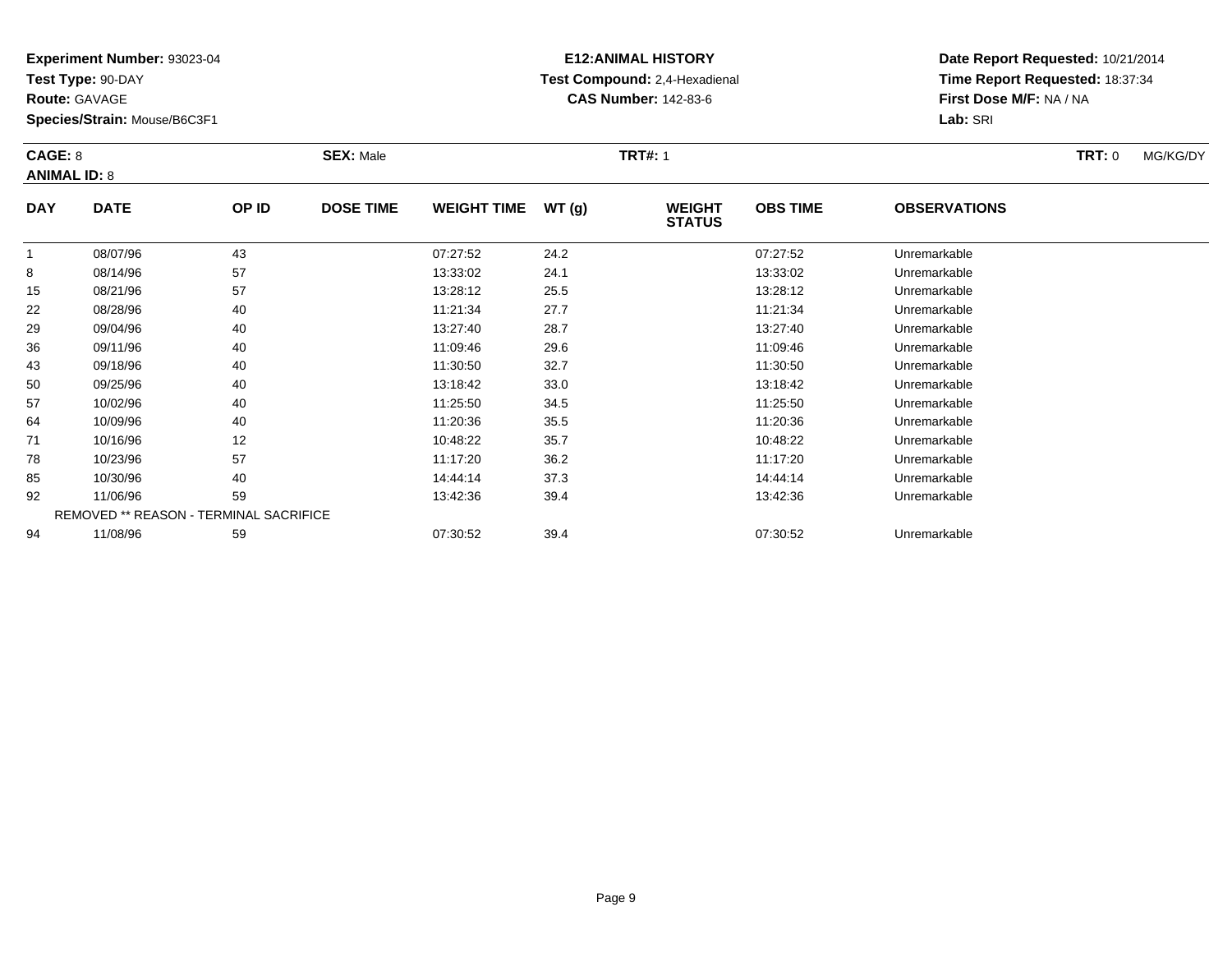**Experiment Number:** 93023-04
**Test Type:** 90-DAY
**Route:** GAVAGE
**Species/Strain:** Mouse/B6C3F1

**E12:ANIMAL HISTORY**
**Test Compound:** 2,4-Hexadienal
**CAS Number:** 142-83-6

**Date Report Requested:** 10/21/2014
**Time Report Requested:** 18:37:34
**First Dose M/F:** NA / NA
**Lab:** SRI

**CAGE:** 8 **SEX:** Male **TRT#:** 1 **TRT:** 0 MG/KG/DY
**ANIMAL ID:** 8

| DAY | DATE | OP ID | DOSE TIME | WEIGHT TIME | WT (g) | WEIGHT STATUS | OBS TIME | OBSERVATIONS |
|---|---|---|---|---|---|---|---|---|
| 1 | 08/07/96 | 43 | | 07:27:52 | 24.2 | | 07:27:52 | Unremarkable |
| 8 | 08/14/96 | 57 | | 13:33:02 | 24.1 | | 13:33:02 | Unremarkable |
| 15 | 08/21/96 | 57 | | 13:28:12 | 25.5 | | 13:28:12 | Unremarkable |
| 22 | 08/28/96 | 40 | | 11:21:34 | 27.7 | | 11:21:34 | Unremarkable |
| 29 | 09/04/96 | 40 | | 13:27:40 | 28.7 | | 13:27:40 | Unremarkable |
| 36 | 09/11/96 | 40 | | 11:09:46 | 29.6 | | 11:09:46 | Unremarkable |
| 43 | 09/18/96 | 40 | | 11:30:50 | 32.7 | | 11:30:50 | Unremarkable |
| 50 | 09/25/96 | 40 | | 13:18:42 | 33.0 | | 13:18:42 | Unremarkable |
| 57 | 10/02/96 | 40 | | 11:25:50 | 34.5 | | 11:25:50 | Unremarkable |
| 64 | 10/09/96 | 40 | | 11:20:36 | 35.5 | | 11:20:36 | Unremarkable |
| 71 | 10/16/96 | 12 | | 10:48:22 | 35.7 | | 10:48:22 | Unremarkable |
| 78 | 10/23/96 | 57 | | 11:17:20 | 36.2 | | 11:17:20 | Unremarkable |
| 85 | 10/30/96 | 40 | | 14:44:14 | 37.3 | | 14:44:14 | Unremarkable |
| 92 | 11/06/96 | 59 | | 13:42:36 | 39.4 | | 13:42:36 | Unremarkable |
| | REMOVED ** REASON - TERMINAL SACRIFICE | | | | | | | |
| 94 | 11/08/96 | 59 | | 07:30:52 | 39.4 | | 07:30:52 | Unremarkable |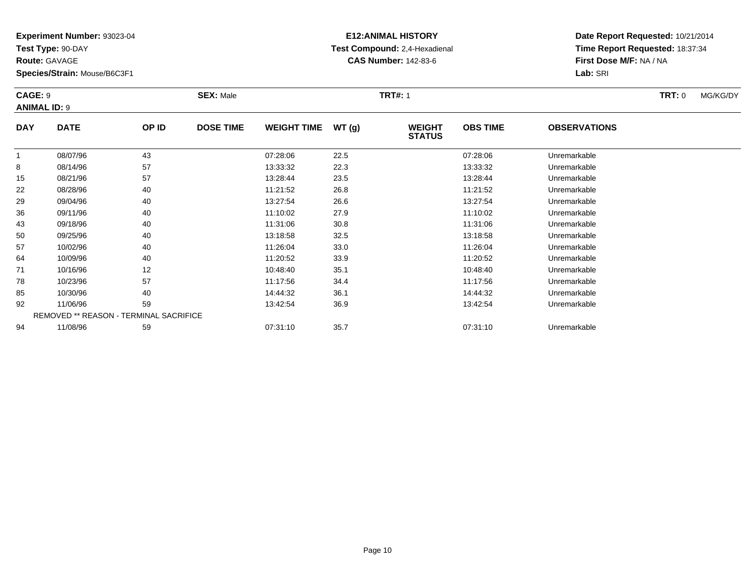**Experiment Number:** 93023-04
**Test Type:** 90-DAY
**Route:** GAVAGE
**Species/Strain:** Mouse/B6C3F1

**E12:ANIMAL HISTORY**
**Test Compound:** 2,4-Hexadienal
**CAS Number:** 142-83-6

**Date Report Requested:** 10/21/2014
**Time Report Requested:** 18:37:34
**First Dose M/F:** NA / NA
**Lab:** SRI

**CAGE:** 9 **SEX:** Male **TRT#:** 1 **TRT:** 0 MG/KG/DY
**ANIMAL ID:** 9

| DAY | DATE | OP ID | DOSE TIME | WEIGHT TIME | WT (g) | WEIGHT STATUS | OBS TIME | OBSERVATIONS |
|---|---|---|---|---|---|---|---|---|
| 1 | 08/07/96 | 43 | | 07:28:06 | 22.5 | | 07:28:06 | Unremarkable |
| 8 | 08/14/96 | 57 | | 13:33:32 | 22.3 | | 13:33:32 | Unremarkable |
| 15 | 08/21/96 | 57 | | 13:28:44 | 23.5 | | 13:28:44 | Unremarkable |
| 22 | 08/28/96 | 40 | | 11:21:52 | 26.8 | | 11:21:52 | Unremarkable |
| 29 | 09/04/96 | 40 | | 13:27:54 | 26.6 | | 13:27:54 | Unremarkable |
| 36 | 09/11/96 | 40 | | 11:10:02 | 27.9 | | 11:10:02 | Unremarkable |
| 43 | 09/18/96 | 40 | | 11:31:06 | 30.8 | | 11:31:06 | Unremarkable |
| 50 | 09/25/96 | 40 | | 13:18:58 | 32.5 | | 13:18:58 | Unremarkable |
| 57 | 10/02/96 | 40 | | 11:26:04 | 33.0 | | 11:26:04 | Unremarkable |
| 64 | 10/09/96 | 40 | | 11:20:52 | 33.9 | | 11:20:52 | Unremarkable |
| 71 | 10/16/96 | 12 | | 10:48:40 | 35.1 | | 10:48:40 | Unremarkable |
| 78 | 10/23/96 | 57 | | 11:17:56 | 34.4 | | 11:17:56 | Unremarkable |
| 85 | 10/30/96 | 40 | | 14:44:32 | 36.1 | | 14:44:32 | Unremarkable |
| 92 | 11/06/96 | 59 | | 13:42:54 | 36.9 | | 13:42:54 | Unremarkable |
| REMOVED ** REASON - TERMINAL SACRIFICE | | | | | | | | |
| 94 | 11/08/96 | 59 | | 07:31:10 | 35.7 | | 07:31:10 | Unremarkable |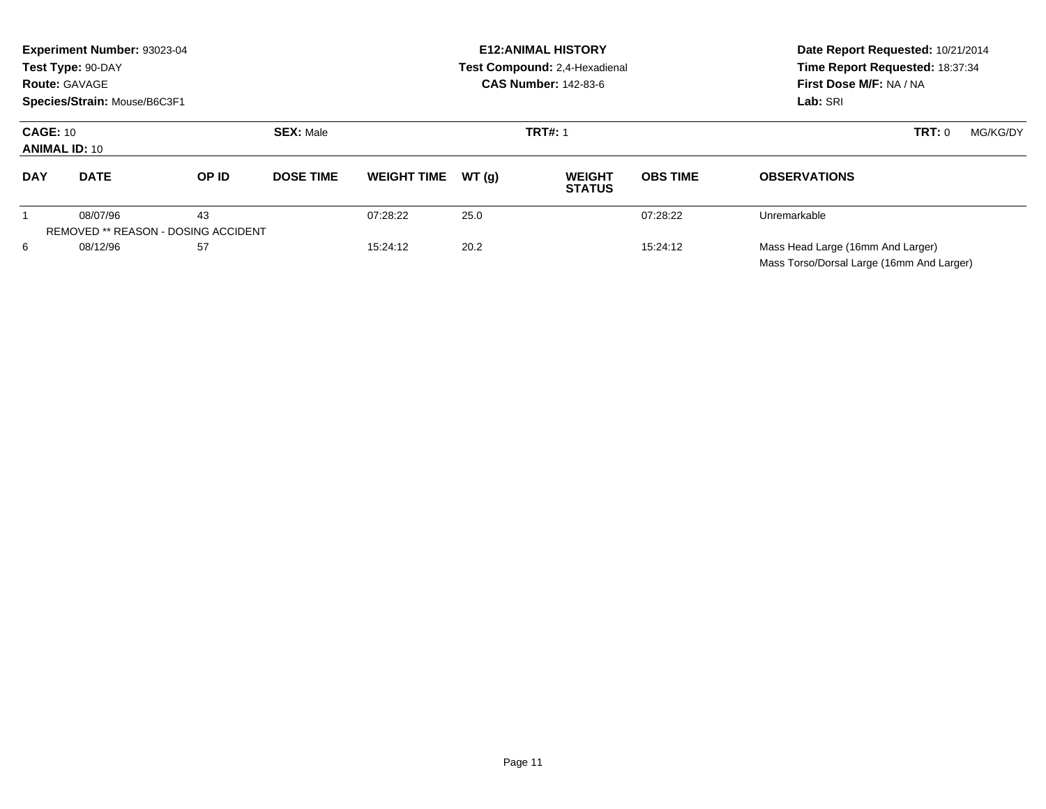**Experiment Number:** 93023-04
**Test Type:** 90-DAY
**Route:** GAVAGE
**Species/Strain:** Mouse/B6C3F1

**E12:ANIMAL HISTORY**
**Test Compound:** 2,4-Hexadienal
**CAS Number:** 142-83-6

**Date Report Requested:** 10/21/2014
**Time Report Requested:** 18:37:34
**First Dose M/F:** NA / NA
**Lab:** SRI

**CAGE:** 10 **SEX:** Male **TRT#:** 1 **TRT:** 0 MG/KG/DY
**ANIMAL ID:** 10

| DAY | DATE | OP ID | DOSE TIME | WEIGHT TIME | WT (g) | WEIGHT STATUS | OBS TIME | OBSERVATIONS |
|---|---|---|---|---|---|---|---|---|
| 1 | 08/07/96 | 43 | | 07:28:22 | 25.0 | | 07:28:22 | Unremarkable |
| | REMOVED ** REASON - DOSING ACCIDENT | | | | | | | |
| 6 | 08/12/96 | 57 | | 15:24:12 | 20.2 | | 15:24:12 | Mass Head Large (16mm And Larger) |
| | | | | | | | | Mass Torso/Dorsal Large (16mm And Larger) |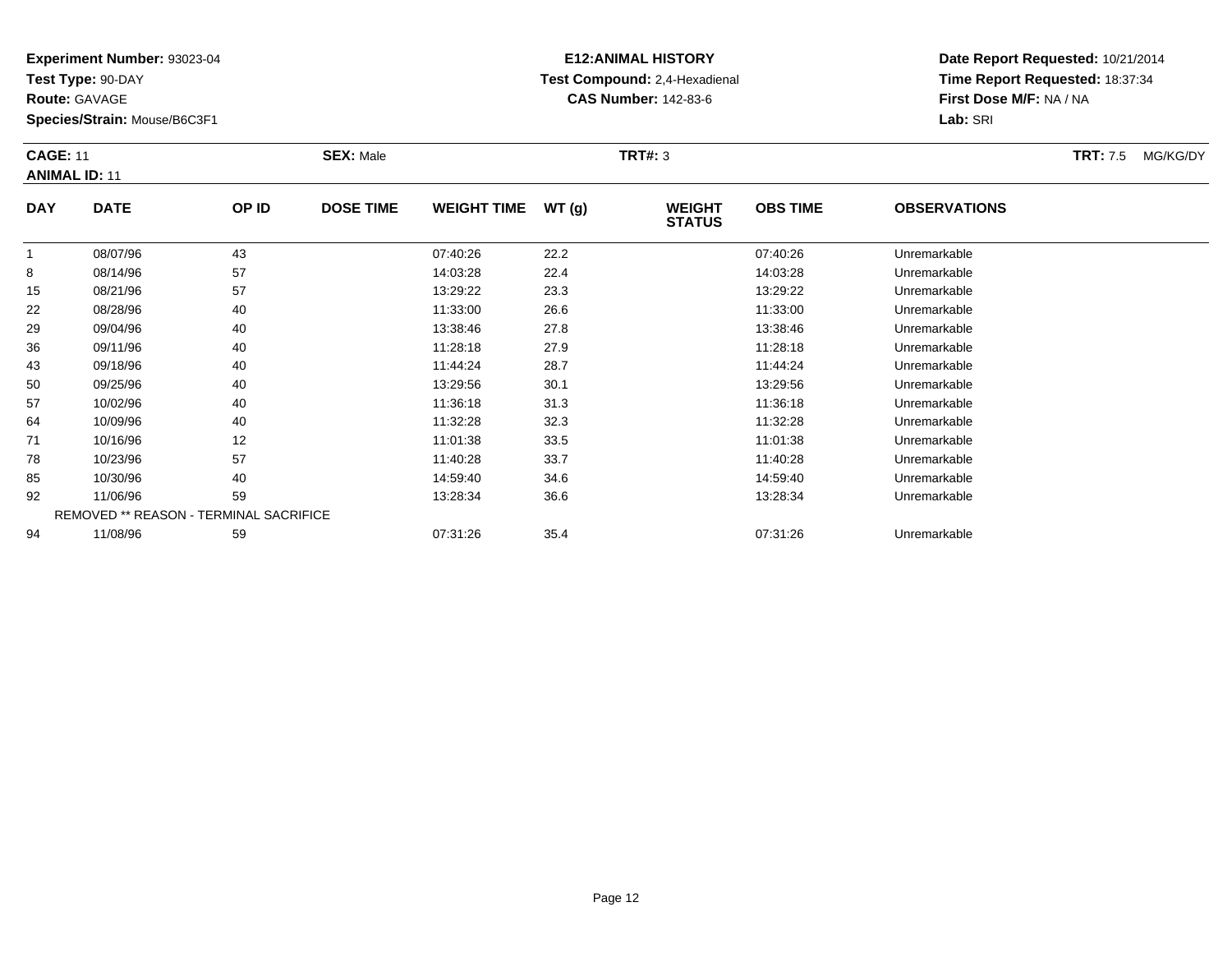**Experiment Number:** 93023-04
**Test Type:** 90-DAY
**Route:** GAVAGE
**Species/Strain:** Mouse/B6C3F1

**E12:ANIMAL HISTORY**
**Test Compound:** 2,4-Hexadienal
**CAS Number:** 142-83-6

**Date Report Requested:** 10/21/2014
**Time Report Requested:** 18:37:34
**First Dose M/F:** NA / NA
**Lab:** SRI

**CAGE:** 11 **SEX:** Male **TRT#:** 3 **TRT:** 7.5 MG/KG/DY
**ANIMAL ID:** 11

| DAY | DATE | OP ID | DOSE TIME | WEIGHT TIME | WT (g) | WEIGHT STATUS | OBS TIME | OBSERVATIONS |
|---|---|---|---|---|---|---|---|---|
| 1 | 08/07/96 | 43 | | 07:40:26 | 22.2 | | 07:40:26 | Unremarkable |
| 8 | 08/14/96 | 57 | | 14:03:28 | 22.4 | | 14:03:28 | Unremarkable |
| 15 | 08/21/96 | 57 | | 13:29:22 | 23.3 | | 13:29:22 | Unremarkable |
| 22 | 08/28/96 | 40 | | 11:33:00 | 26.6 | | 11:33:00 | Unremarkable |
| 29 | 09/04/96 | 40 | | 13:38:46 | 27.8 | | 13:38:46 | Unremarkable |
| 36 | 09/11/96 | 40 | | 11:28:18 | 27.9 | | 11:28:18 | Unremarkable |
| 43 | 09/18/96 | 40 | | 11:44:24 | 28.7 | | 11:44:24 | Unremarkable |
| 50 | 09/25/96 | 40 | | 13:29:56 | 30.1 | | 13:29:56 | Unremarkable |
| 57 | 10/02/96 | 40 | | 11:36:18 | 31.3 | | 11:36:18 | Unremarkable |
| 64 | 10/09/96 | 40 | | 11:32:28 | 32.3 | | 11:32:28 | Unremarkable |
| 71 | 10/16/96 | 12 | | 11:01:38 | 33.5 | | 11:01:38 | Unremarkable |
| 78 | 10/23/96 | 57 | | 11:40:28 | 33.7 | | 11:40:28 | Unremarkable |
| 85 | 10/30/96 | 40 | | 14:59:40 | 34.6 | | 14:59:40 | Unremarkable |
| 92 | 11/06/96 | 59 | | 13:28:34 | 36.6 | | 13:28:34 | Unremarkable |
| REMOVED ** REASON - TERMINAL SACRIFICE | | | | | | | | |
| 94 | 11/08/96 | 59 | | 07:31:26 | 35.4 | | 07:31:26 | Unremarkable |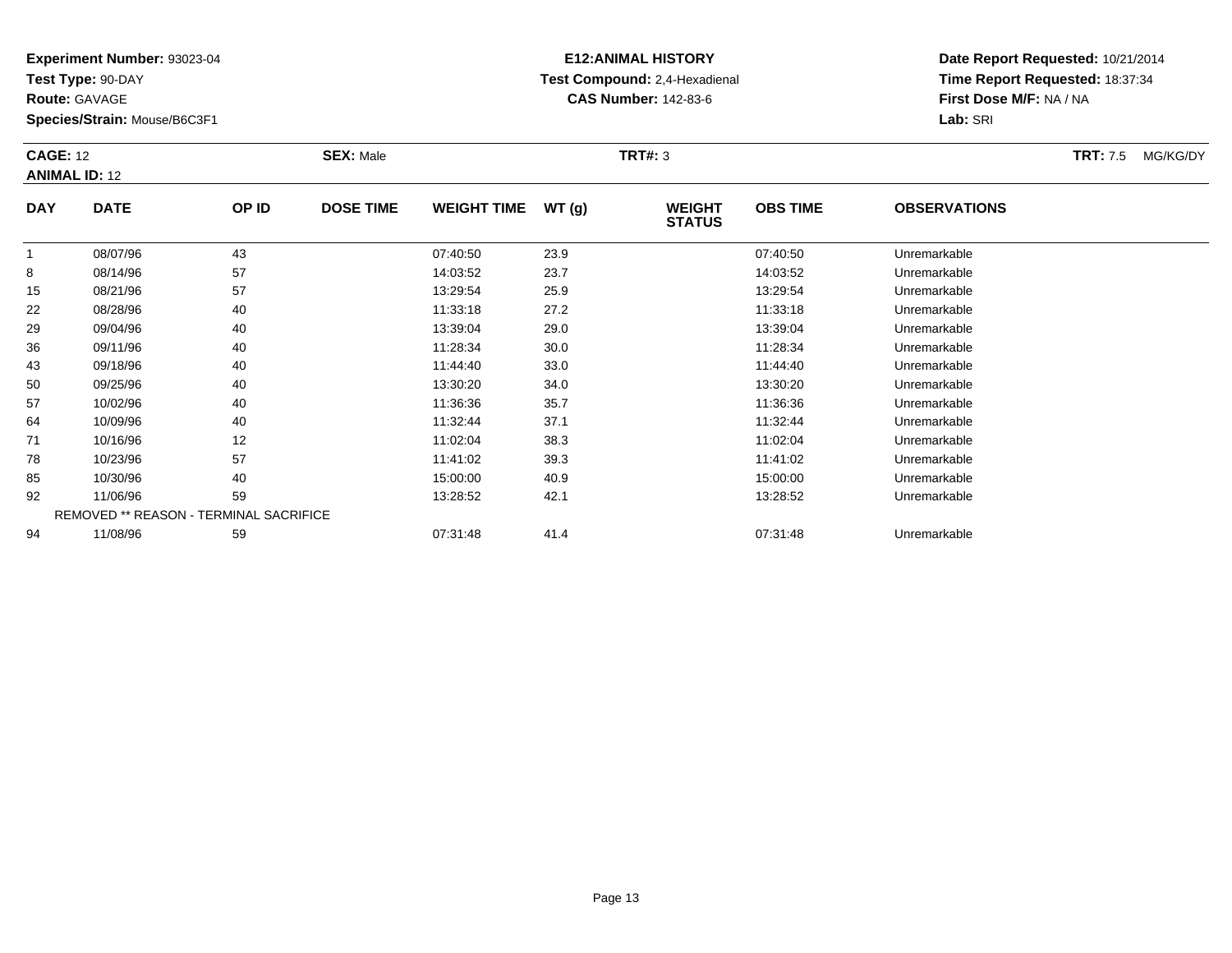**Experiment Number:** 93023-04
**Test Type:** 90-DAY
**Route:** GAVAGE
**Species/Strain:** Mouse/B6C3F1

**E12:ANIMAL HISTORY**
**Test Compound:** 2,4-Hexadienal
**CAS Number:** 142-83-6

**Date Report Requested:** 10/21/2014
**Time Report Requested:** 18:37:34
**First Dose M/F:** NA / NA
**Lab:** SRI

**CAGE:** 12 **SEX:** Male **TRT#:** 3 **TRT:** 7.5 MG/KG/DY
**ANIMAL ID:** 12

| DAY | DATE | OP ID | DOSE TIME | WEIGHT TIME | WT (g) | WEIGHT STATUS | OBS TIME | OBSERVATIONS |
|---|---|---|---|---|---|---|---|---|
| 1 | 08/07/96 | 43 | | 07:40:50 | 23.9 | | 07:40:50 | Unremarkable |
| 8 | 08/14/96 | 57 | | 14:03:52 | 23.7 | | 14:03:52 | Unremarkable |
| 15 | 08/21/96 | 57 | | 13:29:54 | 25.9 | | 13:29:54 | Unremarkable |
| 22 | 08/28/96 | 40 | | 11:33:18 | 27.2 | | 11:33:18 | Unremarkable |
| 29 | 09/04/96 | 40 | | 13:39:04 | 29.0 | | 13:39:04 | Unremarkable |
| 36 | 09/11/96 | 40 | | 11:28:34 | 30.0 | | 11:28:34 | Unremarkable |
| 43 | 09/18/96 | 40 | | 11:44:40 | 33.0 | | 11:44:40 | Unremarkable |
| 50 | 09/25/96 | 40 | | 13:30:20 | 34.0 | | 13:30:20 | Unremarkable |
| 57 | 10/02/96 | 40 | | 11:36:36 | 35.7 | | 11:36:36 | Unremarkable |
| 64 | 10/09/96 | 40 | | 11:32:44 | 37.1 | | 11:32:44 | Unremarkable |
| 71 | 10/16/96 | 12 | | 11:02:04 | 38.3 | | 11:02:04 | Unremarkable |
| 78 | 10/23/96 | 57 | | 11:41:02 | 39.3 | | 11:41:02 | Unremarkable |
| 85 | 10/30/96 | 40 | | 15:00:00 | 40.9 | | 15:00:00 | Unremarkable |
| 92 | 11/06/96 | 59 | | 13:28:52 | 42.1 | | 13:28:52 | Unremarkable |
| REMOVED ** REASON - TERMINAL SACRIFICE | | | | | | | | |
| 94 | 11/08/96 | 59 | | 07:31:48 | 41.4 | | 07:31:48 | Unremarkable |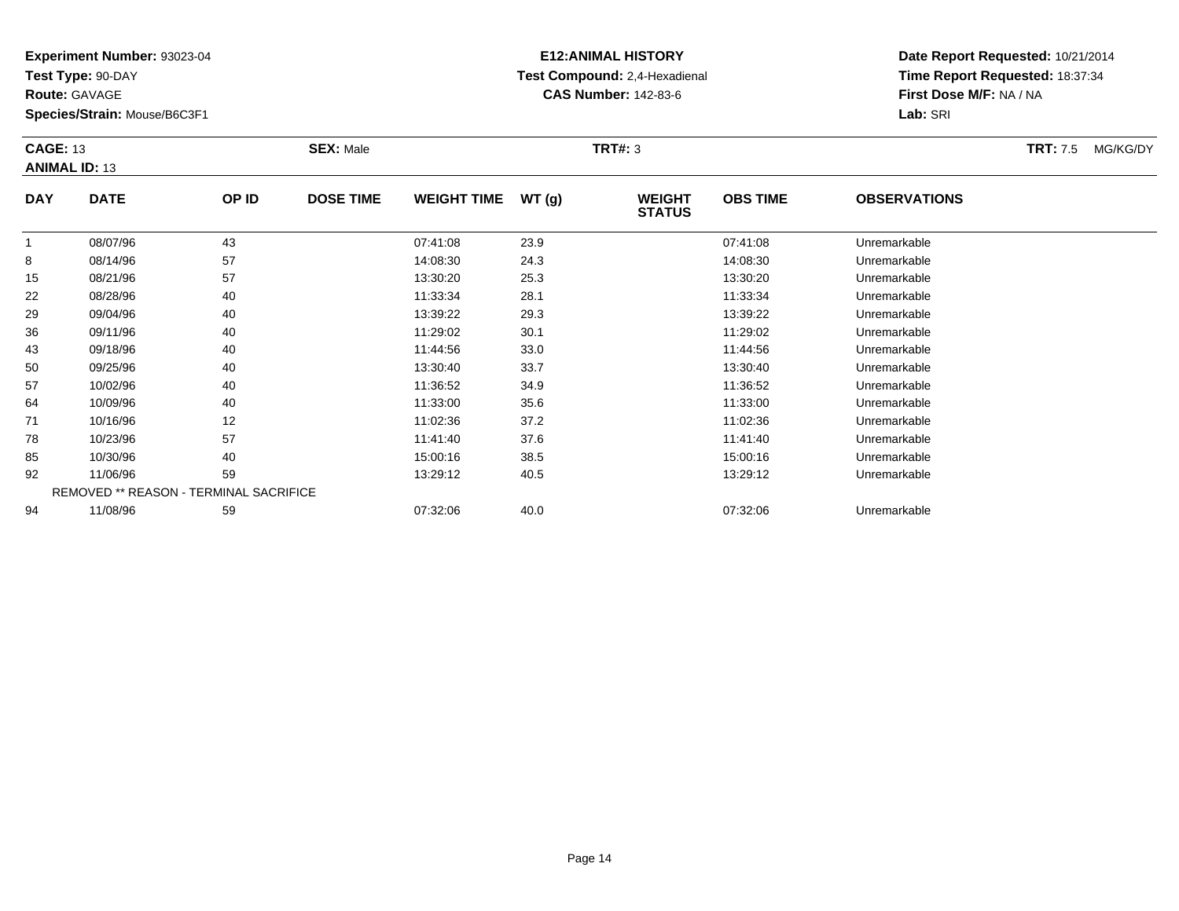**Experiment Number:** 93023-04
**Test Type:** 90-DAY
**Route:** GAVAGE
**Species/Strain:** Mouse/B6C3F1

**E12:ANIMAL HISTORY**
**Test Compound:** 2,4-Hexadienal
**CAS Number:** 142-83-6

**Date Report Requested:** 10/21/2014
**Time Report Requested:** 18:37:34
**First Dose M/F:** NA / NA
**Lab:** SRI

**CAGE:** 13 **SEX:** Male **TRT#:** 3 **TRT:** 7.5 MG/KG/DY
**ANIMAL ID:** 13

| DAY | DATE | OP ID | DOSE TIME | WEIGHT TIME | WT (g) | WEIGHT STATUS | OBS TIME | OBSERVATIONS |
|---|---|---|---|---|---|---|---|---|
| 1 | 08/07/96 | 43 | | 07:41:08 | 23.9 | | 07:41:08 | Unremarkable |
| 8 | 08/14/96 | 57 | | 14:08:30 | 24.3 | | 14:08:30 | Unremarkable |
| 15 | 08/21/96 | 57 | | 13:30:20 | 25.3 | | 13:30:20 | Unremarkable |
| 22 | 08/28/96 | 40 | | 11:33:34 | 28.1 | | 11:33:34 | Unremarkable |
| 29 | 09/04/96 | 40 | | 13:39:22 | 29.3 | | 13:39:22 | Unremarkable |
| 36 | 09/11/96 | 40 | | 11:29:02 | 30.1 | | 11:29:02 | Unremarkable |
| 43 | 09/18/96 | 40 | | 11:44:56 | 33.0 | | 11:44:56 | Unremarkable |
| 50 | 09/25/96 | 40 | | 13:30:40 | 33.7 | | 13:30:40 | Unremarkable |
| 57 | 10/02/96 | 40 | | 11:36:52 | 34.9 | | 11:36:52 | Unremarkable |
| 64 | 10/09/96 | 40 | | 11:33:00 | 35.6 | | 11:33:00 | Unremarkable |
| 71 | 10/16/96 | 12 | | 11:02:36 | 37.2 | | 11:02:36 | Unremarkable |
| 78 | 10/23/96 | 57 | | 11:41:40 | 37.6 | | 11:41:40 | Unremarkable |
| 85 | 10/30/96 | 40 | | 15:00:16 | 38.5 | | 15:00:16 | Unremarkable |
| 92 | 11/06/96 | 59 | | 13:29:12 | 40.5 | | 13:29:12 | Unremarkable |
| REMOVED ** REASON - TERMINAL SACRIFICE | | | | | | | | |
| 94 | 11/08/96 | 59 | | 07:32:06 | 40.0 | | 07:32:06 | Unremarkable |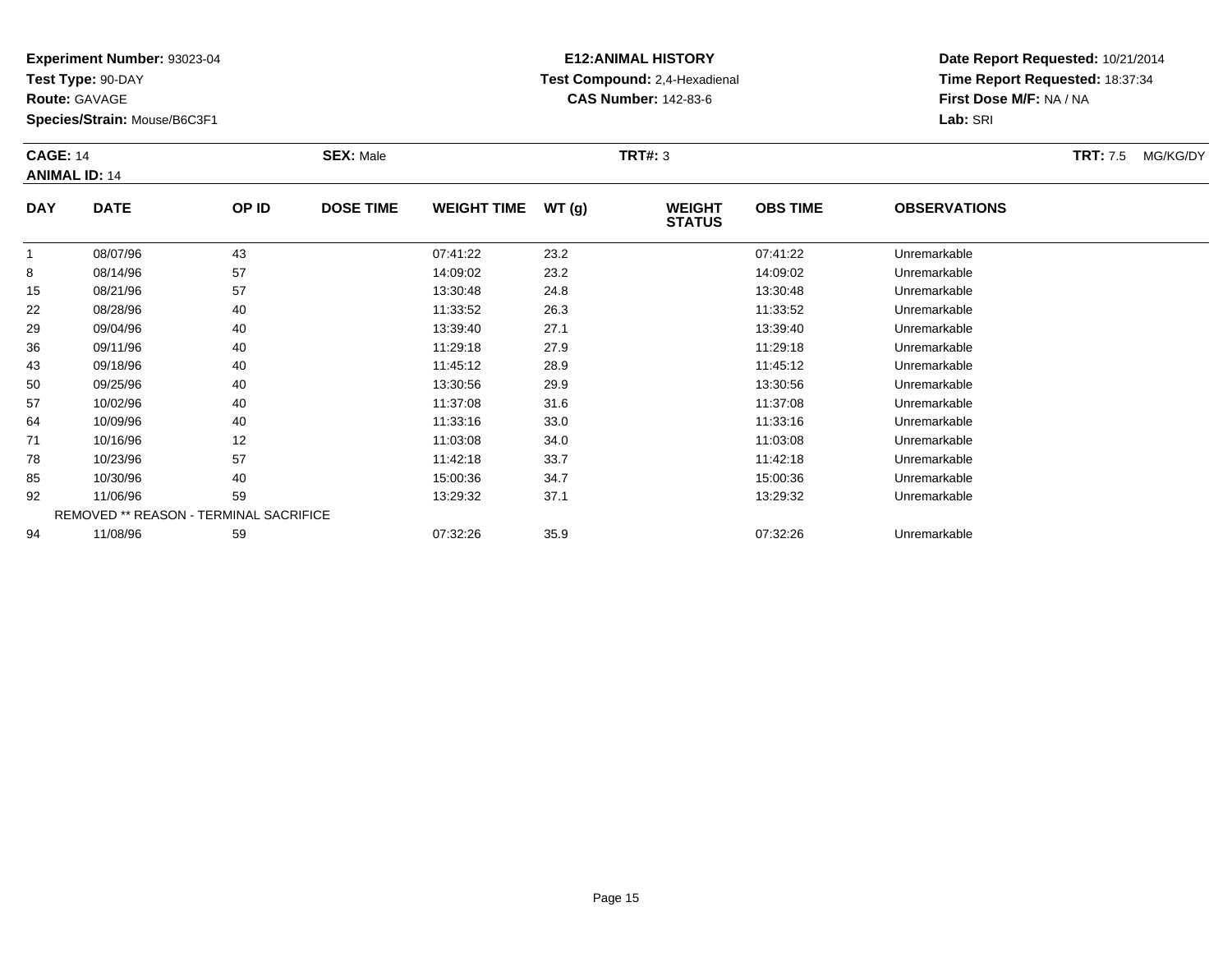**Experiment Number:** 93023-04
**Test Type:** 90-DAY
**Route:** GAVAGE
**Species/Strain:** Mouse/B6C3F1

**E12:ANIMAL HISTORY**
**Test Compound:** 2,4-Hexadienal
**CAS Number:** 142-83-6

**Date Report Requested:** 10/21/2014
**Time Report Requested:** 18:37:34
**First Dose M/F:** NA / NA
**Lab:** SRI

**CAGE:** 14 **SEX:** Male **TRT#:** 3 **TRT:** 7.5 MG/KG/DY
**ANIMAL ID:** 14

| DAY | DATE | OP ID | DOSE TIME | WEIGHT TIME | WT (g) | WEIGHT STATUS | OBS TIME | OBSERVATIONS |
|---|---|---|---|---|---|---|---|---|
| 1 | 08/07/96 | 43 | | 07:41:22 | 23.2 | | 07:41:22 | Unremarkable |
| 8 | 08/14/96 | 57 | | 14:09:02 | 23.2 | | 14:09:02 | Unremarkable |
| 15 | 08/21/96 | 57 | | 13:30:48 | 24.8 | | 13:30:48 | Unremarkable |
| 22 | 08/28/96 | 40 | | 11:33:52 | 26.3 | | 11:33:52 | Unremarkable |
| 29 | 09/04/96 | 40 | | 13:39:40 | 27.1 | | 13:39:40 | Unremarkable |
| 36 | 09/11/96 | 40 | | 11:29:18 | 27.9 | | 11:29:18 | Unremarkable |
| 43 | 09/18/96 | 40 | | 11:45:12 | 28.9 | | 11:45:12 | Unremarkable |
| 50 | 09/25/96 | 40 | | 13:30:56 | 29.9 | | 13:30:56 | Unremarkable |
| 57 | 10/02/96 | 40 | | 11:37:08 | 31.6 | | 11:37:08 | Unremarkable |
| 64 | 10/09/96 | 40 | | 11:33:16 | 33.0 | | 11:33:16 | Unremarkable |
| 71 | 10/16/96 | 12 | | 11:03:08 | 34.0 | | 11:03:08 | Unremarkable |
| 78 | 10/23/96 | 57 | | 11:42:18 | 33.7 | | 11:42:18 | Unremarkable |
| 85 | 10/30/96 | 40 | | 15:00:36 | 34.7 | | 15:00:36 | Unremarkable |
| 92 | 11/06/96 | 59 | | 13:29:32 | 37.1 | | 13:29:32 | Unremarkable |
| REMOVED ** REASON - TERMINAL SACRIFICE | | | | | | | | |
| 94 | 11/08/96 | 59 | | 07:32:26 | 35.9 | | 07:32:26 | Unremarkable |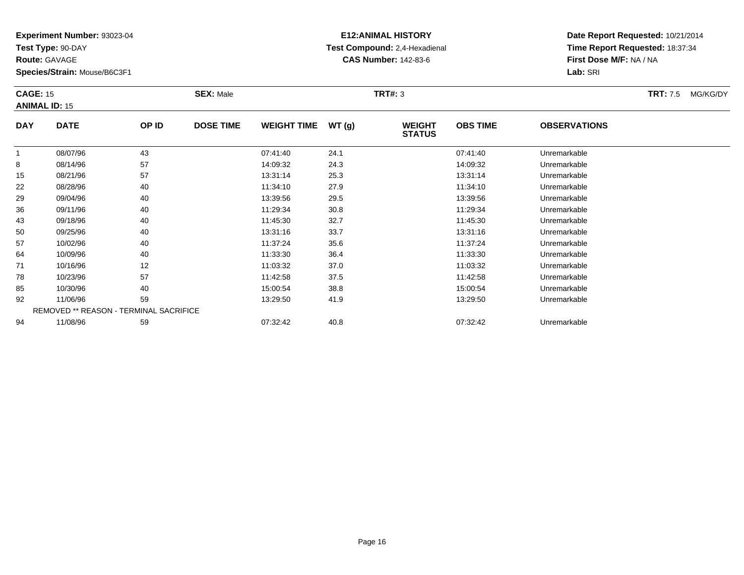**Experiment Number:** 93023-04
**Test Type:** 90-DAY
**Route:** GAVAGE
**Species/Strain:** Mouse/B6C3F1

**E12:ANIMAL HISTORY**
**Test Compound:** 2,4-Hexadienal
**CAS Number:** 142-83-6

**Date Report Requested:** 10/21/2014
**Time Report Requested:** 18:37:34
**First Dose M/F:** NA / NA
**Lab:** SRI

**CAGE:** 15 **SEX:** Male **TRT#:** 3 **TRT:** 7.5 MG/KG/DY
**ANIMAL ID:** 15

| DAY | DATE | OP ID | DOSE TIME | WEIGHT TIME | WT (g) | WEIGHT STATUS | OBS TIME | OBSERVATIONS |
|---|---|---|---|---|---|---|---|---|
| 1 | 08/07/96 | 43 | | 07:41:40 | 24.1 | | 07:41:40 | Unremarkable |
| 8 | 08/14/96 | 57 | | 14:09:32 | 24.3 | | 14:09:32 | Unremarkable |
| 15 | 08/21/96 | 57 | | 13:31:14 | 25.3 | | 13:31:14 | Unremarkable |
| 22 | 08/28/96 | 40 | | 11:34:10 | 27.9 | | 11:34:10 | Unremarkable |
| 29 | 09/04/96 | 40 | | 13:39:56 | 29.5 | | 13:39:56 | Unremarkable |
| 36 | 09/11/96 | 40 | | 11:29:34 | 30.8 | | 11:29:34 | Unremarkable |
| 43 | 09/18/96 | 40 | | 11:45:30 | 32.7 | | 11:45:30 | Unremarkable |
| 50 | 09/25/96 | 40 | | 13:31:16 | 33.7 | | 13:31:16 | Unremarkable |
| 57 | 10/02/96 | 40 | | 11:37:24 | 35.6 | | 11:37:24 | Unremarkable |
| 64 | 10/09/96 | 40 | | 11:33:30 | 36.4 | | 11:33:30 | Unremarkable |
| 71 | 10/16/96 | 12 | | 11:03:32 | 37.0 | | 11:03:32 | Unremarkable |
| 78 | 10/23/96 | 57 | | 11:42:58 | 37.5 | | 11:42:58 | Unremarkable |
| 85 | 10/30/96 | 40 | | 15:00:54 | 38.8 | | 15:00:54 | Unremarkable |
| 92 | 11/06/96 | 59 | | 13:29:50 | 41.9 | | 13:29:50 | Unremarkable |
| REMOVED ** REASON - TERMINAL SACRIFICE | | | | | | | | |
| 94 | 11/08/96 | 59 | | 07:32:42 | 40.8 | | 07:32:42 | Unremarkable |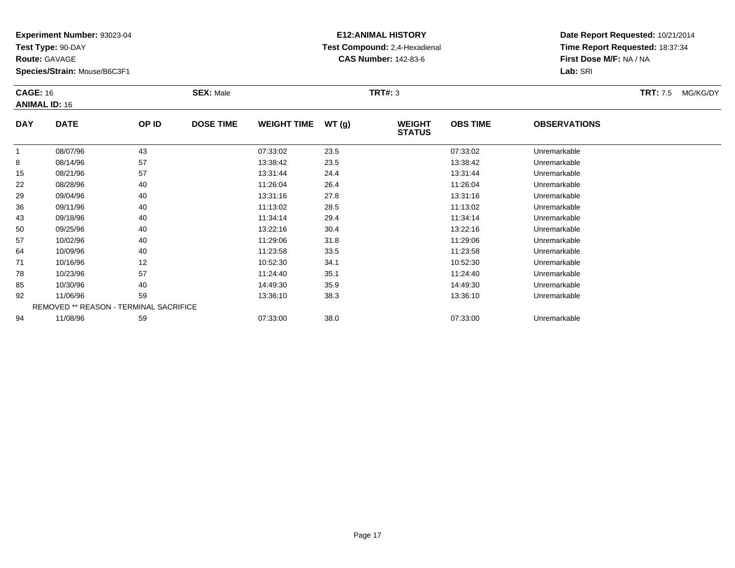**Experiment Number:** 93023-04
**Test Type:** 90-DAY
**Route:** GAVAGE
**Species/Strain:** Mouse/B6C3F1

**E12:ANIMAL HISTORY**
**Test Compound:** 2,4-Hexadienal
**CAS Number:** 142-83-6

**Date Report Requested:** 10/21/2014
**Time Report Requested:** 18:37:34
**First Dose M/F:** NA / NA
**Lab:** SRI

**CAGE:** 16 **SEX:** Male **TRT#:** 3 **TRT:** 7.5 MG/KG/DY
**ANIMAL ID:** 16

| DAY | DATE | OP ID | DOSE TIME | WEIGHT TIME | WT (g) | WEIGHT STATUS | OBS TIME | OBSERVATIONS |
|---|---|---|---|---|---|---|---|---|
| 1 | 08/07/96 | 43 | | 07:33:02 | 23.5 | | 07:33:02 | Unremarkable |
| 8 | 08/14/96 | 57 | | 13:38:42 | 23.5 | | 13:38:42 | Unremarkable |
| 15 | 08/21/96 | 57 | | 13:31:44 | 24.4 | | 13:31:44 | Unremarkable |
| 22 | 08/28/96 | 40 | | 11:26:04 | 26.4 | | 11:26:04 | Unremarkable |
| 29 | 09/04/96 | 40 | | 13:31:16 | 27.8 | | 13:31:16 | Unremarkable |
| 36 | 09/11/96 | 40 | | 11:13:02 | 28.5 | | 11:13:02 | Unremarkable |
| 43 | 09/18/96 | 40 | | 11:34:14 | 29.4 | | 11:34:14 | Unremarkable |
| 50 | 09/25/96 | 40 | | 13:22:16 | 30.4 | | 13:22:16 | Unremarkable |
| 57 | 10/02/96 | 40 | | 11:29:06 | 31.8 | | 11:29:06 | Unremarkable |
| 64 | 10/09/96 | 40 | | 11:23:58 | 33.5 | | 11:23:58 | Unremarkable |
| 71 | 10/16/96 | 12 | | 10:52:30 | 34.1 | | 10:52:30 | Unremarkable |
| 78 | 10/23/96 | 57 | | 11:24:40 | 35.1 | | 11:24:40 | Unremarkable |
| 85 | 10/30/96 | 40 | | 14:49:30 | 35.9 | | 14:49:30 | Unremarkable |
| 92 | 11/06/96 | 59 | | 13:36:10 | 38.3 | | 13:36:10 | Unremarkable |
| | REMOVED ** REASON - TERMINAL SACRIFICE | | | | | | | |
| 94 | 11/08/96 | 59 | | 07:33:00 | 38.0 | | 07:33:00 | Unremarkable |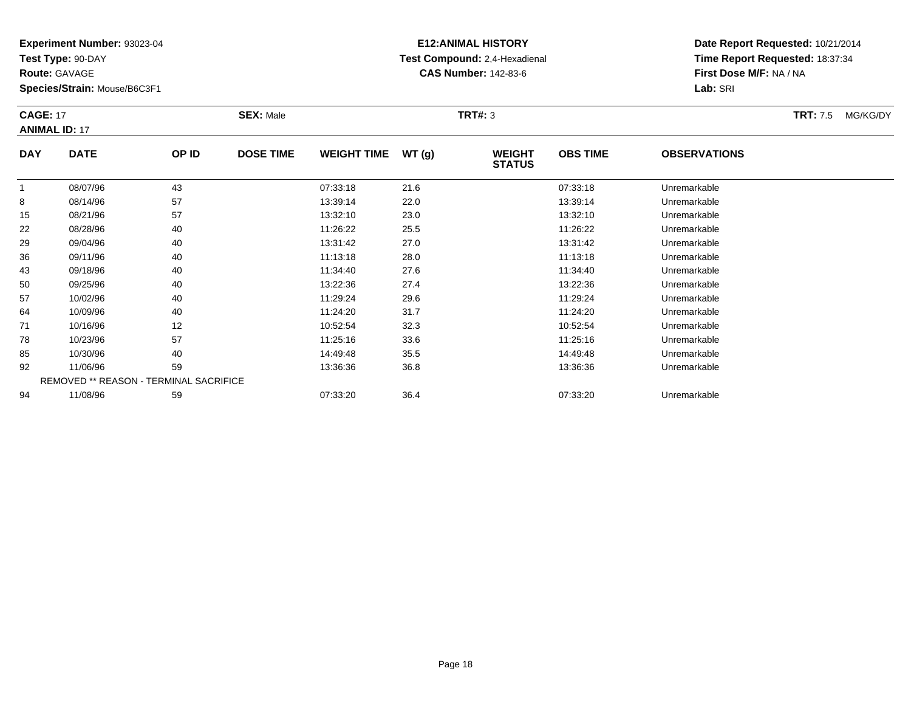**Experiment Number:** 93023-04
**Test Type:** 90-DAY
**Route:** GAVAGE
**Species/Strain:** Mouse/B6C3F1

**E12:ANIMAL HISTORY**
**Test Compound:** 2,4-Hexadienal
**CAS Number:** 142-83-6

**Date Report Requested:** 10/21/2014
**Time Report Requested:** 18:37:34
**First Dose M/F:** NA / NA
**Lab:** SRI

**CAGE:** 17 **SEX:** Male **TRT#:** 3 **TRT:** 7.5 MG/KG/DY
**ANIMAL ID:** 17

| DAY | DATE | OP ID | DOSE TIME | WEIGHT TIME | WT (g) | WEIGHT STATUS | OBS TIME | OBSERVATIONS |
|---|---|---|---|---|---|---|---|---|
| 1 | 08/07/96 | 43 | | 07:33:18 | 21.6 | | 07:33:18 | Unremarkable |
| 8 | 08/14/96 | 57 | | 13:39:14 | 22.0 | | 13:39:14 | Unremarkable |
| 15 | 08/21/96 | 57 | | 13:32:10 | 23.0 | | 13:32:10 | Unremarkable |
| 22 | 08/28/96 | 40 | | 11:26:22 | 25.5 | | 11:26:22 | Unremarkable |
| 29 | 09/04/96 | 40 | | 13:31:42 | 27.0 | | 13:31:42 | Unremarkable |
| 36 | 09/11/96 | 40 | | 11:13:18 | 28.0 | | 11:13:18 | Unremarkable |
| 43 | 09/18/96 | 40 | | 11:34:40 | 27.6 | | 11:34:40 | Unremarkable |
| 50 | 09/25/96 | 40 | | 13:22:36 | 27.4 | | 13:22:36 | Unremarkable |
| 57 | 10/02/96 | 40 | | 11:29:24 | 29.6 | | 11:29:24 | Unremarkable |
| 64 | 10/09/96 | 40 | | 11:24:20 | 31.7 | | 11:24:20 | Unremarkable |
| 71 | 10/16/96 | 12 | | 10:52:54 | 32.3 | | 10:52:54 | Unremarkable |
| 78 | 10/23/96 | 57 | | 11:25:16 | 33.6 | | 11:25:16 | Unremarkable |
| 85 | 10/30/96 | 40 | | 14:49:48 | 35.5 | | 14:49:48 | Unremarkable |
| 92 | 11/06/96 | 59 | | 13:36:36 | 36.8 | | 13:36:36 | Unremarkable |
| | REMOVED ** REASON - TERMINAL SACRIFICE | | | | | | | |
| 94 | 11/08/96 | 59 | | 07:33:20 | 36.4 | | 07:33:20 | Unremarkable |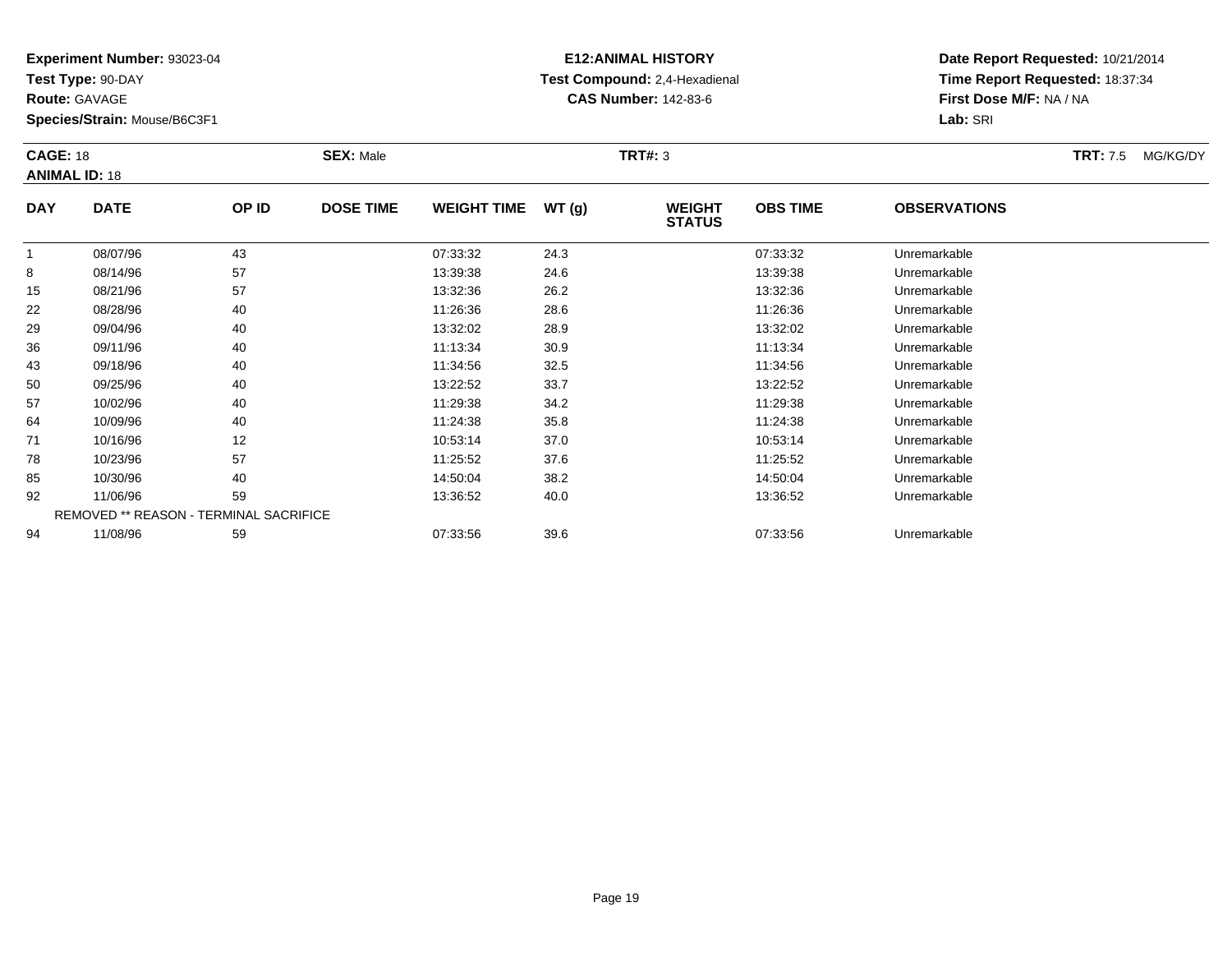**Experiment Number:** 93023-04
**Test Type:** 90-DAY
**Route:** GAVAGE
**Species/Strain:** Mouse/B6C3F1

**E12:ANIMAL HISTORY**
**Test Compound:** 2,4-Hexadienal
**CAS Number:** 142-83-6

**Date Report Requested:** 10/21/2014
**Time Report Requested:** 18:37:34
**First Dose M/F:** NA / NA
**Lab:** SRI

**CAGE:** 18
**ANIMAL ID:** 18
**SEX:** Male
**TRT#:** 3
**TRT:** 7.5 MG/KG/DY

| DAY | DATE | OP ID | DOSE TIME | WEIGHT TIME | WT (g) | WEIGHT STATUS | OBS TIME | OBSERVATIONS |
|---|---|---|---|---|---|---|---|---|
| 1 | 08/07/96 | 43 | | 07:33:32 | 24.3 | | 07:33:32 | Unremarkable |
| 8 | 08/14/96 | 57 | | 13:39:38 | 24.6 | | 13:39:38 | Unremarkable |
| 15 | 08/21/96 | 57 | | 13:32:36 | 26.2 | | 13:32:36 | Unremarkable |
| 22 | 08/28/96 | 40 | | 11:26:36 | 28.6 | | 11:26:36 | Unremarkable |
| 29 | 09/04/96 | 40 | | 13:32:02 | 28.9 | | 13:32:02 | Unremarkable |
| 36 | 09/11/96 | 40 | | 11:13:34 | 30.9 | | 11:13:34 | Unremarkable |
| 43 | 09/18/96 | 40 | | 11:34:56 | 32.5 | | 11:34:56 | Unremarkable |
| 50 | 09/25/96 | 40 | | 13:22:52 | 33.7 | | 13:22:52 | Unremarkable |
| 57 | 10/02/96 | 40 | | 11:29:38 | 34.2 | | 11:29:38 | Unremarkable |
| 64 | 10/09/96 | 40 | | 11:24:38 | 35.8 | | 11:24:38 | Unremarkable |
| 71 | 10/16/96 | 12 | | 10:53:14 | 37.0 | | 10:53:14 | Unremarkable |
| 78 | 10/23/96 | 57 | | 11:25:52 | 37.6 | | 11:25:52 | Unremarkable |
| 85 | 10/30/96 | 40 | | 14:50:04 | 38.2 | | 14:50:04 | Unremarkable |
| 92 | 11/06/96 | 59 | | 13:36:52 | 40.0 | | 13:36:52 | Unremarkable |
| REMOVED ** REASON - TERMINAL SACRIFICE | | | | | | | | |
| 94 | 11/08/96 | 59 | | 07:33:56 | 39.6 | | 07:33:56 | Unremarkable |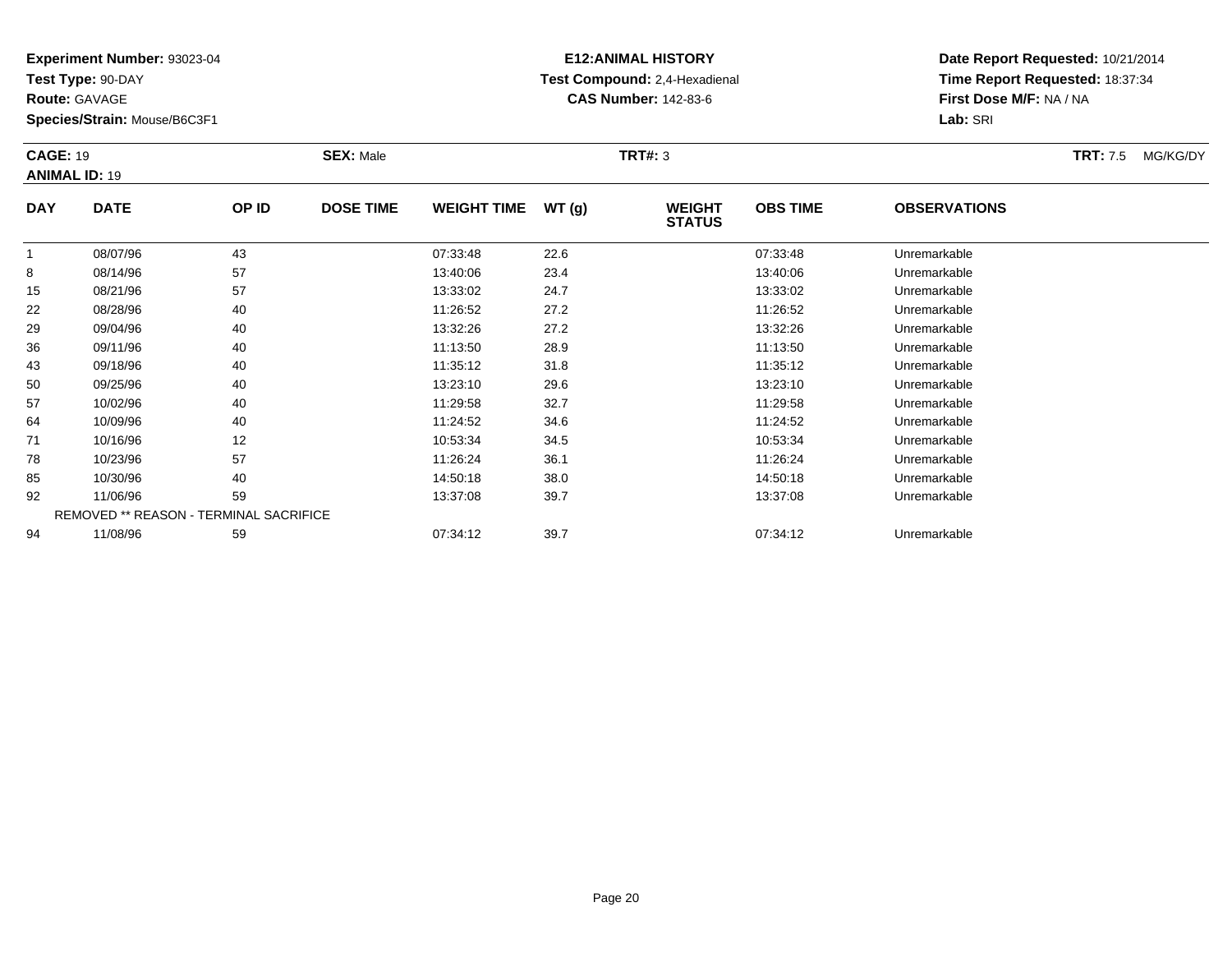**Experiment Number:** 93023-04
**Test Type:** 90-DAY
**Route:** GAVAGE
**Species/Strain:** Mouse/B6C3F1

**E12:ANIMAL HISTORY**
**Test Compound:** 2,4-Hexadienal
**CAS Number:** 142-83-6

**Date Report Requested:** 10/21/2014
**Time Report Requested:** 18:37:34
**First Dose M/F:** NA / NA
**Lab:** SRI

**CAGE:** 19 **SEX:** Male **TRT#:** 3 **TRT:** 7.5 MG/KG/DY
**ANIMAL ID:** 19

| DAY | DATE | OP ID | DOSE TIME | WEIGHT TIME | WT (g) | WEIGHT STATUS | OBS TIME | OBSERVATIONS |
|---|---|---|---|---|---|---|---|---|
| 1 | 08/07/96 | 43 | | 07:33:48 | 22.6 | | 07:33:48 | Unremarkable |
| 8 | 08/14/96 | 57 | | 13:40:06 | 23.4 | | 13:40:06 | Unremarkable |
| 15 | 08/21/96 | 57 | | 13:33:02 | 24.7 | | 13:33:02 | Unremarkable |
| 22 | 08/28/96 | 40 | | 11:26:52 | 27.2 | | 11:26:52 | Unremarkable |
| 29 | 09/04/96 | 40 | | 13:32:26 | 27.2 | | 13:32:26 | Unremarkable |
| 36 | 09/11/96 | 40 | | 11:13:50 | 28.9 | | 11:13:50 | Unremarkable |
| 43 | 09/18/96 | 40 | | 11:35:12 | 31.8 | | 11:35:12 | Unremarkable |
| 50 | 09/25/96 | 40 | | 13:23:10 | 29.6 | | 13:23:10 | Unremarkable |
| 57 | 10/02/96 | 40 | | 11:29:58 | 32.7 | | 11:29:58 | Unremarkable |
| 64 | 10/09/96 | 40 | | 11:24:52 | 34.6 | | 11:24:52 | Unremarkable |
| 71 | 10/16/96 | 12 | | 10:53:34 | 34.5 | | 10:53:34 | Unremarkable |
| 78 | 10/23/96 | 57 | | 11:26:24 | 36.1 | | 11:26:24 | Unremarkable |
| 85 | 10/30/96 | 40 | | 14:50:18 | 38.0 | | 14:50:18 | Unremarkable |
| 92 | 11/06/96 | 59 | | 13:37:08 | 39.7 | | 13:37:08 | Unremarkable |
| | REMOVED ** REASON - TERMINAL SACRIFICE | | | | | | | |
| 94 | 11/08/96 | 59 | | 07:34:12 | 39.7 | | 07:34:12 | Unremarkable |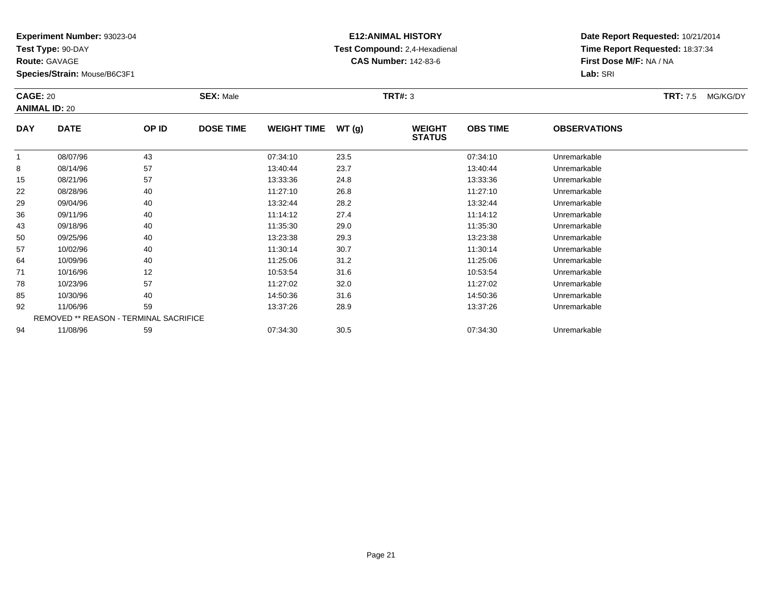**Experiment Number:** 93023-04
**Test Type:** 90-DAY
**Route:** GAVAGE
**Species/Strain:** Mouse/B6C3F1

**E12:ANIMAL HISTORY**
**Test Compound:** 2,4-Hexadienal
**CAS Number:** 142-83-6

**Date Report Requested:** 10/21/2014
**Time Report Requested:** 18:37:34
**First Dose M/F:** NA / NA
**Lab:** SRI

**CAGE:** 20 **SEX:** Male **TRT#:** 3 **TRT:** 7.5 MG/KG/DY
**ANIMAL ID:** 20

| DAY | DATE | OP ID | DOSE TIME | WEIGHT TIME | WT (g) | WEIGHT STATUS | OBS TIME | OBSERVATIONS |
|---|---|---|---|---|---|---|---|---|
| 1 | 08/07/96 | 43 | | 07:34:10 | 23.5 | | 07:34:10 | Unremarkable |
| 8 | 08/14/96 | 57 | | 13:40:44 | 23.7 | | 13:40:44 | Unremarkable |
| 15 | 08/21/96 | 57 | | 13:33:36 | 24.8 | | 13:33:36 | Unremarkable |
| 22 | 08/28/96 | 40 | | 11:27:10 | 26.8 | | 11:27:10 | Unremarkable |
| 29 | 09/04/96 | 40 | | 13:32:44 | 28.2 | | 13:32:44 | Unremarkable |
| 36 | 09/11/96 | 40 | | 11:14:12 | 27.4 | | 11:14:12 | Unremarkable |
| 43 | 09/18/96 | 40 | | 11:35:30 | 29.0 | | 11:35:30 | Unremarkable |
| 50 | 09/25/96 | 40 | | 13:23:38 | 29.3 | | 13:23:38 | Unremarkable |
| 57 | 10/02/96 | 40 | | 11:30:14 | 30.7 | | 11:30:14 | Unremarkable |
| 64 | 10/09/96 | 40 | | 11:25:06 | 31.2 | | 11:25:06 | Unremarkable |
| 71 | 10/16/96 | 12 | | 10:53:54 | 31.6 | | 10:53:54 | Unremarkable |
| 78 | 10/23/96 | 57 | | 11:27:02 | 32.0 | | 11:27:02 | Unremarkable |
| 85 | 10/30/96 | 40 | | 14:50:36 | 31.6 | | 14:50:36 | Unremarkable |
| 92 | 11/06/96 | 59 | | 13:37:26 | 28.9 | | 13:37:26 | Unremarkable |
| REMOVED ** REASON - TERMINAL SACRIFICE | | | | | | | | |
| 94 | 11/08/96 | 59 | | 07:34:30 | 30.5 | | 07:34:30 | Unremarkable |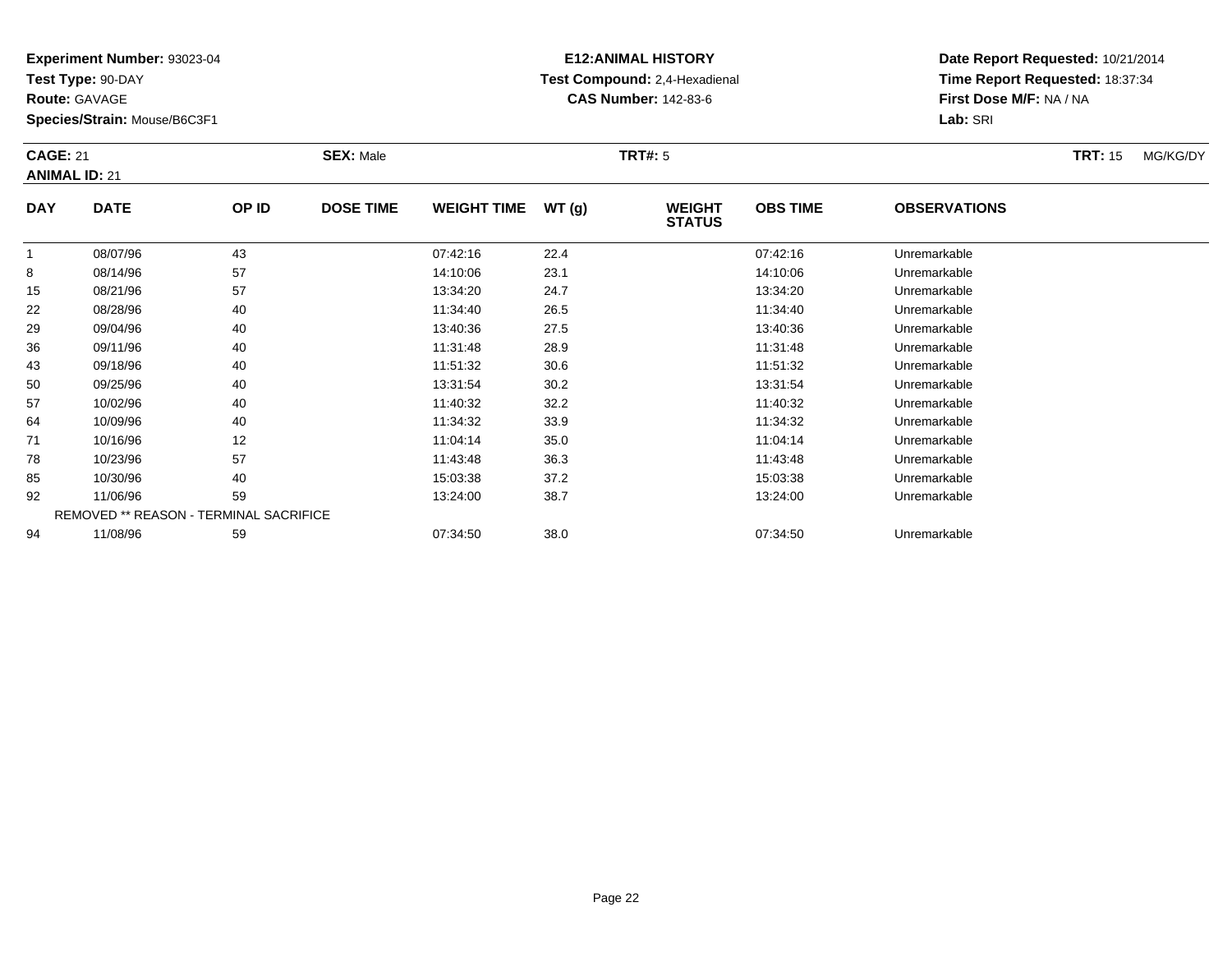**Experiment Number:** 93023-04
**Test Type:** 90-DAY
**Route:** GAVAGE
**Species/Strain:** Mouse/B6C3F1

**E12:ANIMAL HISTORY**
**Test Compound:** 2,4-Hexadienal
**CAS Number:** 142-83-6

**Date Report Requested:** 10/21/2014
**Time Report Requested:** 18:37:34
**First Dose M/F:** NA / NA
**Lab:** SRI

**CAGE:** 21 **SEX:** Male **TRT#:** 5 **TRT:** 15 MG/KG/DY
**ANIMAL ID:** 21

| DAY | DATE | OP ID | DOSE TIME | WEIGHT TIME | WT (g) | WEIGHT STATUS | OBS TIME | OBSERVATIONS |
|---|---|---|---|---|---|---|---|---|
| 1 | 08/07/96 | 43 | | 07:42:16 | 22.4 | | 07:42:16 | Unremarkable |
| 8 | 08/14/96 | 57 | | 14:10:06 | 23.1 | | 14:10:06 | Unremarkable |
| 15 | 08/21/96 | 57 | | 13:34:20 | 24.7 | | 13:34:20 | Unremarkable |
| 22 | 08/28/96 | 40 | | 11:34:40 | 26.5 | | 11:34:40 | Unremarkable |
| 29 | 09/04/96 | 40 | | 13:40:36 | 27.5 | | 13:40:36 | Unremarkable |
| 36 | 09/11/96 | 40 | | 11:31:48 | 28.9 | | 11:31:48 | Unremarkable |
| 43 | 09/18/96 | 40 | | 11:51:32 | 30.6 | | 11:51:32 | Unremarkable |
| 50 | 09/25/96 | 40 | | 13:31:54 | 30.2 | | 13:31:54 | Unremarkable |
| 57 | 10/02/96 | 40 | | 11:40:32 | 32.2 | | 11:40:32 | Unremarkable |
| 64 | 10/09/96 | 40 | | 11:34:32 | 33.9 | | 11:34:32 | Unremarkable |
| 71 | 10/16/96 | 12 | | 11:04:14 | 35.0 | | 11:04:14 | Unremarkable |
| 78 | 10/23/96 | 57 | | 11:43:48 | 36.3 | | 11:43:48 | Unremarkable |
| 85 | 10/30/96 | 40 | | 15:03:38 | 37.2 | | 15:03:38 | Unremarkable |
| 92 | 11/06/96 | 59 | | 13:24:00 | 38.7 | | 13:24:00 | Unremarkable |
| REMOVED ** REASON - TERMINAL SACRIFICE | | | | | | | | |
| 94 | 11/08/96 | 59 | | 07:34:50 | 38.0 | | 07:34:50 | Unremarkable |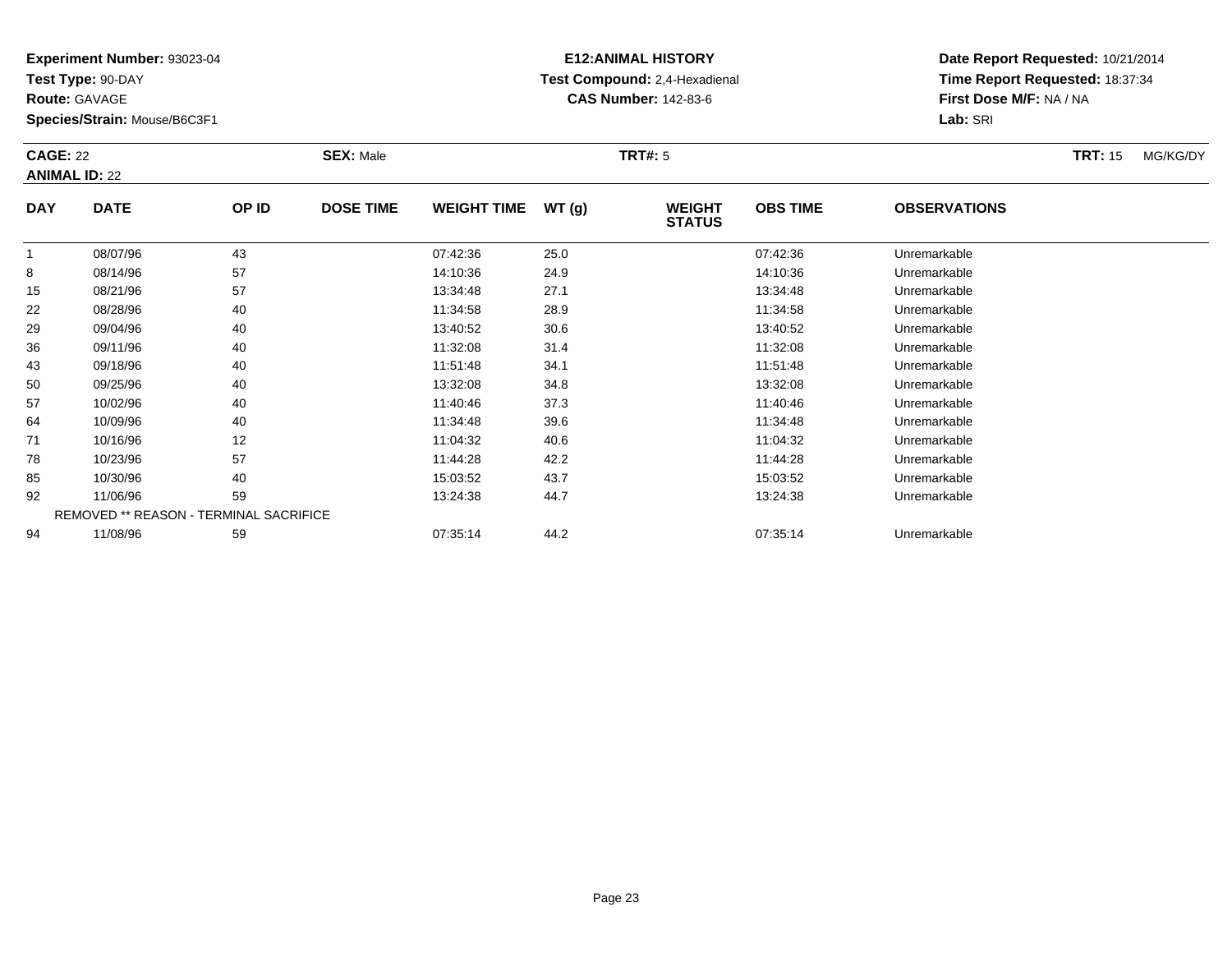**Experiment Number:** 93023-04
**Test Type:** 90-DAY
**Route:** GAVAGE
**Species/Strain:** Mouse/B6C3F1

**E12:ANIMAL HISTORY**
**Test Compound:** 2,4-Hexadienal
**CAS Number:** 142-83-6

**Date Report Requested:** 10/21/2014
**Time Report Requested:** 18:37:34
**First Dose M/F:** NA / NA
**Lab:** SRI

**CAGE:** 22 **SEX:** Male **TRT#:** 5 **TRT:** 15 MG/KG/DY
**ANIMAL ID:** 22

| DAY | DATE | OP ID | DOSE TIME | WEIGHT TIME | WT (g) | WEIGHT STATUS | OBS TIME | OBSERVATIONS |
|---|---|---|---|---|---|---|---|---|
| 1 | 08/07/96 | 43 | | 07:42:36 | 25.0 | | 07:42:36 | Unremarkable |
| 8 | 08/14/96 | 57 | | 14:10:36 | 24.9 | | 14:10:36 | Unremarkable |
| 15 | 08/21/96 | 57 | | 13:34:48 | 27.1 | | 13:34:48 | Unremarkable |
| 22 | 08/28/96 | 40 | | 11:34:58 | 28.9 | | 11:34:58 | Unremarkable |
| 29 | 09/04/96 | 40 | | 13:40:52 | 30.6 | | 13:40:52 | Unremarkable |
| 36 | 09/11/96 | 40 | | 11:32:08 | 31.4 | | 11:32:08 | Unremarkable |
| 43 | 09/18/96 | 40 | | 11:51:48 | 34.1 | | 11:51:48 | Unremarkable |
| 50 | 09/25/96 | 40 | | 13:32:08 | 34.8 | | 13:32:08 | Unremarkable |
| 57 | 10/02/96 | 40 | | 11:40:46 | 37.3 | | 11:40:46 | Unremarkable |
| 64 | 10/09/96 | 40 | | 11:34:48 | 39.6 | | 11:34:48 | Unremarkable |
| 71 | 10/16/96 | 12 | | 11:04:32 | 40.6 | | 11:04:32 | Unremarkable |
| 78 | 10/23/96 | 57 | | 11:44:28 | 42.2 | | 11:44:28 | Unremarkable |
| 85 | 10/30/96 | 40 | | 15:03:52 | 43.7 | | 15:03:52 | Unremarkable |
| 92 | 11/06/96 | 59 | | 13:24:38 | 44.7 | | 13:24:38 | Unremarkable |
| REMOVED ** REASON - TERMINAL SACRIFICE | | | | | | | | |
| 94 | 11/08/96 | 59 | | 07:35:14 | 44.2 | | 07:35:14 | Unremarkable |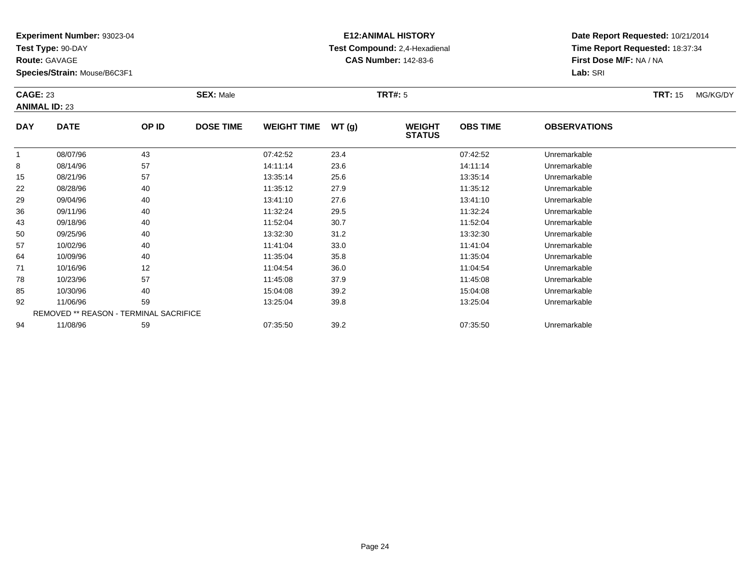**Experiment Number:** 93023-04
**Test Type:** 90-DAY
**Route:** GAVAGE
**Species/Strain:** Mouse/B6C3F1

**E12:ANIMAL HISTORY**
**Test Compound:** 2,4-Hexadienal
**CAS Number:** 142-83-6

**Date Report Requested:** 10/21/2014
**Time Report Requested:** 18:37:34
**First Dose M/F:** NA / NA
**Lab:** SRI

**CAGE:** 23 **SEX:** Male **TRT#:** 5 **TRT:** 15 MG/KG/DY
**ANIMAL ID:** 23

| DAY | DATE | OP ID | DOSE TIME | WEIGHT TIME | WT (g) | WEIGHT STATUS | OBS TIME | OBSERVATIONS |
|---|---|---|---|---|---|---|---|---|
| 1 | 08/07/96 | 43 | | 07:42:52 | 23.4 | | 07:42:52 | Unremarkable |
| 8 | 08/14/96 | 57 | | 14:11:14 | 23.6 | | 14:11:14 | Unremarkable |
| 15 | 08/21/96 | 57 | | 13:35:14 | 25.6 | | 13:35:14 | Unremarkable |
| 22 | 08/28/96 | 40 | | 11:35:12 | 27.9 | | 11:35:12 | Unremarkable |
| 29 | 09/04/96 | 40 | | 13:41:10 | 27.6 | | 13:41:10 | Unremarkable |
| 36 | 09/11/96 | 40 | | 11:32:24 | 29.5 | | 11:32:24 | Unremarkable |
| 43 | 09/18/96 | 40 | | 11:52:04 | 30.7 | | 11:52:04 | Unremarkable |
| 50 | 09/25/96 | 40 | | 13:32:30 | 31.2 | | 13:32:30 | Unremarkable |
| 57 | 10/02/96 | 40 | | 11:41:04 | 33.0 | | 11:41:04 | Unremarkable |
| 64 | 10/09/96 | 40 | | 11:35:04 | 35.8 | | 11:35:04 | Unremarkable |
| 71 | 10/16/96 | 12 | | 11:04:54 | 36.0 | | 11:04:54 | Unremarkable |
| 78 | 10/23/96 | 57 | | 11:45:08 | 37.9 | | 11:45:08 | Unremarkable |
| 85 | 10/30/96 | 40 | | 15:04:08 | 39.2 | | 15:04:08 | Unremarkable |
| 92 | 11/06/96 | 59 | | 13:25:04 | 39.8 | | 13:25:04 | Unremarkable |
| REMOVED ** REASON - TERMINAL SACRIFICE | | | | | | | | |
| 94 | 11/08/96 | 59 | | 07:35:50 | 39.2 | | 07:35:50 | Unremarkable |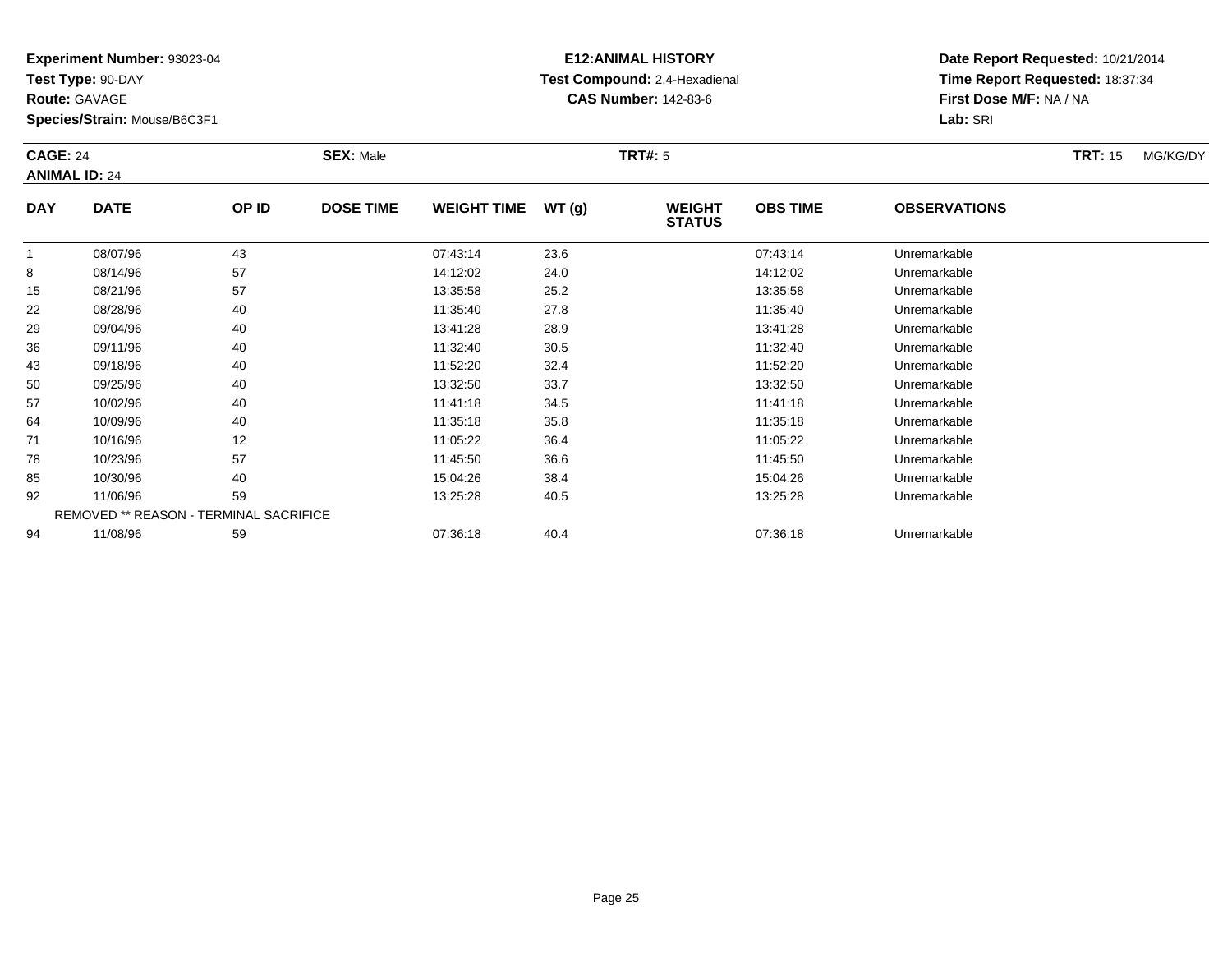**Experiment Number:** 93023-04
**Test Type:** 90-DAY
**Route:** GAVAGE
**Species/Strain:** Mouse/B6C3F1

**E12:ANIMAL HISTORY**
**Test Compound:** 2,4-Hexadienal
**CAS Number:** 142-83-6

**Date Report Requested:** 10/21/2014
**Time Report Requested:** 18:37:34
**First Dose M/F:** NA / NA
**Lab:** SRI

**CAGE:** 24 **SEX:** Male **TRT#:** 5 **TRT:** 15 MG/KG/DY
**ANIMAL ID:** 24

| DAY | DATE | OP ID | DOSE TIME | WEIGHT TIME | WT (g) | WEIGHT STATUS | OBS TIME | OBSERVATIONS |
|---|---|---|---|---|---|---|---|---|
| 1 | 08/07/96 | 43 | | 07:43:14 | 23.6 | | 07:43:14 | Unremarkable |
| 8 | 08/14/96 | 57 | | 14:12:02 | 24.0 | | 14:12:02 | Unremarkable |
| 15 | 08/21/96 | 57 | | 13:35:58 | 25.2 | | 13:35:58 | Unremarkable |
| 22 | 08/28/96 | 40 | | 11:35:40 | 27.8 | | 11:35:40 | Unremarkable |
| 29 | 09/04/96 | 40 | | 13:41:28 | 28.9 | | 13:41:28 | Unremarkable |
| 36 | 09/11/96 | 40 | | 11:32:40 | 30.5 | | 11:32:40 | Unremarkable |
| 43 | 09/18/96 | 40 | | 11:52:20 | 32.4 | | 11:52:20 | Unremarkable |
| 50 | 09/25/96 | 40 | | 13:32:50 | 33.7 | | 13:32:50 | Unremarkable |
| 57 | 10/02/96 | 40 | | 11:41:18 | 34.5 | | 11:41:18 | Unremarkable |
| 64 | 10/09/96 | 40 | | 11:35:18 | 35.8 | | 11:35:18 | Unremarkable |
| 71 | 10/16/96 | 12 | | 11:05:22 | 36.4 | | 11:05:22 | Unremarkable |
| 78 | 10/23/96 | 57 | | 11:45:50 | 36.6 | | 11:45:50 | Unremarkable |
| 85 | 10/30/96 | 40 | | 15:04:26 | 38.4 | | 15:04:26 | Unremarkable |
| 92 | 11/06/96 | 59 | | 13:25:28 | 40.5 | | 13:25:28 | Unremarkable |
| REMOVED ** REASON - TERMINAL SACRIFICE | | | | | | | | |
| 94 | 11/08/96 | 59 | | 07:36:18 | 40.4 | | 07:36:18 | Unremarkable |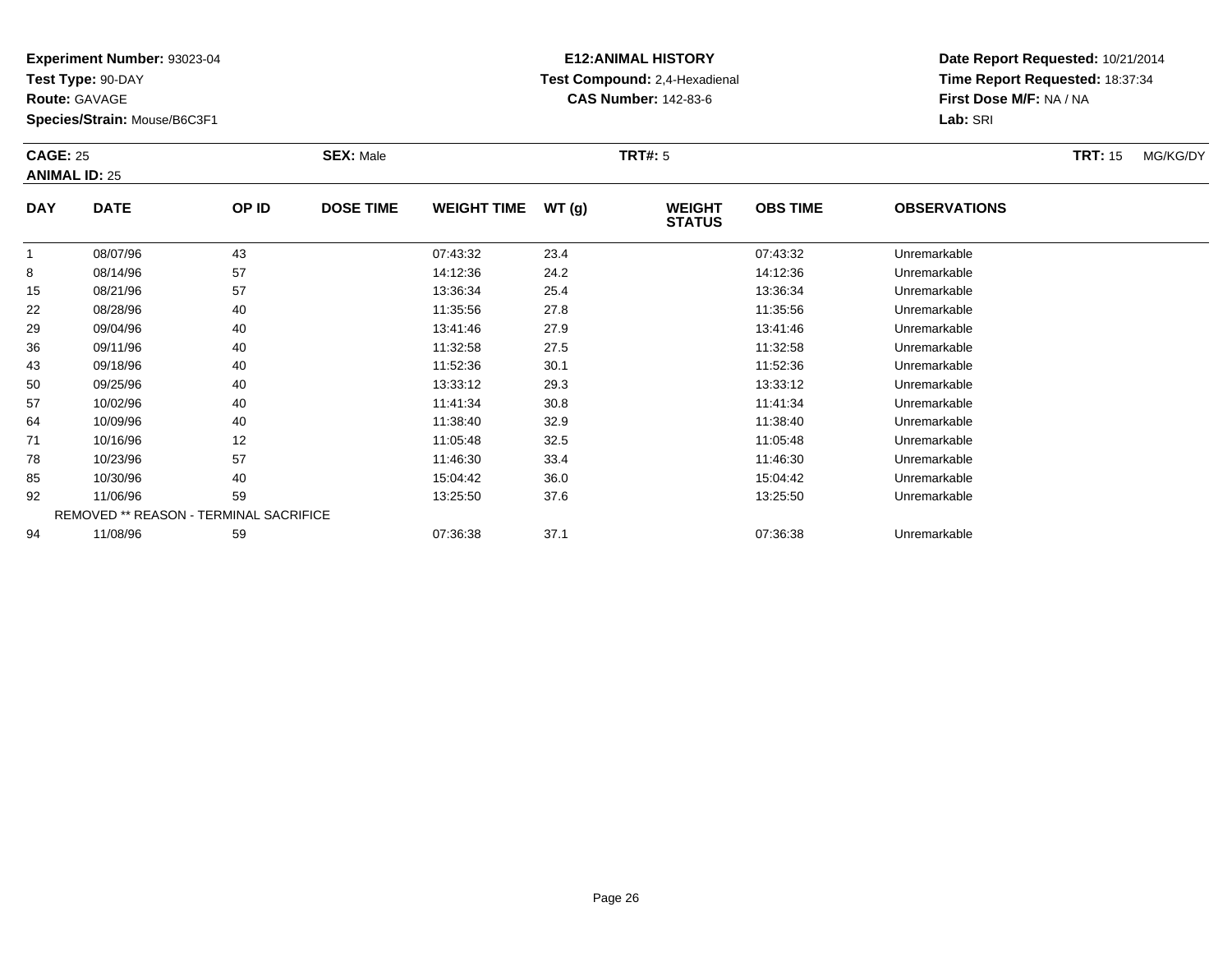**Experiment Number:** 93023-04
**Test Type:** 90-DAY
**Route:** GAVAGE
**Species/Strain:** Mouse/B6C3F1

**E12:ANIMAL HISTORY**
**Test Compound:** 2,4-Hexadienal
**CAS Number:** 142-83-6

**Date Report Requested:** 10/21/2014
**Time Report Requested:** 18:37:34
**First Dose M/F:** NA / NA
**Lab:** SRI

**CAGE:** 25 **SEX:** Male **TRT#:** 5 **TRT:** 15 MG/KG/DY
**ANIMAL ID:** 25

| DAY | DATE | OP ID | DOSE TIME | WEIGHT TIME | WT (g) | WEIGHT STATUS | OBS TIME | OBSERVATIONS |
|---|---|---|---|---|---|---|---|---|
| 1 | 08/07/96 | 43 | | 07:43:32 | 23.4 | | 07:43:32 | Unremarkable |
| 8 | 08/14/96 | 57 | | 14:12:36 | 24.2 | | 14:12:36 | Unremarkable |
| 15 | 08/21/96 | 57 | | 13:36:34 | 25.4 | | 13:36:34 | Unremarkable |
| 22 | 08/28/96 | 40 | | 11:35:56 | 27.8 | | 11:35:56 | Unremarkable |
| 29 | 09/04/96 | 40 | | 13:41:46 | 27.9 | | 13:41:46 | Unremarkable |
| 36 | 09/11/96 | 40 | | 11:32:58 | 27.5 | | 11:32:58 | Unremarkable |
| 43 | 09/18/96 | 40 | | 11:52:36 | 30.1 | | 11:52:36 | Unremarkable |
| 50 | 09/25/96 | 40 | | 13:33:12 | 29.3 | | 13:33:12 | Unremarkable |
| 57 | 10/02/96 | 40 | | 11:41:34 | 30.8 | | 11:41:34 | Unremarkable |
| 64 | 10/09/96 | 40 | | 11:38:40 | 32.9 | | 11:38:40 | Unremarkable |
| 71 | 10/16/96 | 12 | | 11:05:48 | 32.5 | | 11:05:48 | Unremarkable |
| 78 | 10/23/96 | 57 | | 11:46:30 | 33.4 | | 11:46:30 | Unremarkable |
| 85 | 10/30/96 | 40 | | 15:04:42 | 36.0 | | 15:04:42 | Unremarkable |
| 92 | 11/06/96 | 59 | | 13:25:50 | 37.6 | | 13:25:50 | Unremarkable |
| | REMOVED ** REASON - TERMINAL SACRIFICE | | | | | | | |
| 94 | 11/08/96 | 59 | | 07:36:38 | 37.1 | | 07:36:38 | Unremarkable |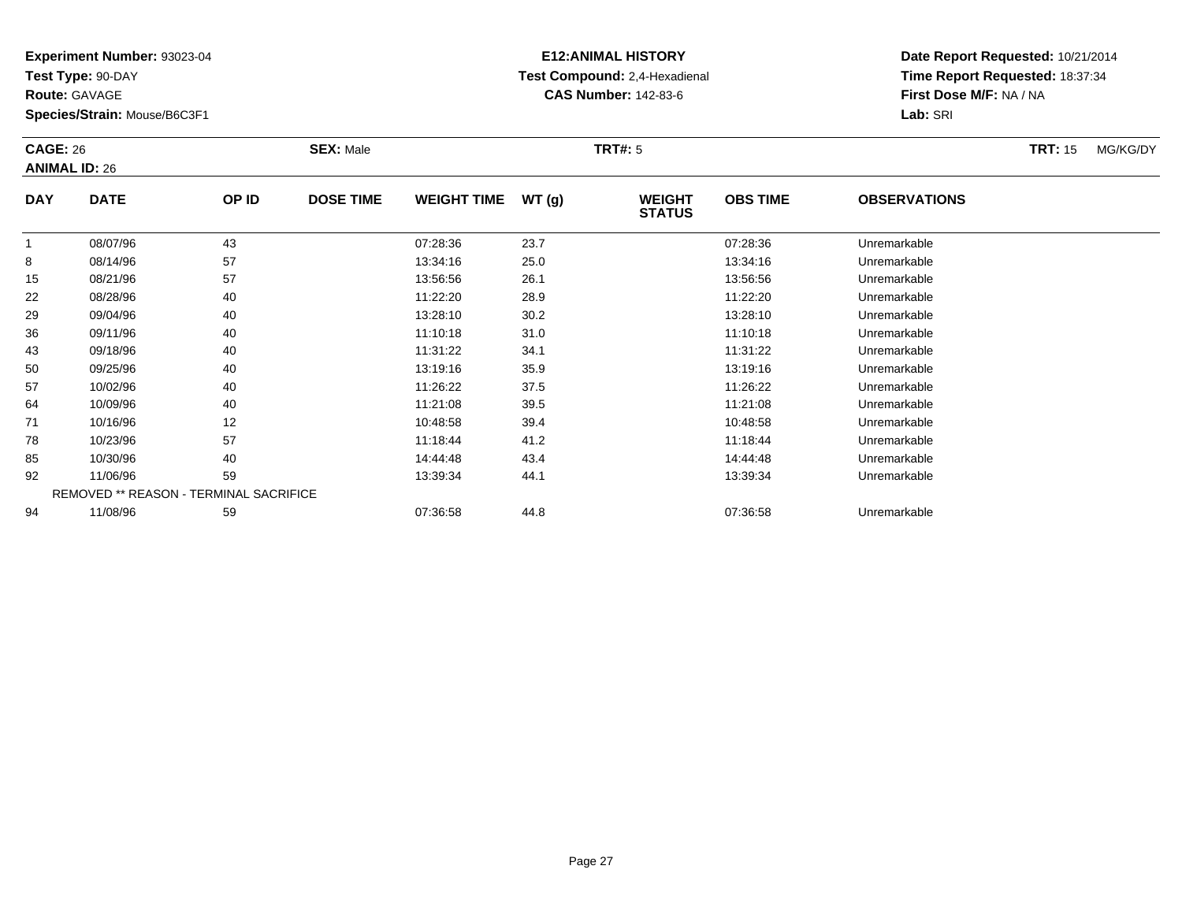**Experiment Number:** 93023-04
**Test Type:** 90-DAY
**Route:** GAVAGE
**Species/Strain:** Mouse/B6C3F1

**E12:ANIMAL HISTORY**
**Test Compound:** 2,4-Hexadienal
**CAS Number:** 142-83-6

**Date Report Requested:** 10/21/2014
**Time Report Requested:** 18:37:34
**First Dose M/F:** NA / NA
**Lab:** SRI

**CAGE:** 26 **SEX:** Male **TRT#:** 5 **TRT:** 15 MG/KG/DY
**ANIMAL ID:** 26

| DAY | DATE | OP ID | DOSE TIME | WEIGHT TIME | WT (g) | WEIGHT STATUS | OBS TIME | OBSERVATIONS |
|---|---|---|---|---|---|---|---|---|
| 1 | 08/07/96 | 43 | | 07:28:36 | 23.7 | | 07:28:36 | Unremarkable |
| 8 | 08/14/96 | 57 | | 13:34:16 | 25.0 | | 13:34:16 | Unremarkable |
| 15 | 08/21/96 | 57 | | 13:56:56 | 26.1 | | 13:56:56 | Unremarkable |
| 22 | 08/28/96 | 40 | | 11:22:20 | 28.9 | | 11:22:20 | Unremarkable |
| 29 | 09/04/96 | 40 | | 13:28:10 | 30.2 | | 13:28:10 | Unremarkable |
| 36 | 09/11/96 | 40 | | 11:10:18 | 31.0 | | 11:10:18 | Unremarkable |
| 43 | 09/18/96 | 40 | | 11:31:22 | 34.1 | | 11:31:22 | Unremarkable |
| 50 | 09/25/96 | 40 | | 13:19:16 | 35.9 | | 13:19:16 | Unremarkable |
| 57 | 10/02/96 | 40 | | 11:26:22 | 37.5 | | 11:26:22 | Unremarkable |
| 64 | 10/09/96 | 40 | | 11:21:08 | 39.5 | | 11:21:08 | Unremarkable |
| 71 | 10/16/96 | 12 | | 10:48:58 | 39.4 | | 10:48:58 | Unremarkable |
| 78 | 10/23/96 | 57 | | 11:18:44 | 41.2 | | 11:18:44 | Unremarkable |
| 85 | 10/30/96 | 40 | | 14:44:48 | 43.4 | | 14:44:48 | Unremarkable |
| 92 | 11/06/96 | 59 | | 13:39:34 | 44.1 | | 13:39:34 | Unremarkable |
| REMOVED ** REASON - TERMINAL SACRIFICE | | | | | | | | |
| 94 | 11/08/96 | 59 | | 07:36:58 | 44.8 | | 07:36:58 | Unremarkable |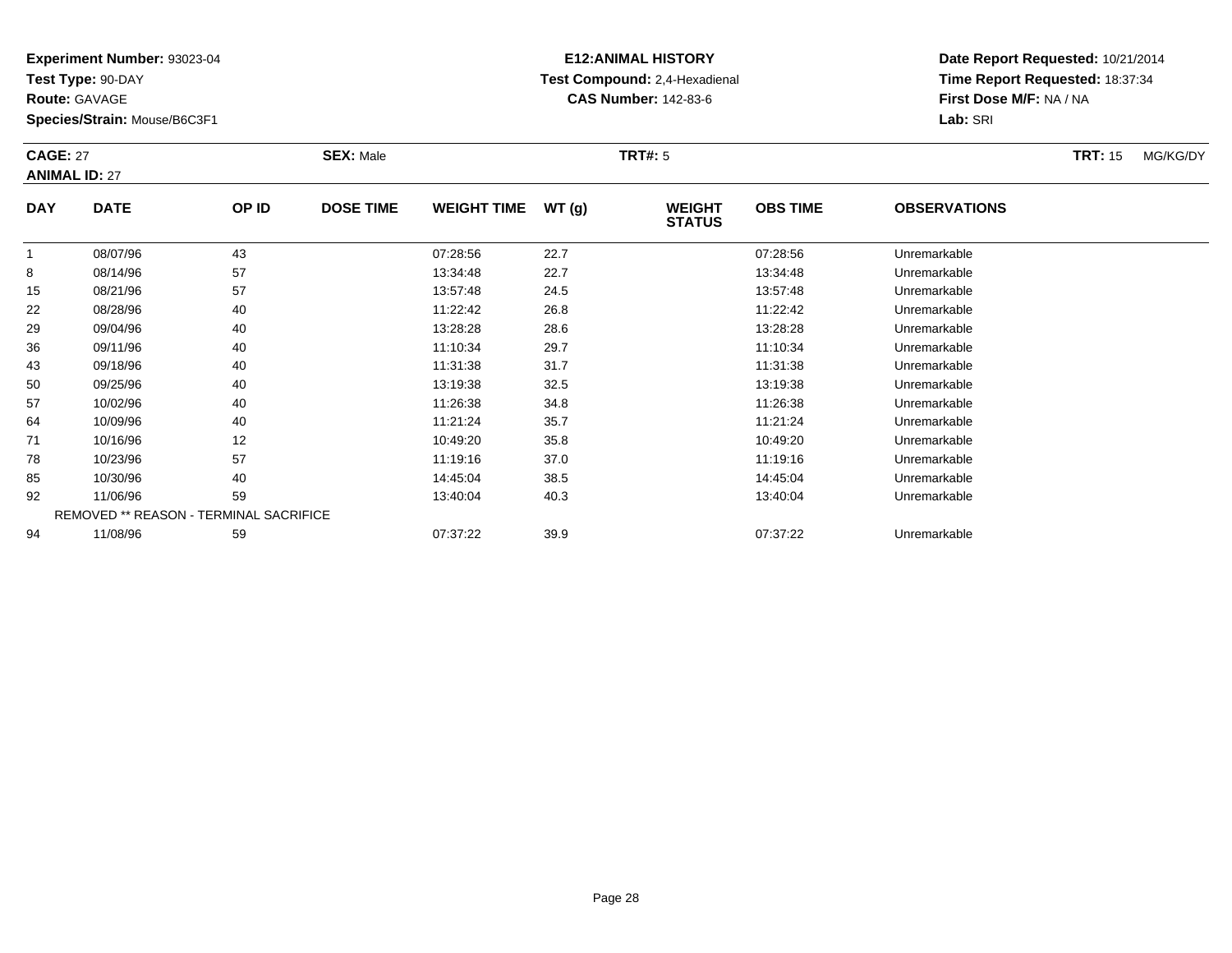**Experiment Number:** 93023-04
**Test Type:** 90-DAY
**Route:** GAVAGE
**Species/Strain:** Mouse/B6C3F1

**E12:ANIMAL HISTORY**
**Test Compound:** 2,4-Hexadienal
**CAS Number:** 142-83-6

**Date Report Requested:** 10/21/2014
**Time Report Requested:** 18:37:34
**First Dose M/F:** NA / NA
**Lab:** SRI

**CAGE:** 27 **SEX:** Male **TRT#:** 5 **TRT:** 15 MG/KG/DY
**ANIMAL ID:** 27

| DAY | DATE | OP ID | DOSE TIME | WEIGHT TIME | WT (g) | WEIGHT STATUS | OBS TIME | OBSERVATIONS |
|---|---|---|---|---|---|---|---|---|
| 1 | 08/07/96 | 43 | | 07:28:56 | 22.7 | | 07:28:56 | Unremarkable |
| 8 | 08/14/96 | 57 | | 13:34:48 | 22.7 | | 13:34:48 | Unremarkable |
| 15 | 08/21/96 | 57 | | 13:57:48 | 24.5 | | 13:57:48 | Unremarkable |
| 22 | 08/28/96 | 40 | | 11:22:42 | 26.8 | | 11:22:42 | Unremarkable |
| 29 | 09/04/96 | 40 | | 13:28:28 | 28.6 | | 13:28:28 | Unremarkable |
| 36 | 09/11/96 | 40 | | 11:10:34 | 29.7 | | 11:10:34 | Unremarkable |
| 43 | 09/18/96 | 40 | | 11:31:38 | 31.7 | | 11:31:38 | Unremarkable |
| 50 | 09/25/96 | 40 | | 13:19:38 | 32.5 | | 13:19:38 | Unremarkable |
| 57 | 10/02/96 | 40 | | 11:26:38 | 34.8 | | 11:26:38 | Unremarkable |
| 64 | 10/09/96 | 40 | | 11:21:24 | 35.7 | | 11:21:24 | Unremarkable |
| 71 | 10/16/96 | 12 | | 10:49:20 | 35.8 | | 10:49:20 | Unremarkable |
| 78 | 10/23/96 | 57 | | 11:19:16 | 37.0 | | 11:19:16 | Unremarkable |
| 85 | 10/30/96 | 40 | | 14:45:04 | 38.5 | | 14:45:04 | Unremarkable |
| 92 | 11/06/96 | 59 | | 13:40:04 | 40.3 | | 13:40:04 | Unremarkable |
| | REMOVED ** REASON - TERMINAL SACRIFICE | | | | | | | |
| 94 | 11/08/96 | 59 | | 07:37:22 | 39.9 | | 07:37:22 | Unremarkable |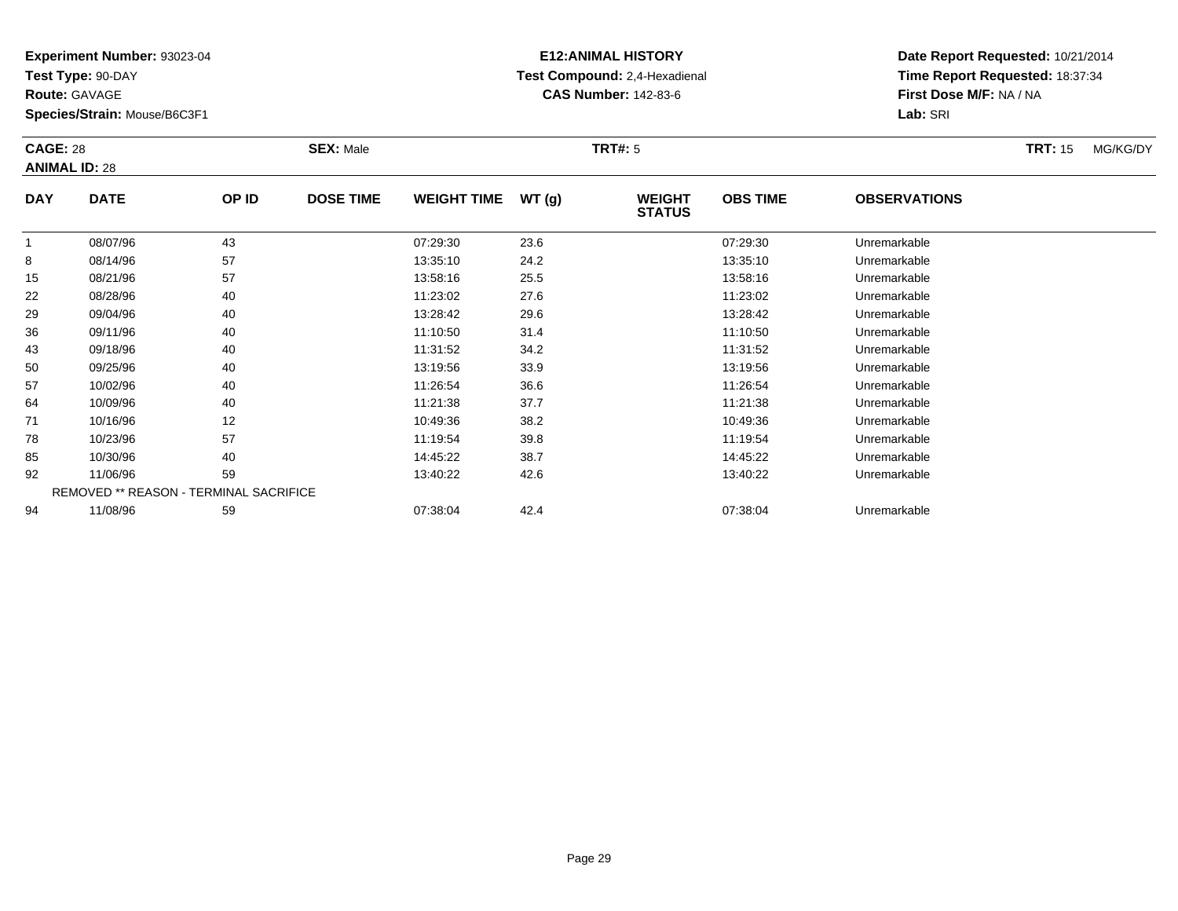**Experiment Number:** 93023-04
**Test Type:** 90-DAY
**Route:** GAVAGE
**Species/Strain:** Mouse/B6C3F1

**E12:ANIMAL HISTORY**
**Test Compound:** 2,4-Hexadienal
**CAS Number:** 142-83-6

**Date Report Requested:** 10/21/2014
**Time Report Requested:** 18:37:34
**First Dose M/F:** NA / NA
**Lab:** SRI

**CAGE:** 28 **SEX:** Male **TRT#:** 5 **TRT:** 15 MG/KG/DY
**ANIMAL ID:** 28

| DAY | DATE | OP ID | DOSE TIME | WEIGHT TIME | WT (g) | WEIGHT STATUS | OBS TIME | OBSERVATIONS |
|---|---|---|---|---|---|---|---|---|
| 1 | 08/07/96 | 43 | | 07:29:30 | 23.6 | | 07:29:30 | Unremarkable |
| 8 | 08/14/96 | 57 | | 13:35:10 | 24.2 | | 13:35:10 | Unremarkable |
| 15 | 08/21/96 | 57 | | 13:58:16 | 25.5 | | 13:58:16 | Unremarkable |
| 22 | 08/28/96 | 40 | | 11:23:02 | 27.6 | | 11:23:02 | Unremarkable |
| 29 | 09/04/96 | 40 | | 13:28:42 | 29.6 | | 13:28:42 | Unremarkable |
| 36 | 09/11/96 | 40 | | 11:10:50 | 31.4 | | 11:10:50 | Unremarkable |
| 43 | 09/18/96 | 40 | | 11:31:52 | 34.2 | | 11:31:52 | Unremarkable |
| 50 | 09/25/96 | 40 | | 13:19:56 | 33.9 | | 13:19:56 | Unremarkable |
| 57 | 10/02/96 | 40 | | 11:26:54 | 36.6 | | 11:26:54 | Unremarkable |
| 64 | 10/09/96 | 40 | | 11:21:38 | 37.7 | | 11:21:38 | Unremarkable |
| 71 | 10/16/96 | 12 | | 10:49:36 | 38.2 | | 10:49:36 | Unremarkable |
| 78 | 10/23/96 | 57 | | 11:19:54 | 39.8 | | 11:19:54 | Unremarkable |
| 85 | 10/30/96 | 40 | | 14:45:22 | 38.7 | | 14:45:22 | Unremarkable |
| 92 | 11/06/96 | 59 | | 13:40:22 | 42.6 | | 13:40:22 | Unremarkable |
| REMOVED ** REASON - TERMINAL SACRIFICE | | | | | | | | |
| 94 | 11/08/96 | 59 | | 07:38:04 | 42.4 | | 07:38:04 | Unremarkable |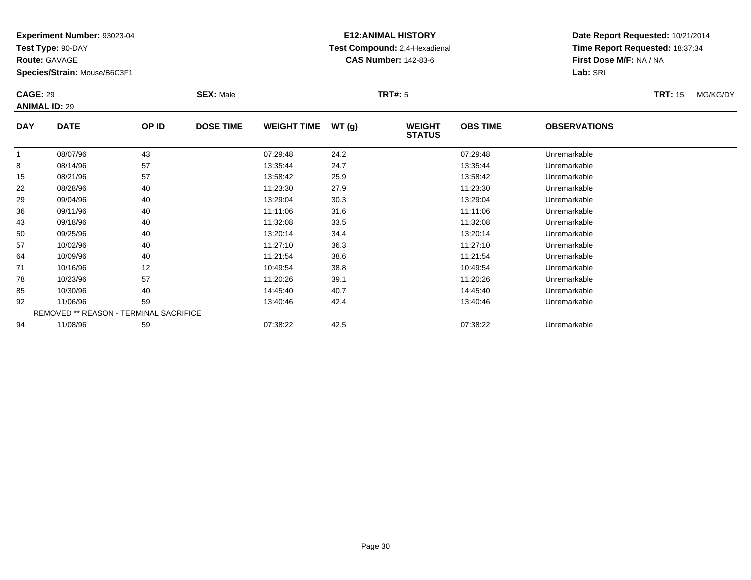**Experiment Number:** 93023-04
**Test Type:** 90-DAY
**Route:** GAVAGE
**Species/Strain:** Mouse/B6C3F1

**E12:ANIMAL HISTORY**
**Test Compound:** 2,4-Hexadienal
**CAS Number:** 142-83-6

**Date Report Requested:** 10/21/2014
**Time Report Requested:** 18:37:34
**First Dose M/F:** NA / NA
**Lab:** SRI

**CAGE:** 29 **SEX:** Male **TRT#:** 5 **TRT:** 15 MG/KG/DY
**ANIMAL ID:** 29

| DAY | DATE | OP ID | DOSE TIME | WEIGHT TIME | WT (g) | WEIGHT STATUS | OBS TIME | OBSERVATIONS |
|---|---|---|---|---|---|---|---|---|
| 1 | 08/07/96 | 43 | | 07:29:48 | 24.2 | | 07:29:48 | Unremarkable |
| 8 | 08/14/96 | 57 | | 13:35:44 | 24.7 | | 13:35:44 | Unremarkable |
| 15 | 08/21/96 | 57 | | 13:58:42 | 25.9 | | 13:58:42 | Unremarkable |
| 22 | 08/28/96 | 40 | | 11:23:30 | 27.9 | | 11:23:30 | Unremarkable |
| 29 | 09/04/96 | 40 | | 13:29:04 | 30.3 | | 13:29:04 | Unremarkable |
| 36 | 09/11/96 | 40 | | 11:11:06 | 31.6 | | 11:11:06 | Unremarkable |
| 43 | 09/18/96 | 40 | | 11:32:08 | 33.5 | | 11:32:08 | Unremarkable |
| 50 | 09/25/96 | 40 | | 13:20:14 | 34.4 | | 13:20:14 | Unremarkable |
| 57 | 10/02/96 | 40 | | 11:27:10 | 36.3 | | 11:27:10 | Unremarkable |
| 64 | 10/09/96 | 40 | | 11:21:54 | 38.6 | | 11:21:54 | Unremarkable |
| 71 | 10/16/96 | 12 | | 10:49:54 | 38.8 | | 10:49:54 | Unremarkable |
| 78 | 10/23/96 | 57 | | 11:20:26 | 39.1 | | 11:20:26 | Unremarkable |
| 85 | 10/30/96 | 40 | | 14:45:40 | 40.7 | | 14:45:40 | Unremarkable |
| 92 | 11/06/96 | 59 | | 13:40:46 | 42.4 | | 13:40:46 | Unremarkable |
| REMOVED ** REASON - TERMINAL SACRIFICE | | | | | | | | |
| 94 | 11/08/96 | 59 | | 07:38:22 | 42.5 | | 07:38:22 | Unremarkable |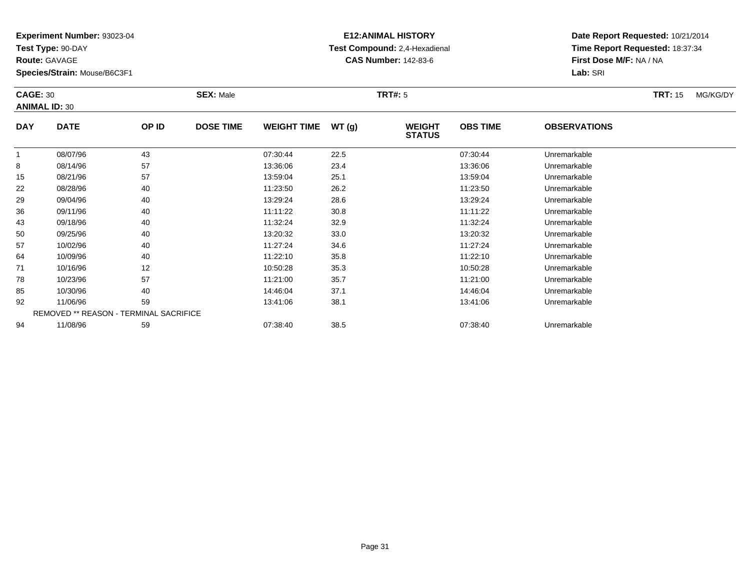**Experiment Number:** 93023-04
**Test Type:** 90-DAY
**Route:** GAVAGE
**Species/Strain:** Mouse/B6C3F1

**E12:ANIMAL HISTORY**
**Test Compound:** 2,4-Hexadienal
**CAS Number:** 142-83-6

**Date Report Requested:** 10/21/2014
**Time Report Requested:** 18:37:34
**First Dose M/F:** NA / NA
**Lab:** SRI

**CAGE:** 30 **SEX:** Male **TRT#:** 5 **TRT:** 15 MG/KG/DY
**ANIMAL ID:** 30

| DAY | DATE | OP ID | DOSE TIME | WEIGHT TIME | WT (g) | WEIGHT STATUS | OBS TIME | OBSERVATIONS |
|---|---|---|---|---|---|---|---|---|
| 1 | 08/07/96 | 43 | | 07:30:44 | 22.5 | | 07:30:44 | Unremarkable |
| 8 | 08/14/96 | 57 | | 13:36:06 | 23.4 | | 13:36:06 | Unremarkable |
| 15 | 08/21/96 | 57 | | 13:59:04 | 25.1 | | 13:59:04 | Unremarkable |
| 22 | 08/28/96 | 40 | | 11:23:50 | 26.2 | | 11:23:50 | Unremarkable |
| 29 | 09/04/96 | 40 | | 13:29:24 | 28.6 | | 13:29:24 | Unremarkable |
| 36 | 09/11/96 | 40 | | 11:11:22 | 30.8 | | 11:11:22 | Unremarkable |
| 43 | 09/18/96 | 40 | | 11:32:24 | 32.9 | | 11:32:24 | Unremarkable |
| 50 | 09/25/96 | 40 | | 13:20:32 | 33.0 | | 13:20:32 | Unremarkable |
| 57 | 10/02/96 | 40 | | 11:27:24 | 34.6 | | 11:27:24 | Unremarkable |
| 64 | 10/09/96 | 40 | | 11:22:10 | 35.8 | | 11:22:10 | Unremarkable |
| 71 | 10/16/96 | 12 | | 10:50:28 | 35.3 | | 10:50:28 | Unremarkable |
| 78 | 10/23/96 | 57 | | 11:21:00 | 35.7 | | 11:21:00 | Unremarkable |
| 85 | 10/30/96 | 40 | | 14:46:04 | 37.1 | | 14:46:04 | Unremarkable |
| 92 | 11/06/96 | 59 | | 13:41:06 | 38.1 | | 13:41:06 | Unremarkable |
| | REMOVED ** REASON - TERMINAL SACRIFICE | | | | | | | |
| 94 | 11/08/96 | 59 | | 07:38:40 | 38.5 | | 07:38:40 | Unremarkable |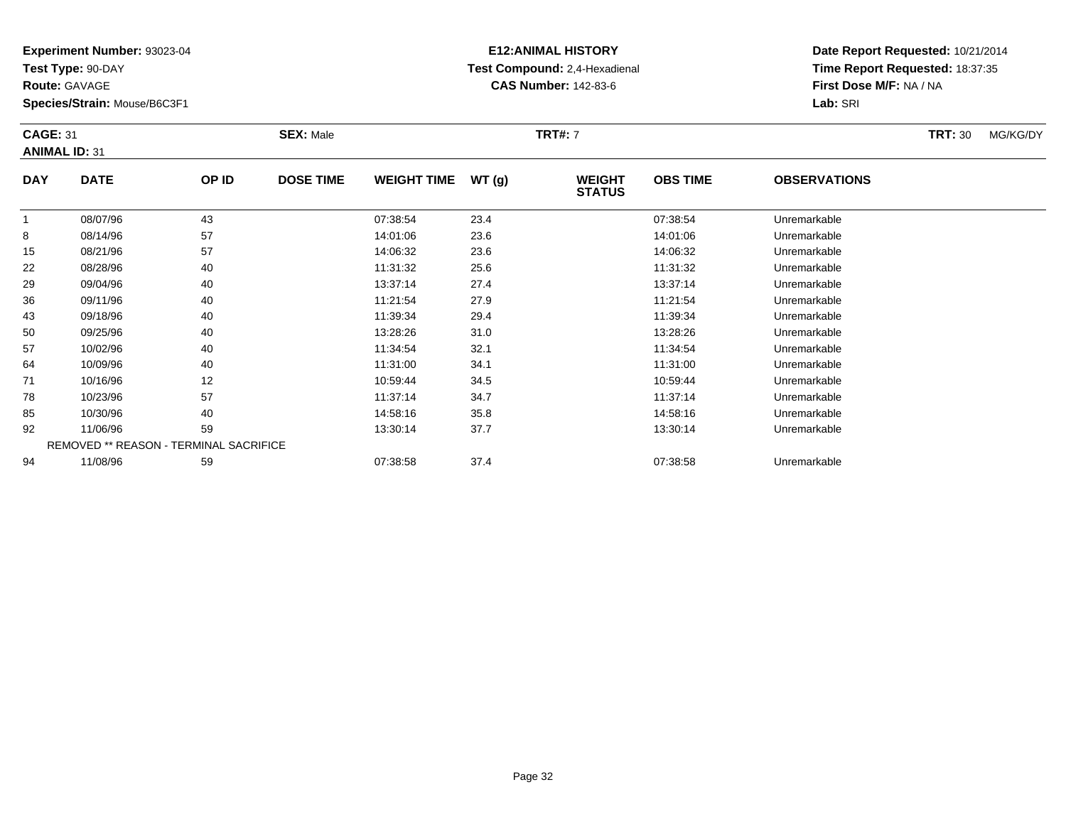**Experiment Number:** 93023-04
**Test Type:** 90-DAY
**Route:** GAVAGE
**Species/Strain:** Mouse/B6C3F1

**E12:ANIMAL HISTORY**
**Test Compound:** 2,4-Hexadienal
**CAS Number:** 142-83-6

**Date Report Requested:** 10/21/2014
**Time Report Requested:** 18:37:35
**First Dose M/F:** NA / NA
**Lab:** SRI

**CAGE:** 31 **SEX:** Male **TRT#:** 7 **TRT:** 30 MG/KG/DY
**ANIMAL ID:** 31

| DAY | DATE | OP ID | DOSE TIME | WEIGHT TIME | WT (g) | WEIGHT STATUS | OBS TIME | OBSERVATIONS |
|---|---|---|---|---|---|---|---|---|
| 1 | 08/07/96 | 43 | | 07:38:54 | 23.4 | | 07:38:54 | Unremarkable |
| 8 | 08/14/96 | 57 | | 14:01:06 | 23.6 | | 14:01:06 | Unremarkable |
| 15 | 08/21/96 | 57 | | 14:06:32 | 23.6 | | 14:06:32 | Unremarkable |
| 22 | 08/28/96 | 40 | | 11:31:32 | 25.6 | | 11:31:32 | Unremarkable |
| 29 | 09/04/96 | 40 | | 13:37:14 | 27.4 | | 13:37:14 | Unremarkable |
| 36 | 09/11/96 | 40 | | 11:21:54 | 27.9 | | 11:21:54 | Unremarkable |
| 43 | 09/18/96 | 40 | | 11:39:34 | 29.4 | | 11:39:34 | Unremarkable |
| 50 | 09/25/96 | 40 | | 13:28:26 | 31.0 | | 13:28:26 | Unremarkable |
| 57 | 10/02/96 | 40 | | 11:34:54 | 32.1 | | 11:34:54 | Unremarkable |
| 64 | 10/09/96 | 40 | | 11:31:00 | 34.1 | | 11:31:00 | Unremarkable |
| 71 | 10/16/96 | 12 | | 10:59:44 | 34.5 | | 10:59:44 | Unremarkable |
| 78 | 10/23/96 | 57 | | 11:37:14 | 34.7 | | 11:37:14 | Unremarkable |
| 85 | 10/30/96 | 40 | | 14:58:16 | 35.8 | | 14:58:16 | Unremarkable |
| 92 | 11/06/96 | 59 | | 13:30:14 | 37.7 | | 13:30:14 | Unremarkable |
| REMOVED ** REASON - TERMINAL SACRIFICE | | | | | | | | |
| 94 | 11/08/96 | 59 | | 07:38:58 | 37.4 | | 07:38:58 | Unremarkable |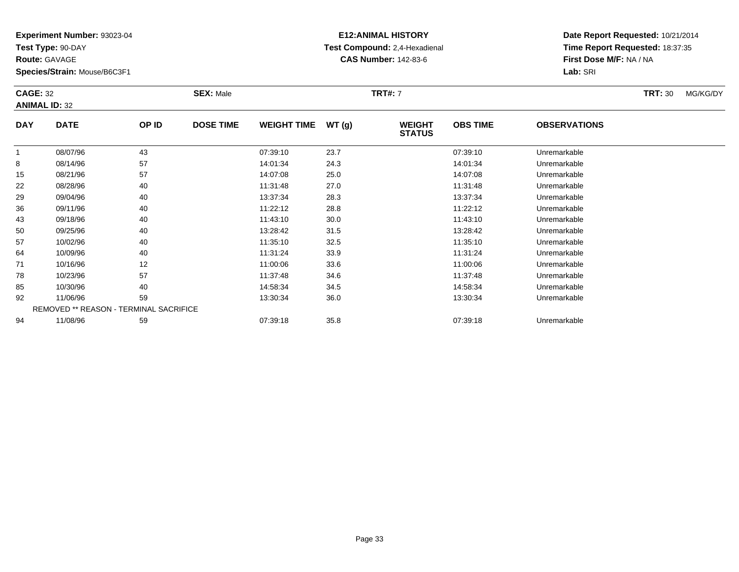**Experiment Number:** 93023-04
**Test Type:** 90-DAY
**Route:** GAVAGE
**Species/Strain:** Mouse/B6C3F1

**E12:ANIMAL HISTORY**
**Test Compound:** 2,4-Hexadienal
**CAS Number:** 142-83-6

**Date Report Requested:** 10/21/2014
**Time Report Requested:** 18:37:35
**First Dose M/F:** NA / NA
**Lab:** SRI

**CAGE:** 32 **SEX:** Male **TRT#:** 7 **TRT:** 30 MG/KG/DY
**ANIMAL ID:** 32

| DAY | DATE | OP ID | DOSE TIME | WEIGHT TIME | WT (g) | WEIGHT STATUS | OBS TIME | OBSERVATIONS |
|---|---|---|---|---|---|---|---|---|
| 1 | 08/07/96 | 43 | | 07:39:10 | 23.7 | | 07:39:10 | Unremarkable |
| 8 | 08/14/96 | 57 | | 14:01:34 | 24.3 | | 14:01:34 | Unremarkable |
| 15 | 08/21/96 | 57 | | 14:07:08 | 25.0 | | 14:07:08 | Unremarkable |
| 22 | 08/28/96 | 40 | | 11:31:48 | 27.0 | | 11:31:48 | Unremarkable |
| 29 | 09/04/96 | 40 | | 13:37:34 | 28.3 | | 13:37:34 | Unremarkable |
| 36 | 09/11/96 | 40 | | 11:22:12 | 28.8 | | 11:22:12 | Unremarkable |
| 43 | 09/18/96 | 40 | | 11:43:10 | 30.0 | | 11:43:10 | Unremarkable |
| 50 | 09/25/96 | 40 | | 13:28:42 | 31.5 | | 13:28:42 | Unremarkable |
| 57 | 10/02/96 | 40 | | 11:35:10 | 32.5 | | 11:35:10 | Unremarkable |
| 64 | 10/09/96 | 40 | | 11:31:24 | 33.9 | | 11:31:24 | Unremarkable |
| 71 | 10/16/96 | 12 | | 11:00:06 | 33.6 | | 11:00:06 | Unremarkable |
| 78 | 10/23/96 | 57 | | 11:37:48 | 34.6 | | 11:37:48 | Unremarkable |
| 85 | 10/30/96 | 40 | | 14:58:34 | 34.5 | | 14:58:34 | Unremarkable |
| 92 | 11/06/96 | 59 | | 13:30:34 | 36.0 | | 13:30:34 | Unremarkable |
| | REMOVED ** REASON - TERMINAL SACRIFICE | | | | | | | |
| 94 | 11/08/96 | 59 | | 07:39:18 | 35.8 | | 07:39:18 | Unremarkable |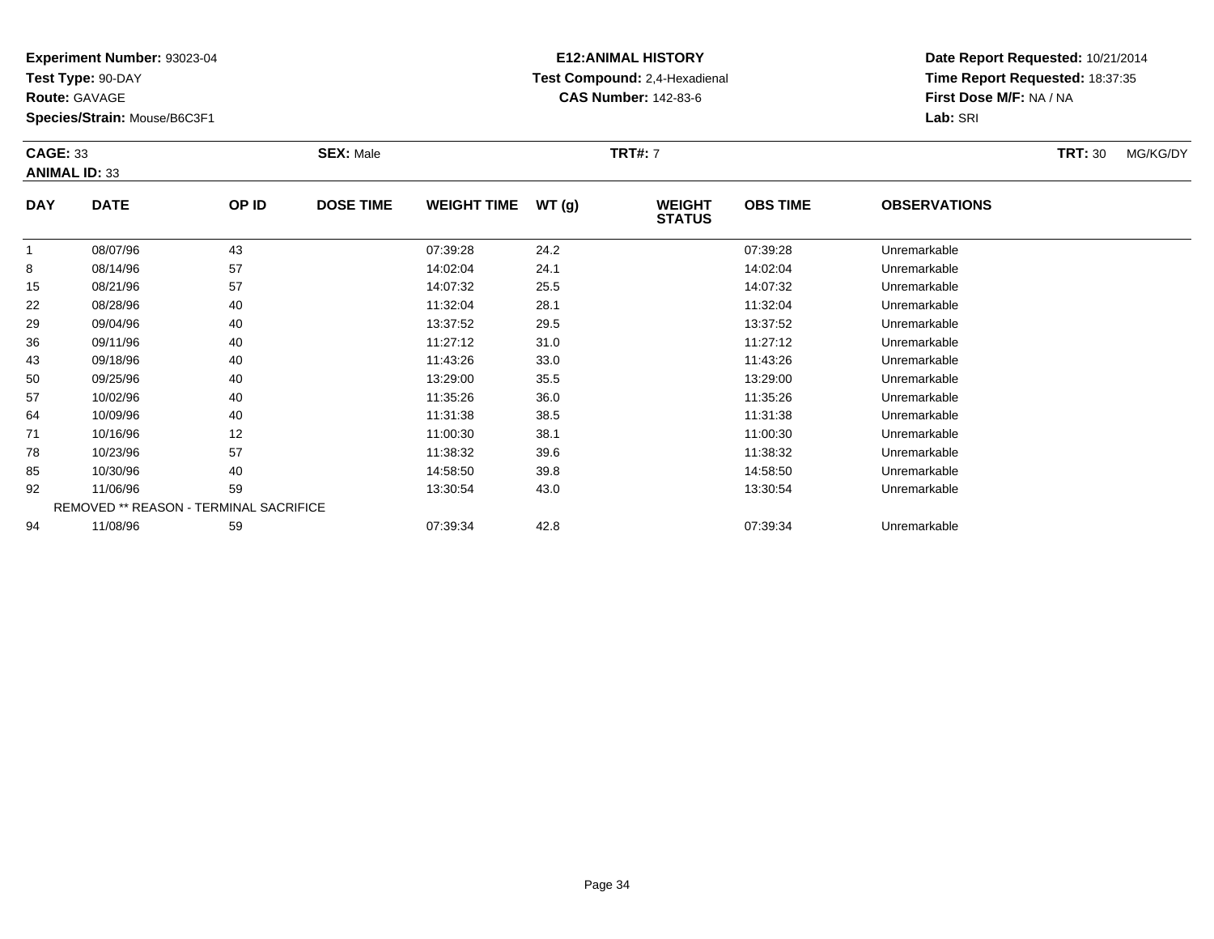**Experiment Number:** 93023-04
**Test Type:** 90-DAY
**Route:** GAVAGE
**Species/Strain:** Mouse/B6C3F1

**E12:ANIMAL HISTORY**
**Test Compound:** 2,4-Hexadienal
**CAS Number:** 142-83-6

**Date Report Requested:** 10/21/2014
**Time Report Requested:** 18:37:35
**First Dose M/F:** NA / NA
**Lab:** SRI

**CAGE:** 33 **SEX:** Male **TRT#:** 7 **TRT:** 30 MG/KG/DY
**ANIMAL ID:** 33

| DAY | DATE | OP ID | DOSE TIME | WEIGHT TIME | WT (g) | WEIGHT STATUS | OBS TIME | OBSERVATIONS |
|---|---|---|---|---|---|---|---|---|
| 1 | 08/07/96 | 43 | | 07:39:28 | 24.2 | | 07:39:28 | Unremarkable |
| 8 | 08/14/96 | 57 | | 14:02:04 | 24.1 | | 14:02:04 | Unremarkable |
| 15 | 08/21/96 | 57 | | 14:07:32 | 25.5 | | 14:07:32 | Unremarkable |
| 22 | 08/28/96 | 40 | | 11:32:04 | 28.1 | | 11:32:04 | Unremarkable |
| 29 | 09/04/96 | 40 | | 13:37:52 | 29.5 | | 13:37:52 | Unremarkable |
| 36 | 09/11/96 | 40 | | 11:27:12 | 31.0 | | 11:27:12 | Unremarkable |
| 43 | 09/18/96 | 40 | | 11:43:26 | 33.0 | | 11:43:26 | Unremarkable |
| 50 | 09/25/96 | 40 | | 13:29:00 | 35.5 | | 13:29:00 | Unremarkable |
| 57 | 10/02/96 | 40 | | 11:35:26 | 36.0 | | 11:35:26 | Unremarkable |
| 64 | 10/09/96 | 40 | | 11:31:38 | 38.5 | | 11:31:38 | Unremarkable |
| 71 | 10/16/96 | 12 | | 11:00:30 | 38.1 | | 11:00:30 | Unremarkable |
| 78 | 10/23/96 | 57 | | 11:38:32 | 39.6 | | 11:38:32 | Unremarkable |
| 85 | 10/30/96 | 40 | | 14:58:50 | 39.8 | | 14:58:50 | Unremarkable |
| 92 | 11/06/96 | 59 | | 13:30:54 | 43.0 | | 13:30:54 | Unremarkable |
| REMOVED ** REASON - TERMINAL SACRIFICE | | | | | | | | |
| 94 | 11/08/96 | 59 | | 07:39:34 | 42.8 | | 07:39:34 | Unremarkable |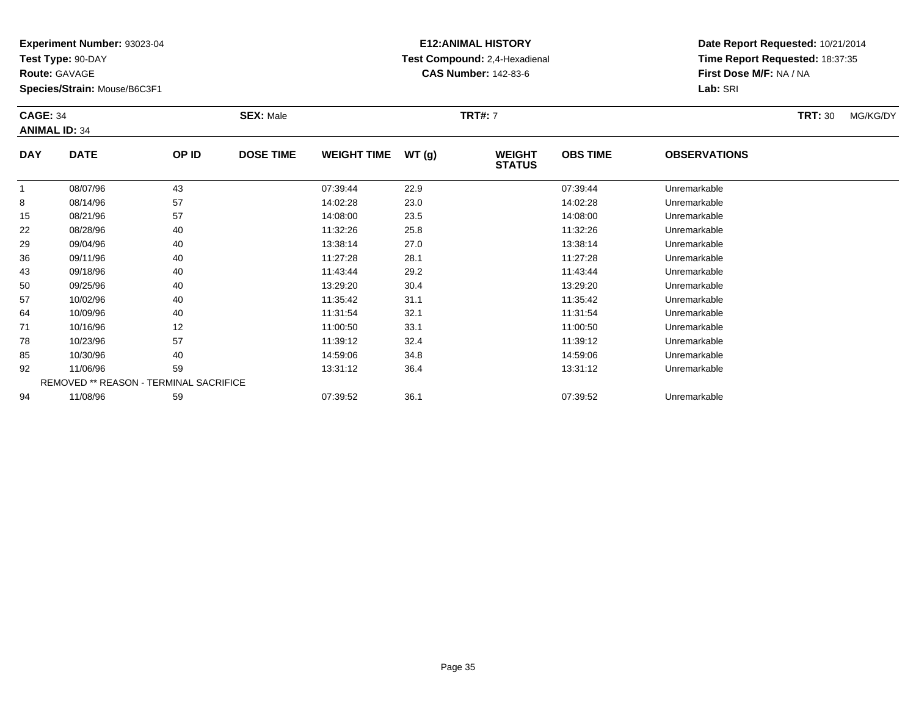**Experiment Number:** 93023-04
**Test Type:** 90-DAY
**Route:** GAVAGE
**Species/Strain:** Mouse/B6C3F1

**E12:ANIMAL HISTORY**
**Test Compound:** 2,4-Hexadienal
**CAS Number:** 142-83-6

**Date Report Requested:** 10/21/2014
**Time Report Requested:** 18:37:35
**First Dose M/F:** NA / NA
**Lab:** SRI

**CAGE:** 34 **SEX:** Male **TRT#:** 7 **TRT:** 30 MG/KG/DY
**ANIMAL ID:** 34

| DAY | DATE | OP ID | DOSE TIME | WEIGHT TIME | WT (g) | WEIGHT STATUS | OBS TIME | OBSERVATIONS |
|---|---|---|---|---|---|---|---|---|
| 1 | 08/07/96 | 43 | | 07:39:44 | 22.9 | | 07:39:44 | Unremarkable |
| 8 | 08/14/96 | 57 | | 14:02:28 | 23.0 | | 14:02:28 | Unremarkable |
| 15 | 08/21/96 | 57 | | 14:08:00 | 23.5 | | 14:08:00 | Unremarkable |
| 22 | 08/28/96 | 40 | | 11:32:26 | 25.8 | | 11:32:26 | Unremarkable |
| 29 | 09/04/96 | 40 | | 13:38:14 | 27.0 | | 13:38:14 | Unremarkable |
| 36 | 09/11/96 | 40 | | 11:27:28 | 28.1 | | 11:27:28 | Unremarkable |
| 43 | 09/18/96 | 40 | | 11:43:44 | 29.2 | | 11:43:44 | Unremarkable |
| 50 | 09/25/96 | 40 | | 13:29:20 | 30.4 | | 13:29:20 | Unremarkable |
| 57 | 10/02/96 | 40 | | 11:35:42 | 31.1 | | 11:35:42 | Unremarkable |
| 64 | 10/09/96 | 40 | | 11:31:54 | 32.1 | | 11:31:54 | Unremarkable |
| 71 | 10/16/96 | 12 | | 11:00:50 | 33.1 | | 11:00:50 | Unremarkable |
| 78 | 10/23/96 | 57 | | 11:39:12 | 32.4 | | 11:39:12 | Unremarkable |
| 85 | 10/30/96 | 40 | | 14:59:06 | 34.8 | | 14:59:06 | Unremarkable |
| 92 | 11/06/96 | 59 | | 13:31:12 | 36.4 | | 13:31:12 | Unremarkable |
| REMOVED ** REASON - TERMINAL SACRIFICE | | | | | | | | |
| 94 | 11/08/96 | 59 | | 07:39:52 | 36.1 | | 07:39:52 | Unremarkable |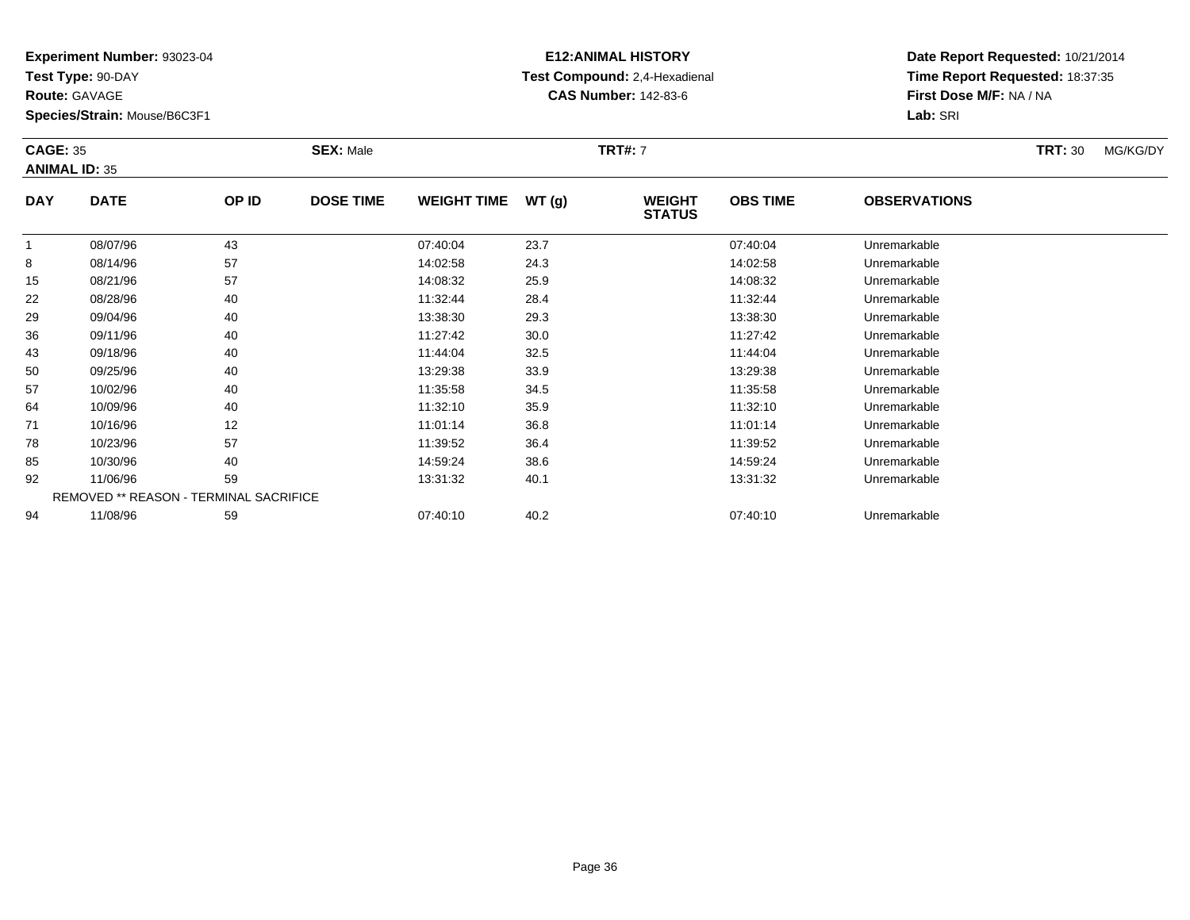**Experiment Number:** 93023-04
**Test Type:** 90-DAY
**Route:** GAVAGE
**Species/Strain:** Mouse/B6C3F1

**E12:ANIMAL HISTORY**
**Test Compound:** 2,4-Hexadienal
**CAS Number:** 142-83-6

**Date Report Requested:** 10/21/2014
**Time Report Requested:** 18:37:35
**First Dose M/F:** NA / NA
**Lab:** SRI

**CAGE:** 35
**ANIMAL ID:** 35
**SEX:** Male
**TRT#:** 7
**TRT:** 30 MG/KG/DY

| DAY | DATE | OP ID | DOSE TIME | WEIGHT TIME | WT (g) | WEIGHT STATUS | OBS TIME | OBSERVATIONS |
|---|---|---|---|---|---|---|---|---|
| 1 | 08/07/96 | 43 | | 07:40:04 | 23.7 | | 07:40:04 | Unremarkable |
| 8 | 08/14/96 | 57 | | 14:02:58 | 24.3 | | 14:02:58 | Unremarkable |
| 15 | 08/21/96 | 57 | | 14:08:32 | 25.9 | | 14:08:32 | Unremarkable |
| 22 | 08/28/96 | 40 | | 11:32:44 | 28.4 | | 11:32:44 | Unremarkable |
| 29 | 09/04/96 | 40 | | 13:38:30 | 29.3 | | 13:38:30 | Unremarkable |
| 36 | 09/11/96 | 40 | | 11:27:42 | 30.0 | | 11:27:42 | Unremarkable |
| 43 | 09/18/96 | 40 | | 11:44:04 | 32.5 | | 11:44:04 | Unremarkable |
| 50 | 09/25/96 | 40 | | 13:29:38 | 33.9 | | 13:29:38 | Unremarkable |
| 57 | 10/02/96 | 40 | | 11:35:58 | 34.5 | | 11:35:58 | Unremarkable |
| 64 | 10/09/96 | 40 | | 11:32:10 | 35.9 | | 11:32:10 | Unremarkable |
| 71 | 10/16/96 | 12 | | 11:01:14 | 36.8 | | 11:01:14 | Unremarkable |
| 78 | 10/23/96 | 57 | | 11:39:52 | 36.4 | | 11:39:52 | Unremarkable |
| 85 | 10/30/96 | 40 | | 14:59:24 | 38.6 | | 14:59:24 | Unremarkable |
| 92 | 11/06/96 | 59 | | 13:31:32 | 40.1 | | 13:31:32 | Unremarkable |
| | REMOVED ** REASON - TERMINAL SACRIFICE | | | | | | | |
| 94 | 11/08/96 | 59 | | 07:40:10 | 40.2 | | 07:40:10 | Unremarkable |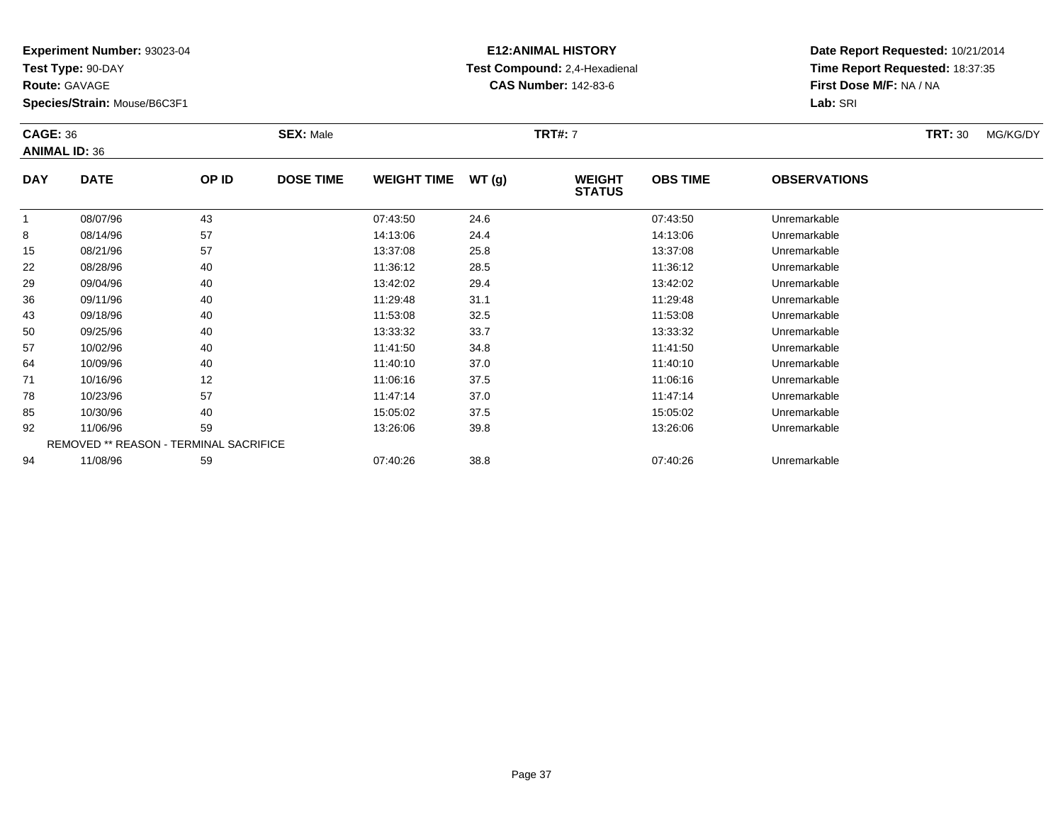**Experiment Number:** 93023-04
**Test Type:** 90-DAY
**Route:** GAVAGE
**Species/Strain:** Mouse/B6C3F1

**E12:ANIMAL HISTORY**
**Test Compound:** 2,4-Hexadienal
**CAS Number:** 142-83-6

**Date Report Requested:** 10/21/2014
**Time Report Requested:** 18:37:35
**First Dose M/F:** NA / NA
**Lab:** SRI

**CAGE:** 36 | **SEX:** Male | **TRT#:** 7 | **TRT:** 30 MG/KG/DY
**ANIMAL ID:** 36

| DAY | DATE | OP ID | DOSE TIME | WEIGHT TIME | WT (g) | WEIGHT STATUS | OBS TIME | OBSERVATIONS |
|---|---|---|---|---|---|---|---|---|
| 1 | 08/07/96 | 43 | | 07:43:50 | 24.6 | | 07:43:50 | Unremarkable |
| 8 | 08/14/96 | 57 | | 14:13:06 | 24.4 | | 14:13:06 | Unremarkable |
| 15 | 08/21/96 | 57 | | 13:37:08 | 25.8 | | 13:37:08 | Unremarkable |
| 22 | 08/28/96 | 40 | | 11:36:12 | 28.5 | | 11:36:12 | Unremarkable |
| 29 | 09/04/96 | 40 | | 13:42:02 | 29.4 | | 13:42:02 | Unremarkable |
| 36 | 09/11/96 | 40 | | 11:29:48 | 31.1 | | 11:29:48 | Unremarkable |
| 43 | 09/18/96 | 40 | | 11:53:08 | 32.5 | | 11:53:08 | Unremarkable |
| 50 | 09/25/96 | 40 | | 13:33:32 | 33.7 | | 13:33:32 | Unremarkable |
| 57 | 10/02/96 | 40 | | 11:41:50 | 34.8 | | 11:41:50 | Unremarkable |
| 64 | 10/09/96 | 40 | | 11:40:10 | 37.0 | | 11:40:10 | Unremarkable |
| 71 | 10/16/96 | 12 | | 11:06:16 | 37.5 | | 11:06:16 | Unremarkable |
| 78 | 10/23/96 | 57 | | 11:47:14 | 37.0 | | 11:47:14 | Unremarkable |
| 85 | 10/30/96 | 40 | | 15:05:02 | 37.5 | | 15:05:02 | Unremarkable |
| 92 | 11/06/96 | 59 | | 13:26:06 | 39.8 | | 13:26:06 | Unremarkable |
| REMOVED ** REASON - TERMINAL SACRIFICE | | | | | | | | |
| 94 | 11/08/96 | 59 | | 07:40:26 | 38.8 | | 07:40:26 | Unremarkable |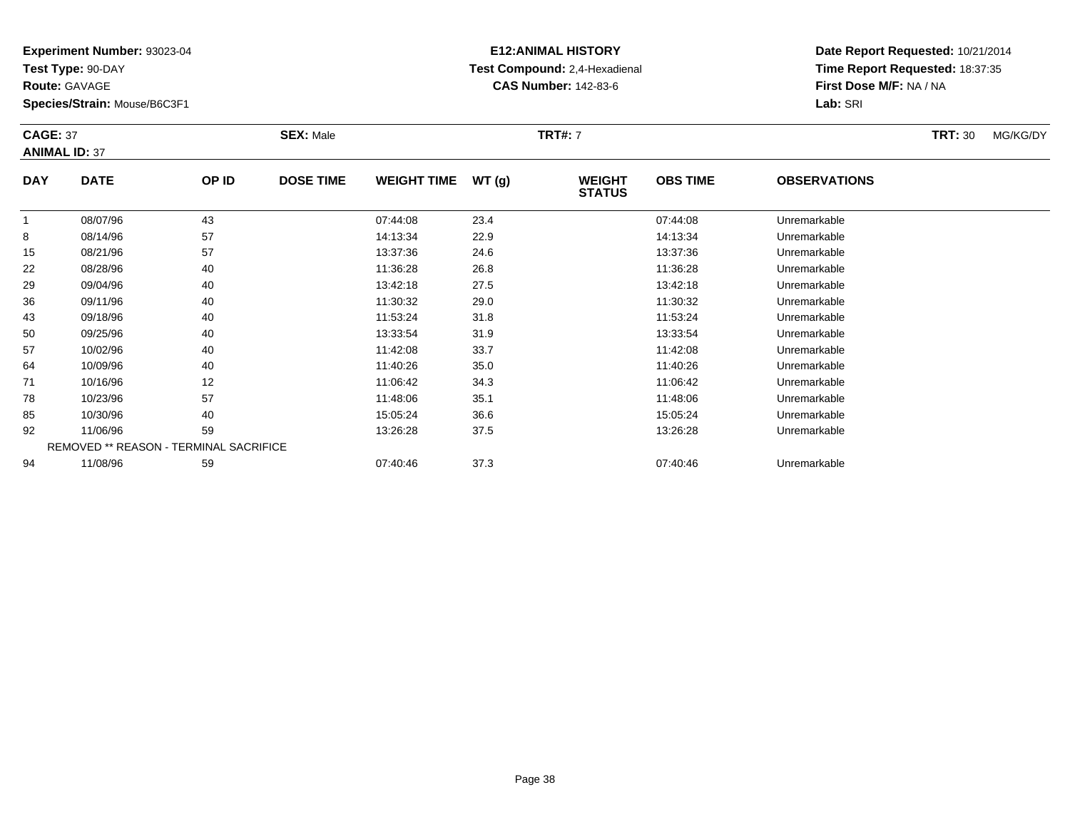**Experiment Number:** 93023-04
**Test Type:** 90-DAY
**Route:** GAVAGE
**Species/Strain:** Mouse/B6C3F1

**E12:ANIMAL HISTORY**
**Test Compound:** 2,4-Hexadienal
**CAS Number:** 142-83-6

**Date Report Requested:** 10/21/2014
**Time Report Requested:** 18:37:35
**First Dose M/F:** NA / NA
**Lab:** SRI

**CAGE:** 37 **SEX:** Male **TRT#:** 7 **TRT:** 30 MG/KG/DY
**ANIMAL ID:** 37

| DAY | DATE | OP ID | DOSE TIME | WEIGHT TIME | WT (g) | WEIGHT STATUS | OBS TIME | OBSERVATIONS |
|---|---|---|---|---|---|---|---|---|
| 1 | 08/07/96 | 43 | | 07:44:08 | 23.4 | | 07:44:08 | Unremarkable |
| 8 | 08/14/96 | 57 | | 14:13:34 | 22.9 | | 14:13:34 | Unremarkable |
| 15 | 08/21/96 | 57 | | 13:37:36 | 24.6 | | 13:37:36 | Unremarkable |
| 22 | 08/28/96 | 40 | | 11:36:28 | 26.8 | | 11:36:28 | Unremarkable |
| 29 | 09/04/96 | 40 | | 13:42:18 | 27.5 | | 13:42:18 | Unremarkable |
| 36 | 09/11/96 | 40 | | 11:30:32 | 29.0 | | 11:30:32 | Unremarkable |
| 43 | 09/18/96 | 40 | | 11:53:24 | 31.8 | | 11:53:24 | Unremarkable |
| 50 | 09/25/96 | 40 | | 13:33:54 | 31.9 | | 13:33:54 | Unremarkable |
| 57 | 10/02/96 | 40 | | 11:42:08 | 33.7 | | 11:42:08 | Unremarkable |
| 64 | 10/09/96 | 40 | | 11:40:26 | 35.0 | | 11:40:26 | Unremarkable |
| 71 | 10/16/96 | 12 | | 11:06:42 | 34.3 | | 11:06:42 | Unremarkable |
| 78 | 10/23/96 | 57 | | 11:48:06 | 35.1 | | 11:48:06 | Unremarkable |
| 85 | 10/30/96 | 40 | | 15:05:24 | 36.6 | | 15:05:24 | Unremarkable |
| 92 | 11/06/96 | 59 | | 13:26:28 | 37.5 | | 13:26:28 | Unremarkable |
| REMOVED ** REASON - TERMINAL SACRIFICE | | | | | | | | |
| 94 | 11/08/96 | 59 | | 07:40:46 | 37.3 | | 07:40:46 | Unremarkable |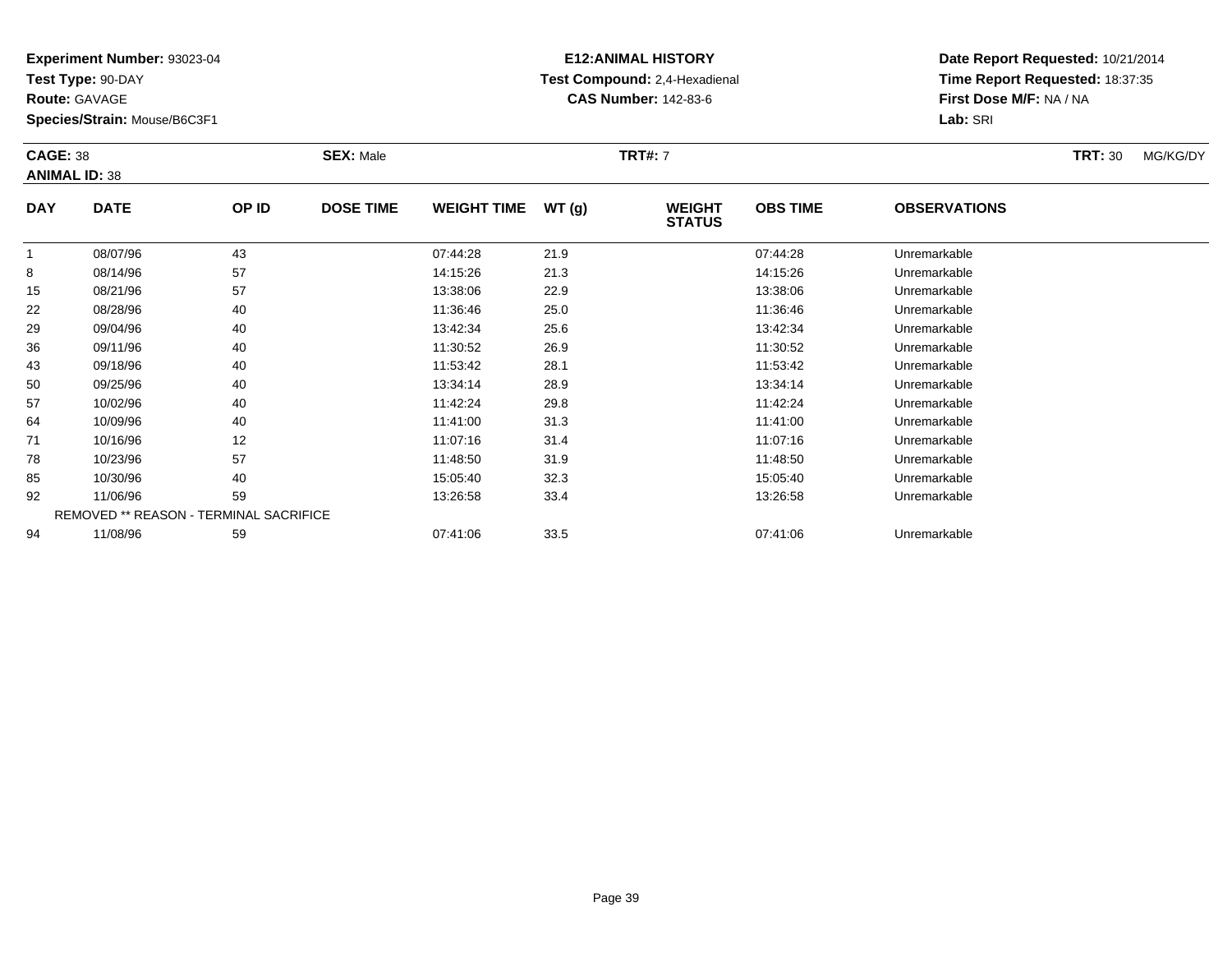**Experiment Number:** 93023-04
**Test Type:** 90-DAY
**Route:** GAVAGE
**Species/Strain:** Mouse/B6C3F1

**E12:ANIMAL HISTORY**
**Test Compound:** 2,4-Hexadienal
**CAS Number:** 142-83-6

**Date Report Requested:** 10/21/2014
**Time Report Requested:** 18:37:35
**First Dose M/F:** NA / NA
**Lab:** SRI

**CAGE:** 38 **SEX:** Male **TRT#:** 7 **TRT:** 30 MG/KG/DY
**ANIMAL ID:** 38

| DAY | DATE | OP ID | DOSE TIME | WEIGHT TIME | WT (g) | WEIGHT STATUS | OBS TIME | OBSERVATIONS |
|---|---|---|---|---|---|---|---|---|
| 1 | 08/07/96 | 43 | | 07:44:28 | 21.9 | | 07:44:28 | Unremarkable |
| 8 | 08/14/96 | 57 | | 14:15:26 | 21.3 | | 14:15:26 | Unremarkable |
| 15 | 08/21/96 | 57 | | 13:38:06 | 22.9 | | 13:38:06 | Unremarkable |
| 22 | 08/28/96 | 40 | | 11:36:46 | 25.0 | | 11:36:46 | Unremarkable |
| 29 | 09/04/96 | 40 | | 13:42:34 | 25.6 | | 13:42:34 | Unremarkable |
| 36 | 09/11/96 | 40 | | 11:30:52 | 26.9 | | 11:30:52 | Unremarkable |
| 43 | 09/18/96 | 40 | | 11:53:42 | 28.1 | | 11:53:42 | Unremarkable |
| 50 | 09/25/96 | 40 | | 13:34:14 | 28.9 | | 13:34:14 | Unremarkable |
| 57 | 10/02/96 | 40 | | 11:42:24 | 29.8 | | 11:42:24 | Unremarkable |
| 64 | 10/09/96 | 40 | | 11:41:00 | 31.3 | | 11:41:00 | Unremarkable |
| 71 | 10/16/96 | 12 | | 11:07:16 | 31.4 | | 11:07:16 | Unremarkable |
| 78 | 10/23/96 | 57 | | 11:48:50 | 31.9 | | 11:48:50 | Unremarkable |
| 85 | 10/30/96 | 40 | | 15:05:40 | 32.3 | | 15:05:40 | Unremarkable |
| 92 | 11/06/96 | 59 | | 13:26:58 | 33.4 | | 13:26:58 | Unremarkable |
| REMOVED ** REASON - TERMINAL SACRIFICE | | | | | | | | |
| 94 | 11/08/96 | 59 | | 07:41:06 | 33.5 | | 07:41:06 | Unremarkable |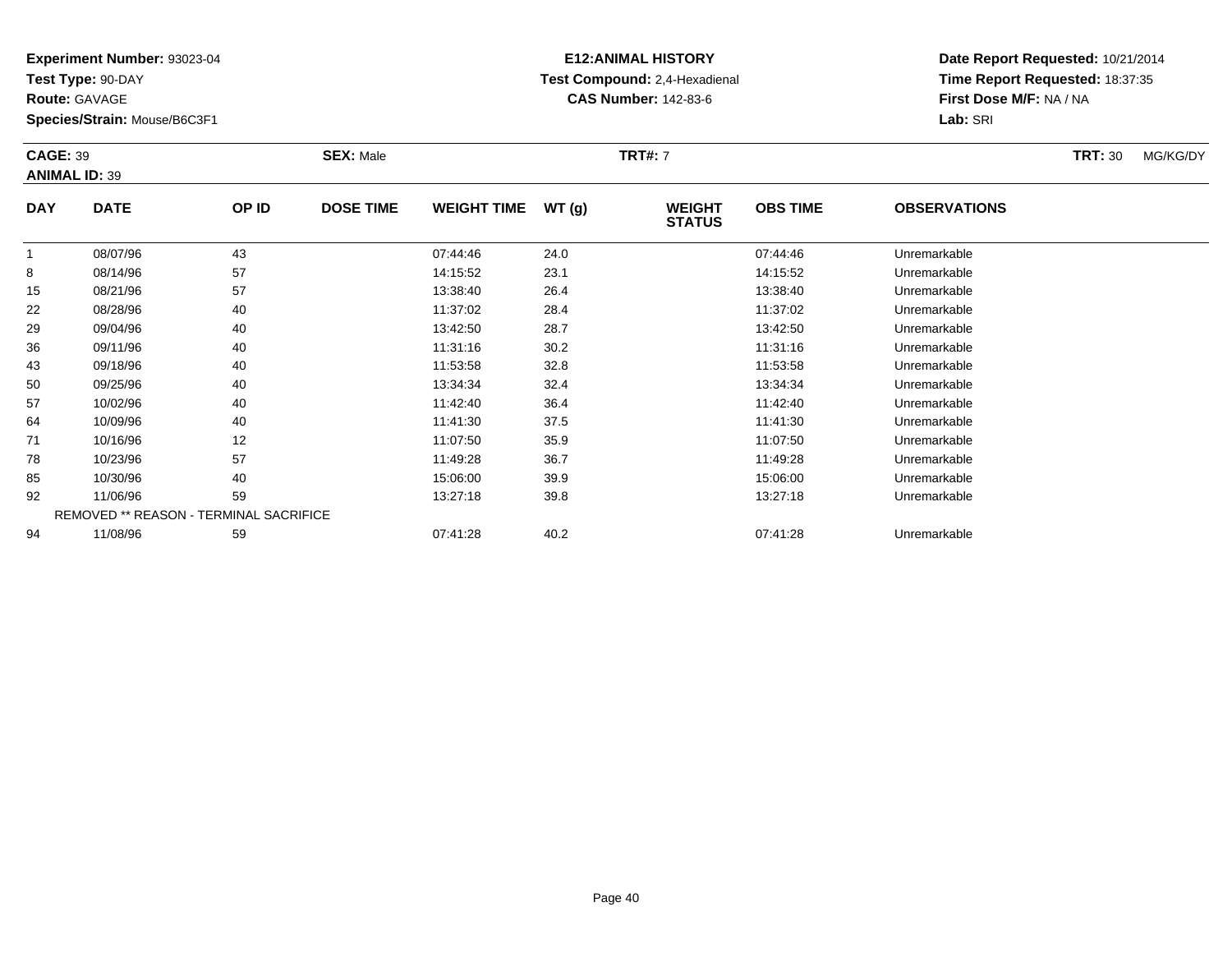**Experiment Number:** 93023-04
**Test Type:** 90-DAY
**Route:** GAVAGE
**Species/Strain:** Mouse/B6C3F1

**E12:ANIMAL HISTORY**
**Test Compound:** 2,4-Hexadienal
**CAS Number:** 142-83-6

**Date Report Requested:** 10/21/2014
**Time Report Requested:** 18:37:35
**First Dose M/F:** NA / NA
**Lab:** SRI

**CAGE:** 39 **SEX:** Male **TRT#:** 7 **TRT:** 30 MG/KG/DY
**ANIMAL ID:** 39

| DAY | DATE | OP ID | DOSE TIME | WEIGHT TIME | WT (g) | WEIGHT STATUS | OBS TIME | OBSERVATIONS |
|---|---|---|---|---|---|---|---|---|
| 1 | 08/07/96 | 43 | | 07:44:46 | 24.0 | | 07:44:46 | Unremarkable |
| 8 | 08/14/96 | 57 | | 14:15:52 | 23.1 | | 14:15:52 | Unremarkable |
| 15 | 08/21/96 | 57 | | 13:38:40 | 26.4 | | 13:38:40 | Unremarkable |
| 22 | 08/28/96 | 40 | | 11:37:02 | 28.4 | | 11:37:02 | Unremarkable |
| 29 | 09/04/96 | 40 | | 13:42:50 | 28.7 | | 13:42:50 | Unremarkable |
| 36 | 09/11/96 | 40 | | 11:31:16 | 30.2 | | 11:31:16 | Unremarkable |
| 43 | 09/18/96 | 40 | | 11:53:58 | 32.8 | | 11:53:58 | Unremarkable |
| 50 | 09/25/96 | 40 | | 13:34:34 | 32.4 | | 13:34:34 | Unremarkable |
| 57 | 10/02/96 | 40 | | 11:42:40 | 36.4 | | 11:42:40 | Unremarkable |
| 64 | 10/09/96 | 40 | | 11:41:30 | 37.5 | | 11:41:30 | Unremarkable |
| 71 | 10/16/96 | 12 | | 11:07:50 | 35.9 | | 11:07:50 | Unremarkable |
| 78 | 10/23/96 | 57 | | 11:49:28 | 36.7 | | 11:49:28 | Unremarkable |
| 85 | 10/30/96 | 40 | | 15:06:00 | 39.9 | | 15:06:00 | Unremarkable |
| 92 | 11/06/96 | 59 | | 13:27:18 | 39.8 | | 13:27:18 | Unremarkable |
| | REMOVED ** REASON - TERMINAL SACRIFICE | | | | | | | |
| 94 | 11/08/96 | 59 | | 07:41:28 | 40.2 | | 07:41:28 | Unremarkable |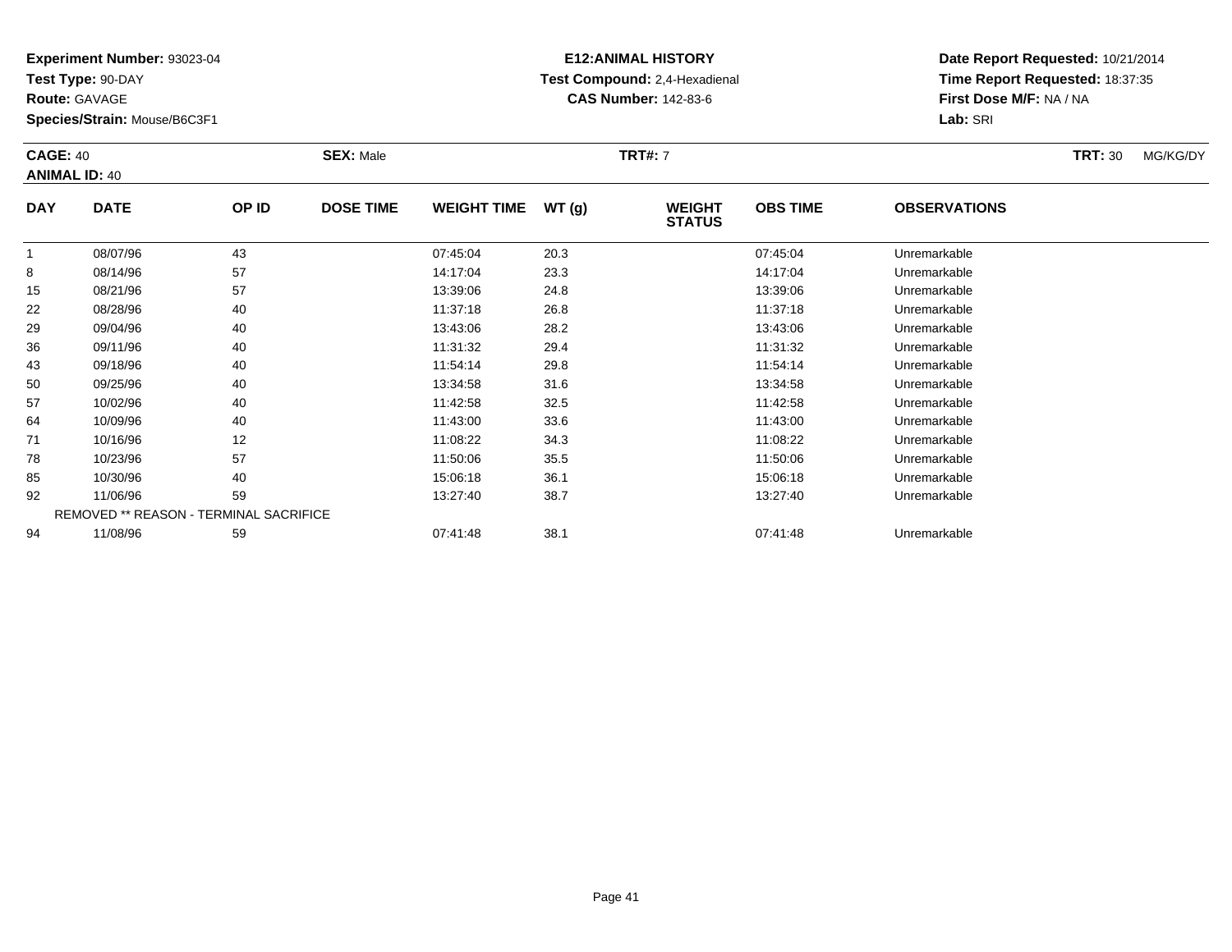**Experiment Number:** 93023-04
**Test Type:** 90-DAY
**Route:** GAVAGE
**Species/Strain:** Mouse/B6C3F1

**E12:ANIMAL HISTORY**
**Test Compound:** 2,4-Hexadienal
**CAS Number:** 142-83-6

**Date Report Requested:** 10/21/2014
**Time Report Requested:** 18:37:35
**First Dose M/F:** NA / NA
**Lab:** SRI

**CAGE:** 40 **SEX:** Male **TRT#:** 7 **TRT:** 30 MG/KG/DY
**ANIMAL ID:** 40

| DAY | DATE | OP ID | DOSE TIME | WEIGHT TIME | WT (g) | WEIGHT STATUS | OBS TIME | OBSERVATIONS |
|---|---|---|---|---|---|---|---|---|
| 1 | 08/07/96 | 43 | | 07:45:04 | 20.3 | | 07:45:04 | Unremarkable |
| 8 | 08/14/96 | 57 | | 14:17:04 | 23.3 | | 14:17:04 | Unremarkable |
| 15 | 08/21/96 | 57 | | 13:39:06 | 24.8 | | 13:39:06 | Unremarkable |
| 22 | 08/28/96 | 40 | | 11:37:18 | 26.8 | | 11:37:18 | Unremarkable |
| 29 | 09/04/96 | 40 | | 13:43:06 | 28.2 | | 13:43:06 | Unremarkable |
| 36 | 09/11/96 | 40 | | 11:31:32 | 29.4 | | 11:31:32 | Unremarkable |
| 43 | 09/18/96 | 40 | | 11:54:14 | 29.8 | | 11:54:14 | Unremarkable |
| 50 | 09/25/96 | 40 | | 13:34:58 | 31.6 | | 13:34:58 | Unremarkable |
| 57 | 10/02/96 | 40 | | 11:42:58 | 32.5 | | 11:42:58 | Unremarkable |
| 64 | 10/09/96 | 40 | | 11:43:00 | 33.6 | | 11:43:00 | Unremarkable |
| 71 | 10/16/96 | 12 | | 11:08:22 | 34.3 | | 11:08:22 | Unremarkable |
| 78 | 10/23/96 | 57 | | 11:50:06 | 35.5 | | 11:50:06 | Unremarkable |
| 85 | 10/30/96 | 40 | | 15:06:18 | 36.1 | | 15:06:18 | Unremarkable |
| 92 | 11/06/96 | 59 | | 13:27:40 | 38.7 | | 13:27:40 | Unremarkable |
| REMOVED ** REASON - TERMINAL SACRIFICE | | | | | | | | |
| 94 | 11/08/96 | 59 | | 07:41:48 | 38.1 | | 07:41:48 | Unremarkable |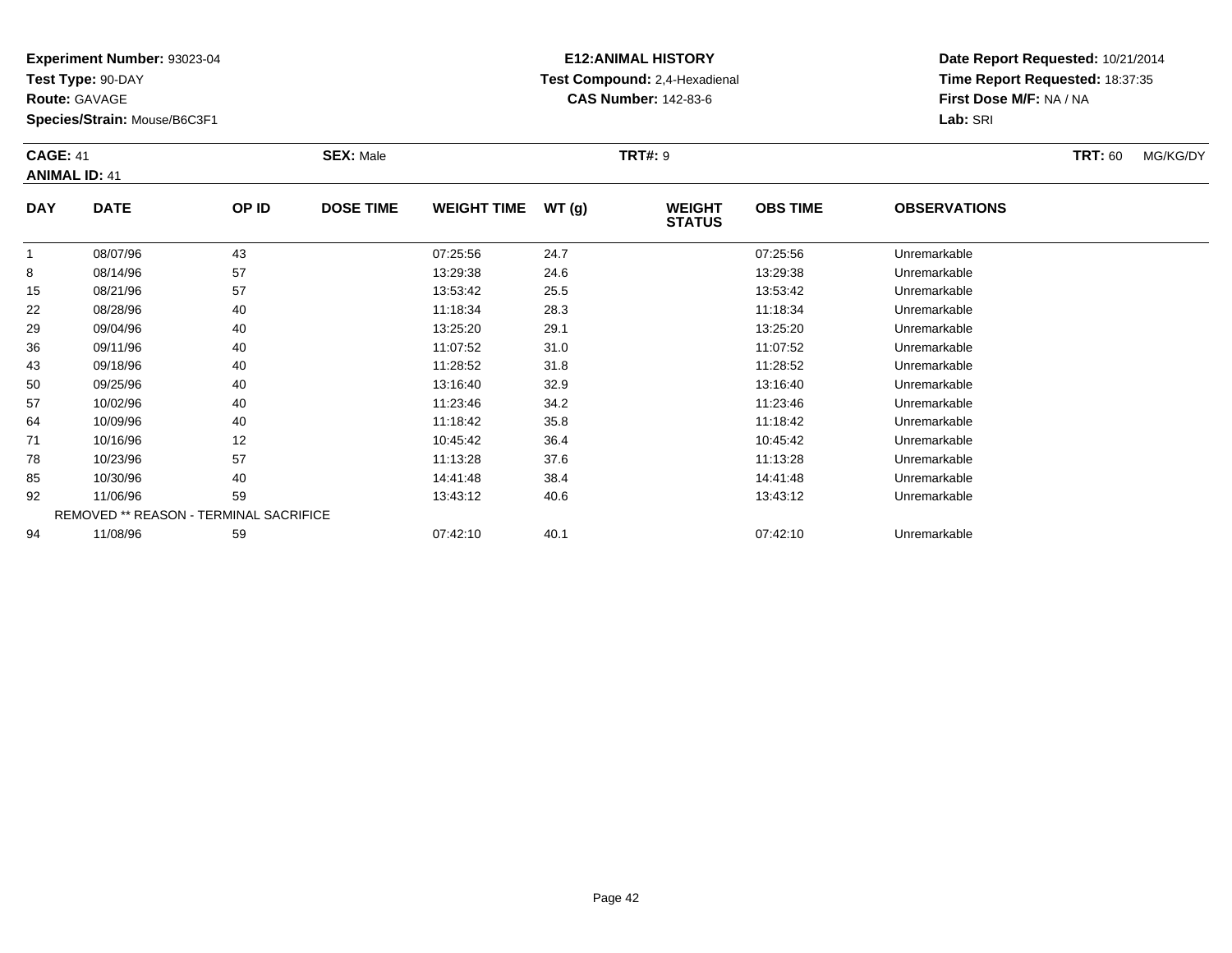**Experiment Number:** 93023-04
**Test Type:** 90-DAY
**Route:** GAVAGE
**Species/Strain:** Mouse/B6C3F1

**E12:ANIMAL HISTORY**
**Test Compound:** 2,4-Hexadienal
**CAS Number:** 142-83-6

**Date Report Requested:** 10/21/2014
**Time Report Requested:** 18:37:35
**First Dose M/F:** NA / NA
**Lab:** SRI

**CAGE:** 41 **SEX:** Male **TRT#:** 9 **TRT:** 60 MG/KG/DY
**ANIMAL ID:** 41

| DAY | DATE | OP ID | DOSE TIME | WEIGHT TIME | WT (g) | WEIGHT STATUS | OBS TIME | OBSERVATIONS |
|---|---|---|---|---|---|---|---|---|
| 1 | 08/07/96 | 43 | | 07:25:56 | 24.7 | | 07:25:56 | Unremarkable |
| 8 | 08/14/96 | 57 | | 13:29:38 | 24.6 | | 13:29:38 | Unremarkable |
| 15 | 08/21/96 | 57 | | 13:53:42 | 25.5 | | 13:53:42 | Unremarkable |
| 22 | 08/28/96 | 40 | | 11:18:34 | 28.3 | | 11:18:34 | Unremarkable |
| 29 | 09/04/96 | 40 | | 13:25:20 | 29.1 | | 13:25:20 | Unremarkable |
| 36 | 09/11/96 | 40 | | 11:07:52 | 31.0 | | 11:07:52 | Unremarkable |
| 43 | 09/18/96 | 40 | | 11:28:52 | 31.8 | | 11:28:52 | Unremarkable |
| 50 | 09/25/96 | 40 | | 13:16:40 | 32.9 | | 13:16:40 | Unremarkable |
| 57 | 10/02/96 | 40 | | 11:23:46 | 34.2 | | 11:23:46 | Unremarkable |
| 64 | 10/09/96 | 40 | | 11:18:42 | 35.8 | | 11:18:42 | Unremarkable |
| 71 | 10/16/96 | 12 | | 10:45:42 | 36.4 | | 10:45:42 | Unremarkable |
| 78 | 10/23/96 | 57 | | 11:13:28 | 37.6 | | 11:13:28 | Unremarkable |
| 85 | 10/30/96 | 40 | | 14:41:48 | 38.4 | | 14:41:48 | Unremarkable |
| 92 | 11/06/96 | 59 | | 13:43:12 | 40.6 | | 13:43:12 | Unremarkable |
| REMOVED ** REASON - TERMINAL SACRIFICE | | | | | | | | |
| 94 | 11/08/96 | 59 | | 07:42:10 | 40.1 | | 07:42:10 | Unremarkable |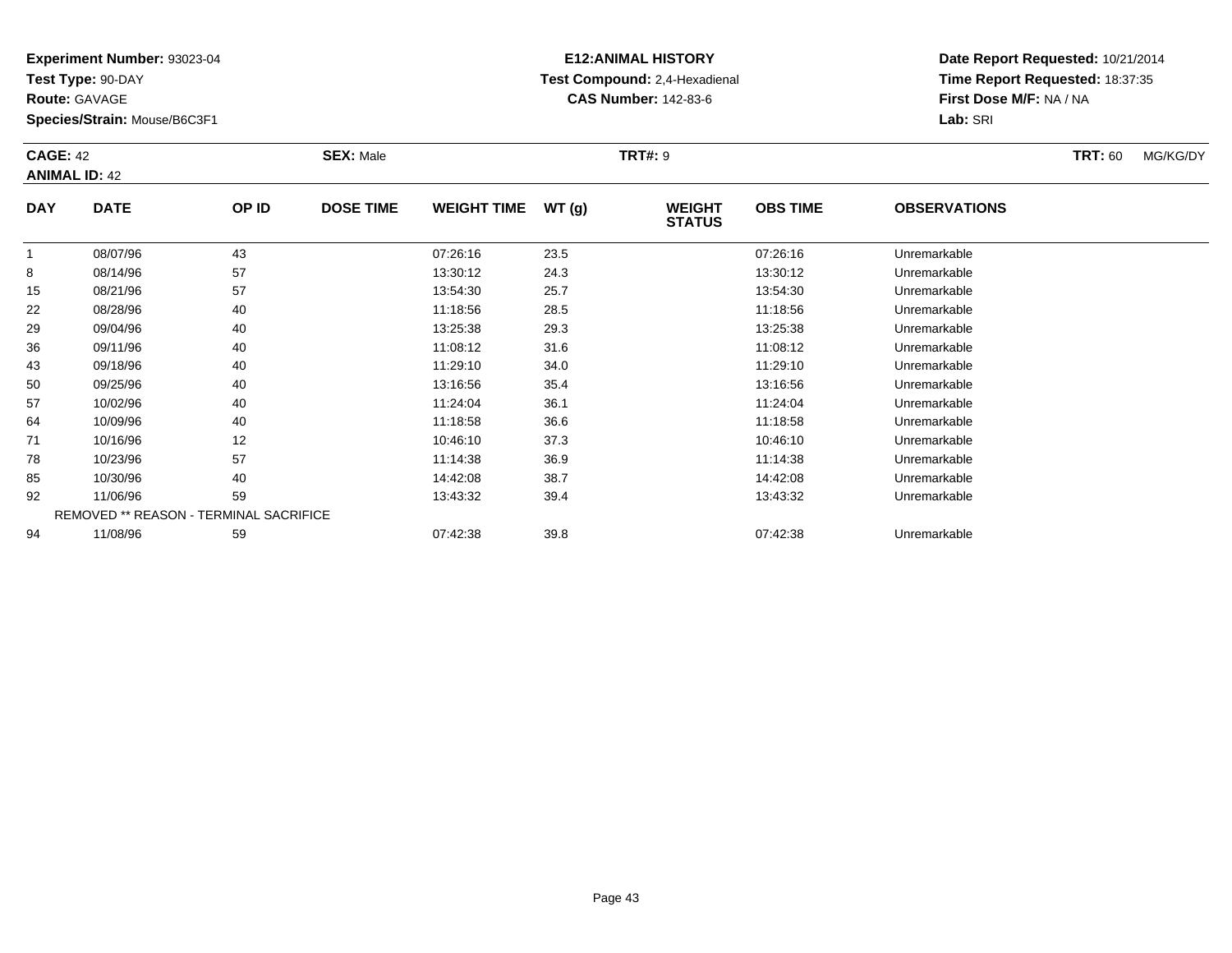**Experiment Number:** 93023-04
**Test Type:** 90-DAY
**Route:** GAVAGE
**Species/Strain:** Mouse/B6C3F1

**E12:ANIMAL HISTORY**
**Test Compound:** 2,4-Hexadienal
**CAS Number:** 142-83-6

**Date Report Requested:** 10/21/2014
**Time Report Requested:** 18:37:35
**First Dose M/F:** NA / NA
**Lab:** SRI

**CAGE:** 42 **SEX:** Male **TRT#:** 9 **TRT:** 60 MG/KG/DY
**ANIMAL ID:** 42

| DAY | DATE | OP ID | DOSE TIME | WEIGHT TIME | WT (g) | WEIGHT STATUS | OBS TIME | OBSERVATIONS |
|---|---|---|---|---|---|---|---|---|
| 1 | 08/07/96 | 43 | | 07:26:16 | 23.5 | | 07:26:16 | Unremarkable |
| 8 | 08/14/96 | 57 | | 13:30:12 | 24.3 | | 13:30:12 | Unremarkable |
| 15 | 08/21/96 | 57 | | 13:54:30 | 25.7 | | 13:54:30 | Unremarkable |
| 22 | 08/28/96 | 40 | | 11:18:56 | 28.5 | | 11:18:56 | Unremarkable |
| 29 | 09/04/96 | 40 | | 13:25:38 | 29.3 | | 13:25:38 | Unremarkable |
| 36 | 09/11/96 | 40 | | 11:08:12 | 31.6 | | 11:08:12 | Unremarkable |
| 43 | 09/18/96 | 40 | | 11:29:10 | 34.0 | | 11:29:10 | Unremarkable |
| 50 | 09/25/96 | 40 | | 13:16:56 | 35.4 | | 13:16:56 | Unremarkable |
| 57 | 10/02/96 | 40 | | 11:24:04 | 36.1 | | 11:24:04 | Unremarkable |
| 64 | 10/09/96 | 40 | | 11:18:58 | 36.6 | | 11:18:58 | Unremarkable |
| 71 | 10/16/96 | 12 | | 10:46:10 | 37.3 | | 10:46:10 | Unremarkable |
| 78 | 10/23/96 | 57 | | 11:14:38 | 36.9 | | 11:14:38 | Unremarkable |
| 85 | 10/30/96 | 40 | | 14:42:08 | 38.7 | | 14:42:08 | Unremarkable |
| 92 | 11/06/96 | 59 | | 13:43:32 | 39.4 | | 13:43:32 | Unremarkable |
| REMOVED ** REASON - TERMINAL SACRIFICE | | | | | | | | |
| 94 | 11/08/96 | 59 | | 07:42:38 | 39.8 | | 07:42:38 | Unremarkable |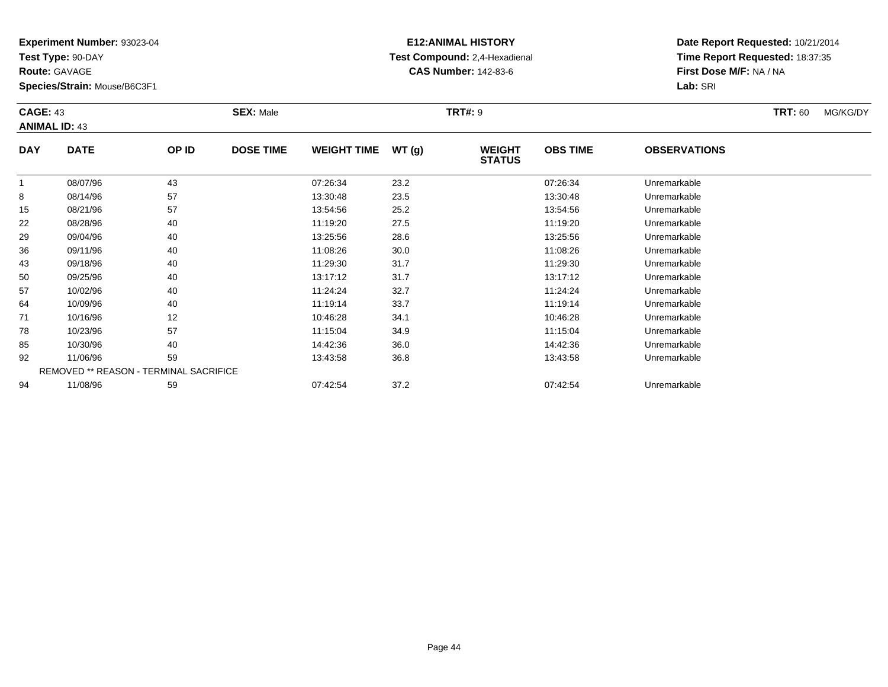**Experiment Number:** 93023-04
**Test Type:** 90-DAY
**Route:** GAVAGE
**Species/Strain:** Mouse/B6C3F1

**E12:ANIMAL HISTORY**
**Test Compound:** 2,4-Hexadienal
**CAS Number:** 142-83-6

**Date Report Requested:** 10/21/2014
**Time Report Requested:** 18:37:35
**First Dose M/F:** NA / NA
**Lab:** SRI

**CAGE:** 43 **SEX:** Male **TRT#:** 9 **TRT:** 60 MG/KG/DY
**ANIMAL ID:** 43

| DAY | DATE | OP ID | DOSE TIME | WEIGHT TIME | WT (g) | WEIGHT STATUS | OBS TIME | OBSERVATIONS |
|---|---|---|---|---|---|---|---|---|
| 1 | 08/07/96 | 43 | | 07:26:34 | 23.2 | | 07:26:34 | Unremarkable |
| 8 | 08/14/96 | 57 | | 13:30:48 | 23.5 | | 13:30:48 | Unremarkable |
| 15 | 08/21/96 | 57 | | 13:54:56 | 25.2 | | 13:54:56 | Unremarkable |
| 22 | 08/28/96 | 40 | | 11:19:20 | 27.5 | | 11:19:20 | Unremarkable |
| 29 | 09/04/96 | 40 | | 13:25:56 | 28.6 | | 13:25:56 | Unremarkable |
| 36 | 09/11/96 | 40 | | 11:08:26 | 30.0 | | 11:08:26 | Unremarkable |
| 43 | 09/18/96 | 40 | | 11:29:30 | 31.7 | | 11:29:30 | Unremarkable |
| 50 | 09/25/96 | 40 | | 13:17:12 | 31.7 | | 13:17:12 | Unremarkable |
| 57 | 10/02/96 | 40 | | 11:24:24 | 32.7 | | 11:24:24 | Unremarkable |
| 64 | 10/09/96 | 40 | | 11:19:14 | 33.7 | | 11:19:14 | Unremarkable |
| 71 | 10/16/96 | 12 | | 10:46:28 | 34.1 | | 10:46:28 | Unremarkable |
| 78 | 10/23/96 | 57 | | 11:15:04 | 34.9 | | 11:15:04 | Unremarkable |
| 85 | 10/30/96 | 40 | | 14:42:36 | 36.0 | | 14:42:36 | Unremarkable |
| 92 | 11/06/96 | 59 | | 13:43:58 | 36.8 | | 13:43:58 | Unremarkable |
| REMOVED ** REASON - TERMINAL SACRIFICE | | | | | | | | |
| 94 | 11/08/96 | 59 | | 07:42:54 | 37.2 | | 07:42:54 | Unremarkable |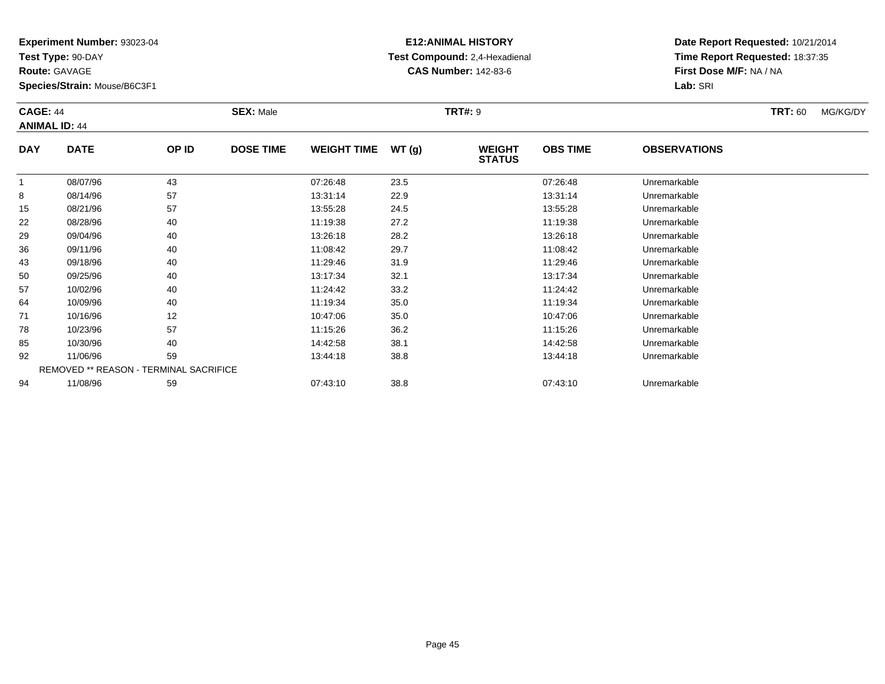**Experiment Number:** 93023-04
**Test Type:** 90-DAY
**Route:** GAVAGE
**Species/Strain:** Mouse/B6C3F1

**E12:ANIMAL HISTORY**
**Test Compound:** 2,4-Hexadienal
**CAS Number:** 142-83-6

**Date Report Requested:** 10/21/2014
**Time Report Requested:** 18:37:35
**First Dose M/F:** NA / NA
**Lab:** SRI

**CAGE:** 44 **SEX:** Male **TRT#:** 9 **TRT:** 60 MG/KG/DY
**ANIMAL ID:** 44

| DAY | DATE | OP ID | DOSE TIME | WEIGHT TIME | WT (g) | WEIGHT STATUS | OBS TIME | OBSERVATIONS |
|---|---|---|---|---|---|---|---|---|
| 1 | 08/07/96 | 43 | | 07:26:48 | 23.5 | | 07:26:48 | Unremarkable |
| 8 | 08/14/96 | 57 | | 13:31:14 | 22.9 | | 13:31:14 | Unremarkable |
| 15 | 08/21/96 | 57 | | 13:55:28 | 24.5 | | 13:55:28 | Unremarkable |
| 22 | 08/28/96 | 40 | | 11:19:38 | 27.2 | | 11:19:38 | Unremarkable |
| 29 | 09/04/96 | 40 | | 13:26:18 | 28.2 | | 13:26:18 | Unremarkable |
| 36 | 09/11/96 | 40 | | 11:08:42 | 29.7 | | 11:08:42 | Unremarkable |
| 43 | 09/18/96 | 40 | | 11:29:46 | 31.9 | | 11:29:46 | Unremarkable |
| 50 | 09/25/96 | 40 | | 13:17:34 | 32.1 | | 13:17:34 | Unremarkable |
| 57 | 10/02/96 | 40 | | 11:24:42 | 33.2 | | 11:24:42 | Unremarkable |
| 64 | 10/09/96 | 40 | | 11:19:34 | 35.0 | | 11:19:34 | Unremarkable |
| 71 | 10/16/96 | 12 | | 10:47:06 | 35.0 | | 10:47:06 | Unremarkable |
| 78 | 10/23/96 | 57 | | 11:15:26 | 36.2 | | 11:15:26 | Unremarkable |
| 85 | 10/30/96 | 40 | | 14:42:58 | 38.1 | | 14:42:58 | Unremarkable |
| 92 | 11/06/96 | 59 | | 13:44:18 | 38.8 | | 13:44:18 | Unremarkable |
| REMOVED ** REASON - TERMINAL SACRIFICE | | | | | | | | |
| 94 | 11/08/96 | 59 | | 07:43:10 | 38.8 | | 07:43:10 | Unremarkable |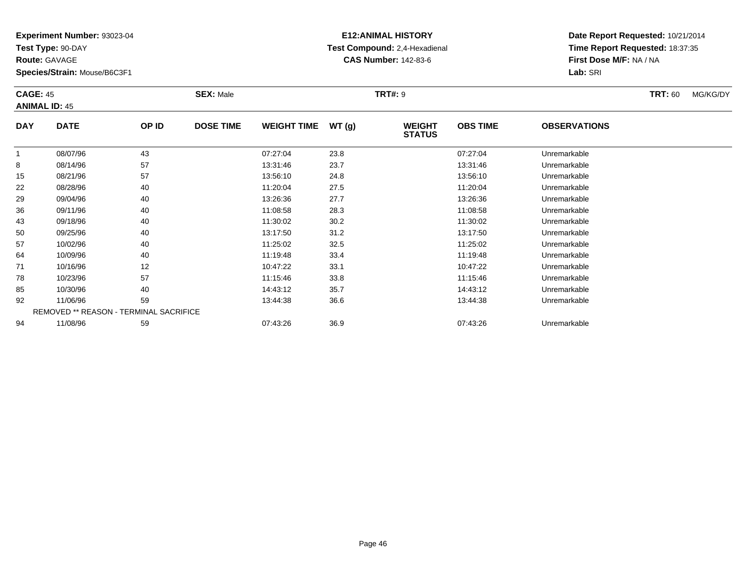**Experiment Number:** 93023-04
**Test Type:** 90-DAY
**Route:** GAVAGE
**Species/Strain:** Mouse/B6C3F1

**E12:ANIMAL HISTORY**
**Test Compound:** 2,4-Hexadienal
**CAS Number:** 142-83-6

**Date Report Requested:** 10/21/2014
**Time Report Requested:** 18:37:35
**First Dose M/F:** NA / NA
**Lab:** SRI

**CAGE:** 45 **SEX:** Male **TRT#:** 9 **TRT:** 60 MG/KG/DY
**ANIMAL ID:** 45

| DAY | DATE | OP ID | DOSE TIME | WEIGHT TIME | WT (g) | WEIGHT STATUS | OBS TIME | OBSERVATIONS |
|---|---|---|---|---|---|---|---|---|
| 1 | 08/07/96 | 43 | | 07:27:04 | 23.8 | | 07:27:04 | Unremarkable |
| 8 | 08/14/96 | 57 | | 13:31:46 | 23.7 | | 13:31:46 | Unremarkable |
| 15 | 08/21/96 | 57 | | 13:56:10 | 24.8 | | 13:56:10 | Unremarkable |
| 22 | 08/28/96 | 40 | | 11:20:04 | 27.5 | | 11:20:04 | Unremarkable |
| 29 | 09/04/96 | 40 | | 13:26:36 | 27.7 | | 13:26:36 | Unremarkable |
| 36 | 09/11/96 | 40 | | 11:08:58 | 28.3 | | 11:08:58 | Unremarkable |
| 43 | 09/18/96 | 40 | | 11:30:02 | 30.2 | | 11:30:02 | Unremarkable |
| 50 | 09/25/96 | 40 | | 13:17:50 | 31.2 | | 13:17:50 | Unremarkable |
| 57 | 10/02/96 | 40 | | 11:25:02 | 32.5 | | 11:25:02 | Unremarkable |
| 64 | 10/09/96 | 40 | | 11:19:48 | 33.4 | | 11:19:48 | Unremarkable |
| 71 | 10/16/96 | 12 | | 10:47:22 | 33.1 | | 10:47:22 | Unremarkable |
| 78 | 10/23/96 | 57 | | 11:15:46 | 33.8 | | 11:15:46 | Unremarkable |
| 85 | 10/30/96 | 40 | | 14:43:12 | 35.7 | | 14:43:12 | Unremarkable |
| 92 | 11/06/96 | 59 | | 13:44:38 | 36.6 | | 13:44:38 | Unremarkable |
| REMOVED ** REASON - TERMINAL SACRIFICE | | | | | | | | |
| 94 | 11/08/96 | 59 | | 07:43:26 | 36.9 | | 07:43:26 | Unremarkable |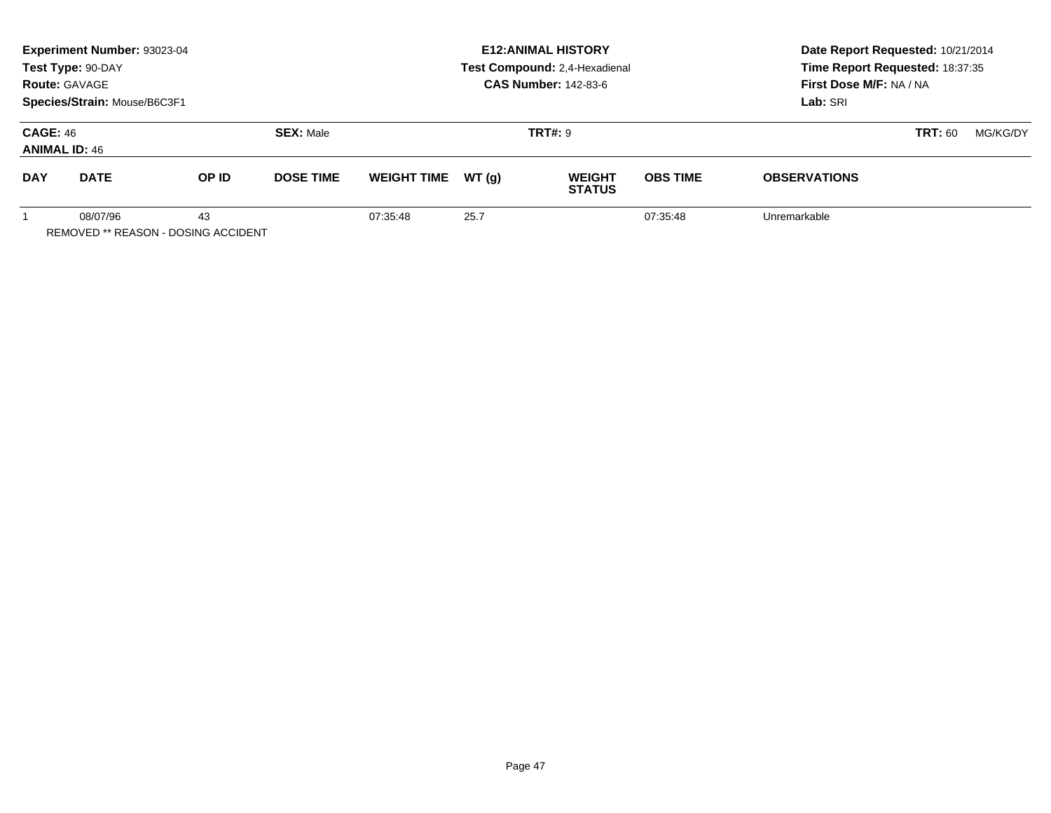**Experiment Number:** 93023-04
**Test Type:** 90-DAY
**Route:** GAVAGE
**Species/Strain:** Mouse/B6C3F1

**E12:ANIMAL HISTORY**
**Test Compound:** 2,4-Hexadienal
**CAS Number:** 142-83-6

**Date Report Requested:** 10/21/2014
**Time Report Requested:** 18:37:35
**First Dose M/F:** NA / NA
**Lab:** SRI

**CAGE:** 46 **SEX:** Male **TRT#:** 9 **TRT:** 60 MG/KG/DY
**ANIMAL ID:** 46

| DAY | DATE | OP ID | DOSE TIME | WEIGHT TIME | WT (g) | WEIGHT STATUS | OBS TIME | OBSERVATIONS |
|---|---|---|---|---|---|---|---|---|
| 1 | 08/07/96 | 43 | | 07:35:48 | 25.7 | | 07:35:48 | Unremarkable |

REMOVED ** REASON - DOSING ACCIDENT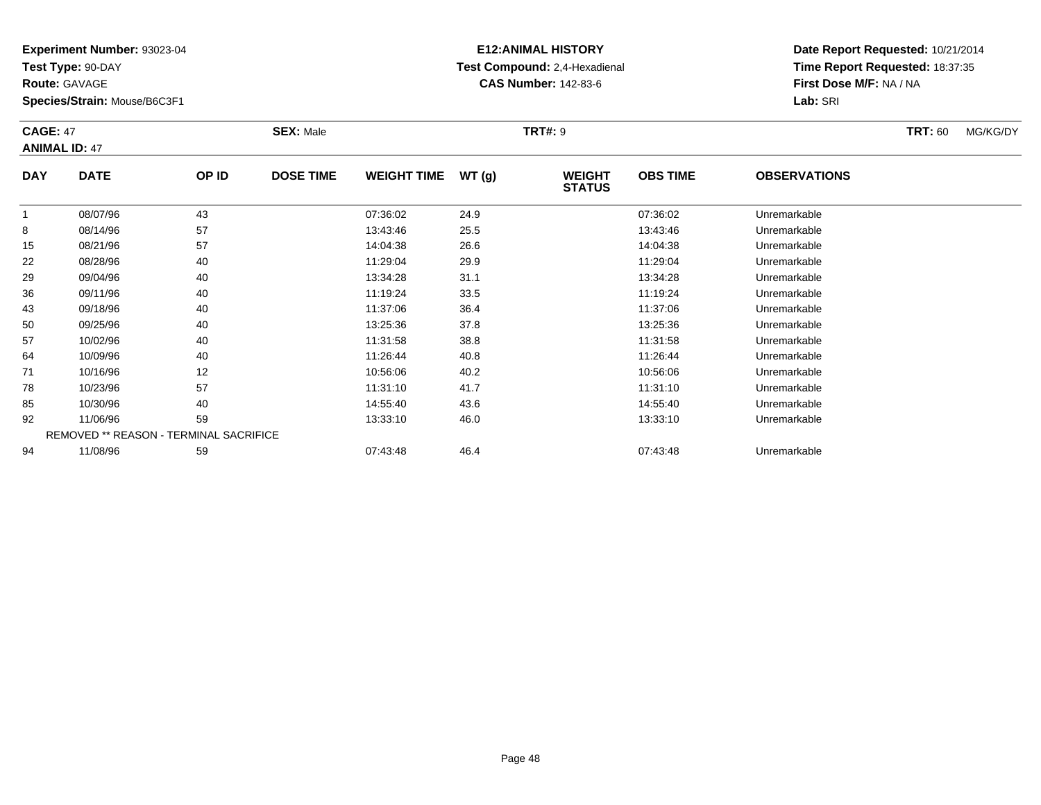**Experiment Number:** 93023-04
**Test Type:** 90-DAY
**Route:** GAVAGE
**Species/Strain:** Mouse/B6C3F1

**E12:ANIMAL HISTORY**
**Test Compound:** 2,4-Hexadienal
**CAS Number:** 142-83-6

**Date Report Requested:** 10/21/2014
**Time Report Requested:** 18:37:35
**First Dose M/F:** NA / NA
**Lab:** SRI

**CAGE:** 47 **SEX:** Male **TRT#:** 9 **TRT:** 60 MG/KG/DY
**ANIMAL ID:** 47

| DAY | DATE | OP ID | DOSE TIME | WEIGHT TIME | WT (g) | WEIGHT STATUS | OBS TIME | OBSERVATIONS |
|---|---|---|---|---|---|---|---|---|
| 1 | 08/07/96 | 43 | | 07:36:02 | 24.9 | | 07:36:02 | Unremarkable |
| 8 | 08/14/96 | 57 | | 13:43:46 | 25.5 | | 13:43:46 | Unremarkable |
| 15 | 08/21/96 | 57 | | 14:04:38 | 26.6 | | 14:04:38 | Unremarkable |
| 22 | 08/28/96 | 40 | | 11:29:04 | 29.9 | | 11:29:04 | Unremarkable |
| 29 | 09/04/96 | 40 | | 13:34:28 | 31.1 | | 13:34:28 | Unremarkable |
| 36 | 09/11/96 | 40 | | 11:19:24 | 33.5 | | 11:19:24 | Unremarkable |
| 43 | 09/18/96 | 40 | | 11:37:06 | 36.4 | | 11:37:06 | Unremarkable |
| 50 | 09/25/96 | 40 | | 13:25:36 | 37.8 | | 13:25:36 | Unremarkable |
| 57 | 10/02/96 | 40 | | 11:31:58 | 38.8 | | 11:31:58 | Unremarkable |
| 64 | 10/09/96 | 40 | | 11:26:44 | 40.8 | | 11:26:44 | Unremarkable |
| 71 | 10/16/96 | 12 | | 10:56:06 | 40.2 | | 10:56:06 | Unremarkable |
| 78 | 10/23/96 | 57 | | 11:31:10 | 41.7 | | 11:31:10 | Unremarkable |
| 85 | 10/30/96 | 40 | | 14:55:40 | 43.6 | | 14:55:40 | Unremarkable |
| 92 | 11/06/96 | 59 | | 13:33:10 | 46.0 | | 13:33:10 | Unremarkable |
| REMOVED ** REASON - TERMINAL SACRIFICE | | | | | | | | |
| 94 | 11/08/96 | 59 | | 07:43:48 | 46.4 | | 07:43:48 | Unremarkable |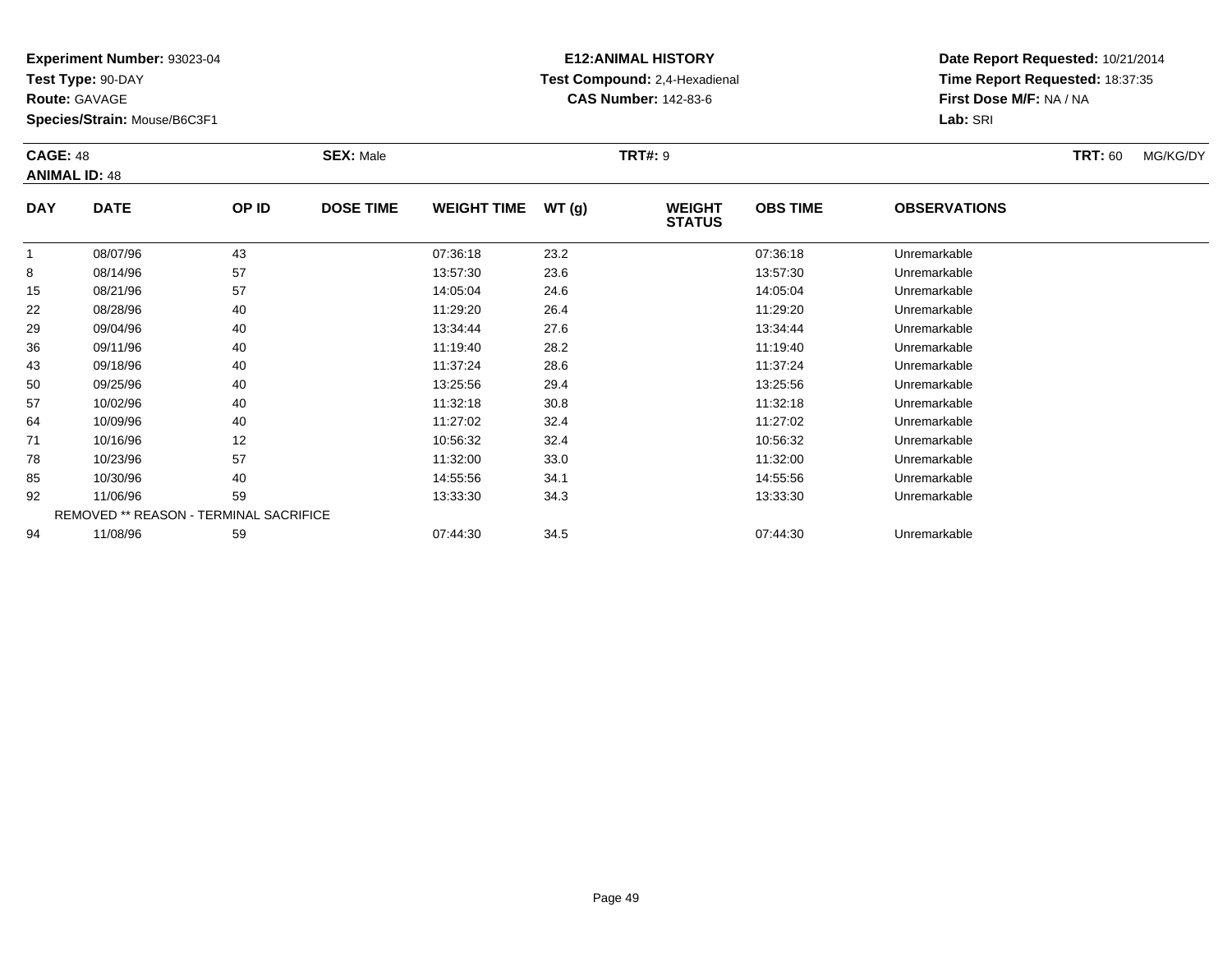**Experiment Number:** 93023-04
**Test Type:** 90-DAY
**Route:** GAVAGE
**Species/Strain:** Mouse/B6C3F1

**E12:ANIMAL HISTORY**
**Test Compound:** 2,4-Hexadienal
**CAS Number:** 142-83-6

**Date Report Requested:** 10/21/2014
**Time Report Requested:** 18:37:35
**First Dose M/F:** NA / NA
**Lab:** SRI

**CAGE:** 48
**ANIMAL ID:** 48

**SEX:** Male

**TRT#:** 9

**TRT:** 60 MG/KG/DY

| DAY | DATE | OP ID | DOSE TIME | WEIGHT TIME | WT (g) | WEIGHT STATUS | OBS TIME | OBSERVATIONS |
|---|---|---|---|---|---|---|---|---|
| 1 | 08/07/96 | 43 | | 07:36:18 | 23.2 | | 07:36:18 | Unremarkable |
| 8 | 08/14/96 | 57 | | 13:57:30 | 23.6 | | 13:57:30 | Unremarkable |
| 15 | 08/21/96 | 57 | | 14:05:04 | 24.6 | | 14:05:04 | Unremarkable |
| 22 | 08/28/96 | 40 | | 11:29:20 | 26.4 | | 11:29:20 | Unremarkable |
| 29 | 09/04/96 | 40 | | 13:34:44 | 27.6 | | 13:34:44 | Unremarkable |
| 36 | 09/11/96 | 40 | | 11:19:40 | 28.2 | | 11:19:40 | Unremarkable |
| 43 | 09/18/96 | 40 | | 11:37:24 | 28.6 | | 11:37:24 | Unremarkable |
| 50 | 09/25/96 | 40 | | 13:25:56 | 29.4 | | 13:25:56 | Unremarkable |
| 57 | 10/02/96 | 40 | | 11:32:18 | 30.8 | | 11:32:18 | Unremarkable |
| 64 | 10/09/96 | 40 | | 11:27:02 | 32.4 | | 11:27:02 | Unremarkable |
| 71 | 10/16/96 | 12 | | 10:56:32 | 32.4 | | 10:56:32 | Unremarkable |
| 78 | 10/23/96 | 57 | | 11:32:00 | 33.0 | | 11:32:00 | Unremarkable |
| 85 | 10/30/96 | 40 | | 14:55:56 | 34.1 | | 14:55:56 | Unremarkable |
| 92 | 11/06/96 | 59 | | 13:33:30 | 34.3 | | 13:33:30 | Unremarkable |
| REMOVED ** REASON - TERMINAL SACRIFICE | | | | | | | | |
| 94 | 11/08/96 | 59 | | 07:44:30 | 34.5 | | 07:44:30 | Unremarkable |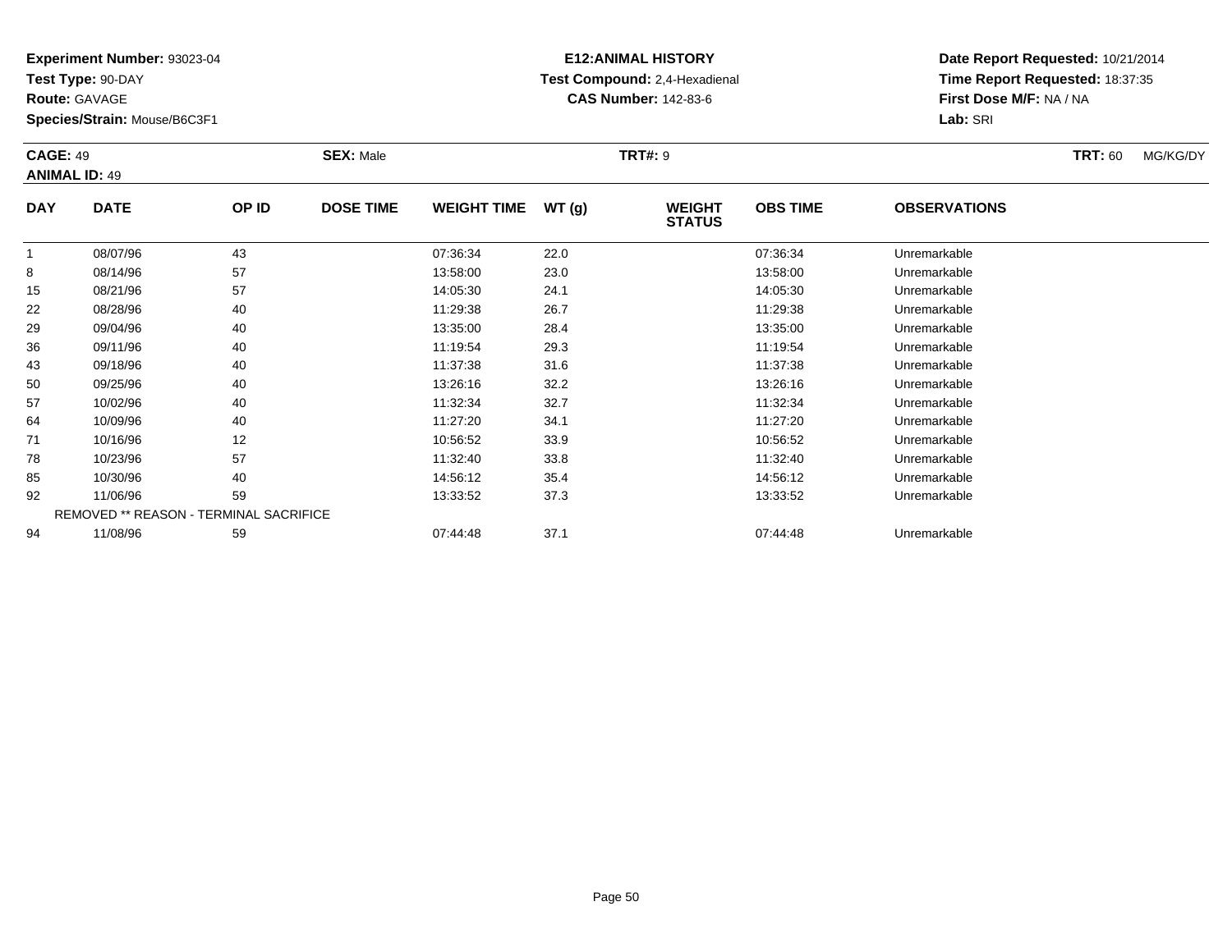**Experiment Number:** 93023-04
**Test Type:** 90-DAY
**Route:** GAVAGE
**Species/Strain:** Mouse/B6C3F1

**E12:ANIMAL HISTORY**
**Test Compound:** 2,4-Hexadienal
**CAS Number:** 142-83-6

**Date Report Requested:** 10/21/2014
**Time Report Requested:** 18:37:35
**First Dose M/F:** NA / NA
**Lab:** SRI

**CAGE:** 49 **SEX:** Male **TRT#:** 9 **TRT:** 60 MG/KG/DY
**ANIMAL ID:** 49

| DAY | DATE | OP ID | DOSE TIME | WEIGHT TIME | WT (g) | WEIGHT STATUS | OBS TIME | OBSERVATIONS |
|---|---|---|---|---|---|---|---|---|
| 1 | 08/07/96 | 43 | | 07:36:34 | 22.0 | | 07:36:34 | Unremarkable |
| 8 | 08/14/96 | 57 | | 13:58:00 | 23.0 | | 13:58:00 | Unremarkable |
| 15 | 08/21/96 | 57 | | 14:05:30 | 24.1 | | 14:05:30 | Unremarkable |
| 22 | 08/28/96 | 40 | | 11:29:38 | 26.7 | | 11:29:38 | Unremarkable |
| 29 | 09/04/96 | 40 | | 13:35:00 | 28.4 | | 13:35:00 | Unremarkable |
| 36 | 09/11/96 | 40 | | 11:19:54 | 29.3 | | 11:19:54 | Unremarkable |
| 43 | 09/18/96 | 40 | | 11:37:38 | 31.6 | | 11:37:38 | Unremarkable |
| 50 | 09/25/96 | 40 | | 13:26:16 | 32.2 | | 13:26:16 | Unremarkable |
| 57 | 10/02/96 | 40 | | 11:32:34 | 32.7 | | 11:32:34 | Unremarkable |
| 64 | 10/09/96 | 40 | | 11:27:20 | 34.1 | | 11:27:20 | Unremarkable |
| 71 | 10/16/96 | 12 | | 10:56:52 | 33.9 | | 10:56:52 | Unremarkable |
| 78 | 10/23/96 | 57 | | 11:32:40 | 33.8 | | 11:32:40 | Unremarkable |
| 85 | 10/30/96 | 40 | | 14:56:12 | 35.4 | | 14:56:12 | Unremarkable |
| 92 | 11/06/96 | 59 | | 13:33:52 | 37.3 | | 13:33:52 | Unremarkable |
| | REMOVED ** REASON - TERMINAL SACRIFICE | | | | | | | |
| 94 | 11/08/96 | 59 | | 07:44:48 | 37.1 | | 07:44:48 | Unremarkable |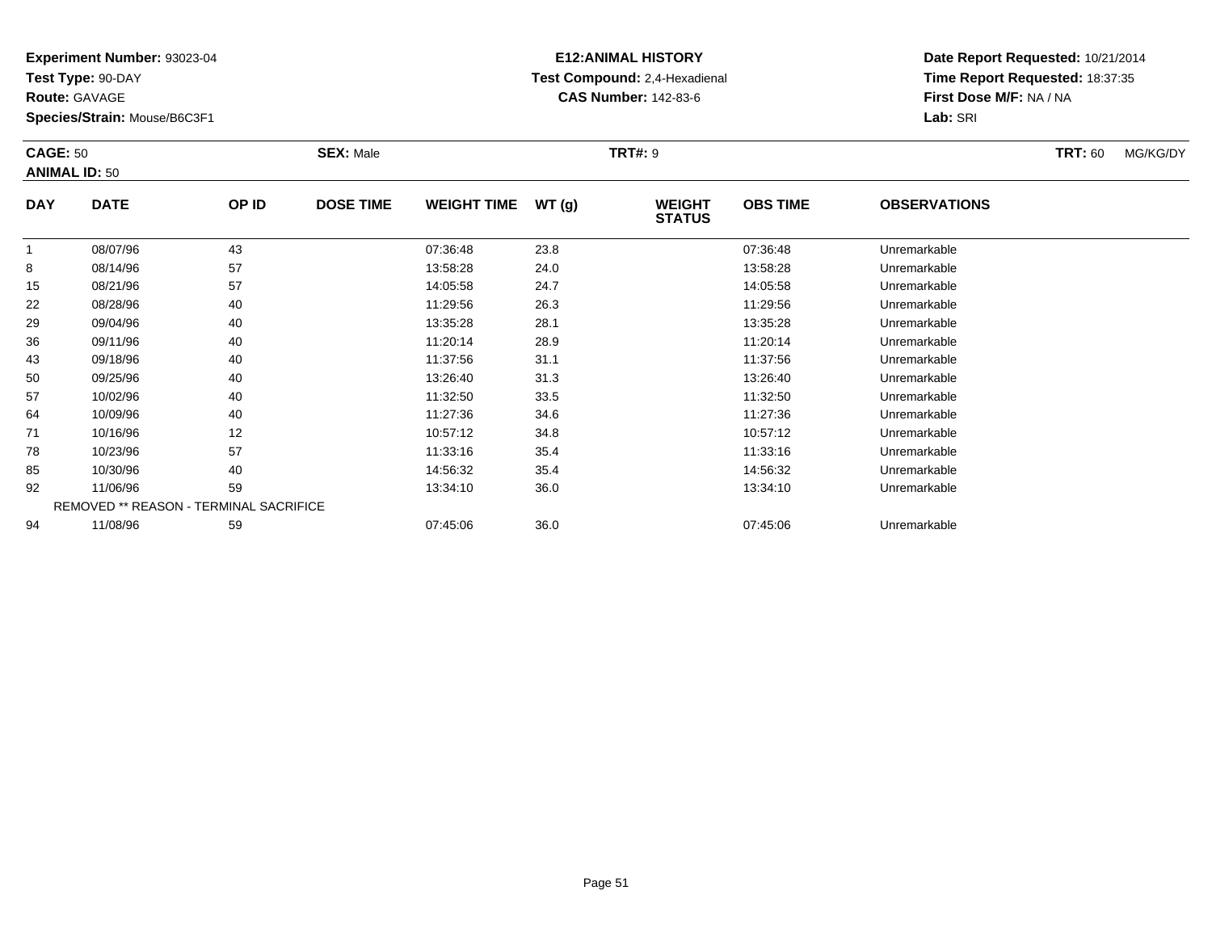**Experiment Number:** 93023-04
**Test Type:** 90-DAY
**Route:** GAVAGE
**Species/Strain:** Mouse/B6C3F1

**E12:ANIMAL HISTORY**
**Test Compound:** 2,4-Hexadienal
**CAS Number:** 142-83-6

**Date Report Requested:** 10/21/2014
**Time Report Requested:** 18:37:35
**First Dose M/F:** NA / NA
**Lab:** SRI

**CAGE:** 50 **SEX:** Male **TRT#:** 9 **TRT:** 60 MG/KG/DY
**ANIMAL ID:** 50

| DAY | DATE | OP ID | DOSE TIME | WEIGHT TIME | WT (g) | WEIGHT STATUS | OBS TIME | OBSERVATIONS |
|---|---|---|---|---|---|---|---|---|
| 1 | 08/07/96 | 43 | | 07:36:48 | 23.8 | | 07:36:48 | Unremarkable |
| 8 | 08/14/96 | 57 | | 13:58:28 | 24.0 | | 13:58:28 | Unremarkable |
| 15 | 08/21/96 | 57 | | 14:05:58 | 24.7 | | 14:05:58 | Unremarkable |
| 22 | 08/28/96 | 40 | | 11:29:56 | 26.3 | | 11:29:56 | Unremarkable |
| 29 | 09/04/96 | 40 | | 13:35:28 | 28.1 | | 13:35:28 | Unremarkable |
| 36 | 09/11/96 | 40 | | 11:20:14 | 28.9 | | 11:20:14 | Unremarkable |
| 43 | 09/18/96 | 40 | | 11:37:56 | 31.1 | | 11:37:56 | Unremarkable |
| 50 | 09/25/96 | 40 | | 13:26:40 | 31.3 | | 13:26:40 | Unremarkable |
| 57 | 10/02/96 | 40 | | 11:32:50 | 33.5 | | 11:32:50 | Unremarkable |
| 64 | 10/09/96 | 40 | | 11:27:36 | 34.6 | | 11:27:36 | Unremarkable |
| 71 | 10/16/96 | 12 | | 10:57:12 | 34.8 | | 10:57:12 | Unremarkable |
| 78 | 10/23/96 | 57 | | 11:33:16 | 35.4 | | 11:33:16 | Unremarkable |
| 85 | 10/30/96 | 40 | | 14:56:32 | 35.4 | | 14:56:32 | Unremarkable |
| 92 | 11/06/96 | 59 | | 13:34:10 | 36.0 | | 13:34:10 | Unremarkable |
| REMOVED ** REASON - TERMINAL SACRIFICE | | | | | | | | |
| 94 | 11/08/96 | 59 | | 07:45:06 | 36.0 | | 07:45:06 | Unremarkable |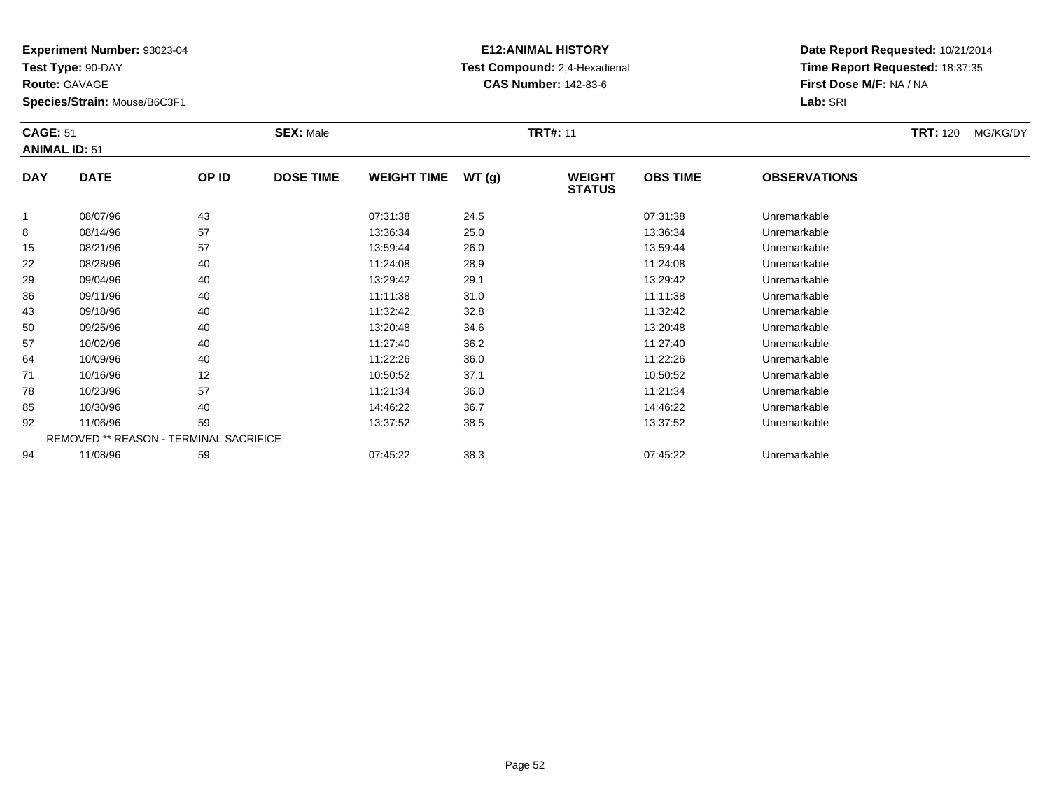**Experiment Number:** 93023-04
**Test Type:** 90-DAY
**Route:** GAVAGE
**Species/Strain:** Mouse/B6C3F1

**E12:ANIMAL HISTORY**
**Test Compound:** 2,4-Hexadienal
**CAS Number:** 142-83-6

**Date Report Requested:** 10/21/2014
**Time Report Requested:** 18:37:35
**First Dose M/F:** NA / NA
**Lab:** SRI

**CAGE:** 51 **SEX:** Male **TRT#:** 11 **TRT:** 120 MG/KG/DY
**ANIMAL ID:** 51

| DAY | DATE | OP ID | DOSE TIME | WEIGHT TIME | WT (g) | WEIGHT STATUS | OBS TIME | OBSERVATIONS |
|---|---|---|---|---|---|---|---|---|
| 1 | 08/07/96 | 43 | | 07:31:38 | 24.5 | | 07:31:38 | Unremarkable |
| 8 | 08/14/96 | 57 | | 13:36:34 | 25.0 | | 13:36:34 | Unremarkable |
| 15 | 08/21/96 | 57 | | 13:59:44 | 26.0 | | 13:59:44 | Unremarkable |
| 22 | 08/28/96 | 40 | | 11:24:08 | 28.9 | | 11:24:08 | Unremarkable |
| 29 | 09/04/96 | 40 | | 13:29:42 | 29.1 | | 13:29:42 | Unremarkable |
| 36 | 09/11/96 | 40 | | 11:11:38 | 31.0 | | 11:11:38 | Unremarkable |
| 43 | 09/18/96 | 40 | | 11:32:42 | 32.8 | | 11:32:42 | Unremarkable |
| 50 | 09/25/96 | 40 | | 13:20:48 | 34.6 | | 13:20:48 | Unremarkable |
| 57 | 10/02/96 | 40 | | 11:27:40 | 36.2 | | 11:27:40 | Unremarkable |
| 64 | 10/09/96 | 40 | | 11:22:26 | 36.0 | | 11:22:26 | Unremarkable |
| 71 | 10/16/96 | 12 | | 10:50:52 | 37.1 | | 10:50:52 | Unremarkable |
| 78 | 10/23/96 | 57 | | 11:21:34 | 36.0 | | 11:21:34 | Unremarkable |
| 85 | 10/30/96 | 40 | | 14:46:22 | 36.7 | | 14:46:22 | Unremarkable |
| 92 | 11/06/96 | 59 | | 13:37:52 | 38.5 | | 13:37:52 | Unremarkable |
| | REMOVED ** REASON - TERMINAL SACRIFICE | | | | | | | |
| 94 | 11/08/96 | 59 | | 07:45:22 | 38.3 | | 07:45:22 | Unremarkable |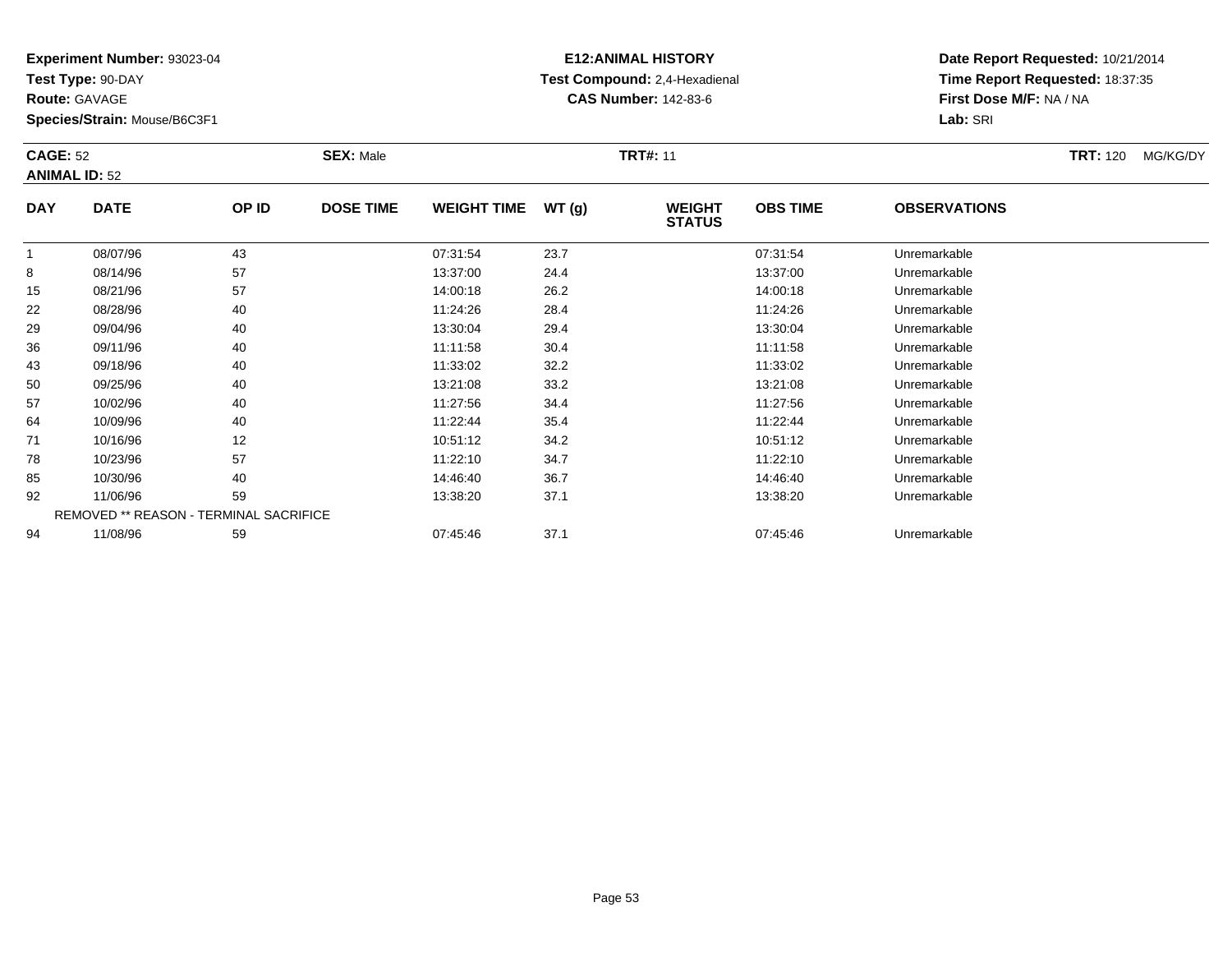**Experiment Number:** 93023-04
**Test Type:** 90-DAY
**Route:** GAVAGE
**Species/Strain:** Mouse/B6C3F1

**E12:ANIMAL HISTORY**
**Test Compound:** 2,4-Hexadienal
**CAS Number:** 142-83-6

**Date Report Requested:** 10/21/2014
**Time Report Requested:** 18:37:35
**First Dose M/F:** NA / NA
**Lab:** SRI

**CAGE:** 52
**ANIMAL ID:** 52
**SEX:** Male
**TRT#:** 11
**TRT:** 120 MG/KG/DY

| DAY | DATE | OP ID | DOSE TIME | WEIGHT TIME | WT (g) | WEIGHT STATUS | OBS TIME | OBSERVATIONS |
|---|---|---|---|---|---|---|---|---|
| 1 | 08/07/96 | 43 | | 07:31:54 | 23.7 | | 07:31:54 | Unremarkable |
| 8 | 08/14/96 | 57 | | 13:37:00 | 24.4 | | 13:37:00 | Unremarkable |
| 15 | 08/21/96 | 57 | | 14:00:18 | 26.2 | | 14:00:18 | Unremarkable |
| 22 | 08/28/96 | 40 | | 11:24:26 | 28.4 | | 11:24:26 | Unremarkable |
| 29 | 09/04/96 | 40 | | 13:30:04 | 29.4 | | 13:30:04 | Unremarkable |
| 36 | 09/11/96 | 40 | | 11:11:58 | 30.4 | | 11:11:58 | Unremarkable |
| 43 | 09/18/96 | 40 | | 11:33:02 | 32.2 | | 11:33:02 | Unremarkable |
| 50 | 09/25/96 | 40 | | 13:21:08 | 33.2 | | 13:21:08 | Unremarkable |
| 57 | 10/02/96 | 40 | | 11:27:56 | 34.4 | | 11:27:56 | Unremarkable |
| 64 | 10/09/96 | 40 | | 11:22:44 | 35.4 | | 11:22:44 | Unremarkable |
| 71 | 10/16/96 | 12 | | 10:51:12 | 34.2 | | 10:51:12 | Unremarkable |
| 78 | 10/23/96 | 57 | | 11:22:10 | 34.7 | | 11:22:10 | Unremarkable |
| 85 | 10/30/96 | 40 | | 14:46:40 | 36.7 | | 14:46:40 | Unremarkable |
| 92 | 11/06/96 | 59 | | 13:38:20 | 37.1 | | 13:38:20 | Unremarkable |
| REMOVED ** REASON - TERMINAL SACRIFICE | | | | | | | | |
| 94 | 11/08/96 | 59 | | 07:45:46 | 37.1 | | 07:45:46 | Unremarkable |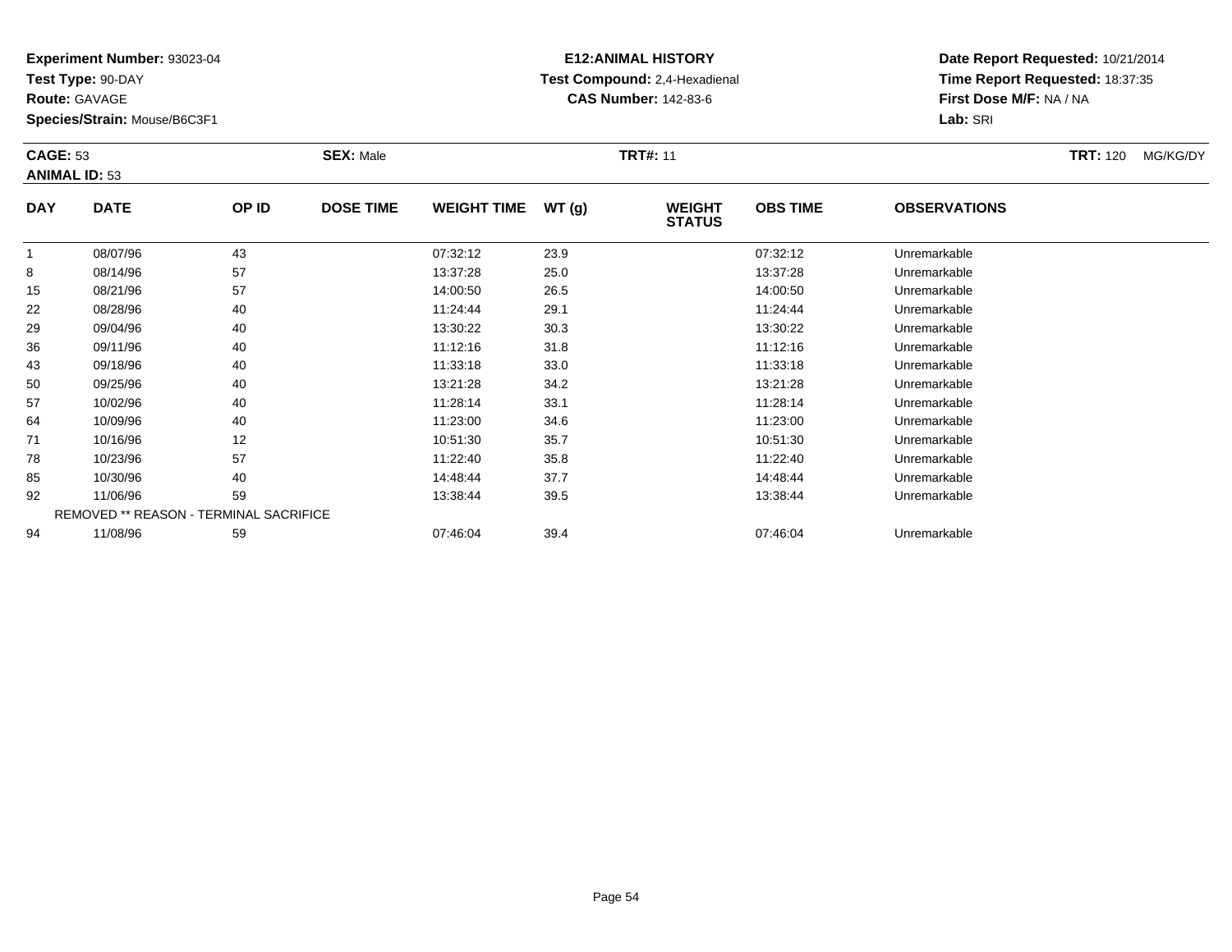**Experiment Number:** 93023-04
**Test Type:** 90-DAY
**Route:** GAVAGE
**Species/Strain:** Mouse/B6C3F1

**E12:ANIMAL HISTORY**
**Test Compound:** 2,4-Hexadienal
**CAS Number:** 142-83-6

**Date Report Requested:** 10/21/2014
**Time Report Requested:** 18:37:35
**First Dose M/F:** NA / NA
**Lab:** SRI

**CAGE:** 53 **SEX:** Male **TRT#:** 11 **TRT:** 120 MG/KG/DY
**ANIMAL ID:** 53

| DAY | DATE | OP ID | DOSE TIME | WEIGHT TIME | WT (g) | WEIGHT STATUS | OBS TIME | OBSERVATIONS |
|---|---|---|---|---|---|---|---|---|
| 1 | 08/07/96 | 43 | | 07:32:12 | 23.9 | | 07:32:12 | Unremarkable |
| 8 | 08/14/96 | 57 | | 13:37:28 | 25.0 | | 13:37:28 | Unremarkable |
| 15 | 08/21/96 | 57 | | 14:00:50 | 26.5 | | 14:00:50 | Unremarkable |
| 22 | 08/28/96 | 40 | | 11:24:44 | 29.1 | | 11:24:44 | Unremarkable |
| 29 | 09/04/96 | 40 | | 13:30:22 | 30.3 | | 13:30:22 | Unremarkable |
| 36 | 09/11/96 | 40 | | 11:12:16 | 31.8 | | 11:12:16 | Unremarkable |
| 43 | 09/18/96 | 40 | | 11:33:18 | 33.0 | | 11:33:18 | Unremarkable |
| 50 | 09/25/96 | 40 | | 13:21:28 | 34.2 | | 13:21:28 | Unremarkable |
| 57 | 10/02/96 | 40 | | 11:28:14 | 33.1 | | 11:28:14 | Unremarkable |
| 64 | 10/09/96 | 40 | | 11:23:00 | 34.6 | | 11:23:00 | Unremarkable |
| 71 | 10/16/96 | 12 | | 10:51:30 | 35.7 | | 10:51:30 | Unremarkable |
| 78 | 10/23/96 | 57 | | 11:22:40 | 35.8 | | 11:22:40 | Unremarkable |
| 85 | 10/30/96 | 40 | | 14:48:44 | 37.7 | | 14:48:44 | Unremarkable |
| 92 | 11/06/96 | 59 | | 13:38:44 | 39.5 | | 13:38:44 | Unremarkable |
| REMOVED ** REASON - TERMINAL SACRIFICE | | | | | | | | |
| 94 | 11/08/96 | 59 | | 07:46:04 | 39.4 | | 07:46:04 | Unremarkable |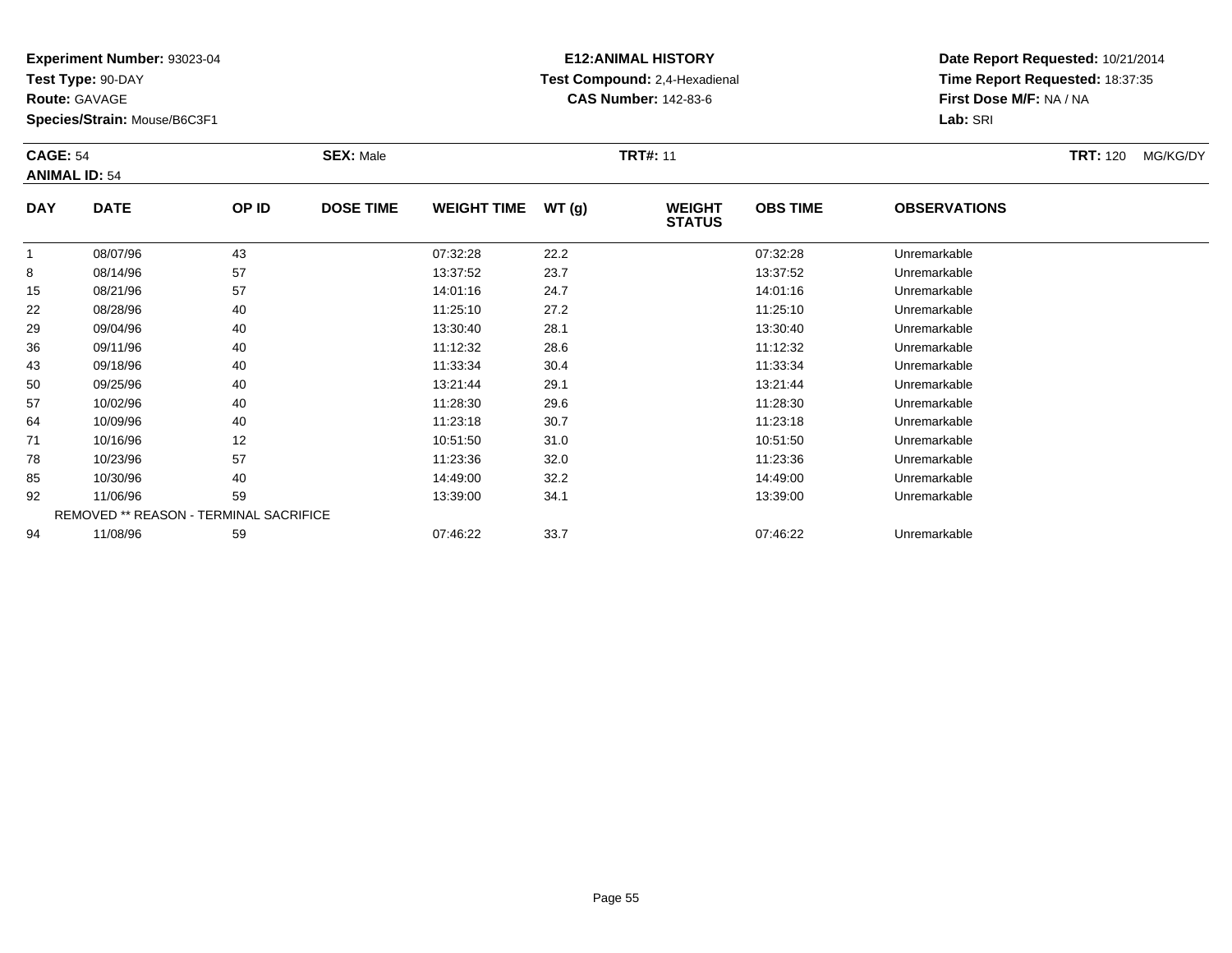**Experiment Number:** 93023-04
**Test Type:** 90-DAY
**Route:** GAVAGE
**Species/Strain:** Mouse/B6C3F1

**E12:ANIMAL HISTORY**
**Test Compound:** 2,4-Hexadienal
**CAS Number:** 142-83-6

**Date Report Requested:** 10/21/2014
**Time Report Requested:** 18:37:35
**First Dose M/F:** NA / NA
**Lab:** SRI

**CAGE:** 54 **SEX:** Male **TRT#:** 11 **TRT:** 120 MG/KG/DY
**ANIMAL ID:** 54

| DAY | DATE | OP ID | DOSE TIME | WEIGHT TIME | WT (g) | WEIGHT STATUS | OBS TIME | OBSERVATIONS |
|---|---|---|---|---|---|---|---|---|
| 1 | 08/07/96 | 43 | | 07:32:28 | 22.2 | | 07:32:28 | Unremarkable |
| 8 | 08/14/96 | 57 | | 13:37:52 | 23.7 | | 13:37:52 | Unremarkable |
| 15 | 08/21/96 | 57 | | 14:01:16 | 24.7 | | 14:01:16 | Unremarkable |
| 22 | 08/28/96 | 40 | | 11:25:10 | 27.2 | | 11:25:10 | Unremarkable |
| 29 | 09/04/96 | 40 | | 13:30:40 | 28.1 | | 13:30:40 | Unremarkable |
| 36 | 09/11/96 | 40 | | 11:12:32 | 28.6 | | 11:12:32 | Unremarkable |
| 43 | 09/18/96 | 40 | | 11:33:34 | 30.4 | | 11:33:34 | Unremarkable |
| 50 | 09/25/96 | 40 | | 13:21:44 | 29.1 | | 13:21:44 | Unremarkable |
| 57 | 10/02/96 | 40 | | 11:28:30 | 29.6 | | 11:28:30 | Unremarkable |
| 64 | 10/09/96 | 40 | | 11:23:18 | 30.7 | | 11:23:18 | Unremarkable |
| 71 | 10/16/96 | 12 | | 10:51:50 | 31.0 | | 10:51:50 | Unremarkable |
| 78 | 10/23/96 | 57 | | 11:23:36 | 32.0 | | 11:23:36 | Unremarkable |
| 85 | 10/30/96 | 40 | | 14:49:00 | 32.2 | | 14:49:00 | Unremarkable |
| 92 | 11/06/96 | 59 | | 13:39:00 | 34.1 | | 13:39:00 | Unremarkable |
| | REMOVED ** REASON - TERMINAL SACRIFICE | | | | | | | |
| 94 | 11/08/96 | 59 | | 07:46:22 | 33.7 | | 07:46:22 | Unremarkable |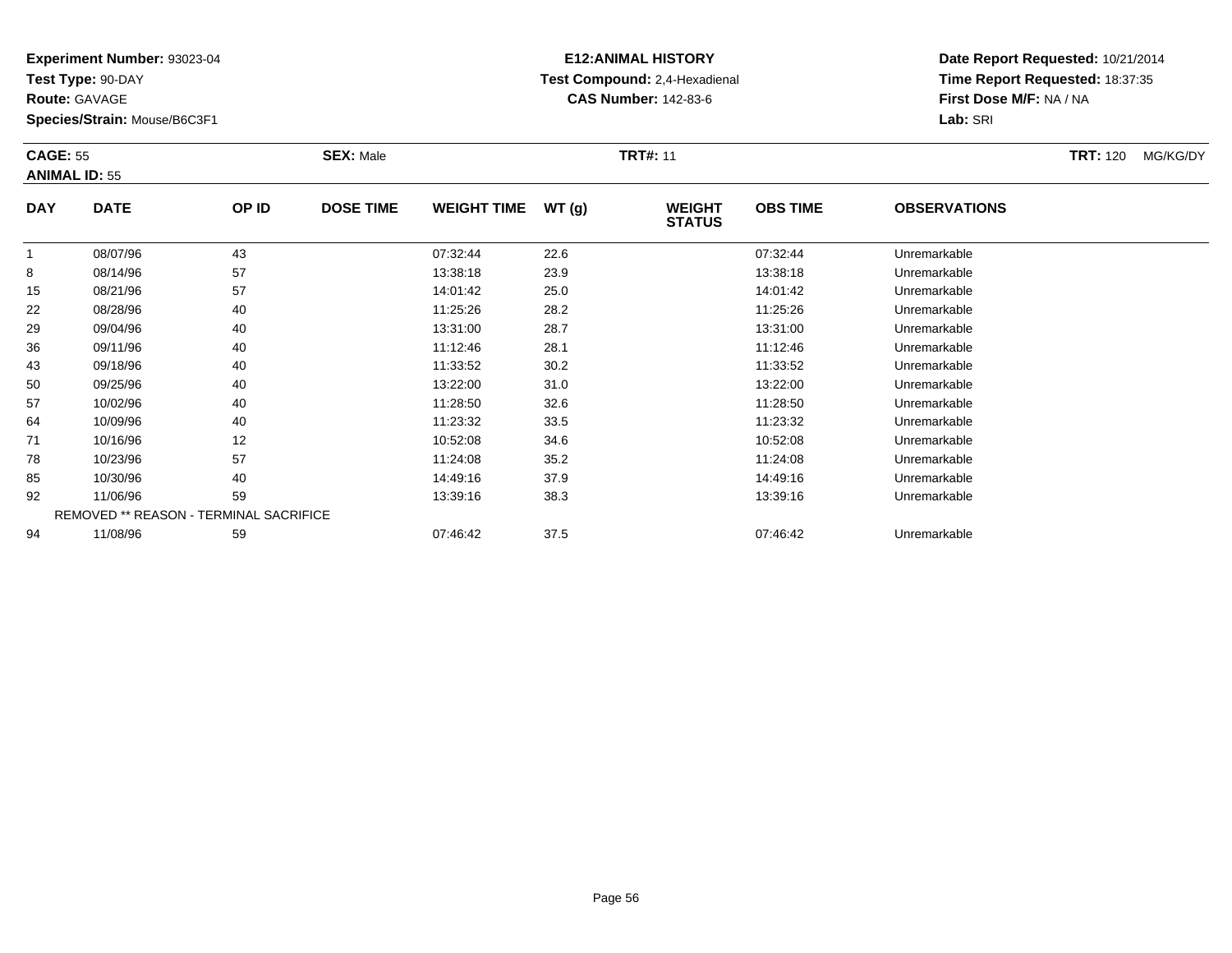**Experiment Number:** 93023-04
**Test Type:** 90-DAY
**Route:** GAVAGE
**Species/Strain:** Mouse/B6C3F1

**E12:ANIMAL HISTORY**
**Test Compound:** 2,4-Hexadienal
**CAS Number:** 142-83-6

**Date Report Requested:** 10/21/2014
**Time Report Requested:** 18:37:35
**First Dose M/F:** NA / NA
**Lab:** SRI

**CAGE:** 55 **SEX:** Male **TRT#:** 11 **TRT:** 120 MG/KG/DY
**ANIMAL ID:** 55

| DAY | DATE | OP ID | DOSE TIME | WEIGHT TIME | WT (g) | WEIGHT STATUS | OBS TIME | OBSERVATIONS |
|---|---|---|---|---|---|---|---|---|
| 1 | 08/07/96 | 43 | | 07:32:44 | 22.6 | | 07:32:44 | Unremarkable |
| 8 | 08/14/96 | 57 | | 13:38:18 | 23.9 | | 13:38:18 | Unremarkable |
| 15 | 08/21/96 | 57 | | 14:01:42 | 25.0 | | 14:01:42 | Unremarkable |
| 22 | 08/28/96 | 40 | | 11:25:26 | 28.2 | | 11:25:26 | Unremarkable |
| 29 | 09/04/96 | 40 | | 13:31:00 | 28.7 | | 13:31:00 | Unremarkable |
| 36 | 09/11/96 | 40 | | 11:12:46 | 28.1 | | 11:12:46 | Unremarkable |
| 43 | 09/18/96 | 40 | | 11:33:52 | 30.2 | | 11:33:52 | Unremarkable |
| 50 | 09/25/96 | 40 | | 13:22:00 | 31.0 | | 13:22:00 | Unremarkable |
| 57 | 10/02/96 | 40 | | 11:28:50 | 32.6 | | 11:28:50 | Unremarkable |
| 64 | 10/09/96 | 40 | | 11:23:32 | 33.5 | | 11:23:32 | Unremarkable |
| 71 | 10/16/96 | 12 | | 10:52:08 | 34.6 | | 10:52:08 | Unremarkable |
| 78 | 10/23/96 | 57 | | 11:24:08 | 35.2 | | 11:24:08 | Unremarkable |
| 85 | 10/30/96 | 40 | | 14:49:16 | 37.9 | | 14:49:16 | Unremarkable |
| 92 | 11/06/96 | 59 | | 13:39:16 | 38.3 | | 13:39:16 | Unremarkable |
| REMOVED ** REASON - TERMINAL SACRIFICE | | | | | | | | |
| 94 | 11/08/96 | 59 | | 07:46:42 | 37.5 | | 07:46:42 | Unremarkable |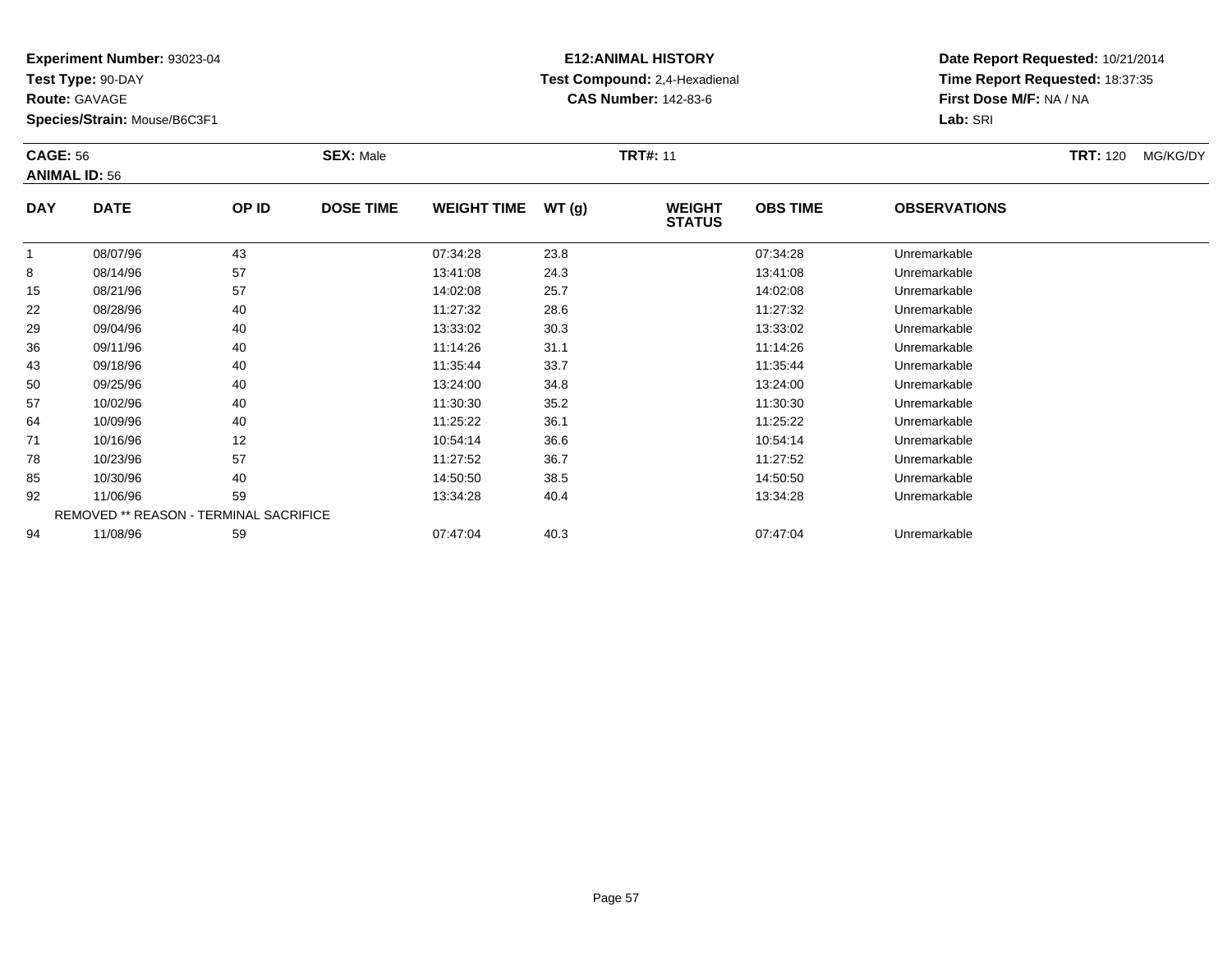**Experiment Number:** 93023-04
**Test Type:** 90-DAY
**Route:** GAVAGE
**Species/Strain:** Mouse/B6C3F1

**E12:ANIMAL HISTORY**
**Test Compound:** 2,4-Hexadienal
**CAS Number:** 142-83-6

**Date Report Requested:** 10/21/2014
**Time Report Requested:** 18:37:35
**First Dose M/F:** NA / NA
**Lab:** SRI

**CAGE:** 56 **SEX:** Male **TRT#:** 11 **TRT:** 120 MG/KG/DY
**ANIMAL ID:** 56

| DAY | DATE | OP ID | DOSE TIME | WEIGHT TIME | WT (g) | WEIGHT STATUS | OBS TIME | OBSERVATIONS |
|---|---|---|---|---|---|---|---|---|
| 1 | 08/07/96 | 43 | | 07:34:28 | 23.8 | | 07:34:28 | Unremarkable |
| 8 | 08/14/96 | 57 | | 13:41:08 | 24.3 | | 13:41:08 | Unremarkable |
| 15 | 08/21/96 | 57 | | 14:02:08 | 25.7 | | 14:02:08 | Unremarkable |
| 22 | 08/28/96 | 40 | | 11:27:32 | 28.6 | | 11:27:32 | Unremarkable |
| 29 | 09/04/96 | 40 | | 13:33:02 | 30.3 | | 13:33:02 | Unremarkable |
| 36 | 09/11/96 | 40 | | 11:14:26 | 31.1 | | 11:14:26 | Unremarkable |
| 43 | 09/18/96 | 40 | | 11:35:44 | 33.7 | | 11:35:44 | Unremarkable |
| 50 | 09/25/96 | 40 | | 13:24:00 | 34.8 | | 13:24:00 | Unremarkable |
| 57 | 10/02/96 | 40 | | 11:30:30 | 35.2 | | 11:30:30 | Unremarkable |
| 64 | 10/09/96 | 40 | | 11:25:22 | 36.1 | | 11:25:22 | Unremarkable |
| 71 | 10/16/96 | 12 | | 10:54:14 | 36.6 | | 10:54:14 | Unremarkable |
| 78 | 10/23/96 | 57 | | 11:27:52 | 36.7 | | 11:27:52 | Unremarkable |
| 85 | 10/30/96 | 40 | | 14:50:50 | 38.5 | | 14:50:50 | Unremarkable |
| 92 | 11/06/96 | 59 | | 13:34:28 | 40.4 | | 13:34:28 | Unremarkable |
| REMOVED ** REASON - TERMINAL SACRIFICE | | | | | | | | |
| 94 | 11/08/96 | 59 | | 07:47:04 | 40.3 | | 07:47:04 | Unremarkable |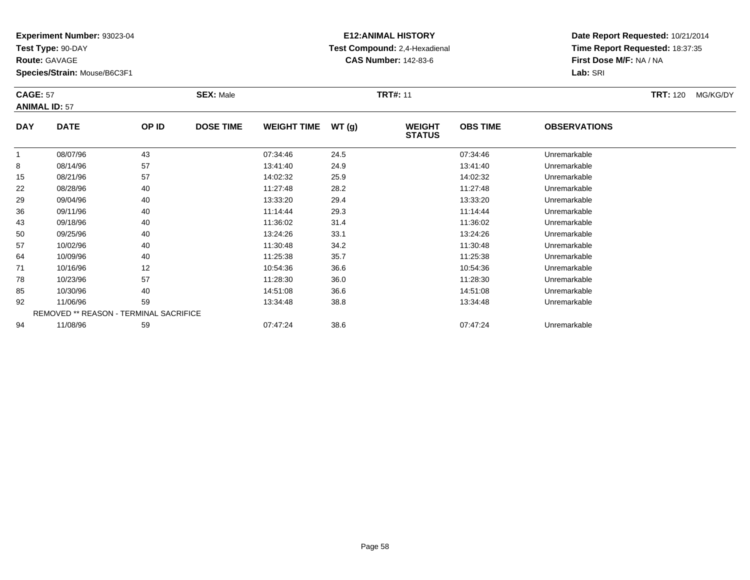**Experiment Number:** 93023-04
**Test Type:** 90-DAY
**Route:** GAVAGE
**Species/Strain:** Mouse/B6C3F1

**E12:ANIMAL HISTORY**
**Test Compound:** 2,4-Hexadienal
**CAS Number:** 142-83-6

**Date Report Requested:** 10/21/2014
**Time Report Requested:** 18:37:35
**First Dose M/F:** NA / NA
**Lab:** SRI

**CAGE:** 57 **SEX:** Male **TRT#:** 11 **TRT:** 120 MG/KG/DY
**ANIMAL ID:** 57

| DAY | DATE | OP ID | DOSE TIME | WEIGHT TIME | WT (g) | WEIGHT STATUS | OBS TIME | OBSERVATIONS |
|---|---|---|---|---|---|---|---|---|
| 1 | 08/07/96 | 43 | | 07:34:46 | 24.5 | | 07:34:46 | Unremarkable |
| 8 | 08/14/96 | 57 | | 13:41:40 | 24.9 | | 13:41:40 | Unremarkable |
| 15 | 08/21/96 | 57 | | 14:02:32 | 25.9 | | 14:02:32 | Unremarkable |
| 22 | 08/28/96 | 40 | | 11:27:48 | 28.2 | | 11:27:48 | Unremarkable |
| 29 | 09/04/96 | 40 | | 13:33:20 | 29.4 | | 13:33:20 | Unremarkable |
| 36 | 09/11/96 | 40 | | 11:14:44 | 29.3 | | 11:14:44 | Unremarkable |
| 43 | 09/18/96 | 40 | | 11:36:02 | 31.4 | | 11:36:02 | Unremarkable |
| 50 | 09/25/96 | 40 | | 13:24:26 | 33.1 | | 13:24:26 | Unremarkable |
| 57 | 10/02/96 | 40 | | 11:30:48 | 34.2 | | 11:30:48 | Unremarkable |
| 64 | 10/09/96 | 40 | | 11:25:38 | 35.7 | | 11:25:38 | Unremarkable |
| 71 | 10/16/96 | 12 | | 10:54:36 | 36.6 | | 10:54:36 | Unremarkable |
| 78 | 10/23/96 | 57 | | 11:28:30 | 36.0 | | 11:28:30 | Unremarkable |
| 85 | 10/30/96 | 40 | | 14:51:08 | 36.6 | | 14:51:08 | Unremarkable |
| 92 | 11/06/96 | 59 | | 13:34:48 | 38.8 | | 13:34:48 | Unremarkable |
| | REMOVED ** REASON - TERMINAL SACRIFICE | | | | | | | |
| 94 | 11/08/96 | 59 | | 07:47:24 | 38.6 | | 07:47:24 | Unremarkable |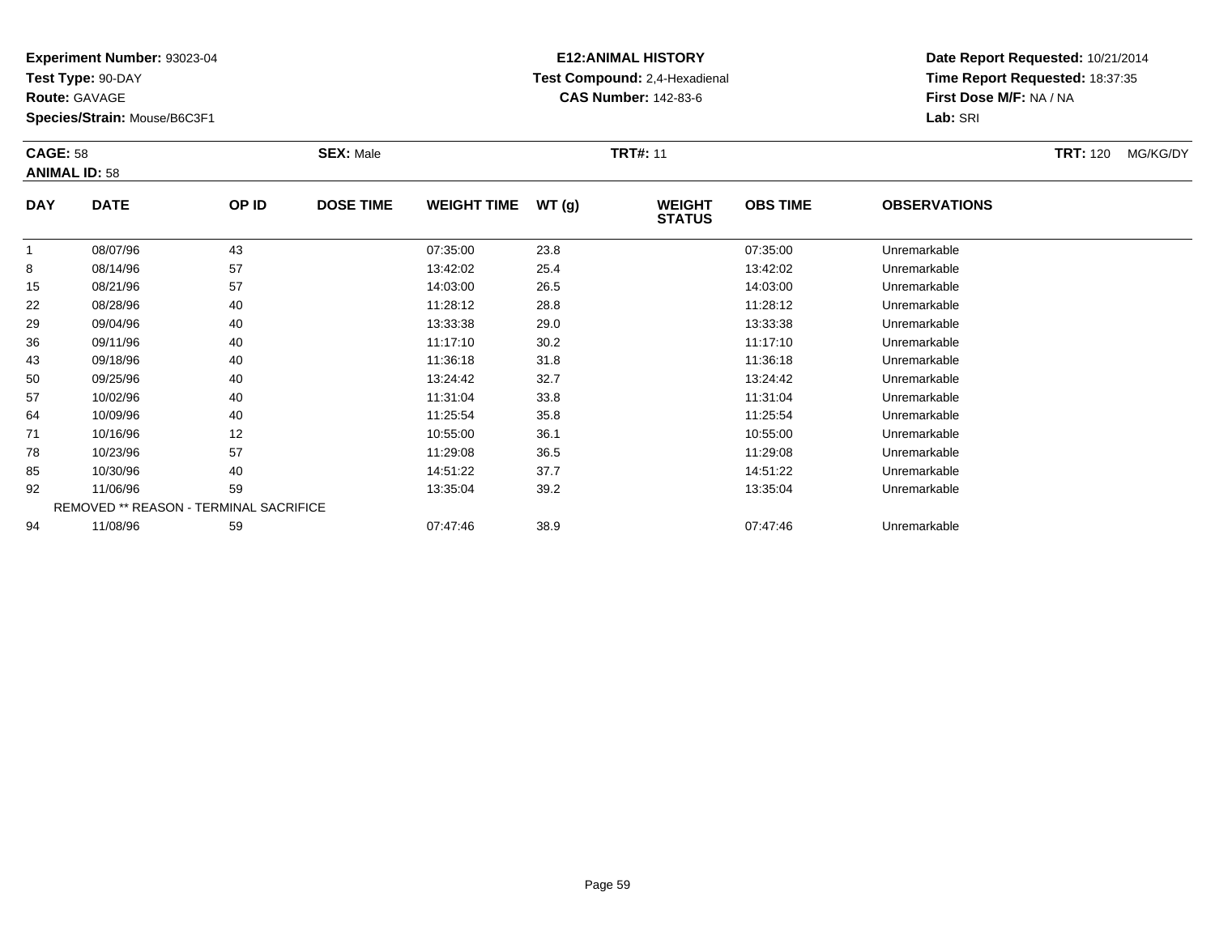**Experiment Number:** 93023-04
**Test Type:** 90-DAY
**Route:** GAVAGE
**Species/Strain:** Mouse/B6C3F1

**E12:ANIMAL HISTORY**
**Test Compound:** 2,4-Hexadienal
**CAS Number:** 142-83-6

**Date Report Requested:** 10/21/2014
**Time Report Requested:** 18:37:35
**First Dose M/F:** NA / NA
**Lab:** SRI

**CAGE:** 58　**SEX:** Male　**TRT#:** 11　**TRT:** 120 MG/KG/DY
**ANIMAL ID:** 58

| DAY | DATE | OP ID | DOSE TIME | WEIGHT TIME | WT (g) | WEIGHT STATUS | OBS TIME | OBSERVATIONS |
|---|---|---|---|---|---|---|---|---|
| 1 | 08/07/96 | 43 | | 07:35:00 | 23.8 | | 07:35:00 | Unremarkable |
| 8 | 08/14/96 | 57 | | 13:42:02 | 25.4 | | 13:42:02 | Unremarkable |
| 15 | 08/21/96 | 57 | | 14:03:00 | 26.5 | | 14:03:00 | Unremarkable |
| 22 | 08/28/96 | 40 | | 11:28:12 | 28.8 | | 11:28:12 | Unremarkable |
| 29 | 09/04/96 | 40 | | 13:33:38 | 29.0 | | 13:33:38 | Unremarkable |
| 36 | 09/11/96 | 40 | | 11:17:10 | 30.2 | | 11:17:10 | Unremarkable |
| 43 | 09/18/96 | 40 | | 11:36:18 | 31.8 | | 11:36:18 | Unremarkable |
| 50 | 09/25/96 | 40 | | 13:24:42 | 32.7 | | 13:24:42 | Unremarkable |
| 57 | 10/02/96 | 40 | | 11:31:04 | 33.8 | | 11:31:04 | Unremarkable |
| 64 | 10/09/96 | 40 | | 11:25:54 | 35.8 | | 11:25:54 | Unremarkable |
| 71 | 10/16/96 | 12 | | 10:55:00 | 36.1 | | 10:55:00 | Unremarkable |
| 78 | 10/23/96 | 57 | | 11:29:08 | 36.5 | | 11:29:08 | Unremarkable |
| 85 | 10/30/96 | 40 | | 14:51:22 | 37.7 | | 14:51:22 | Unremarkable |
| 92 | 11/06/96 | 59 | | 13:35:04 | 39.2 | | 13:35:04 | Unremarkable |
| REMOVED ** REASON - TERMINAL SACRIFICE | | | | | | | | |
| 94 | 11/08/96 | 59 | | 07:47:46 | 38.9 | | 07:47:46 | Unremarkable |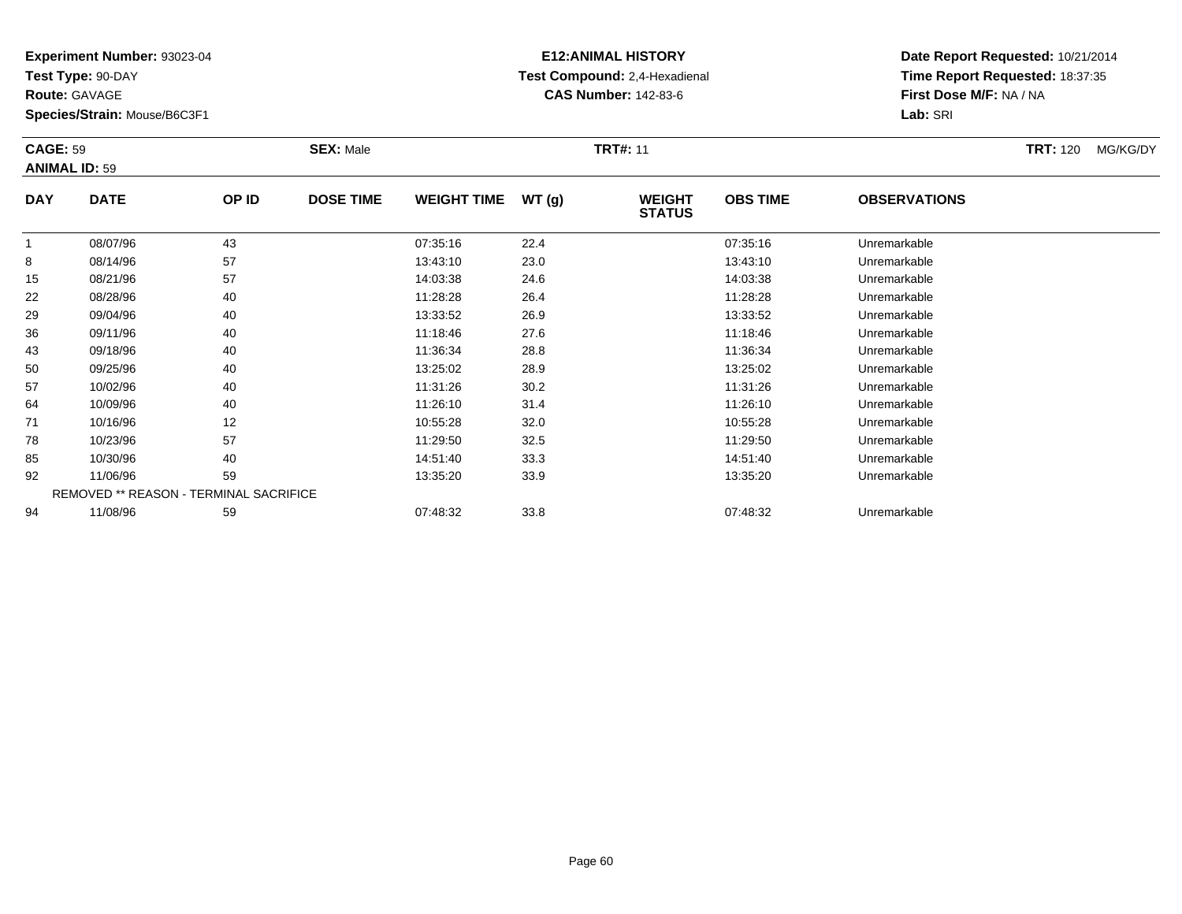**Experiment Number:** 93023-04
**Test Type:** 90-DAY
**Route:** GAVAGE
**Species/Strain:** Mouse/B6C3F1

**E12:ANIMAL HISTORY**
**Test Compound:** 2,4-Hexadienal
**CAS Number:** 142-83-6

**Date Report Requested:** 10/21/2014
**Time Report Requested:** 18:37:35
**First Dose M/F:** NA / NA
**Lab:** SRI

**CAGE:** 59 **SEX:** Male **TRT#:** 11 **TRT:** 120 MG/KG/DY
**ANIMAL ID:** 59

| DAY | DATE | OP ID | DOSE TIME | WEIGHT TIME | WT (g) | WEIGHT STATUS | OBS TIME | OBSERVATIONS |
|---|---|---|---|---|---|---|---|---|
| 1 | 08/07/96 | 43 | | 07:35:16 | 22.4 | | 07:35:16 | Unremarkable |
| 8 | 08/14/96 | 57 | | 13:43:10 | 23.0 | | 13:43:10 | Unremarkable |
| 15 | 08/21/96 | 57 | | 14:03:38 | 24.6 | | 14:03:38 | Unremarkable |
| 22 | 08/28/96 | 40 | | 11:28:28 | 26.4 | | 11:28:28 | Unremarkable |
| 29 | 09/04/96 | 40 | | 13:33:52 | 26.9 | | 13:33:52 | Unremarkable |
| 36 | 09/11/96 | 40 | | 11:18:46 | 27.6 | | 11:18:46 | Unremarkable |
| 43 | 09/18/96 | 40 | | 11:36:34 | 28.8 | | 11:36:34 | Unremarkable |
| 50 | 09/25/96 | 40 | | 13:25:02 | 28.9 | | 13:25:02 | Unremarkable |
| 57 | 10/02/96 | 40 | | 11:31:26 | 30.2 | | 11:31:26 | Unremarkable |
| 64 | 10/09/96 | 40 | | 11:26:10 | 31.4 | | 11:26:10 | Unremarkable |
| 71 | 10/16/96 | 12 | | 10:55:28 | 32.0 | | 10:55:28 | Unremarkable |
| 78 | 10/23/96 | 57 | | 11:29:50 | 32.5 | | 11:29:50 | Unremarkable |
| 85 | 10/30/96 | 40 | | 14:51:40 | 33.3 | | 14:51:40 | Unremarkable |
| 92 | 11/06/96 | 59 | | 13:35:20 | 33.9 | | 13:35:20 | Unremarkable |
| REMOVED ** REASON - TERMINAL SACRIFICE | | | | | | | | |
| 94 | 11/08/96 | 59 | | 07:48:32 | 33.8 | | 07:48:32 | Unremarkable |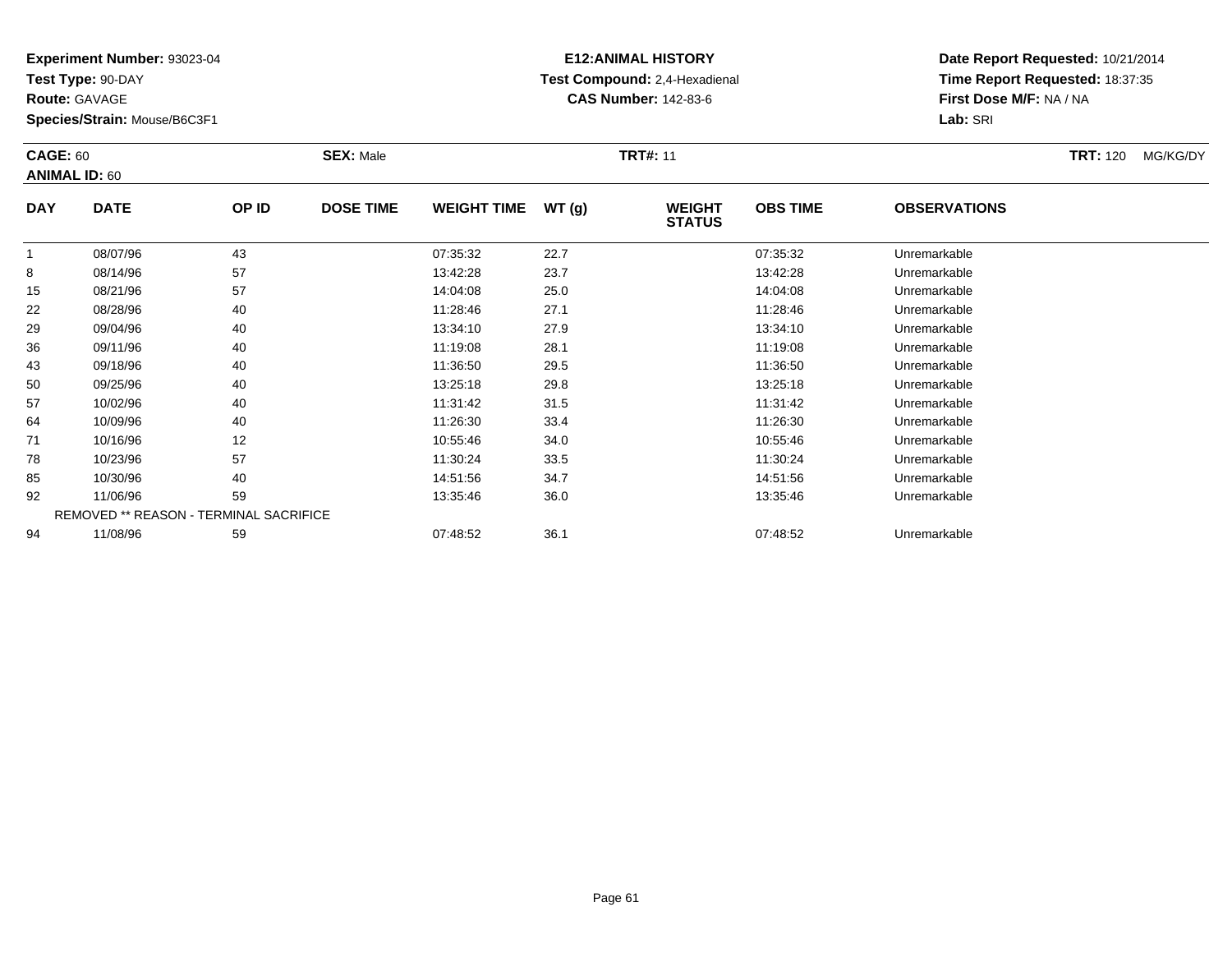**Experiment Number:** 93023-04
**Test Type:** 90-DAY
**Route:** GAVAGE
**Species/Strain:** Mouse/B6C3F1

**E12:ANIMAL HISTORY**
**Test Compound:** 2,4-Hexadienal
**CAS Number:** 142-83-6

**Date Report Requested:** 10/21/2014
**Time Report Requested:** 18:37:35
**First Dose M/F:** NA / NA
**Lab:** SRI

**CAGE:** 60 **SEX:** Male **TRT#:** 11 **TRT:** 120 MG/KG/DY
**ANIMAL ID:** 60

| DAY | DATE | OP ID | DOSE TIME | WEIGHT TIME | WT (g) | WEIGHT STATUS | OBS TIME | OBSERVATIONS |
|---|---|---|---|---|---|---|---|---|
| 1 | 08/07/96 | 43 | | 07:35:32 | 22.7 | | 07:35:32 | Unremarkable |
| 8 | 08/14/96 | 57 | | 13:42:28 | 23.7 | | 13:42:28 | Unremarkable |
| 15 | 08/21/96 | 57 | | 14:04:08 | 25.0 | | 14:04:08 | Unremarkable |
| 22 | 08/28/96 | 40 | | 11:28:46 | 27.1 | | 11:28:46 | Unremarkable |
| 29 | 09/04/96 | 40 | | 13:34:10 | 27.9 | | 13:34:10 | Unremarkable |
| 36 | 09/11/96 | 40 | | 11:19:08 | 28.1 | | 11:19:08 | Unremarkable |
| 43 | 09/18/96 | 40 | | 11:36:50 | 29.5 | | 11:36:50 | Unremarkable |
| 50 | 09/25/96 | 40 | | 13:25:18 | 29.8 | | 13:25:18 | Unremarkable |
| 57 | 10/02/96 | 40 | | 11:31:42 | 31.5 | | 11:31:42 | Unremarkable |
| 64 | 10/09/96 | 40 | | 11:26:30 | 33.4 | | 11:26:30 | Unremarkable |
| 71 | 10/16/96 | 12 | | 10:55:46 | 34.0 | | 10:55:46 | Unremarkable |
| 78 | 10/23/96 | 57 | | 11:30:24 | 33.5 | | 11:30:24 | Unremarkable |
| 85 | 10/30/96 | 40 | | 14:51:56 | 34.7 | | 14:51:56 | Unremarkable |
| 92 | 11/06/96 | 59 | | 13:35:46 | 36.0 | | 13:35:46 | Unremarkable |
| REMOVED ** REASON - TERMINAL SACRIFICE | | | | | | | | |
| 94 | 11/08/96 | 59 | | 07:48:52 | 36.1 | | 07:48:52 | Unremarkable |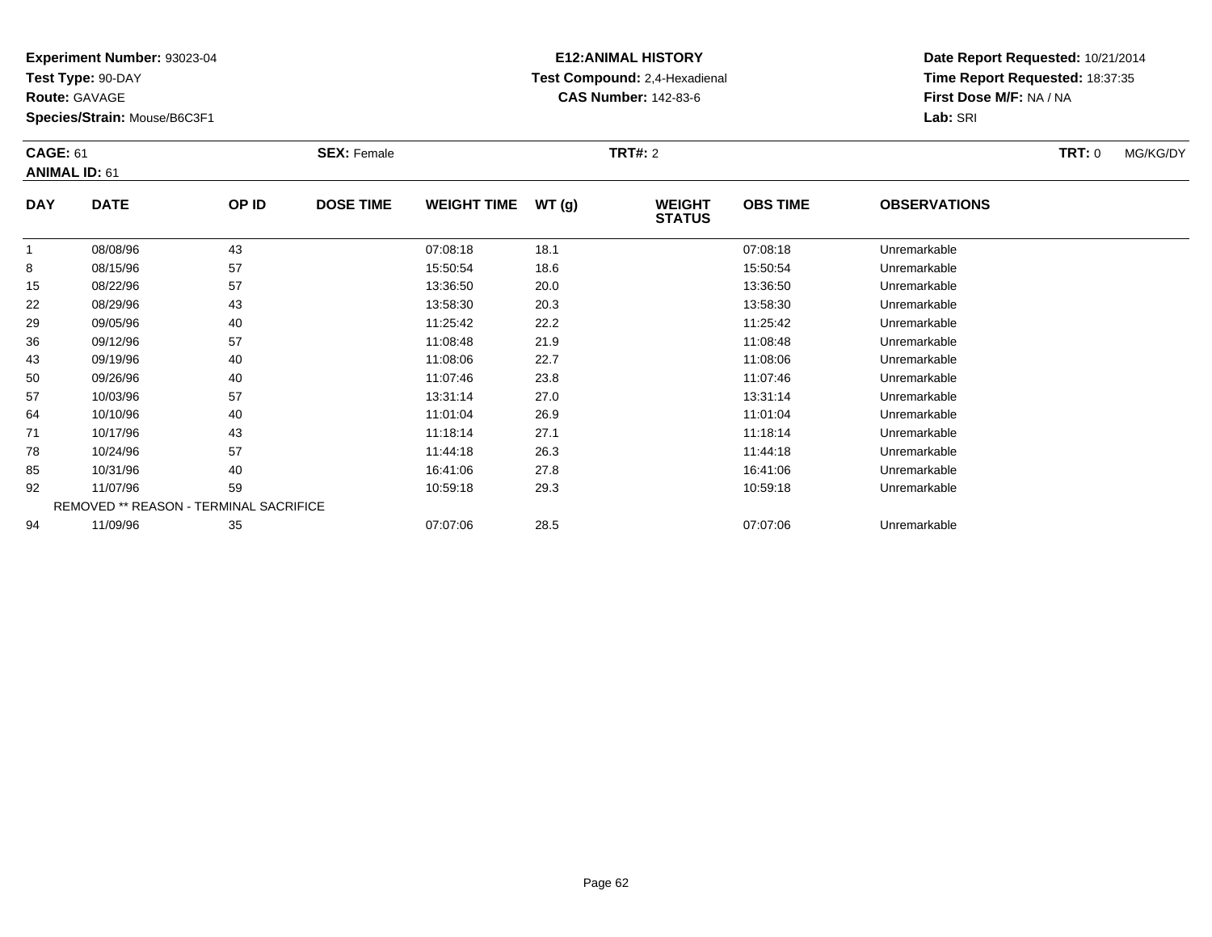**Experiment Number:** 93023-04
**Test Type:** 90-DAY
**Route:** GAVAGE
**Species/Strain:** Mouse/B6C3F1

**E12:ANIMAL HISTORY**
**Test Compound:** 2,4-Hexadienal
**CAS Number:** 142-83-6

**Date Report Requested:** 10/21/2014
**Time Report Requested:** 18:37:35
**First Dose M/F:** NA / NA
**Lab:** SRI

**CAGE:** 61 **SEX:** Female **TRT#:** 2 **TRT:** 0 MG/KG/DY
**ANIMAL ID:** 61

| DAY | DATE | OP ID | DOSE TIME | WEIGHT TIME | WT (g) | WEIGHT STATUS | OBS TIME | OBSERVATIONS |
|---|---|---|---|---|---|---|---|---|
| 1 | 08/08/96 | 43 | | 07:08:18 | 18.1 | | 07:08:18 | Unremarkable |
| 8 | 08/15/96 | 57 | | 15:50:54 | 18.6 | | 15:50:54 | Unremarkable |
| 15 | 08/22/96 | 57 | | 13:36:50 | 20.0 | | 13:36:50 | Unremarkable |
| 22 | 08/29/96 | 43 | | 13:58:30 | 20.3 | | 13:58:30 | Unremarkable |
| 29 | 09/05/96 | 40 | | 11:25:42 | 22.2 | | 11:25:42 | Unremarkable |
| 36 | 09/12/96 | 57 | | 11:08:48 | 21.9 | | 11:08:48 | Unremarkable |
| 43 | 09/19/96 | 40 | | 11:08:06 | 22.7 | | 11:08:06 | Unremarkable |
| 50 | 09/26/96 | 40 | | 11:07:46 | 23.8 | | 11:07:46 | Unremarkable |
| 57 | 10/03/96 | 57 | | 13:31:14 | 27.0 | | 13:31:14 | Unremarkable |
| 64 | 10/10/96 | 40 | | 11:01:04 | 26.9 | | 11:01:04 | Unremarkable |
| 71 | 10/17/96 | 43 | | 11:18:14 | 27.1 | | 11:18:14 | Unremarkable |
| 78 | 10/24/96 | 57 | | 11:44:18 | 26.3 | | 11:44:18 | Unremarkable |
| 85 | 10/31/96 | 40 | | 16:41:06 | 27.8 | | 16:41:06 | Unremarkable |
| 92 | 11/07/96 | 59 | | 10:59:18 | 29.3 | | 10:59:18 | Unremarkable |
| | REMOVED ** REASON - TERMINAL SACRIFICE | | | | | | | |
| 94 | 11/09/96 | 35 | | 07:07:06 | 28.5 | | 07:07:06 | Unremarkable |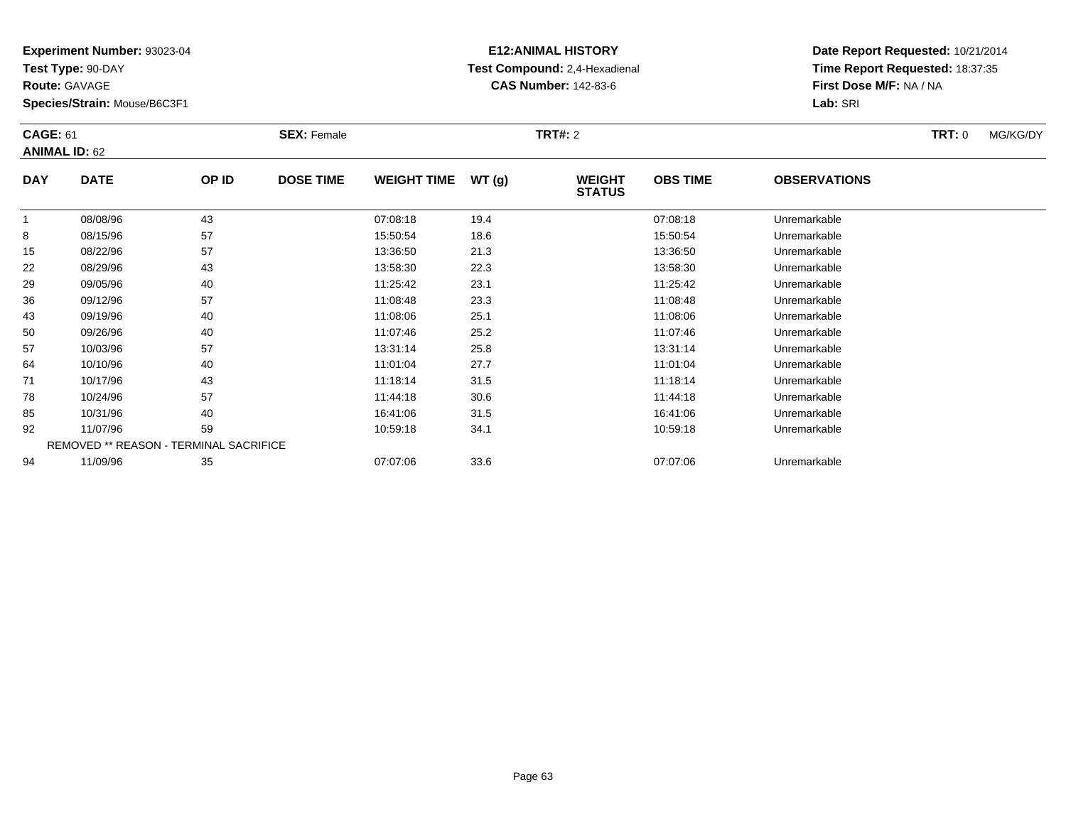**Experiment Number:** 93023-04
**Test Type:** 90-DAY
**Route:** GAVAGE
**Species/Strain:** Mouse/B6C3F1

**E12:ANIMAL HISTORY**
**Test Compound:** 2,4-Hexadienal
**CAS Number:** 142-83-6

**Date Report Requested:** 10/21/2014
**Time Report Requested:** 18:37:35
**First Dose M/F:** NA / NA
**Lab:** SRI

**CAGE:** 61 **SEX:** Female **TRT#:** 2 **TRT:** 0 MG/KG/DY
**ANIMAL ID:** 62

| DAY | DATE | OP ID | DOSE TIME | WEIGHT TIME | WT (g) | WEIGHT STATUS | OBS TIME | OBSERVATIONS |
|---|---|---|---|---|---|---|---|---|
| 1 | 08/08/96 | 43 | | 07:08:18 | 19.4 | | 07:08:18 | Unremarkable |
| 8 | 08/15/96 | 57 | | 15:50:54 | 18.6 | | 15:50:54 | Unremarkable |
| 15 | 08/22/96 | 57 | | 13:36:50 | 21.3 | | 13:36:50 | Unremarkable |
| 22 | 08/29/96 | 43 | | 13:58:30 | 22.3 | | 13:58:30 | Unremarkable |
| 29 | 09/05/96 | 40 | | 11:25:42 | 23.1 | | 11:25:42 | Unremarkable |
| 36 | 09/12/96 | 57 | | 11:08:48 | 23.3 | | 11:08:48 | Unremarkable |
| 43 | 09/19/96 | 40 | | 11:08:06 | 25.1 | | 11:08:06 | Unremarkable |
| 50 | 09/26/96 | 40 | | 11:07:46 | 25.2 | | 11:07:46 | Unremarkable |
| 57 | 10/03/96 | 57 | | 13:31:14 | 25.8 | | 13:31:14 | Unremarkable |
| 64 | 10/10/96 | 40 | | 11:01:04 | 27.7 | | 11:01:04 | Unremarkable |
| 71 | 10/17/96 | 43 | | 11:18:14 | 31.5 | | 11:18:14 | Unremarkable |
| 78 | 10/24/96 | 57 | | 11:44:18 | 30.6 | | 11:44:18 | Unremarkable |
| 85 | 10/31/96 | 40 | | 16:41:06 | 31.5 | | 16:41:06 | Unremarkable |
| 92 | 11/07/96 | 59 | | 10:59:18 | 34.1 | | 10:59:18 | Unremarkable |
| REMOVED ** REASON - TERMINAL SACRIFICE | | | | | | | | |
| 94 | 11/09/96 | 35 | | 07:07:06 | 33.6 | | 07:07:06 | Unremarkable |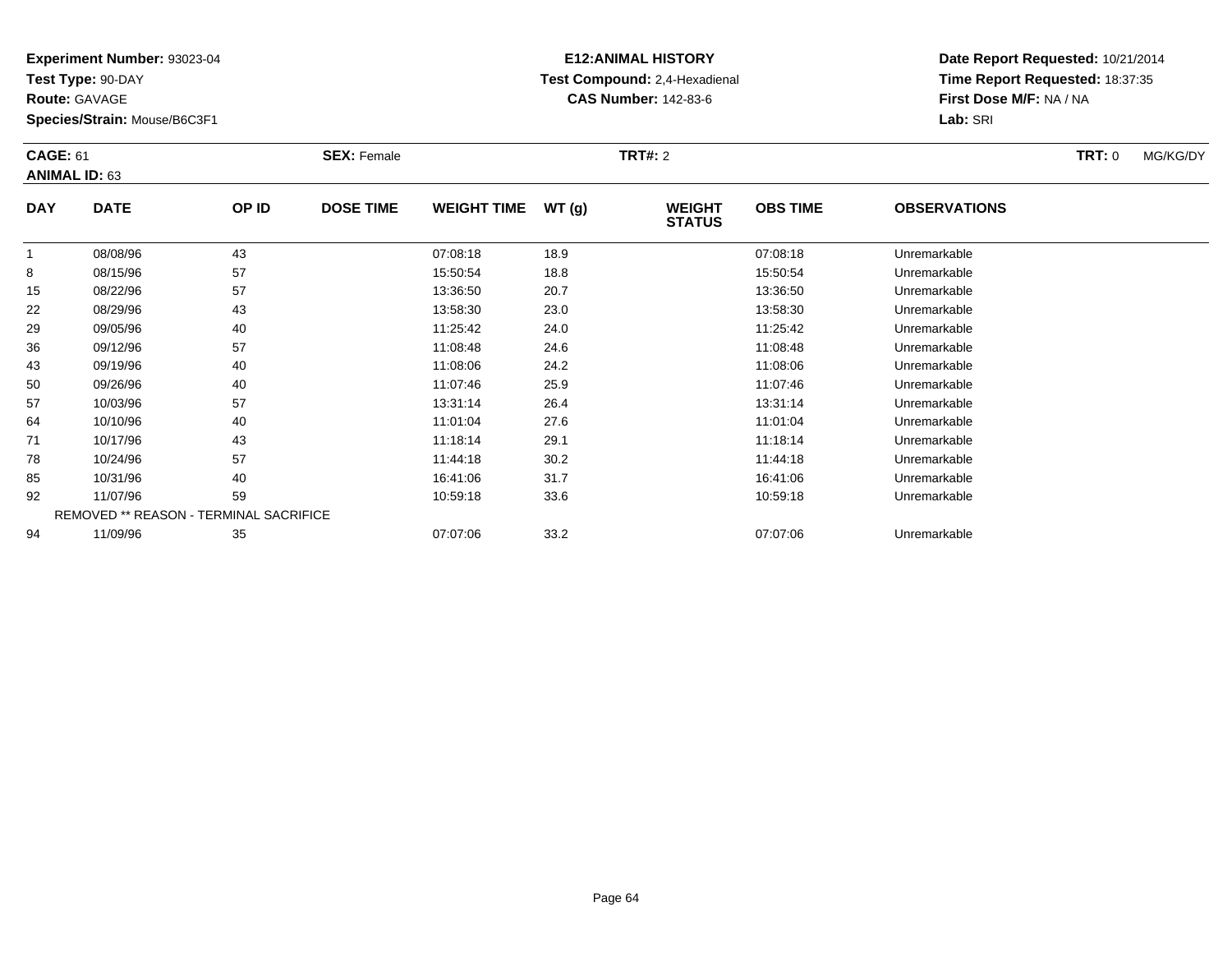**Experiment Number:** 93023-04
**Test Type:** 90-DAY
**Route:** GAVAGE
**Species/Strain:** Mouse/B6C3F1

**E12:ANIMAL HISTORY**
**Test Compound:** 2,4-Hexadienal
**CAS Number:** 142-83-6

**Date Report Requested:** 10/21/2014
**Time Report Requested:** 18:37:35
**First Dose M/F:** NA / NA
**Lab:** SRI

**CAGE:** 61 **SEX:** Female **TRT#:** 2 **TRT:** 0 MG/KG/DY
**ANIMAL ID:** 63

| DAY | DATE | OP ID | DOSE TIME | WEIGHT TIME | WT (g) | WEIGHT STATUS | OBS TIME | OBSERVATIONS |
|---|---|---|---|---|---|---|---|---|
| 1 | 08/08/96 | 43 | | 07:08:18 | 18.9 | | 07:08:18 | Unremarkable |
| 8 | 08/15/96 | 57 | | 15:50:54 | 18.8 | | 15:50:54 | Unremarkable |
| 15 | 08/22/96 | 57 | | 13:36:50 | 20.7 | | 13:36:50 | Unremarkable |
| 22 | 08/29/96 | 43 | | 13:58:30 | 23.0 | | 13:58:30 | Unremarkable |
| 29 | 09/05/96 | 40 | | 11:25:42 | 24.0 | | 11:25:42 | Unremarkable |
| 36 | 09/12/96 | 57 | | 11:08:48 | 24.6 | | 11:08:48 | Unremarkable |
| 43 | 09/19/96 | 40 | | 11:08:06 | 24.2 | | 11:08:06 | Unremarkable |
| 50 | 09/26/96 | 40 | | 11:07:46 | 25.9 | | 11:07:46 | Unremarkable |
| 57 | 10/03/96 | 57 | | 13:31:14 | 26.4 | | 13:31:14 | Unremarkable |
| 64 | 10/10/96 | 40 | | 11:01:04 | 27.6 | | 11:01:04 | Unremarkable |
| 71 | 10/17/96 | 43 | | 11:18:14 | 29.1 | | 11:18:14 | Unremarkable |
| 78 | 10/24/96 | 57 | | 11:44:18 | 30.2 | | 11:44:18 | Unremarkable |
| 85 | 10/31/96 | 40 | | 16:41:06 | 31.7 | | 16:41:06 | Unremarkable |
| 92 | 11/07/96 | 59 | | 10:59:18 | 33.6 | | 10:59:18 | Unremarkable |
| REMOVED ** REASON - TERMINAL SACRIFICE | | | | | | | | |
| 94 | 11/09/96 | 35 | | 07:07:06 | 33.2 | | 07:07:06 | Unremarkable |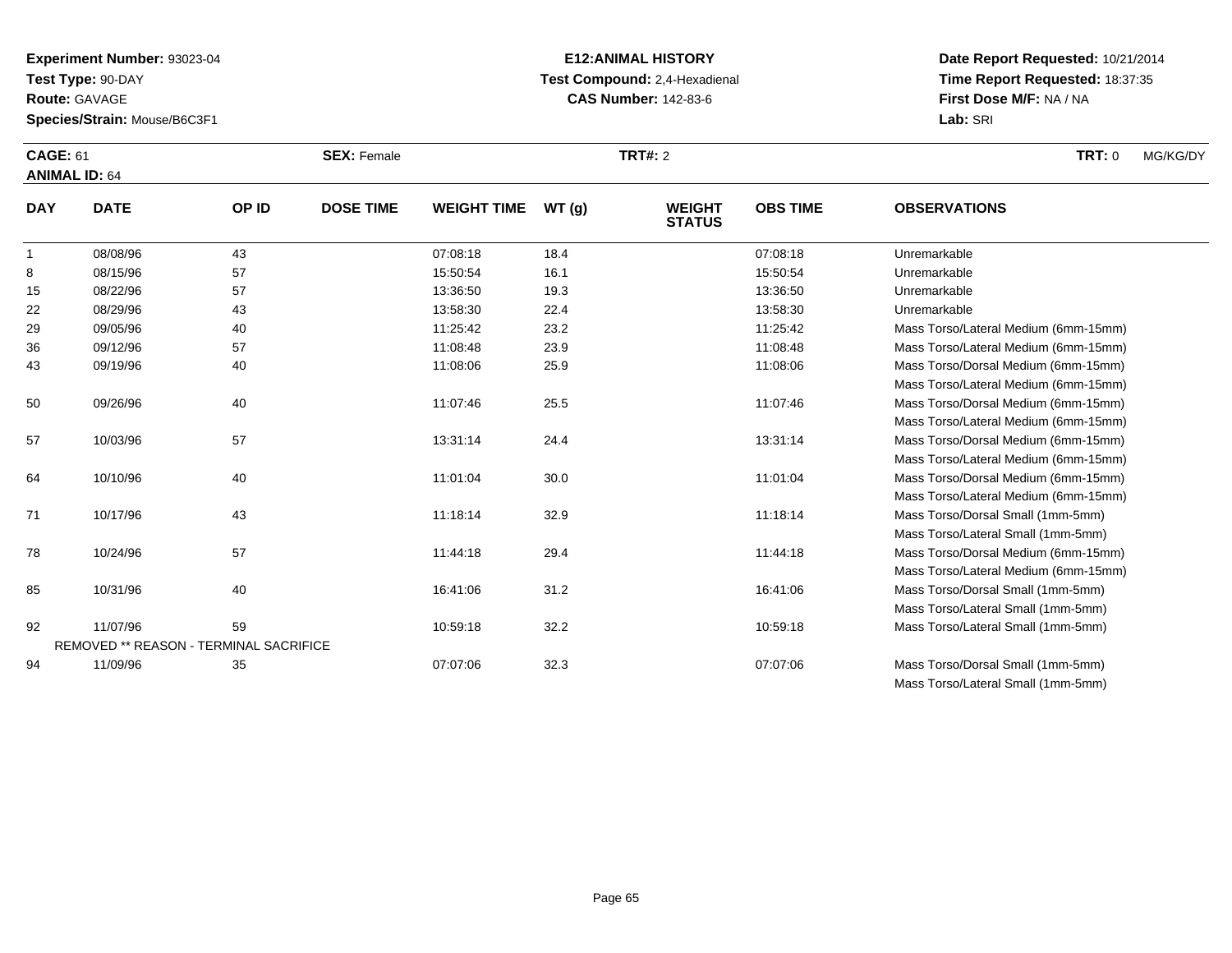**Experiment Number:** 93023-04
**Test Type:** 90-DAY
**Route:** GAVAGE
**Species/Strain:** Mouse/B6C3F1

**E12:ANIMAL HISTORY**
**Test Compound:** 2,4-Hexadienal
**CAS Number:** 142-83-6

**Date Report Requested:** 10/21/2014
**Time Report Requested:** 18:37:35
**First Dose M/F:** NA / NA
**Lab:** SRI

**CAGE:** 61 **SEX:** Female **TRT#:** 2 **TRT:** 0 MG/KG/DY
**ANIMAL ID:** 64

| DAY | DATE | OP ID | DOSE TIME | WEIGHT TIME | WT (g) | WEIGHT STATUS | OBS TIME | OBSERVATIONS |
|---|---|---|---|---|---|---|---|---|
| 1 | 08/08/96 | 43 | | 07:08:18 | 18.4 | | 07:08:18 | Unremarkable |
| 8 | 08/15/96 | 57 | | 15:50:54 | 16.1 | | 15:50:54 | Unremarkable |
| 15 | 08/22/96 | 57 | | 13:36:50 | 19.3 | | 13:36:50 | Unremarkable |
| 22 | 08/29/96 | 43 | | 13:58:30 | 22.4 | | 13:58:30 | Unremarkable |
| 29 | 09/05/96 | 40 | | 11:25:42 | 23.2 | | 11:25:42 | Mass Torso/Lateral Medium (6mm-15mm) |
| 36 | 09/12/96 | 57 | | 11:08:48 | 23.9 | | 11:08:48 | Mass Torso/Lateral Medium (6mm-15mm) |
| 43 | 09/19/96 | 40 | | 11:08:06 | 25.9 | | 11:08:06 | Mass Torso/Dorsal Medium (6mm-15mm) |
| | | | | | | | | Mass Torso/Lateral Medium (6mm-15mm) |
| 50 | 09/26/96 | 40 | | 11:07:46 | 25.5 | | 11:07:46 | Mass Torso/Dorsal Medium (6mm-15mm) |
| | | | | | | | | Mass Torso/Lateral Medium (6mm-15mm) |
| 57 | 10/03/96 | 57 | | 13:31:14 | 24.4 | | 13:31:14 | Mass Torso/Dorsal Medium (6mm-15mm) |
| | | | | | | | | Mass Torso/Lateral Medium (6mm-15mm) |
| 64 | 10/10/96 | 40 | | 11:01:04 | 30.0 | | 11:01:04 | Mass Torso/Dorsal Medium (6mm-15mm) |
| | | | | | | | | Mass Torso/Lateral Medium (6mm-15mm) |
| 71 | 10/17/96 | 43 | | 11:18:14 | 32.9 | | 11:18:14 | Mass Torso/Dorsal Small (1mm-5mm) |
| | | | | | | | | Mass Torso/Lateral Small (1mm-5mm) |
| 78 | 10/24/96 | 57 | | 11:44:18 | 29.4 | | 11:44:18 | Mass Torso/Dorsal Medium (6mm-15mm) |
| | | | | | | | | Mass Torso/Lateral Medium (6mm-15mm) |
| 85 | 10/31/96 | 40 | | 16:41:06 | 31.2 | | 16:41:06 | Mass Torso/Dorsal Small (1mm-5mm) |
| | | | | | | | | Mass Torso/Lateral Small (1mm-5mm) |
| 92 | 11/07/96 | 59 | | 10:59:18 | 32.2 | | 10:59:18 | Mass Torso/Lateral Small (1mm-5mm) |
| | REMOVED ** REASON - TERMINAL SACRIFICE | | | | | | | |
| 94 | 11/09/96 | 35 | | 07:07:06 | 32.3 | | 07:07:06 | Mass Torso/Dorsal Small (1mm-5mm) |
| | | | | | | | | Mass Torso/Lateral Small (1mm-5mm) |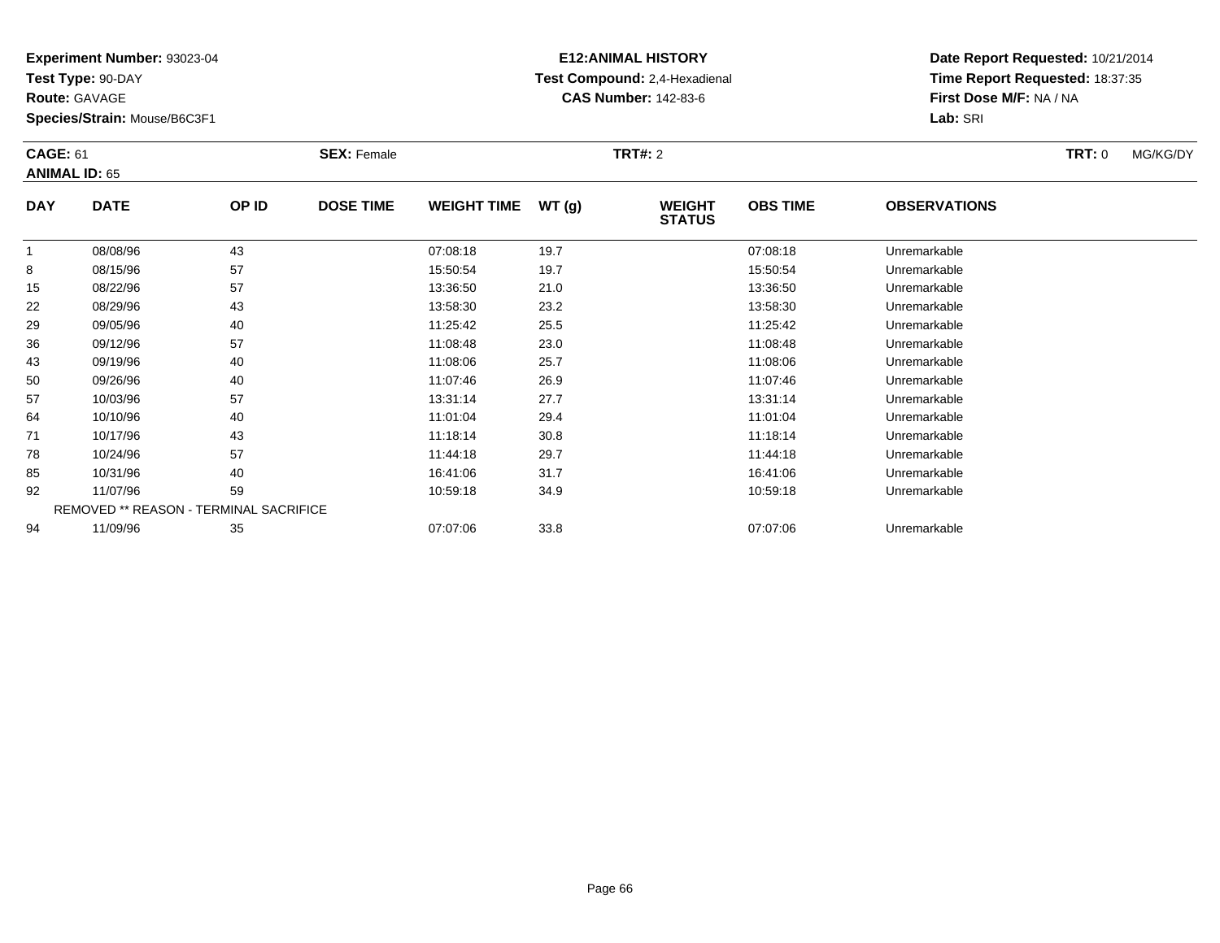**Experiment Number:** 93023-04
**Test Type:** 90-DAY
**Route:** GAVAGE
**Species/Strain:** Mouse/B6C3F1

**E12:ANIMAL HISTORY**
**Test Compound:** 2,4-Hexadienal
**CAS Number:** 142-83-6

**Date Report Requested:** 10/21/2014
**Time Report Requested:** 18:37:35
**First Dose M/F:** NA / NA
**Lab:** SRI

**CAGE:** 61 **SEX:** Female **TRT#:** 2 **TRT:** 0 MG/KG/DY
**ANIMAL ID:** 65

| DAY | DATE | OP ID | DOSE TIME | WEIGHT TIME | WT (g) | WEIGHT STATUS | OBS TIME | OBSERVATIONS |
|---|---|---|---|---|---|---|---|---|
| 1 | 08/08/96 | 43 | | 07:08:18 | 19.7 | | 07:08:18 | Unremarkable |
| 8 | 08/15/96 | 57 | | 15:50:54 | 19.7 | | 15:50:54 | Unremarkable |
| 15 | 08/22/96 | 57 | | 13:36:50 | 21.0 | | 13:36:50 | Unremarkable |
| 22 | 08/29/96 | 43 | | 13:58:30 | 23.2 | | 13:58:30 | Unremarkable |
| 29 | 09/05/96 | 40 | | 11:25:42 | 25.5 | | 11:25:42 | Unremarkable |
| 36 | 09/12/96 | 57 | | 11:08:48 | 23.0 | | 11:08:48 | Unremarkable |
| 43 | 09/19/96 | 40 | | 11:08:06 | 25.7 | | 11:08:06 | Unremarkable |
| 50 | 09/26/96 | 40 | | 11:07:46 | 26.9 | | 11:07:46 | Unremarkable |
| 57 | 10/03/96 | 57 | | 13:31:14 | 27.7 | | 13:31:14 | Unremarkable |
| 64 | 10/10/96 | 40 | | 11:01:04 | 29.4 | | 11:01:04 | Unremarkable |
| 71 | 10/17/96 | 43 | | 11:18:14 | 30.8 | | 11:18:14 | Unremarkable |
| 78 | 10/24/96 | 57 | | 11:44:18 | 29.7 | | 11:44:18 | Unremarkable |
| 85 | 10/31/96 | 40 | | 16:41:06 | 31.7 | | 16:41:06 | Unremarkable |
| 92 | 11/07/96 | 59 | | 10:59:18 | 34.9 | | 10:59:18 | Unremarkable |
| | REMOVED ** REASON - TERMINAL SACRIFICE | | | | | | | |
| 94 | 11/09/96 | 35 | | 07:07:06 | 33.8 | | 07:07:06 | Unremarkable |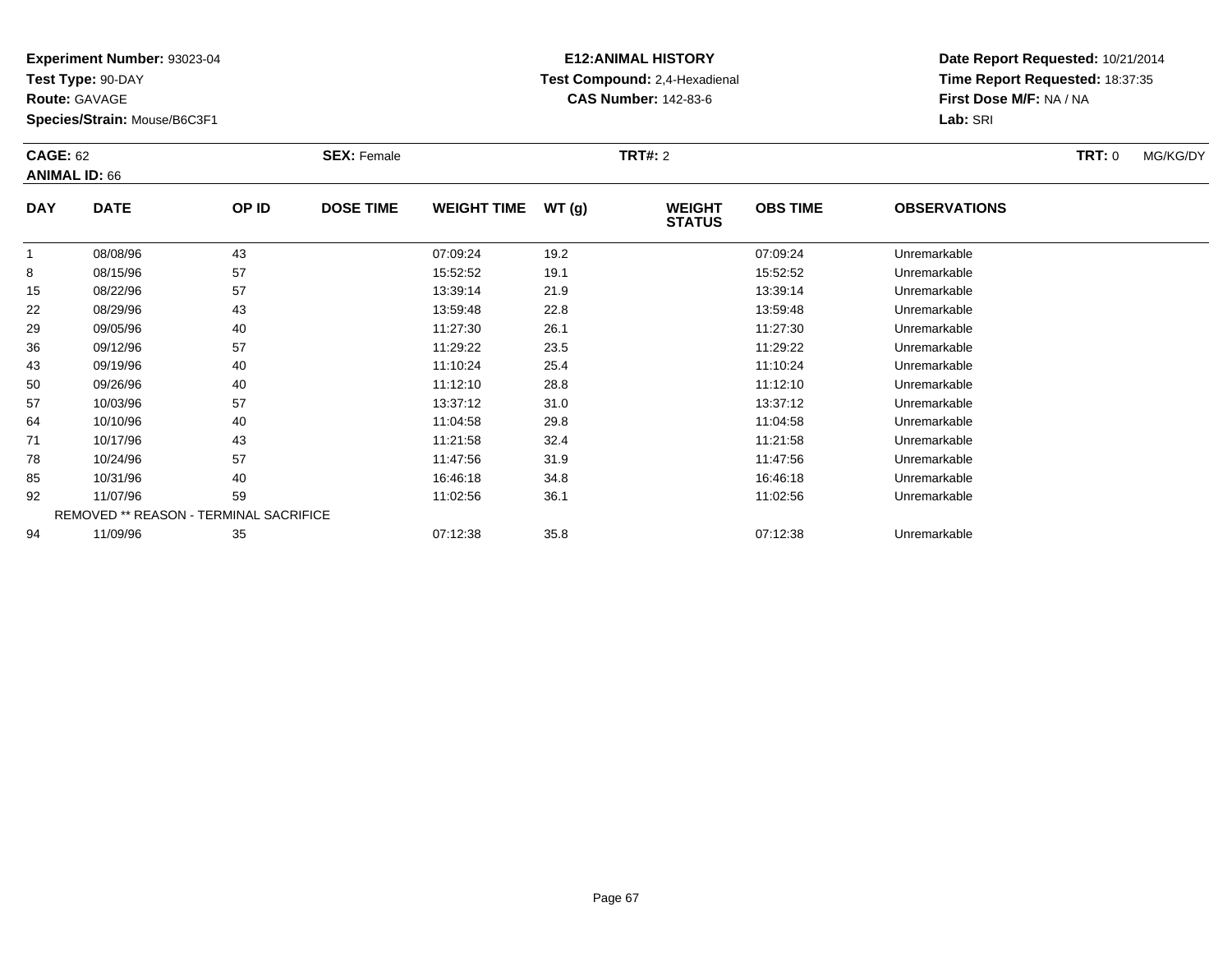**Experiment Number:** 93023-04
**Test Type:** 90-DAY
**Route:** GAVAGE
**Species/Strain:** Mouse/B6C3F1

**E12:ANIMAL HISTORY**
**Test Compound:** 2,4-Hexadienal
**CAS Number:** 142-83-6

**Date Report Requested:** 10/21/2014
**Time Report Requested:** 18:37:35
**First Dose M/F:** NA / NA
**Lab:** SRI

**CAGE:** 62 **SEX:** Female **TRT#:** 2 **TRT:** 0 MG/KG/DY
**ANIMAL ID:** 66

| DAY | DATE | OP ID | DOSE TIME | WEIGHT TIME | WT (g) | WEIGHT STATUS | OBS TIME | OBSERVATIONS |
|---|---|---|---|---|---|---|---|---|
| 1 | 08/08/96 | 43 | | 07:09:24 | 19.2 | | 07:09:24 | Unremarkable |
| 8 | 08/15/96 | 57 | | 15:52:52 | 19.1 | | 15:52:52 | Unremarkable |
| 15 | 08/22/96 | 57 | | 13:39:14 | 21.9 | | 13:39:14 | Unremarkable |
| 22 | 08/29/96 | 43 | | 13:59:48 | 22.8 | | 13:59:48 | Unremarkable |
| 29 | 09/05/96 | 40 | | 11:27:30 | 26.1 | | 11:27:30 | Unremarkable |
| 36 | 09/12/96 | 57 | | 11:29:22 | 23.5 | | 11:29:22 | Unremarkable |
| 43 | 09/19/96 | 40 | | 11:10:24 | 25.4 | | 11:10:24 | Unremarkable |
| 50 | 09/26/96 | 40 | | 11:12:10 | 28.8 | | 11:12:10 | Unremarkable |
| 57 | 10/03/96 | 57 | | 13:37:12 | 31.0 | | 13:37:12 | Unremarkable |
| 64 | 10/10/96 | 40 | | 11:04:58 | 29.8 | | 11:04:58 | Unremarkable |
| 71 | 10/17/96 | 43 | | 11:21:58 | 32.4 | | 11:21:58 | Unremarkable |
| 78 | 10/24/96 | 57 | | 11:47:56 | 31.9 | | 11:47:56 | Unremarkable |
| 85 | 10/31/96 | 40 | | 16:46:18 | 34.8 | | 16:46:18 | Unremarkable |
| 92 | 11/07/96 | 59 | | 11:02:56 | 36.1 | | 11:02:56 | Unremarkable |
| | REMOVED ** REASON - TERMINAL SACRIFICE | | | | | | | |
| 94 | 11/09/96 | 35 | | 07:12:38 | 35.8 | | 07:12:38 | Unremarkable |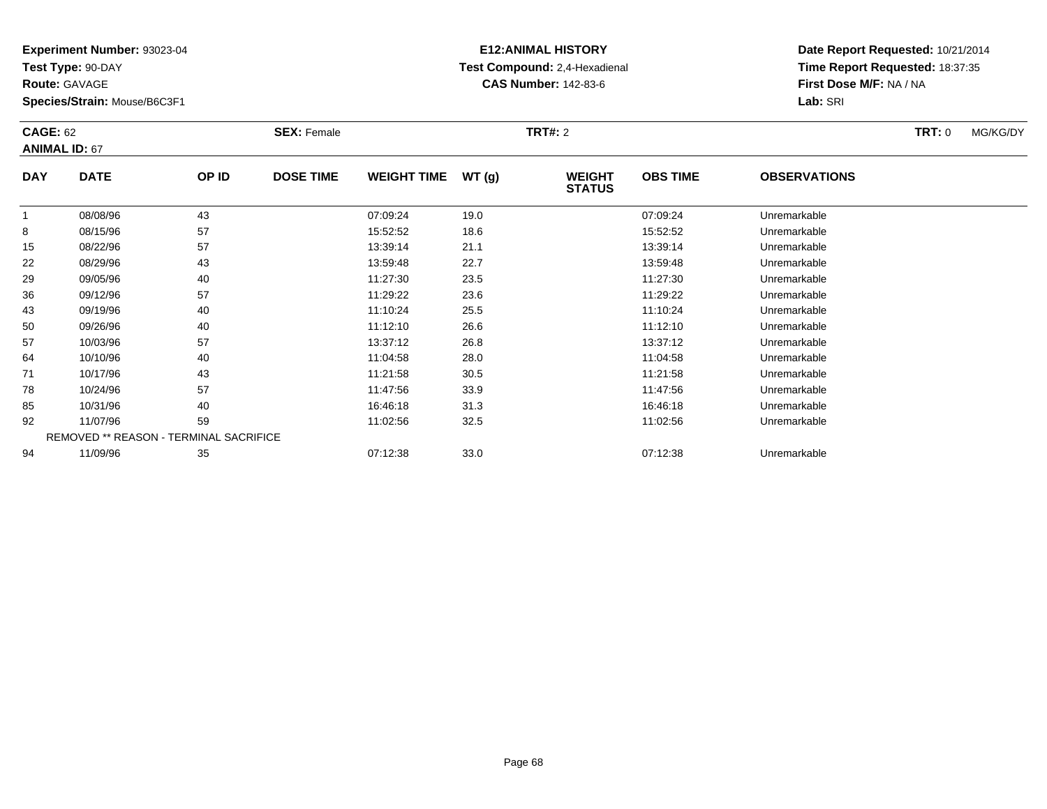**Experiment Number:** 93023-04
**Test Type:** 90-DAY
**Route:** GAVAGE
**Species/Strain:** Mouse/B6C3F1

**E12:ANIMAL HISTORY**
**Test Compound:** 2,4-Hexadienal
**CAS Number:** 142-83-6

**Date Report Requested:** 10/21/2014
**Time Report Requested:** 18:37:35
**First Dose M/F:** NA / NA
**Lab:** SRI

**CAGE:** 62 **SEX:** Female **TRT#:** 2 **TRT:** 0 MG/KG/DY
**ANIMAL ID:** 67

| DAY | DATE | OP ID | DOSE TIME | WEIGHT TIME | WT (g) | WEIGHT STATUS | OBS TIME | OBSERVATIONS |
|---|---|---|---|---|---|---|---|---|
| 1 | 08/08/96 | 43 | | 07:09:24 | 19.0 | | 07:09:24 | Unremarkable |
| 8 | 08/15/96 | 57 | | 15:52:52 | 18.6 | | 15:52:52 | Unremarkable |
| 15 | 08/22/96 | 57 | | 13:39:14 | 21.1 | | 13:39:14 | Unremarkable |
| 22 | 08/29/96 | 43 | | 13:59:48 | 22.7 | | 13:59:48 | Unremarkable |
| 29 | 09/05/96 | 40 | | 11:27:30 | 23.5 | | 11:27:30 | Unremarkable |
| 36 | 09/12/96 | 57 | | 11:29:22 | 23.6 | | 11:29:22 | Unremarkable |
| 43 | 09/19/96 | 40 | | 11:10:24 | 25.5 | | 11:10:24 | Unremarkable |
| 50 | 09/26/96 | 40 | | 11:12:10 | 26.6 | | 11:12:10 | Unremarkable |
| 57 | 10/03/96 | 57 | | 13:37:12 | 26.8 | | 13:37:12 | Unremarkable |
| 64 | 10/10/96 | 40 | | 11:04:58 | 28.0 | | 11:04:58 | Unremarkable |
| 71 | 10/17/96 | 43 | | 11:21:58 | 30.5 | | 11:21:58 | Unremarkable |
| 78 | 10/24/96 | 57 | | 11:47:56 | 33.9 | | 11:47:56 | Unremarkable |
| 85 | 10/31/96 | 40 | | 16:46:18 | 31.3 | | 16:46:18 | Unremarkable |
| 92 | 11/07/96 | 59 | | 11:02:56 | 32.5 | | 11:02:56 | Unremarkable |
| REMOVED ** REASON - TERMINAL SACRIFICE | | | | | | | | |
| 94 | 11/09/96 | 35 | | 07:12:38 | 33.0 | | 07:12:38 | Unremarkable |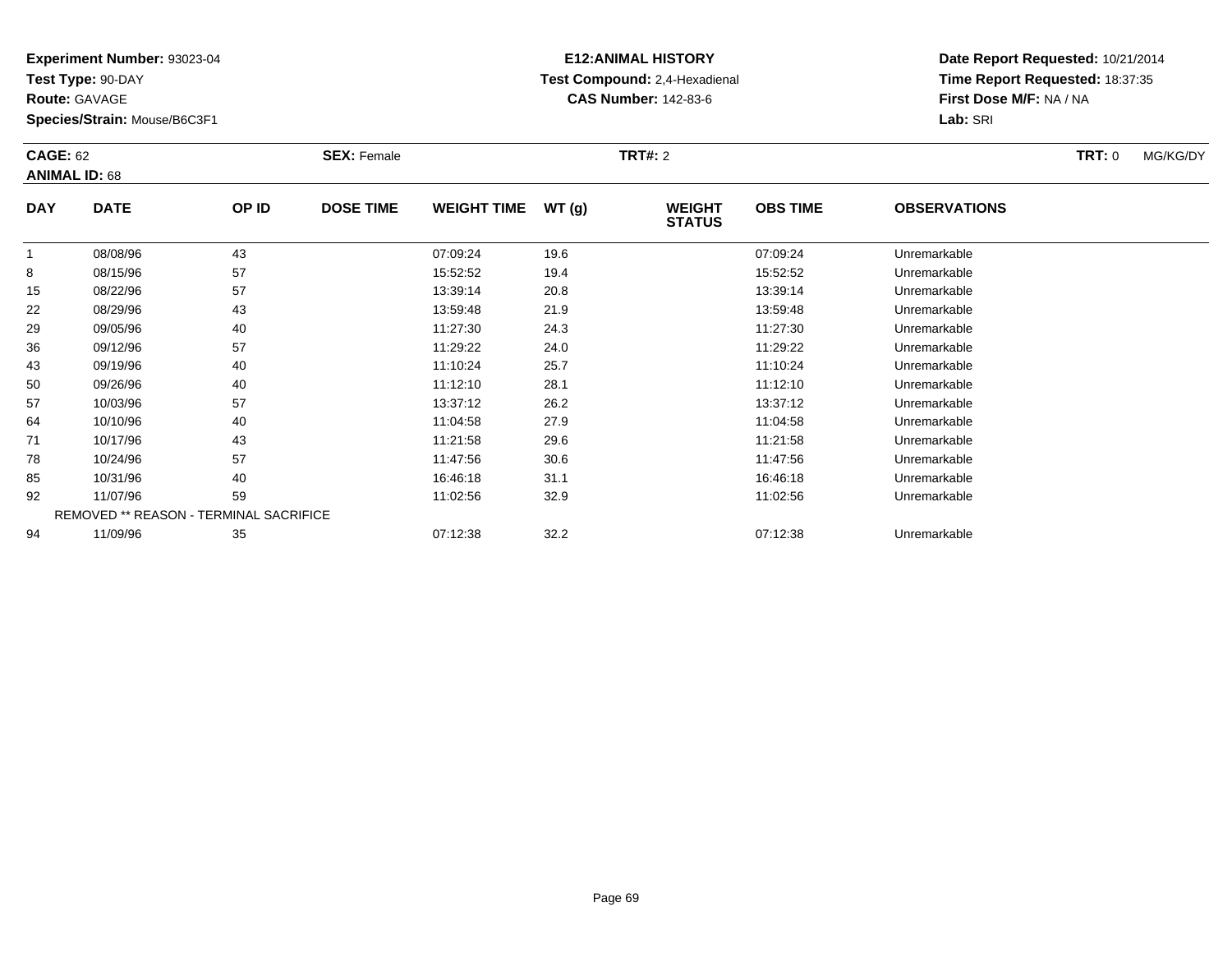**Experiment Number:** 93023-04
**Test Type:** 90-DAY
**Route:** GAVAGE
**Species/Strain:** Mouse/B6C3F1

**E12:ANIMAL HISTORY**
**Test Compound:** 2,4-Hexadienal
**CAS Number:** 142-83-6

**Date Report Requested:** 10/21/2014
**Time Report Requested:** 18:37:35
**First Dose M/F:** NA / NA
**Lab:** SRI

**CAGE:** 62 **SEX:** Female **TRT#:** 2 **TRT:** 0 MG/KG/DY
**ANIMAL ID:** 68

| DAY | DATE | OP ID | DOSE TIME | WEIGHT TIME | WT (g) | WEIGHT STATUS | OBS TIME | OBSERVATIONS |
|---|---|---|---|---|---|---|---|---|
| 1 | 08/08/96 | 43 | | 07:09:24 | 19.6 | | 07:09:24 | Unremarkable |
| 8 | 08/15/96 | 57 | | 15:52:52 | 19.4 | | 15:52:52 | Unremarkable |
| 15 | 08/22/96 | 57 | | 13:39:14 | 20.8 | | 13:39:14 | Unremarkable |
| 22 | 08/29/96 | 43 | | 13:59:48 | 21.9 | | 13:59:48 | Unremarkable |
| 29 | 09/05/96 | 40 | | 11:27:30 | 24.3 | | 11:27:30 | Unremarkable |
| 36 | 09/12/96 | 57 | | 11:29:22 | 24.0 | | 11:29:22 | Unremarkable |
| 43 | 09/19/96 | 40 | | 11:10:24 | 25.7 | | 11:10:24 | Unremarkable |
| 50 | 09/26/96 | 40 | | 11:12:10 | 28.1 | | 11:12:10 | Unremarkable |
| 57 | 10/03/96 | 57 | | 13:37:12 | 26.2 | | 13:37:12 | Unremarkable |
| 64 | 10/10/96 | 40 | | 11:04:58 | 27.9 | | 11:04:58 | Unremarkable |
| 71 | 10/17/96 | 43 | | 11:21:58 | 29.6 | | 11:21:58 | Unremarkable |
| 78 | 10/24/96 | 57 | | 11:47:56 | 30.6 | | 11:47:56 | Unremarkable |
| 85 | 10/31/96 | 40 | | 16:46:18 | 31.1 | | 16:46:18 | Unremarkable |
| 92 | 11/07/96 | 59 | | 11:02:56 | 32.9 | | 11:02:56 | Unremarkable |
| | REMOVED ** REASON - TERMINAL SACRIFICE | | | | | | | |
| 94 | 11/09/96 | 35 | | 07:12:38 | 32.2 | | 07:12:38 | Unremarkable |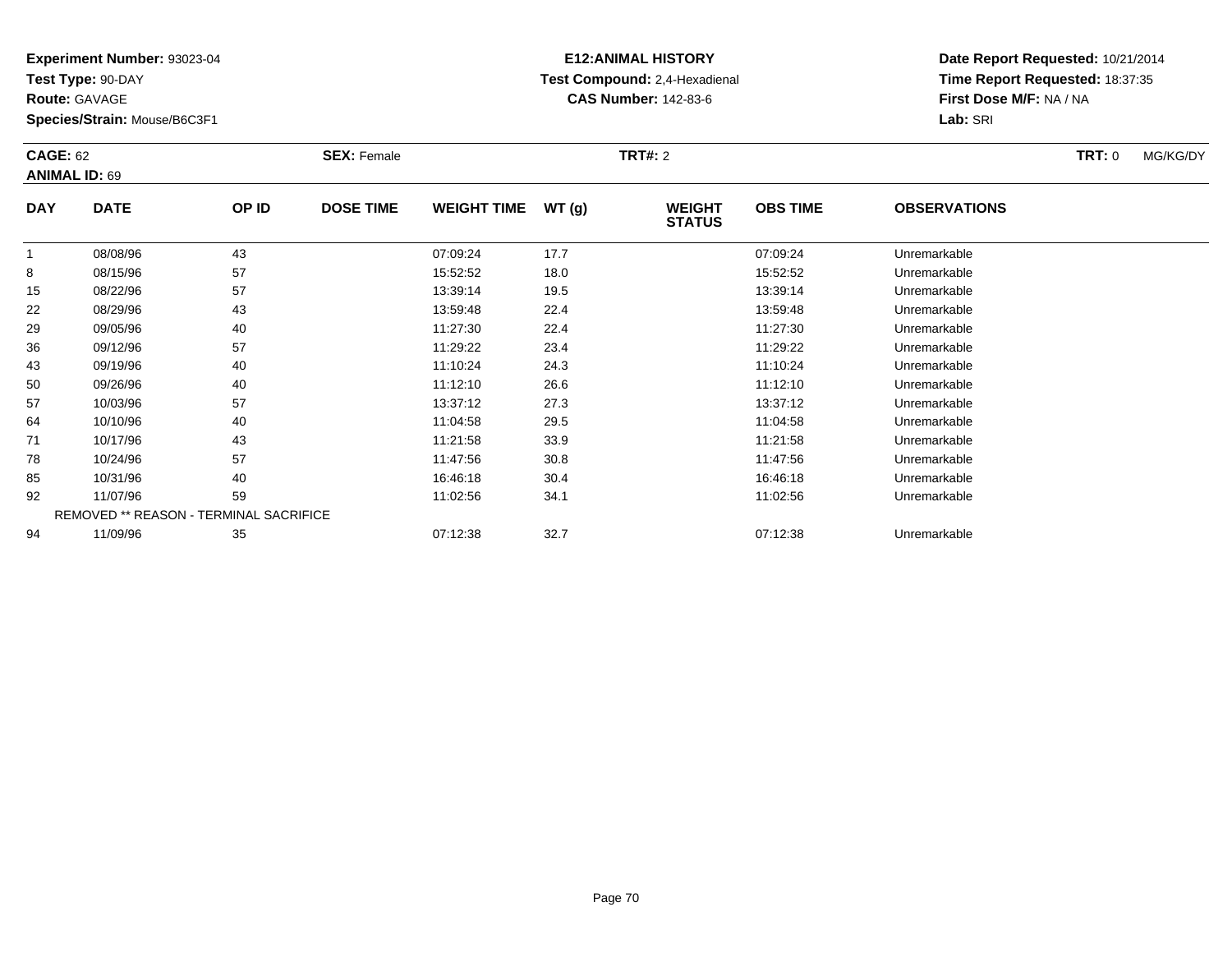**Experiment Number:** 93023-04
**Test Type:** 90-DAY
**Route:** GAVAGE
**Species/Strain:** Mouse/B6C3F1

**E12:ANIMAL HISTORY**
**Test Compound:** 2,4-Hexadienal
**CAS Number:** 142-83-6

**Date Report Requested:** 10/21/2014
**Time Report Requested:** 18:37:35
**First Dose M/F:** NA / NA
**Lab:** SRI

**CAGE:** 62 **SEX:** Female **TRT#:** 2 **TRT:** 0 MG/KG/DY
**ANIMAL ID:** 69

| DAY | DATE | OP ID | DOSE TIME | WEIGHT TIME | WT (g) | WEIGHT STATUS | OBS TIME | OBSERVATIONS |
|---|---|---|---|---|---|---|---|---|
| 1 | 08/08/96 | 43 | | 07:09:24 | 17.7 | | 07:09:24 | Unremarkable |
| 8 | 08/15/96 | 57 | | 15:52:52 | 18.0 | | 15:52:52 | Unremarkable |
| 15 | 08/22/96 | 57 | | 13:39:14 | 19.5 | | 13:39:14 | Unremarkable |
| 22 | 08/29/96 | 43 | | 13:59:48 | 22.4 | | 13:59:48 | Unremarkable |
| 29 | 09/05/96 | 40 | | 11:27:30 | 22.4 | | 11:27:30 | Unremarkable |
| 36 | 09/12/96 | 57 | | 11:29:22 | 23.4 | | 11:29:22 | Unremarkable |
| 43 | 09/19/96 | 40 | | 11:10:24 | 24.3 | | 11:10:24 | Unremarkable |
| 50 | 09/26/96 | 40 | | 11:12:10 | 26.6 | | 11:12:10 | Unremarkable |
| 57 | 10/03/96 | 57 | | 13:37:12 | 27.3 | | 13:37:12 | Unremarkable |
| 64 | 10/10/96 | 40 | | 11:04:58 | 29.5 | | 11:04:58 | Unremarkable |
| 71 | 10/17/96 | 43 | | 11:21:58 | 33.9 | | 11:21:58 | Unremarkable |
| 78 | 10/24/96 | 57 | | 11:47:56 | 30.8 | | 11:47:56 | Unremarkable |
| 85 | 10/31/96 | 40 | | 16:46:18 | 30.4 | | 16:46:18 | Unremarkable |
| 92 | 11/07/96 | 59 | | 11:02:56 | 34.1 | | 11:02:56 | Unremarkable |
| REMOVED ** REASON - TERMINAL SACRIFICE | | | | | | | | |
| 94 | 11/09/96 | 35 | | 07:12:38 | 32.7 | | 07:12:38 | Unremarkable |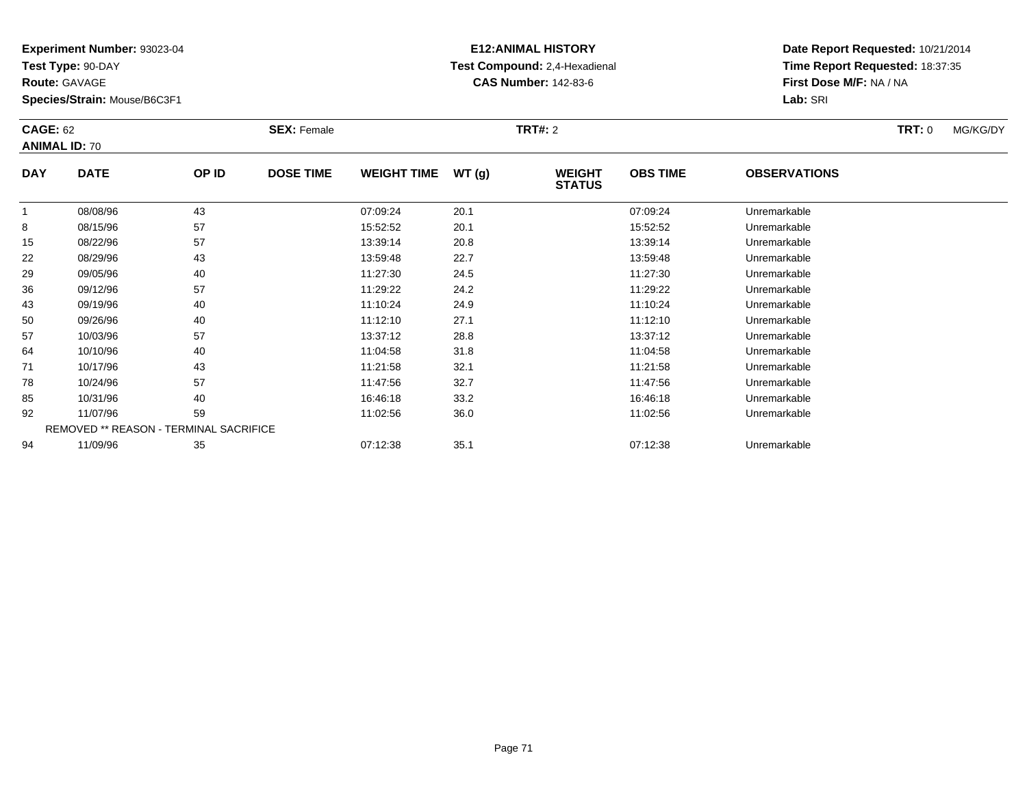**Experiment Number:** 93023-04
**Test Type:** 90-DAY
**Route:** GAVAGE
**Species/Strain:** Mouse/B6C3F1

**E12:ANIMAL HISTORY**
**Test Compound:** 2,4-Hexadienal
**CAS Number:** 142-83-6

**Date Report Requested:** 10/21/2014
**Time Report Requested:** 18:37:35
**First Dose M/F:** NA / NA
**Lab:** SRI

**CAGE:** 62 **SEX:** Female **TRT#:** 2 **TRT:** 0 MG/KG/DY
**ANIMAL ID:** 70

| DAY | DATE | OP ID | DOSE TIME | WEIGHT TIME | WT (g) | WEIGHT STATUS | OBS TIME | OBSERVATIONS |
|---|---|---|---|---|---|---|---|---|
| 1 | 08/08/96 | 43 | | 07:09:24 | 20.1 | | 07:09:24 | Unremarkable |
| 8 | 08/15/96 | 57 | | 15:52:52 | 20.1 | | 15:52:52 | Unremarkable |
| 15 | 08/22/96 | 57 | | 13:39:14 | 20.8 | | 13:39:14 | Unremarkable |
| 22 | 08/29/96 | 43 | | 13:59:48 | 22.7 | | 13:59:48 | Unremarkable |
| 29 | 09/05/96 | 40 | | 11:27:30 | 24.5 | | 11:27:30 | Unremarkable |
| 36 | 09/12/96 | 57 | | 11:29:22 | 24.2 | | 11:29:22 | Unremarkable |
| 43 | 09/19/96 | 40 | | 11:10:24 | 24.9 | | 11:10:24 | Unremarkable |
| 50 | 09/26/96 | 40 | | 11:12:10 | 27.1 | | 11:12:10 | Unremarkable |
| 57 | 10/03/96 | 57 | | 13:37:12 | 28.8 | | 13:37:12 | Unremarkable |
| 64 | 10/10/96 | 40 | | 11:04:58 | 31.8 | | 11:04:58 | Unremarkable |
| 71 | 10/17/96 | 43 | | 11:21:58 | 32.1 | | 11:21:58 | Unremarkable |
| 78 | 10/24/96 | 57 | | 11:47:56 | 32.7 | | 11:47:56 | Unremarkable |
| 85 | 10/31/96 | 40 | | 16:46:18 | 33.2 | | 16:46:18 | Unremarkable |
| 92 | 11/07/96 | 59 | | 11:02:56 | 36.0 | | 11:02:56 | Unremarkable |
| | REMOVED ** REASON - TERMINAL SACRIFICE | | | | | | | |
| 94 | 11/09/96 | 35 | | 07:12:38 | 35.1 | | 07:12:38 | Unremarkable |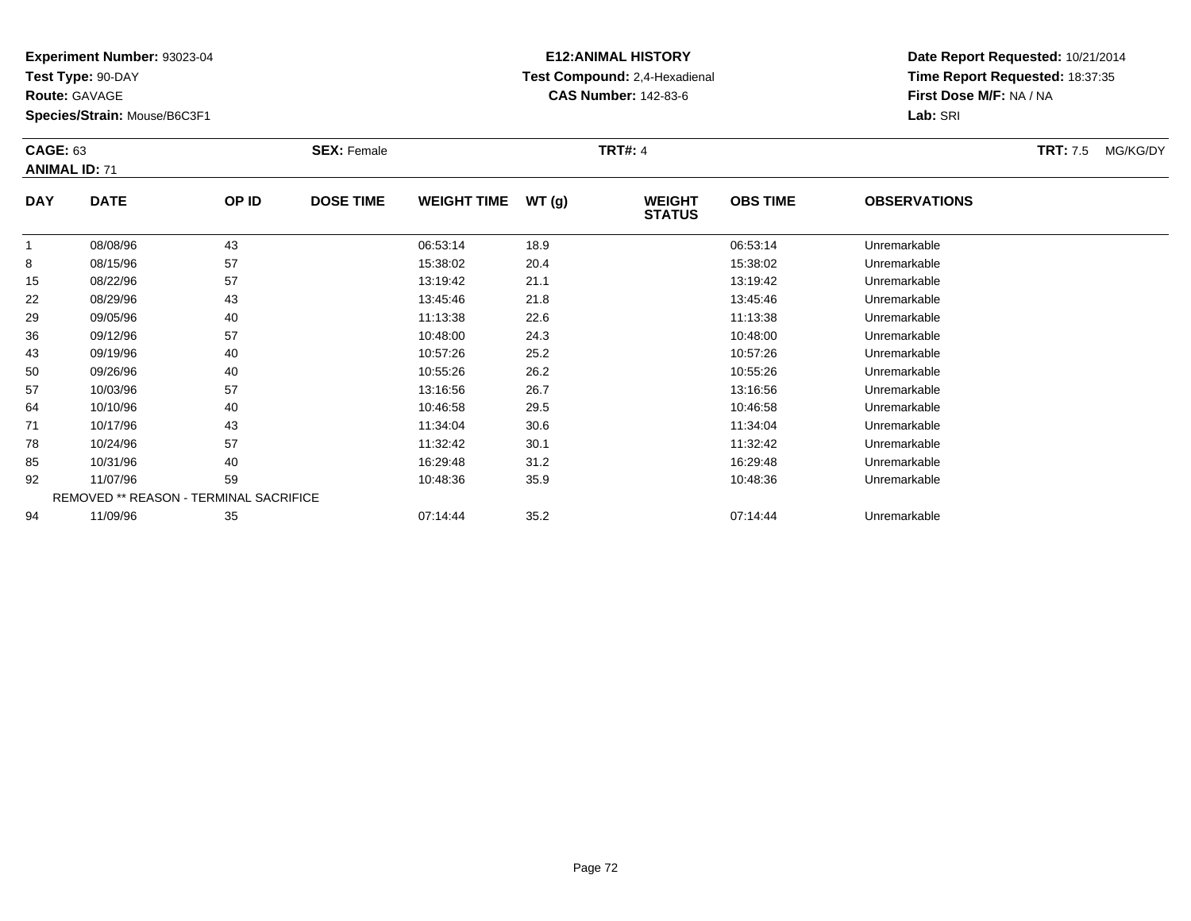**Experiment Number:** 93023-04
**Test Type:** 90-DAY
**Route:** GAVAGE
**Species/Strain:** Mouse/B6C3F1

**E12:ANIMAL HISTORY**
**Test Compound:** 2,4-Hexadienal
**CAS Number:** 142-83-6

**Date Report Requested:** 10/21/2014
**Time Report Requested:** 18:37:35
**First Dose M/F:** NA / NA
**Lab:** SRI

**CAGE:** 63 **SEX:** Female **TRT#:** 4 **TRT:** 7.5 MG/KG/DY
**ANIMAL ID:** 71

| DAY | DATE | OP ID | DOSE TIME | WEIGHT TIME | WT (g) | WEIGHT STATUS | OBS TIME | OBSERVATIONS |
|---|---|---|---|---|---|---|---|---|
| 1 | 08/08/96 | 43 | | 06:53:14 | 18.9 | | 06:53:14 | Unremarkable |
| 8 | 08/15/96 | 57 | | 15:38:02 | 20.4 | | 15:38:02 | Unremarkable |
| 15 | 08/22/96 | 57 | | 13:19:42 | 21.1 | | 13:19:42 | Unremarkable |
| 22 | 08/29/96 | 43 | | 13:45:46 | 21.8 | | 13:45:46 | Unremarkable |
| 29 | 09/05/96 | 40 | | 11:13:38 | 22.6 | | 11:13:38 | Unremarkable |
| 36 | 09/12/96 | 57 | | 10:48:00 | 24.3 | | 10:48:00 | Unremarkable |
| 43 | 09/19/96 | 40 | | 10:57:26 | 25.2 | | 10:57:26 | Unremarkable |
| 50 | 09/26/96 | 40 | | 10:55:26 | 26.2 | | 10:55:26 | Unremarkable |
| 57 | 10/03/96 | 57 | | 13:16:56 | 26.7 | | 13:16:56 | Unremarkable |
| 64 | 10/10/96 | 40 | | 10:46:58 | 29.5 | | 10:46:58 | Unremarkable |
| 71 | 10/17/96 | 43 | | 11:34:04 | 30.6 | | 11:34:04 | Unremarkable |
| 78 | 10/24/96 | 57 | | 11:32:42 | 30.1 | | 11:32:42 | Unremarkable |
| 85 | 10/31/96 | 40 | | 16:29:48 | 31.2 | | 16:29:48 | Unremarkable |
| 92 | 11/07/96 | 59 | | 10:48:36 | 35.9 | | 10:48:36 | Unremarkable |
| REMOVED ** REASON - TERMINAL SACRIFICE | | | | | | | | |
| 94 | 11/09/96 | 35 | | 07:14:44 | 35.2 | | 07:14:44 | Unremarkable |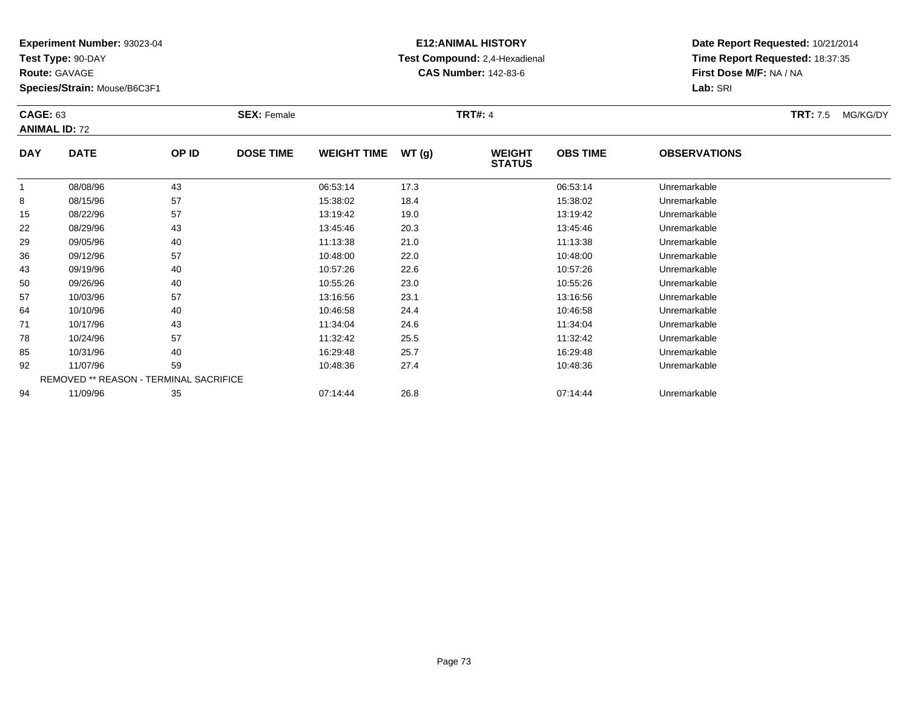**Experiment Number:** 93023-04
**Test Type:** 90-DAY
**Route:** GAVAGE
**Species/Strain:** Mouse/B6C3F1

**E12:ANIMAL HISTORY**
**Test Compound:** 2,4-Hexadienal
**CAS Number:** 142-83-6

**Date Report Requested:** 10/21/2014
**Time Report Requested:** 18:37:35
**First Dose M/F:** NA / NA
**Lab:** SRI

**CAGE:** 63 **SEX:** Female **TRT#:** 4 **TRT:** 7.5 MG/KG/DY
**ANIMAL ID:** 72

| DAY | DATE | OP ID | DOSE TIME | WEIGHT TIME | WT (g) | WEIGHT STATUS | OBS TIME | OBSERVATIONS |
|---|---|---|---|---|---|---|---|---|
| 1 | 08/08/96 | 43 | | 06:53:14 | 17.3 | | 06:53:14 | Unremarkable |
| 8 | 08/15/96 | 57 | | 15:38:02 | 18.4 | | 15:38:02 | Unremarkable |
| 15 | 08/22/96 | 57 | | 13:19:42 | 19.0 | | 13:19:42 | Unremarkable |
| 22 | 08/29/96 | 43 | | 13:45:46 | 20.3 | | 13:45:46 | Unremarkable |
| 29 | 09/05/96 | 40 | | 11:13:38 | 21.0 | | 11:13:38 | Unremarkable |
| 36 | 09/12/96 | 57 | | 10:48:00 | 22.0 | | 10:48:00 | Unremarkable |
| 43 | 09/19/96 | 40 | | 10:57:26 | 22.6 | | 10:57:26 | Unremarkable |
| 50 | 09/26/96 | 40 | | 10:55:26 | 23.0 | | 10:55:26 | Unremarkable |
| 57 | 10/03/96 | 57 | | 13:16:56 | 23.1 | | 13:16:56 | Unremarkable |
| 64 | 10/10/96 | 40 | | 10:46:58 | 24.4 | | 10:46:58 | Unremarkable |
| 71 | 10/17/96 | 43 | | 11:34:04 | 24.6 | | 11:34:04 | Unremarkable |
| 78 | 10/24/96 | 57 | | 11:32:42 | 25.5 | | 11:32:42 | Unremarkable |
| 85 | 10/31/96 | 40 | | 16:29:48 | 25.7 | | 16:29:48 | Unremarkable |
| 92 | 11/07/96 | 59 | | 10:48:36 | 27.4 | | 10:48:36 | Unremarkable |
| REMOVED ** REASON - TERMINAL SACRIFICE | | | | | | | | |
| 94 | 11/09/96 | 35 | | 07:14:44 | 26.8 | | 07:14:44 | Unremarkable |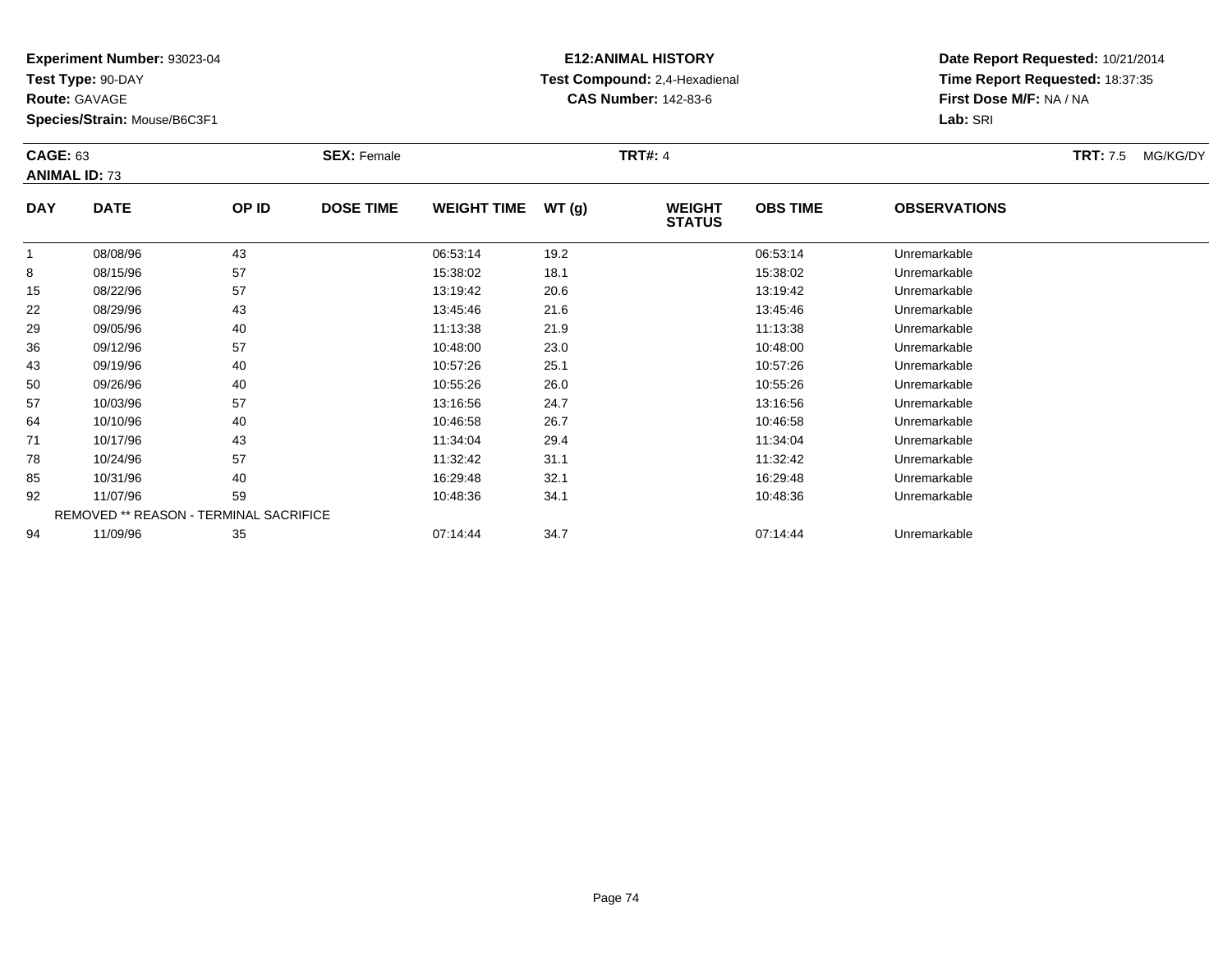**Experiment Number:** 93023-04
**Test Type:** 90-DAY
**Route:** GAVAGE
**Species/Strain:** Mouse/B6C3F1

**E12:ANIMAL HISTORY**
**Test Compound:** 2,4-Hexadienal
**CAS Number:** 142-83-6

**Date Report Requested:** 10/21/2014
**Time Report Requested:** 18:37:35
**First Dose M/F:** NA / NA
**Lab:** SRI

**CAGE:** 63 **SEX:** Female **TRT#:** 4 **TRT:** 7.5 MG/KG/DY
**ANIMAL ID:** 73

| DAY | DATE | OP ID | DOSE TIME | WEIGHT TIME | WT (g) | WEIGHT STATUS | OBS TIME | OBSERVATIONS |
|---|---|---|---|---|---|---|---|---|
| 1 | 08/08/96 | 43 | | 06:53:14 | 19.2 | | 06:53:14 | Unremarkable |
| 8 | 08/15/96 | 57 | | 15:38:02 | 18.1 | | 15:38:02 | Unremarkable |
| 15 | 08/22/96 | 57 | | 13:19:42 | 20.6 | | 13:19:42 | Unremarkable |
| 22 | 08/29/96 | 43 | | 13:45:46 | 21.6 | | 13:45:46 | Unremarkable |
| 29 | 09/05/96 | 40 | | 11:13:38 | 21.9 | | 11:13:38 | Unremarkable |
| 36 | 09/12/96 | 57 | | 10:48:00 | 23.0 | | 10:48:00 | Unremarkable |
| 43 | 09/19/96 | 40 | | 10:57:26 | 25.1 | | 10:57:26 | Unremarkable |
| 50 | 09/26/96 | 40 | | 10:55:26 | 26.0 | | 10:55:26 | Unremarkable |
| 57 | 10/03/96 | 57 | | 13:16:56 | 24.7 | | 13:16:56 | Unremarkable |
| 64 | 10/10/96 | 40 | | 10:46:58 | 26.7 | | 10:46:58 | Unremarkable |
| 71 | 10/17/96 | 43 | | 11:34:04 | 29.4 | | 11:34:04 | Unremarkable |
| 78 | 10/24/96 | 57 | | 11:32:42 | 31.1 | | 11:32:42 | Unremarkable |
| 85 | 10/31/96 | 40 | | 16:29:48 | 32.1 | | 16:29:48 | Unremarkable |
| 92 | 11/07/96 | 59 | | 10:48:36 | 34.1 | | 10:48:36 | Unremarkable |
| REMOVED ** REASON - TERMINAL SACRIFICE | | | | | | | | |
| 94 | 11/09/96 | 35 | | 07:14:44 | 34.7 | | 07:14:44 | Unremarkable |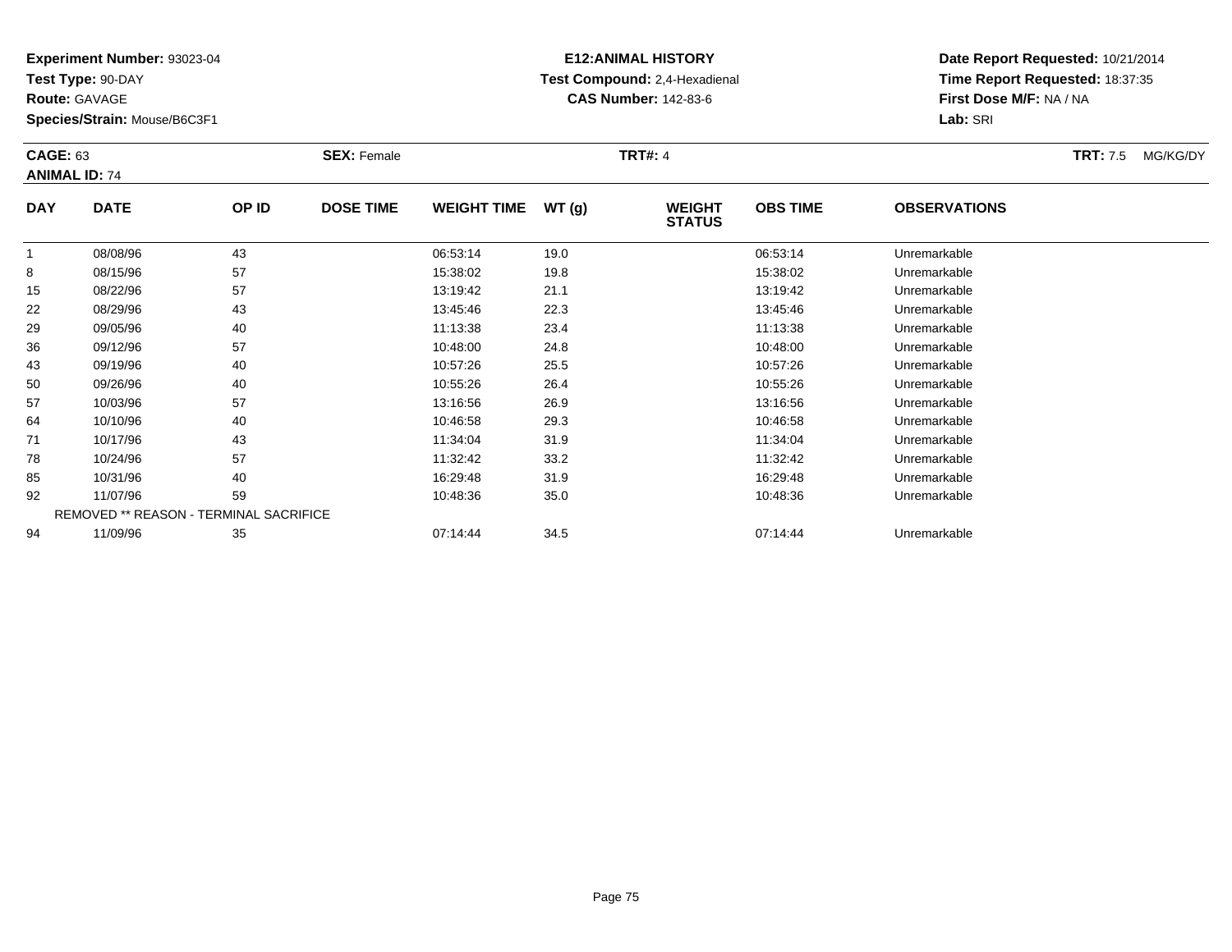**Experiment Number:** 93023-04
**Test Type:** 90-DAY
**Route:** GAVAGE
**Species/Strain:** Mouse/B6C3F1

**E12:ANIMAL HISTORY**
**Test Compound:** 2,4-Hexadienal
**CAS Number:** 142-83-6

**Date Report Requested:** 10/21/2014
**Time Report Requested:** 18:37:35
**First Dose M/F:** NA / NA
**Lab:** SRI

**CAGE:** 63 **SEX:** Female **TRT#:** 4 **TRT:** 7.5 MG/KG/DY
**ANIMAL ID:** 74

| DAY | DATE | OP ID | DOSE TIME | WEIGHT TIME | WT (g) | WEIGHT STATUS | OBS TIME | OBSERVATIONS |
|---|---|---|---|---|---|---|---|---|
| 1 | 08/08/96 | 43 | | 06:53:14 | 19.0 | | 06:53:14 | Unremarkable |
| 8 | 08/15/96 | 57 | | 15:38:02 | 19.8 | | 15:38:02 | Unremarkable |
| 15 | 08/22/96 | 57 | | 13:19:42 | 21.1 | | 13:19:42 | Unremarkable |
| 22 | 08/29/96 | 43 | | 13:45:46 | 22.3 | | 13:45:46 | Unremarkable |
| 29 | 09/05/96 | 40 | | 11:13:38 | 23.4 | | 11:13:38 | Unremarkable |
| 36 | 09/12/96 | 57 | | 10:48:00 | 24.8 | | 10:48:00 | Unremarkable |
| 43 | 09/19/96 | 40 | | 10:57:26 | 25.5 | | 10:57:26 | Unremarkable |
| 50 | 09/26/96 | 40 | | 10:55:26 | 26.4 | | 10:55:26 | Unremarkable |
| 57 | 10/03/96 | 57 | | 13:16:56 | 26.9 | | 13:16:56 | Unremarkable |
| 64 | 10/10/96 | 40 | | 10:46:58 | 29.3 | | 10:46:58 | Unremarkable |
| 71 | 10/17/96 | 43 | | 11:34:04 | 31.9 | | 11:34:04 | Unremarkable |
| 78 | 10/24/96 | 57 | | 11:32:42 | 33.2 | | 11:32:42 | Unremarkable |
| 85 | 10/31/96 | 40 | | 16:29:48 | 31.9 | | 16:29:48 | Unremarkable |
| 92 | 11/07/96 | 59 | | 10:48:36 | 35.0 | | 10:48:36 | Unremarkable |
| | REMOVED ** REASON - TERMINAL SACRIFICE | | | | | | | |
| 94 | 11/09/96 | 35 | | 07:14:44 | 34.5 | | 07:14:44 | Unremarkable |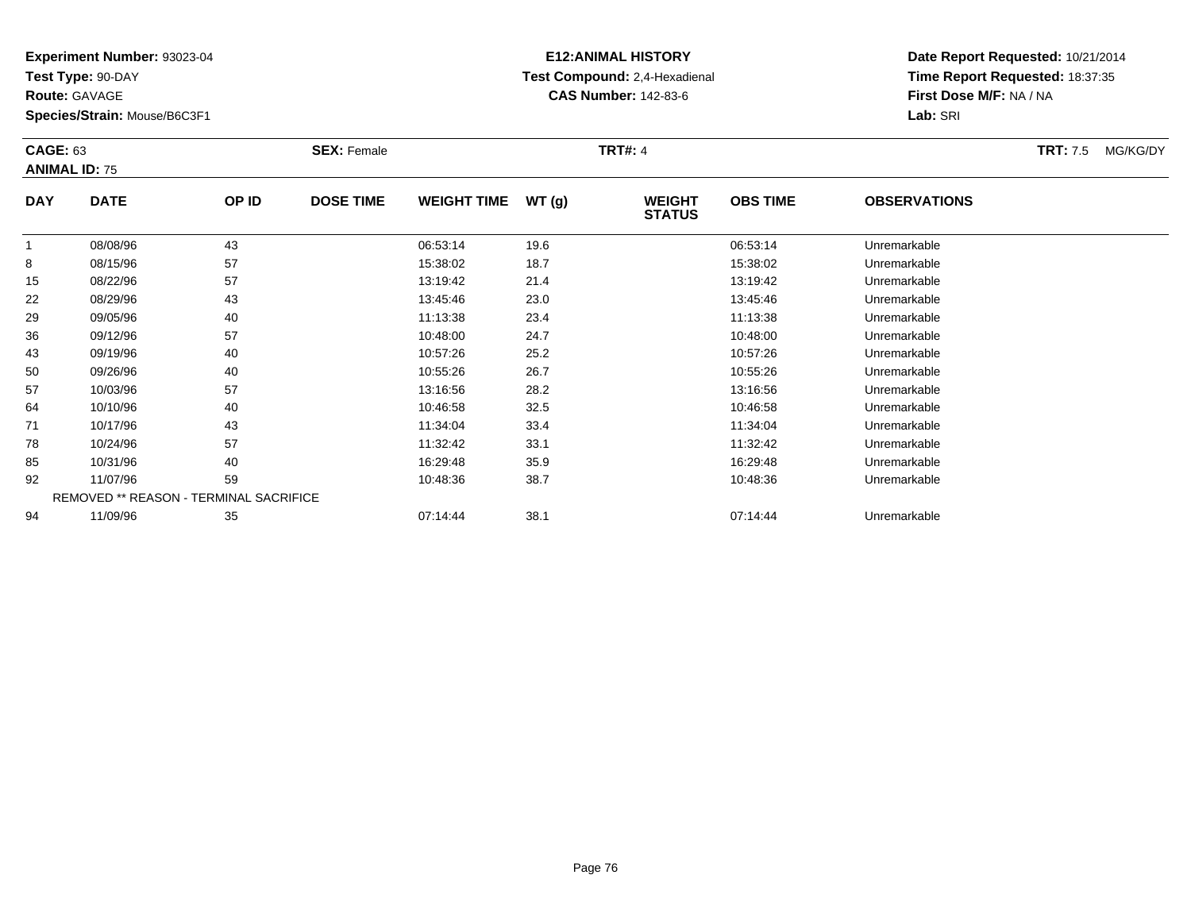**Experiment Number:** 93023-04
**Test Type:** 90-DAY
**Route:** GAVAGE
**Species/Strain:** Mouse/B6C3F1

**E12:ANIMAL HISTORY**
**Test Compound:** 2,4-Hexadienal
**CAS Number:** 142-83-6

**Date Report Requested:** 10/21/2014
**Time Report Requested:** 18:37:35
**First Dose M/F:** NA / NA
**Lab:** SRI

**CAGE:** 63 **SEX:** Female **TRT#:** 4 **TRT:** 7.5 MG/KG/DY
**ANIMAL ID:** 75

| DAY | DATE | OP ID | DOSE TIME | WEIGHT TIME | WT (g) | WEIGHT STATUS | OBS TIME | OBSERVATIONS |
|---|---|---|---|---|---|---|---|---|
| 1 | 08/08/96 | 43 | | 06:53:14 | 19.6 | | 06:53:14 | Unremarkable |
| 8 | 08/15/96 | 57 | | 15:38:02 | 18.7 | | 15:38:02 | Unremarkable |
| 15 | 08/22/96 | 57 | | 13:19:42 | 21.4 | | 13:19:42 | Unremarkable |
| 22 | 08/29/96 | 43 | | 13:45:46 | 23.0 | | 13:45:46 | Unremarkable |
| 29 | 09/05/96 | 40 | | 11:13:38 | 23.4 | | 11:13:38 | Unremarkable |
| 36 | 09/12/96 | 57 | | 10:48:00 | 24.7 | | 10:48:00 | Unremarkable |
| 43 | 09/19/96 | 40 | | 10:57:26 | 25.2 | | 10:57:26 | Unremarkable |
| 50 | 09/26/96 | 40 | | 10:55:26 | 26.7 | | 10:55:26 | Unremarkable |
| 57 | 10/03/96 | 57 | | 13:16:56 | 28.2 | | 13:16:56 | Unremarkable |
| 64 | 10/10/96 | 40 | | 10:46:58 | 32.5 | | 10:46:58 | Unremarkable |
| 71 | 10/17/96 | 43 | | 11:34:04 | 33.4 | | 11:34:04 | Unremarkable |
| 78 | 10/24/96 | 57 | | 11:32:42 | 33.1 | | 11:32:42 | Unremarkable |
| 85 | 10/31/96 | 40 | | 16:29:48 | 35.9 | | 16:29:48 | Unremarkable |
| 92 | 11/07/96 | 59 | | 10:48:36 | 38.7 | | 10:48:36 | Unremarkable |
| REMOVED ** REASON - TERMINAL SACRIFICE | | | | | | | | |
| 94 | 11/09/96 | 35 | | 07:14:44 | 38.1 | | 07:14:44 | Unremarkable |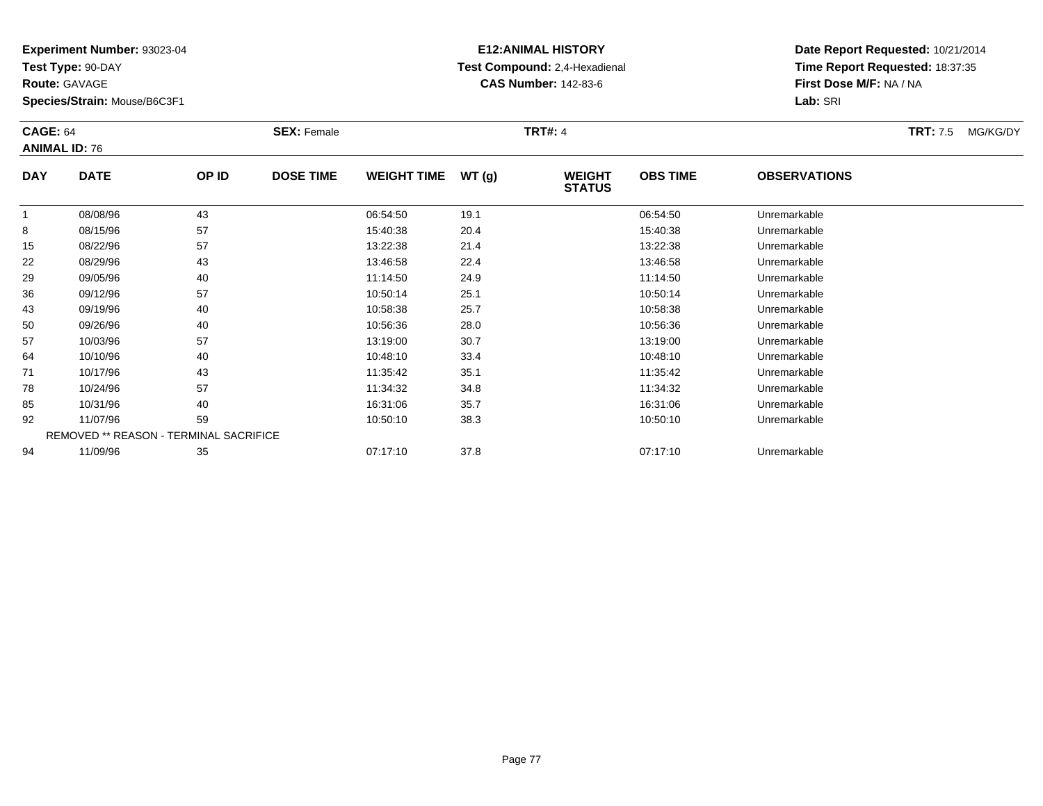**Experiment Number:** 93023-04
**Test Type:** 90-DAY
**Route:** GAVAGE
**Species/Strain:** Mouse/B6C3F1

**E12:ANIMAL HISTORY**
**Test Compound:** 2,4-Hexadienal
**CAS Number:** 142-83-6

**Date Report Requested:** 10/21/2014
**Time Report Requested:** 18:37:35
**First Dose M/F:** NA / NA
**Lab:** SRI

**CAGE:** 64 **SEX:** Female **TRT#:** 4 **TRT:** 7.5 MG/KG/DY
**ANIMAL ID:** 76

| DAY | DATE | OP ID | DOSE TIME | WEIGHT TIME | WT (g) | WEIGHT STATUS | OBS TIME | OBSERVATIONS |
|---|---|---|---|---|---|---|---|---|
| 1 | 08/08/96 | 43 | | 06:54:50 | 19.1 | | 06:54:50 | Unremarkable |
| 8 | 08/15/96 | 57 | | 15:40:38 | 20.4 | | 15:40:38 | Unremarkable |
| 15 | 08/22/96 | 57 | | 13:22:38 | 21.4 | | 13:22:38 | Unremarkable |
| 22 | 08/29/96 | 43 | | 13:46:58 | 22.4 | | 13:46:58 | Unremarkable |
| 29 | 09/05/96 | 40 | | 11:14:50 | 24.9 | | 11:14:50 | Unremarkable |
| 36 | 09/12/96 | 57 | | 10:50:14 | 25.1 | | 10:50:14 | Unremarkable |
| 43 | 09/19/96 | 40 | | 10:58:38 | 25.7 | | 10:58:38 | Unremarkable |
| 50 | 09/26/96 | 40 | | 10:56:36 | 28.0 | | 10:56:36 | Unremarkable |
| 57 | 10/03/96 | 57 | | 13:19:00 | 30.7 | | 13:19:00 | Unremarkable |
| 64 | 10/10/96 | 40 | | 10:48:10 | 33.4 | | 10:48:10 | Unremarkable |
| 71 | 10/17/96 | 43 | | 11:35:42 | 35.1 | | 11:35:42 | Unremarkable |
| 78 | 10/24/96 | 57 | | 11:34:32 | 34.8 | | 11:34:32 | Unremarkable |
| 85 | 10/31/96 | 40 | | 16:31:06 | 35.7 | | 16:31:06 | Unremarkable |
| 92 | 11/07/96 | 59 | | 10:50:10 | 38.3 | | 10:50:10 | Unremarkable |
| | REMOVED ** REASON - TERMINAL SACRIFICE | | | | | | | |
| 94 | 11/09/96 | 35 | | 07:17:10 | 37.8 | | 07:17:10 | Unremarkable |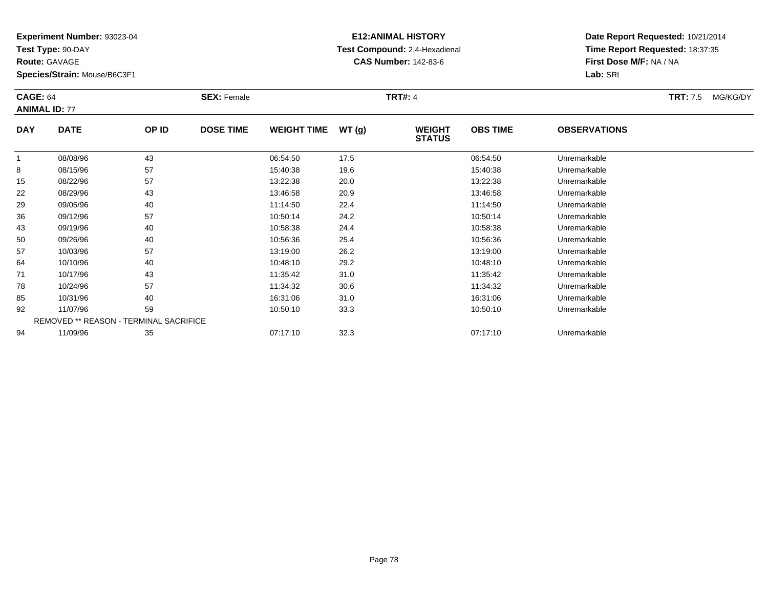**Experiment Number:** 93023-04
**Test Type:** 90-DAY
**Route:** GAVAGE
**Species/Strain:** Mouse/B6C3F1

**E12:ANIMAL HISTORY**
**Test Compound:** 2,4-Hexadienal
**CAS Number:** 142-83-6

**Date Report Requested:** 10/21/2014
**Time Report Requested:** 18:37:35
**First Dose M/F:** NA / NA
**Lab:** SRI

**CAGE:** 64　**SEX:** Female　**TRT#:** 4　**TRT:** 7.5 MG/KG/DY
**ANIMAL ID:** 77

| DAY | DATE | OP ID | DOSE TIME | WEIGHT TIME | WT (g) | WEIGHT STATUS | OBS TIME | OBSERVATIONS |
|---|---|---|---|---|---|---|---|---|
| 1 | 08/08/96 | 43 | | 06:54:50 | 17.5 | | 06:54:50 | Unremarkable |
| 8 | 08/15/96 | 57 | | 15:40:38 | 19.6 | | 15:40:38 | Unremarkable |
| 15 | 08/22/96 | 57 | | 13:22:38 | 20.0 | | 13:22:38 | Unremarkable |
| 22 | 08/29/96 | 43 | | 13:46:58 | 20.9 | | 13:46:58 | Unremarkable |
| 29 | 09/05/96 | 40 | | 11:14:50 | 22.4 | | 11:14:50 | Unremarkable |
| 36 | 09/12/96 | 57 | | 10:50:14 | 24.2 | | 10:50:14 | Unremarkable |
| 43 | 09/19/96 | 40 | | 10:58:38 | 24.4 | | 10:58:38 | Unremarkable |
| 50 | 09/26/96 | 40 | | 10:56:36 | 25.4 | | 10:56:36 | Unremarkable |
| 57 | 10/03/96 | 57 | | 13:19:00 | 26.2 | | 13:19:00 | Unremarkable |
| 64 | 10/10/96 | 40 | | 10:48:10 | 29.2 | | 10:48:10 | Unremarkable |
| 71 | 10/17/96 | 43 | | 11:35:42 | 31.0 | | 11:35:42 | Unremarkable |
| 78 | 10/24/96 | 57 | | 11:34:32 | 30.6 | | 11:34:32 | Unremarkable |
| 85 | 10/31/96 | 40 | | 16:31:06 | 31.0 | | 16:31:06 | Unremarkable |
| 92 | 11/07/96 | 59 | | 10:50:10 | 33.3 | | 10:50:10 | Unremarkable |
| | REMOVED ** REASON - TERMINAL SACRIFICE | | | | | | | |
| 94 | 11/09/96 | 35 | | 07:17:10 | 32.3 | | 07:17:10 | Unremarkable |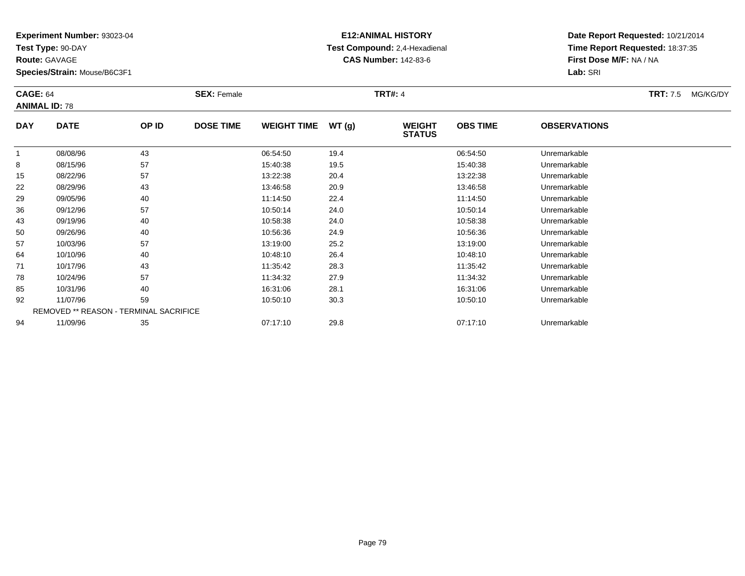**Experiment Number:** 93023-04
**Test Type:** 90-DAY
**Route:** GAVAGE
**Species/Strain:** Mouse/B6C3F1

**E12:ANIMAL HISTORY**
**Test Compound:** 2,4-Hexadienal
**CAS Number:** 142-83-6

**Date Report Requested:** 10/21/2014
**Time Report Requested:** 18:37:35
**First Dose M/F:** NA / NA
**Lab:** SRI

**CAGE:** 64
**ANIMAL ID:** 78
**SEX:** Female
**TRT#:** 4
**TRT:** 7.5 MG/KG/DY

| DAY | DATE | OP ID | DOSE TIME | WEIGHT TIME | WT (g) | WEIGHT STATUS | OBS TIME | OBSERVATIONS |
|---|---|---|---|---|---|---|---|---|
| 1 | 08/08/96 | 43 | | 06:54:50 | 19.4 | | 06:54:50 | Unremarkable |
| 8 | 08/15/96 | 57 | | 15:40:38 | 19.5 | | 15:40:38 | Unremarkable |
| 15 | 08/22/96 | 57 | | 13:22:38 | 20.4 | | 13:22:38 | Unremarkable |
| 22 | 08/29/96 | 43 | | 13:46:58 | 20.9 | | 13:46:58 | Unremarkable |
| 29 | 09/05/96 | 40 | | 11:14:50 | 22.4 | | 11:14:50 | Unremarkable |
| 36 | 09/12/96 | 57 | | 10:50:14 | 24.0 | | 10:50:14 | Unremarkable |
| 43 | 09/19/96 | 40 | | 10:58:38 | 24.0 | | 10:58:38 | Unremarkable |
| 50 | 09/26/96 | 40 | | 10:56:36 | 24.9 | | 10:56:36 | Unremarkable |
| 57 | 10/03/96 | 57 | | 13:19:00 | 25.2 | | 13:19:00 | Unremarkable |
| 64 | 10/10/96 | 40 | | 10:48:10 | 26.4 | | 10:48:10 | Unremarkable |
| 71 | 10/17/96 | 43 | | 11:35:42 | 28.3 | | 11:35:42 | Unremarkable |
| 78 | 10/24/96 | 57 | | 11:34:32 | 27.9 | | 11:34:32 | Unremarkable |
| 85 | 10/31/96 | 40 | | 16:31:06 | 28.1 | | 16:31:06 | Unremarkable |
| 92 | 11/07/96 | 59 | | 10:50:10 | 30.3 | | 10:50:10 | Unremarkable |
| REMOVED ** REASON - TERMINAL SACRIFICE | | | | | | | | |
| 94 | 11/09/96 | 35 | | 07:17:10 | 29.8 | | 07:17:10 | Unremarkable |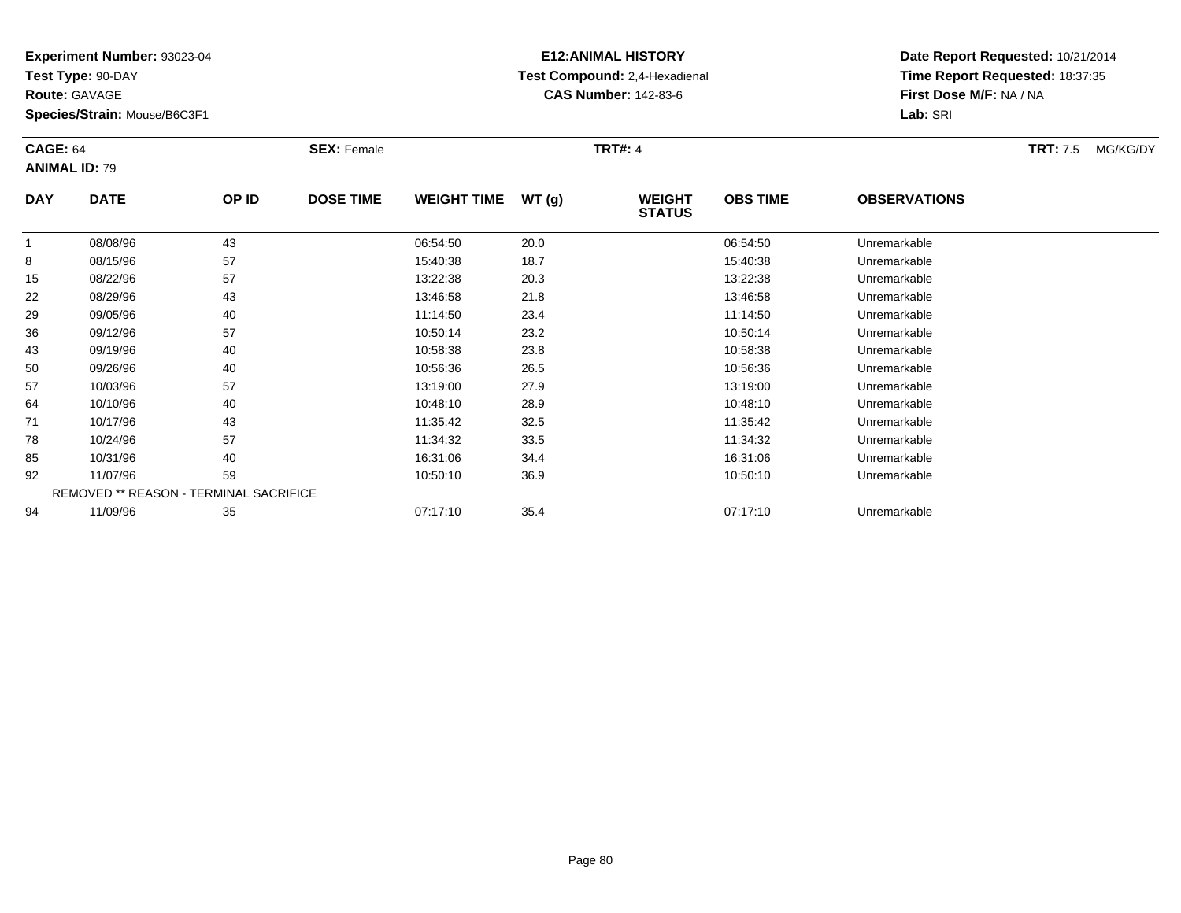**Experiment Number:** 93023-04
**Test Type:** 90-DAY
**Route:** GAVAGE
**Species/Strain:** Mouse/B6C3F1

**E12:ANIMAL HISTORY**
**Test Compound:** 2,4-Hexadienal
**CAS Number:** 142-83-6

**Date Report Requested:** 10/21/2014
**Time Report Requested:** 18:37:35
**First Dose M/F:** NA / NA
**Lab:** SRI

**CAGE:** 64 **SEX:** Female **TRT#:** 4 **TRT:** 7.5 MG/KG/DY
**ANIMAL ID:** 79

| DAY | DATE | OP ID | DOSE TIME | WEIGHT TIME | WT (g) | WEIGHT STATUS | OBS TIME | OBSERVATIONS |
|---|---|---|---|---|---|---|---|---|
| 1 | 08/08/96 | 43 | | 06:54:50 | 20.0 | | 06:54:50 | Unremarkable |
| 8 | 08/15/96 | 57 | | 15:40:38 | 18.7 | | 15:40:38 | Unremarkable |
| 15 | 08/22/96 | 57 | | 13:22:38 | 20.3 | | 13:22:38 | Unremarkable |
| 22 | 08/29/96 | 43 | | 13:46:58 | 21.8 | | 13:46:58 | Unremarkable |
| 29 | 09/05/96 | 40 | | 11:14:50 | 23.4 | | 11:14:50 | Unremarkable |
| 36 | 09/12/96 | 57 | | 10:50:14 | 23.2 | | 10:50:14 | Unremarkable |
| 43 | 09/19/96 | 40 | | 10:58:38 | 23.8 | | 10:58:38 | Unremarkable |
| 50 | 09/26/96 | 40 | | 10:56:36 | 26.5 | | 10:56:36 | Unremarkable |
| 57 | 10/03/96 | 57 | | 13:19:00 | 27.9 | | 13:19:00 | Unremarkable |
| 64 | 10/10/96 | 40 | | 10:48:10 | 28.9 | | 10:48:10 | Unremarkable |
| 71 | 10/17/96 | 43 | | 11:35:42 | 32.5 | | 11:35:42 | Unremarkable |
| 78 | 10/24/96 | 57 | | 11:34:32 | 33.5 | | 11:34:32 | Unremarkable |
| 85 | 10/31/96 | 40 | | 16:31:06 | 34.4 | | 16:31:06 | Unremarkable |
| 92 | 11/07/96 | 59 | | 10:50:10 | 36.9 | | 10:50:10 | Unremarkable |
| | REMOVED ** REASON - TERMINAL SACRIFICE | | | | | | | |
| 94 | 11/09/96 | 35 | | 07:17:10 | 35.4 | | 07:17:10 | Unremarkable |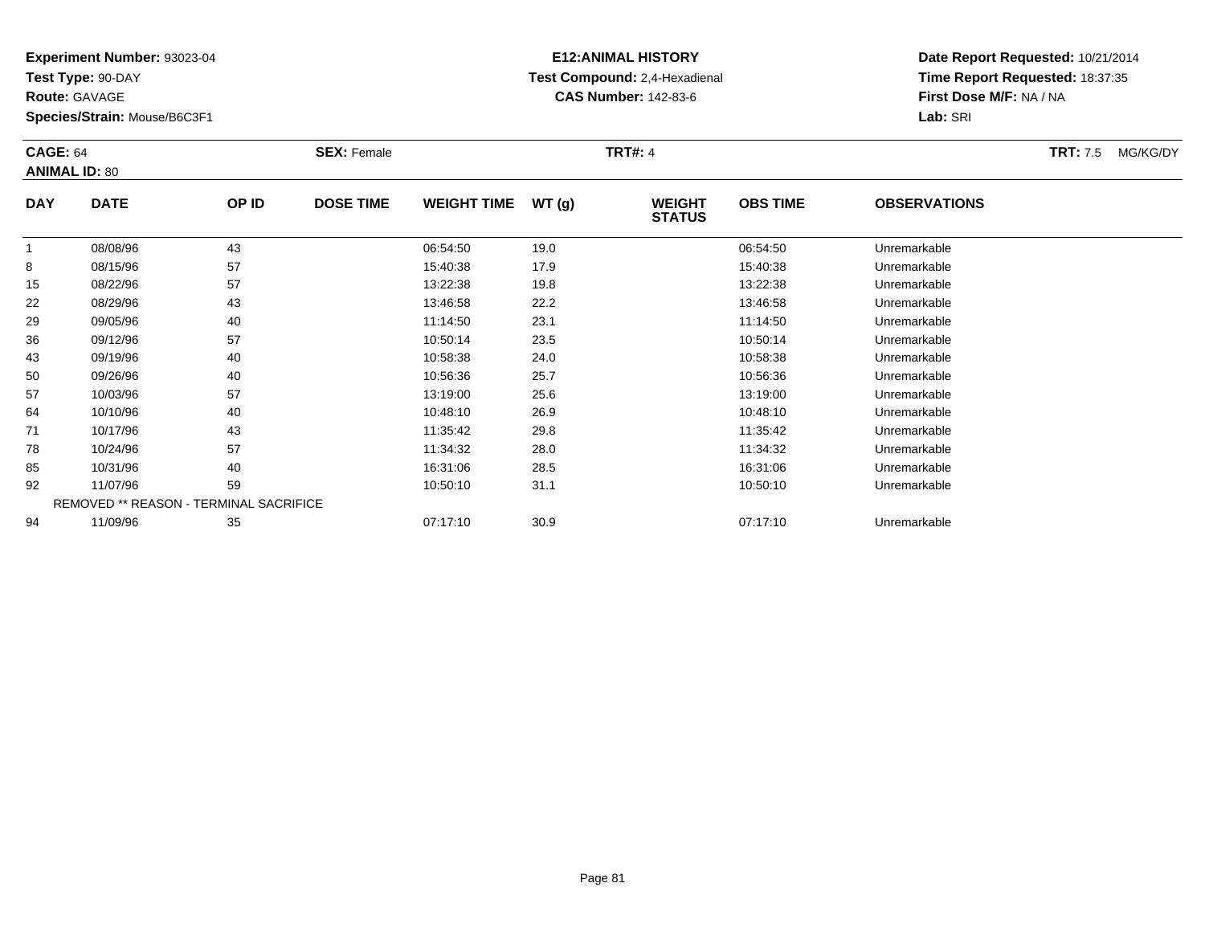**Experiment Number:** 93023-04
**Test Type:** 90-DAY
**Route:** GAVAGE
**Species/Strain:** Mouse/B6C3F1

**E12:ANIMAL HISTORY**
**Test Compound:** 2,4-Hexadienal
**CAS Number:** 142-83-6

**Date Report Requested:** 10/21/2014
**Time Report Requested:** 18:37:35
**First Dose M/F:** NA / NA
**Lab:** SRI

**CAGE:** 64 **SEX:** Female **TRT#:** 4 **TRT:** 7.5 MG/KG/DY
**ANIMAL ID:** 80

| DAY | DATE | OP ID | DOSE TIME | WEIGHT TIME | WT (g) | WEIGHT STATUS | OBS TIME | OBSERVATIONS |
|---|---|---|---|---|---|---|---|---|
| 1 | 08/08/96 | 43 | | 06:54:50 | 19.0 | | 06:54:50 | Unremarkable |
| 8 | 08/15/96 | 57 | | 15:40:38 | 17.9 | | 15:40:38 | Unremarkable |
| 15 | 08/22/96 | 57 | | 13:22:38 | 19.8 | | 13:22:38 | Unremarkable |
| 22 | 08/29/96 | 43 | | 13:46:58 | 22.2 | | 13:46:58 | Unremarkable |
| 29 | 09/05/96 | 40 | | 11:14:50 | 23.1 | | 11:14:50 | Unremarkable |
| 36 | 09/12/96 | 57 | | 10:50:14 | 23.5 | | 10:50:14 | Unremarkable |
| 43 | 09/19/96 | 40 | | 10:58:38 | 24.0 | | 10:58:38 | Unremarkable |
| 50 | 09/26/96 | 40 | | 10:56:36 | 25.7 | | 10:56:36 | Unremarkable |
| 57 | 10/03/96 | 57 | | 13:19:00 | 25.6 | | 13:19:00 | Unremarkable |
| 64 | 10/10/96 | 40 | | 10:48:10 | 26.9 | | 10:48:10 | Unremarkable |
| 71 | 10/17/96 | 43 | | 11:35:42 | 29.8 | | 11:35:42 | Unremarkable |
| 78 | 10/24/96 | 57 | | 11:34:32 | 28.0 | | 11:34:32 | Unremarkable |
| 85 | 10/31/96 | 40 | | 16:31:06 | 28.5 | | 16:31:06 | Unremarkable |
| 92 | 11/07/96 | 59 | | 10:50:10 | 31.1 | | 10:50:10 | Unremarkable |
| REMOVED ** REASON - TERMINAL SACRIFICE | | | | | | | | |
| 94 | 11/09/96 | 35 | | 07:17:10 | 30.9 | | 07:17:10 | Unremarkable |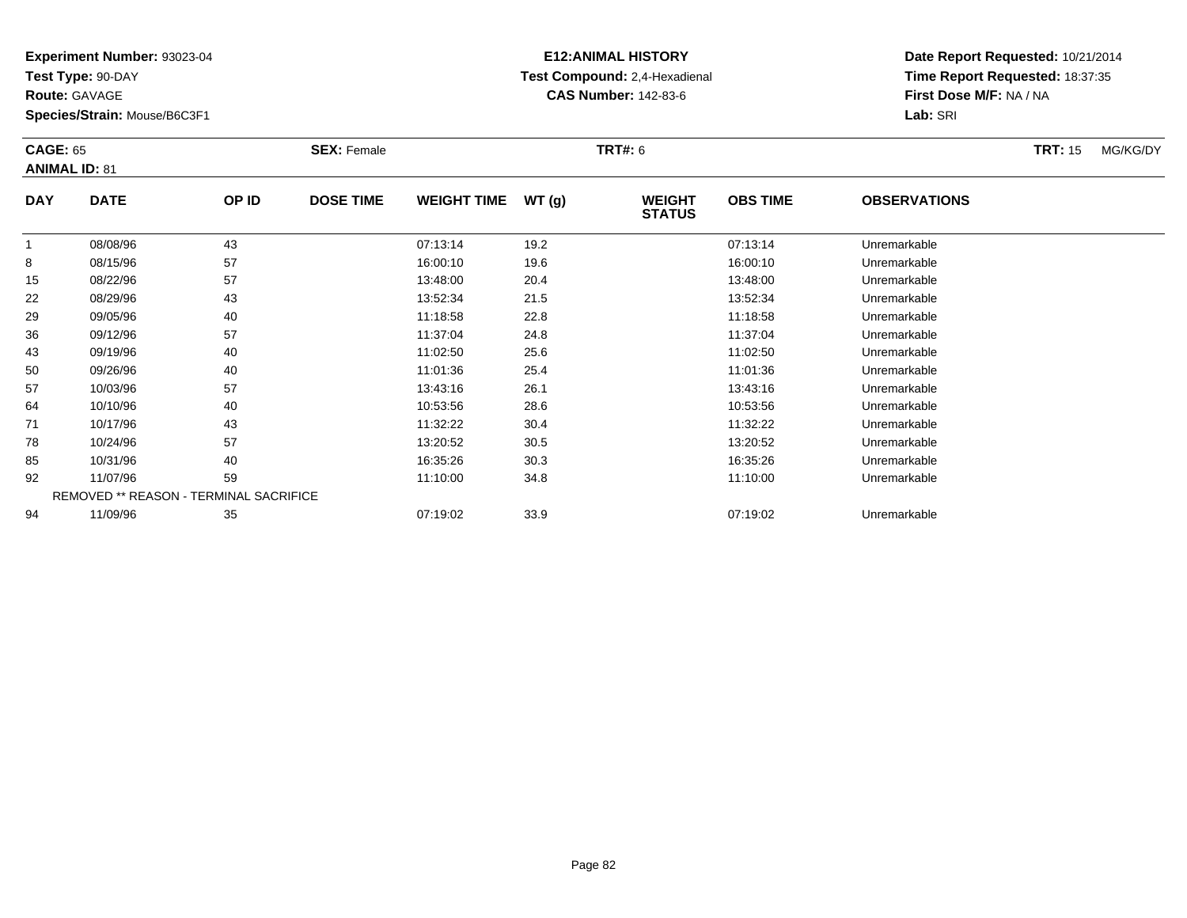**Experiment Number:** 93023-04
**Test Type:** 90-DAY
**Route:** GAVAGE
**Species/Strain:** Mouse/B6C3F1

**E12:ANIMAL HISTORY**
**Test Compound:** 2,4-Hexadienal
**CAS Number:** 142-83-6

**Date Report Requested:** 10/21/2014
**Time Report Requested:** 18:37:35
**First Dose M/F:** NA / NA
**Lab:** SRI

**CAGE:** 65 **SEX:** Female **TRT#:** 6 **TRT:** 15 MG/KG/DY
**ANIMAL ID:** 81

| DAY | DATE | OP ID | DOSE TIME | WEIGHT TIME | WT (g) | WEIGHT STATUS | OBS TIME | OBSERVATIONS |
|---|---|---|---|---|---|---|---|---|
| 1 | 08/08/96 | 43 | | 07:13:14 | 19.2 | | 07:13:14 | Unremarkable |
| 8 | 08/15/96 | 57 | | 16:00:10 | 19.6 | | 16:00:10 | Unremarkable |
| 15 | 08/22/96 | 57 | | 13:48:00 | 20.4 | | 13:48:00 | Unremarkable |
| 22 | 08/29/96 | 43 | | 13:52:34 | 21.5 | | 13:52:34 | Unremarkable |
| 29 | 09/05/96 | 40 | | 11:18:58 | 22.8 | | 11:18:58 | Unremarkable |
| 36 | 09/12/96 | 57 | | 11:37:04 | 24.8 | | 11:37:04 | Unremarkable |
| 43 | 09/19/96 | 40 | | 11:02:50 | 25.6 | | 11:02:50 | Unremarkable |
| 50 | 09/26/96 | 40 | | 11:01:36 | 25.4 | | 11:01:36 | Unremarkable |
| 57 | 10/03/96 | 57 | | 13:43:16 | 26.1 | | 13:43:16 | Unremarkable |
| 64 | 10/10/96 | 40 | | 10:53:56 | 28.6 | | 10:53:56 | Unremarkable |
| 71 | 10/17/96 | 43 | | 11:32:22 | 30.4 | | 11:32:22 | Unremarkable |
| 78 | 10/24/96 | 57 | | 13:20:52 | 30.5 | | 13:20:52 | Unremarkable |
| 85 | 10/31/96 | 40 | | 16:35:26 | 30.3 | | 16:35:26 | Unremarkable |
| 92 | 11/07/96 | 59 | | 11:10:00 | 34.8 | | 11:10:00 | Unremarkable |
| REMOVED ** REASON - TERMINAL SACRIFICE | | | | | | | | |
| 94 | 11/09/96 | 35 | | 07:19:02 | 33.9 | | 07:19:02 | Unremarkable |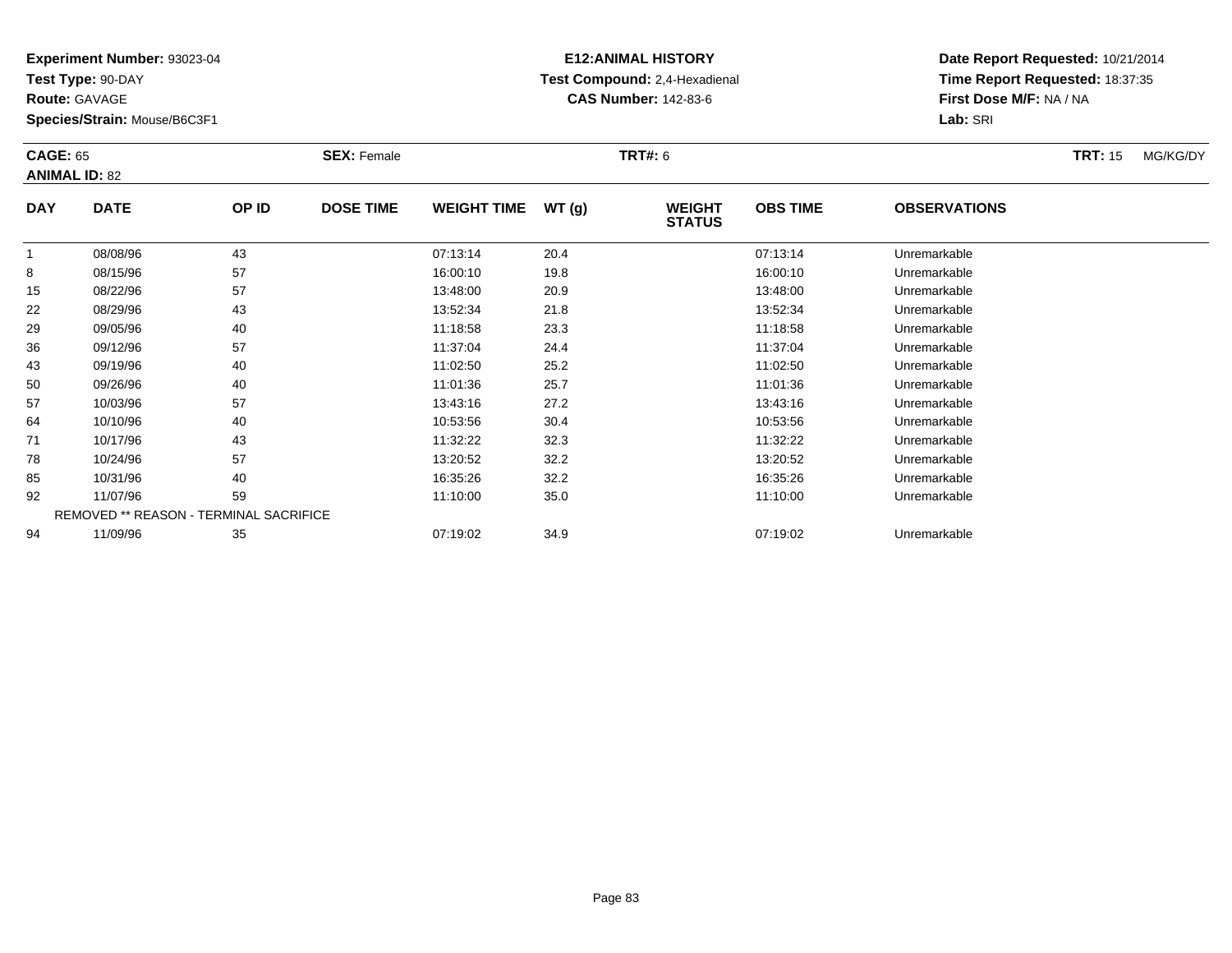**Experiment Number:** 93023-04
**Test Type:** 90-DAY
**Route:** GAVAGE
**Species/Strain:** Mouse/B6C3F1

**E12:ANIMAL HISTORY**
**Test Compound:** 2,4-Hexadienal
**CAS Number:** 142-83-6

**Date Report Requested:** 10/21/2014
**Time Report Requested:** 18:37:35
**First Dose M/F:** NA / NA
**Lab:** SRI

**CAGE:** 65
**ANIMAL ID:** 82
**SEX:** Female
**TRT#:** 6
**TRT:** 15 MG/KG/DY

| DAY | DATE | OP ID | DOSE TIME | WEIGHT TIME | WT (g) | WEIGHT STATUS | OBS TIME | OBSERVATIONS |
|---|---|---|---|---|---|---|---|---|
| 1 | 08/08/96 | 43 | | 07:13:14 | 20.4 | | 07:13:14 | Unremarkable |
| 8 | 08/15/96 | 57 | | 16:00:10 | 19.8 | | 16:00:10 | Unremarkable |
| 15 | 08/22/96 | 57 | | 13:48:00 | 20.9 | | 13:48:00 | Unremarkable |
| 22 | 08/29/96 | 43 | | 13:52:34 | 21.8 | | 13:52:34 | Unremarkable |
| 29 | 09/05/96 | 40 | | 11:18:58 | 23.3 | | 11:18:58 | Unremarkable |
| 36 | 09/12/96 | 57 | | 11:37:04 | 24.4 | | 11:37:04 | Unremarkable |
| 43 | 09/19/96 | 40 | | 11:02:50 | 25.2 | | 11:02:50 | Unremarkable |
| 50 | 09/26/96 | 40 | | 11:01:36 | 25.7 | | 11:01:36 | Unremarkable |
| 57 | 10/03/96 | 57 | | 13:43:16 | 27.2 | | 13:43:16 | Unremarkable |
| 64 | 10/10/96 | 40 | | 10:53:56 | 30.4 | | 10:53:56 | Unremarkable |
| 71 | 10/17/96 | 43 | | 11:32:22 | 32.3 | | 11:32:22 | Unremarkable |
| 78 | 10/24/96 | 57 | | 13:20:52 | 32.2 | | 13:20:52 | Unremarkable |
| 85 | 10/31/96 | 40 | | 16:35:26 | 32.2 | | 16:35:26 | Unremarkable |
| 92 | 11/07/96 | 59 | | 11:10:00 | 35.0 | | 11:10:00 | Unremarkable |
| | REMOVED ** REASON - TERMINAL SACRIFICE | | | | | | | |
| 94 | 11/09/96 | 35 | | 07:19:02 | 34.9 | | 07:19:02 | Unremarkable |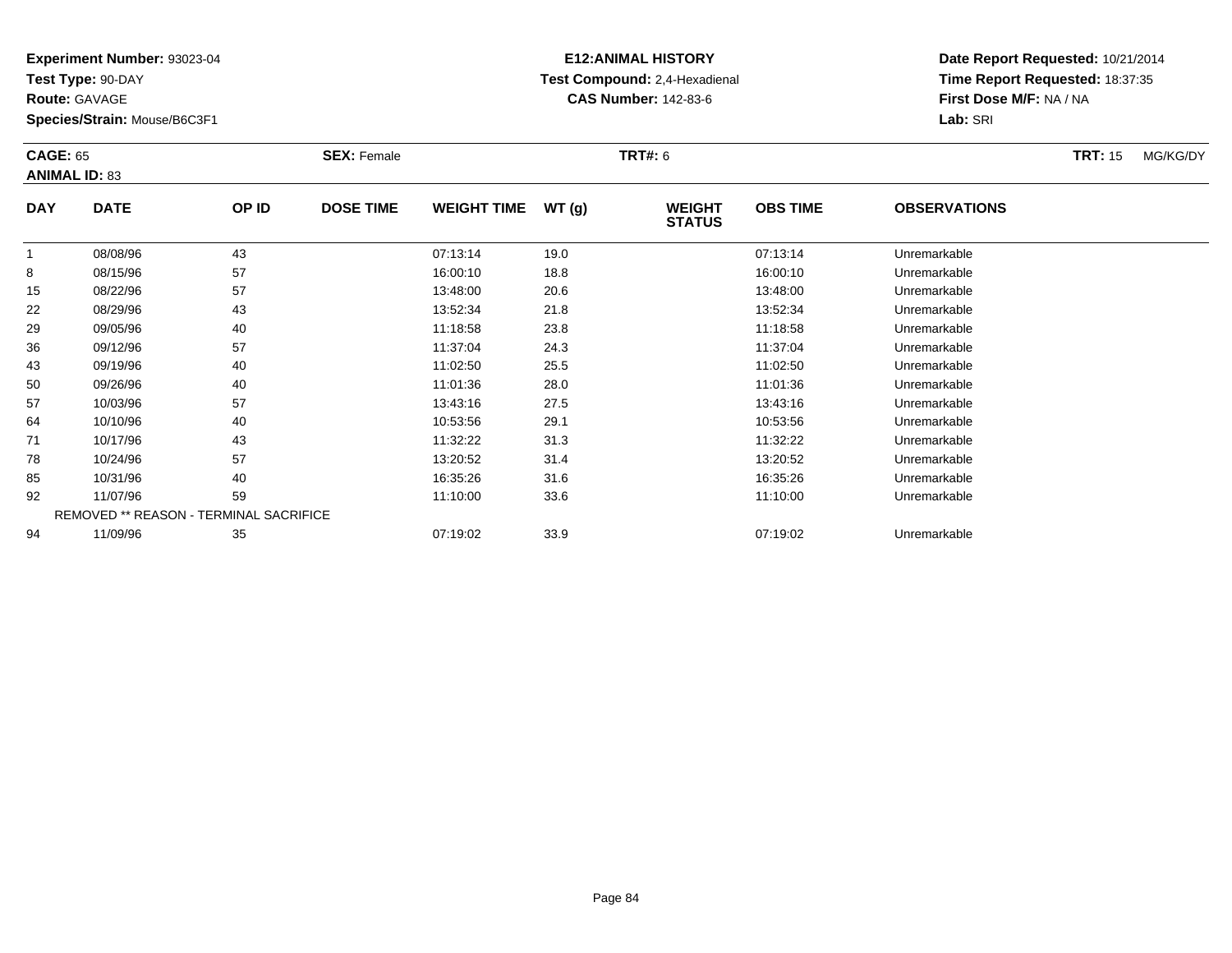**Experiment Number:** 93023-04
**Test Type:** 90-DAY
**Route:** GAVAGE
**Species/Strain:** Mouse/B6C3F1

**E12:ANIMAL HISTORY**
**Test Compound:** 2,4-Hexadienal
**CAS Number:** 142-83-6

**Date Report Requested:** 10/21/2014
**Time Report Requested:** 18:37:35
**First Dose M/F:** NA / NA
**Lab:** SRI

**CAGE:** 65 **SEX:** Female **TRT#:** 6 **TRT:** 15 MG/KG/DY
**ANIMAL ID:** 83

| DAY | DATE | OP ID | DOSE TIME | WEIGHT TIME | WT (g) | WEIGHT STATUS | OBS TIME | OBSERVATIONS |
|---|---|---|---|---|---|---|---|---|
| 1 | 08/08/96 | 43 | | 07:13:14 | 19.0 | | 07:13:14 | Unremarkable |
| 8 | 08/15/96 | 57 | | 16:00:10 | 18.8 | | 16:00:10 | Unremarkable |
| 15 | 08/22/96 | 57 | | 13:48:00 | 20.6 | | 13:48:00 | Unremarkable |
| 22 | 08/29/96 | 43 | | 13:52:34 | 21.8 | | 13:52:34 | Unremarkable |
| 29 | 09/05/96 | 40 | | 11:18:58 | 23.8 | | 11:18:58 | Unremarkable |
| 36 | 09/12/96 | 57 | | 11:37:04 | 24.3 | | 11:37:04 | Unremarkable |
| 43 | 09/19/96 | 40 | | 11:02:50 | 25.5 | | 11:02:50 | Unremarkable |
| 50 | 09/26/96 | 40 | | 11:01:36 | 28.0 | | 11:01:36 | Unremarkable |
| 57 | 10/03/96 | 57 | | 13:43:16 | 27.5 | | 13:43:16 | Unremarkable |
| 64 | 10/10/96 | 40 | | 10:53:56 | 29.1 | | 10:53:56 | Unremarkable |
| 71 | 10/17/96 | 43 | | 11:32:22 | 31.3 | | 11:32:22 | Unremarkable |
| 78 | 10/24/96 | 57 | | 13:20:52 | 31.4 | | 13:20:52 | Unremarkable |
| 85 | 10/31/96 | 40 | | 16:35:26 | 31.6 | | 16:35:26 | Unremarkable |
| 92 | 11/07/96 | 59 | | 11:10:00 | 33.6 | | 11:10:00 | Unremarkable |
| REMOVED ** REASON - TERMINAL SACRIFICE | | | | | | | | |
| 94 | 11/09/96 | 35 | | 07:19:02 | 33.9 | | 07:19:02 | Unremarkable |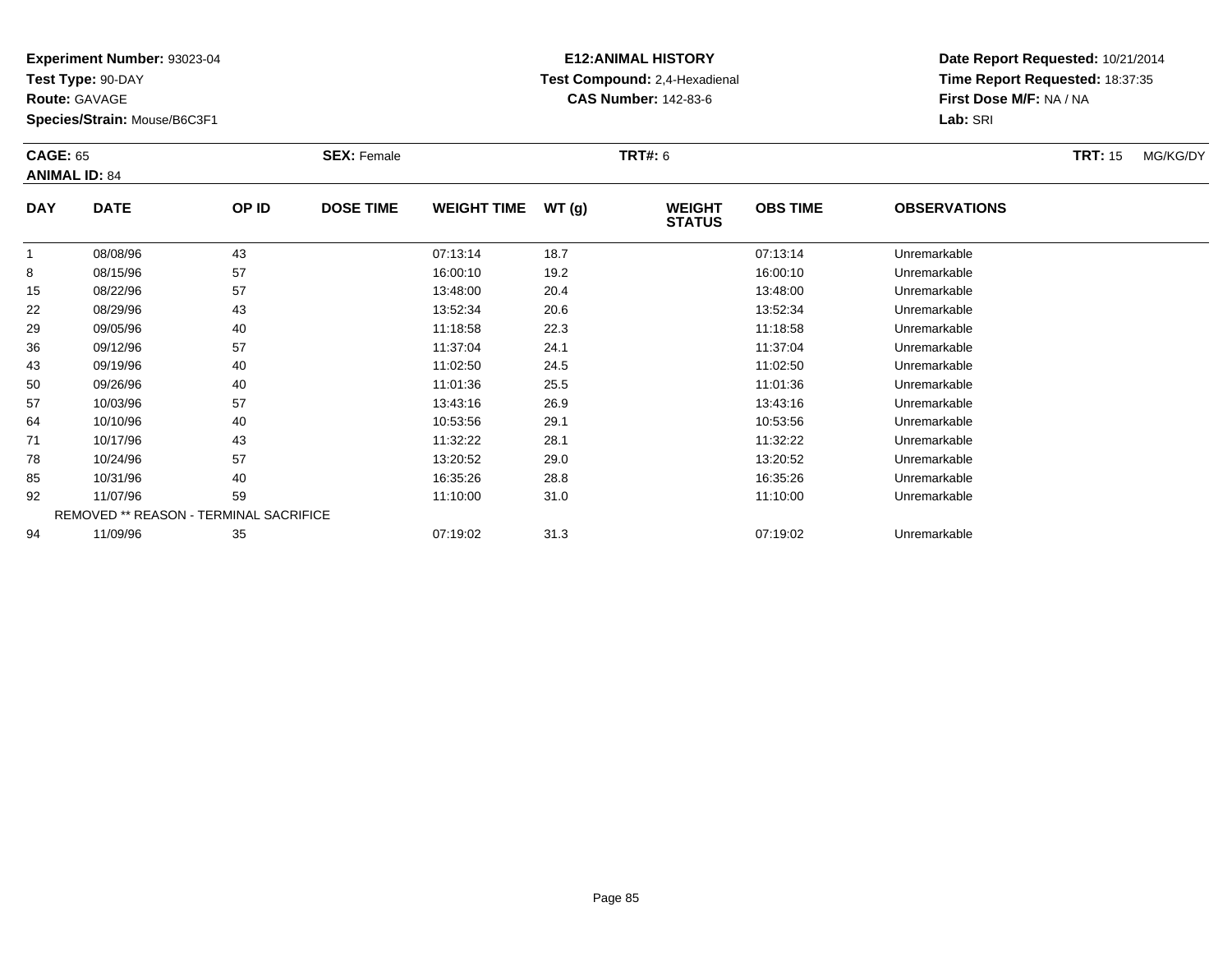**Experiment Number:** 93023-04
**Test Type:** 90-DAY
**Route:** GAVAGE
**Species/Strain:** Mouse/B6C3F1

**E12:ANIMAL HISTORY**
**Test Compound:** 2,4-Hexadienal
**CAS Number:** 142-83-6

**Date Report Requested:** 10/21/2014
**Time Report Requested:** 18:37:35
**First Dose M/F:** NA / NA
**Lab:** SRI

**CAGE:** 65 **SEX:** Female **TRT#:** 6 **TRT:** 15 MG/KG/DY
**ANIMAL ID:** 84

| DAY | DATE | OP ID | DOSE TIME | WEIGHT TIME | WT (g) | WEIGHT STATUS | OBS TIME | OBSERVATIONS |
|---|---|---|---|---|---|---|---|---|
| 1 | 08/08/96 | 43 | | 07:13:14 | 18.7 | | 07:13:14 | Unremarkable |
| 8 | 08/15/96 | 57 | | 16:00:10 | 19.2 | | 16:00:10 | Unremarkable |
| 15 | 08/22/96 | 57 | | 13:48:00 | 20.4 | | 13:48:00 | Unremarkable |
| 22 | 08/29/96 | 43 | | 13:52:34 | 20.6 | | 13:52:34 | Unremarkable |
| 29 | 09/05/96 | 40 | | 11:18:58 | 22.3 | | 11:18:58 | Unremarkable |
| 36 | 09/12/96 | 57 | | 11:37:04 | 24.1 | | 11:37:04 | Unremarkable |
| 43 | 09/19/96 | 40 | | 11:02:50 | 24.5 | | 11:02:50 | Unremarkable |
| 50 | 09/26/96 | 40 | | 11:01:36 | 25.5 | | 11:01:36 | Unremarkable |
| 57 | 10/03/96 | 57 | | 13:43:16 | 26.9 | | 13:43:16 | Unremarkable |
| 64 | 10/10/96 | 40 | | 10:53:56 | 29.1 | | 10:53:56 | Unremarkable |
| 71 | 10/17/96 | 43 | | 11:32:22 | 28.1 | | 11:32:22 | Unremarkable |
| 78 | 10/24/96 | 57 | | 13:20:52 | 29.0 | | 13:20:52 | Unremarkable |
| 85 | 10/31/96 | 40 | | 16:35:26 | 28.8 | | 16:35:26 | Unremarkable |
| 92 | 11/07/96 | 59 | | 11:10:00 | 31.0 | | 11:10:00 | Unremarkable |
| | REMOVED ** REASON - TERMINAL SACRIFICE | | | | | | | |
| 94 | 11/09/96 | 35 | | 07:19:02 | 31.3 | | 07:19:02 | Unremarkable |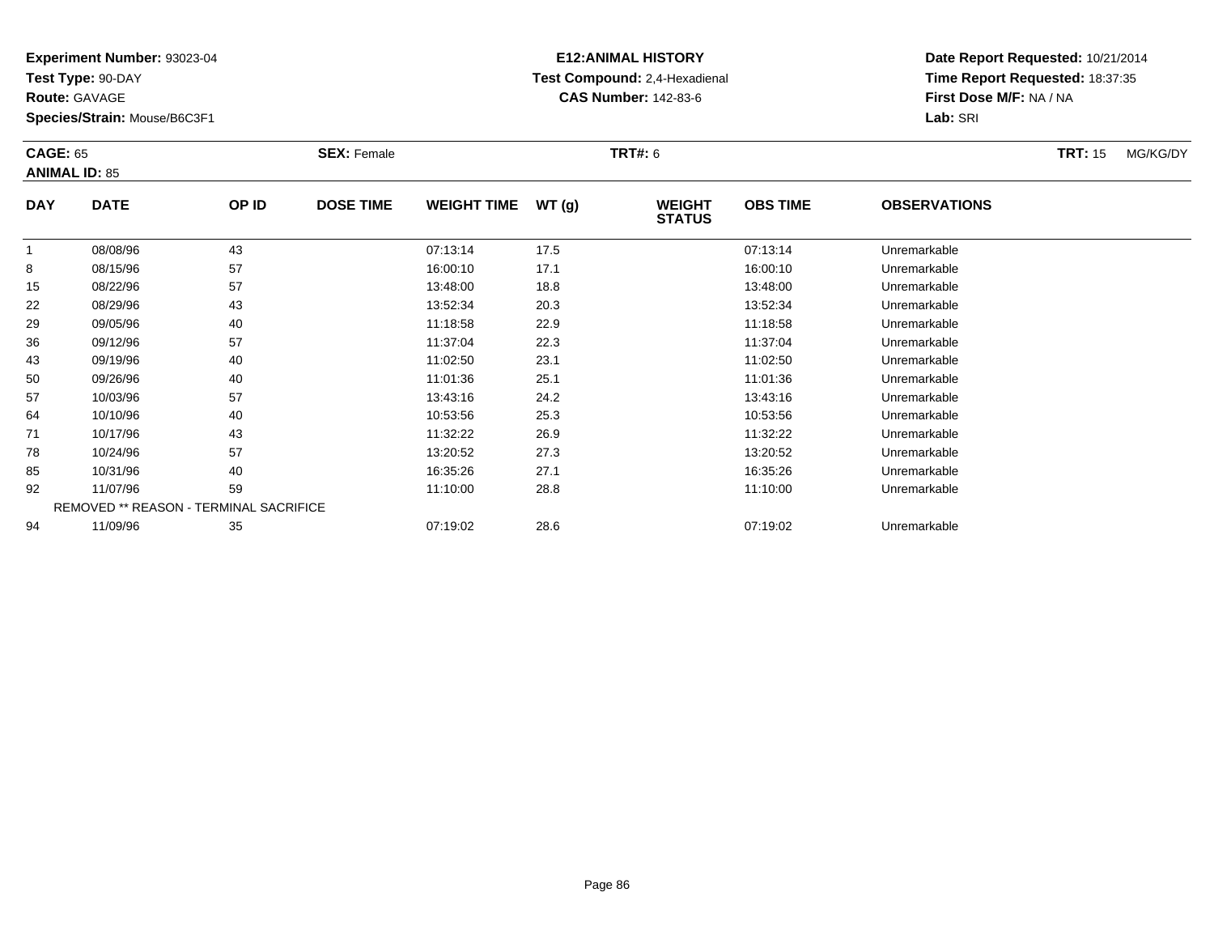**Experiment Number:** 93023-04
**Test Type:** 90-DAY
**Route:** GAVAGE
**Species/Strain:** Mouse/B6C3F1

**E12:ANIMAL HISTORY**
**Test Compound:** 2,4-Hexadienal
**CAS Number:** 142-83-6

**Date Report Requested:** 10/21/2014
**Time Report Requested:** 18:37:35
**First Dose M/F:** NA / NA
**Lab:** SRI

**CAGE:** 65 **SEX:** Female **TRT#:** 6 **TRT:** 15 MG/KG/DY
**ANIMAL ID:** 85

| DAY | DATE | OP ID | DOSE TIME | WEIGHT TIME | WT (g) | WEIGHT STATUS | OBS TIME | OBSERVATIONS |
|---|---|---|---|---|---|---|---|---|
| 1 | 08/08/96 | 43 | | 07:13:14 | 17.5 | | 07:13:14 | Unremarkable |
| 8 | 08/15/96 | 57 | | 16:00:10 | 17.1 | | 16:00:10 | Unremarkable |
| 15 | 08/22/96 | 57 | | 13:48:00 | 18.8 | | 13:48:00 | Unremarkable |
| 22 | 08/29/96 | 43 | | 13:52:34 | 20.3 | | 13:52:34 | Unremarkable |
| 29 | 09/05/96 | 40 | | 11:18:58 | 22.9 | | 11:18:58 | Unremarkable |
| 36 | 09/12/96 | 57 | | 11:37:04 | 22.3 | | 11:37:04 | Unremarkable |
| 43 | 09/19/96 | 40 | | 11:02:50 | 23.1 | | 11:02:50 | Unremarkable |
| 50 | 09/26/96 | 40 | | 11:01:36 | 25.1 | | 11:01:36 | Unremarkable |
| 57 | 10/03/96 | 57 | | 13:43:16 | 24.2 | | 13:43:16 | Unremarkable |
| 64 | 10/10/96 | 40 | | 10:53:56 | 25.3 | | 10:53:56 | Unremarkable |
| 71 | 10/17/96 | 43 | | 11:32:22 | 26.9 | | 11:32:22 | Unremarkable |
| 78 | 10/24/96 | 57 | | 13:20:52 | 27.3 | | 13:20:52 | Unremarkable |
| 85 | 10/31/96 | 40 | | 16:35:26 | 27.1 | | 16:35:26 | Unremarkable |
| 92 | 11/07/96 | 59 | | 11:10:00 | 28.8 | | 11:10:00 | Unremarkable |
| REMOVED ** REASON - TERMINAL SACRIFICE | | | | | | | | |
| 94 | 11/09/96 | 35 | | 07:19:02 | 28.6 | | 07:19:02 | Unremarkable |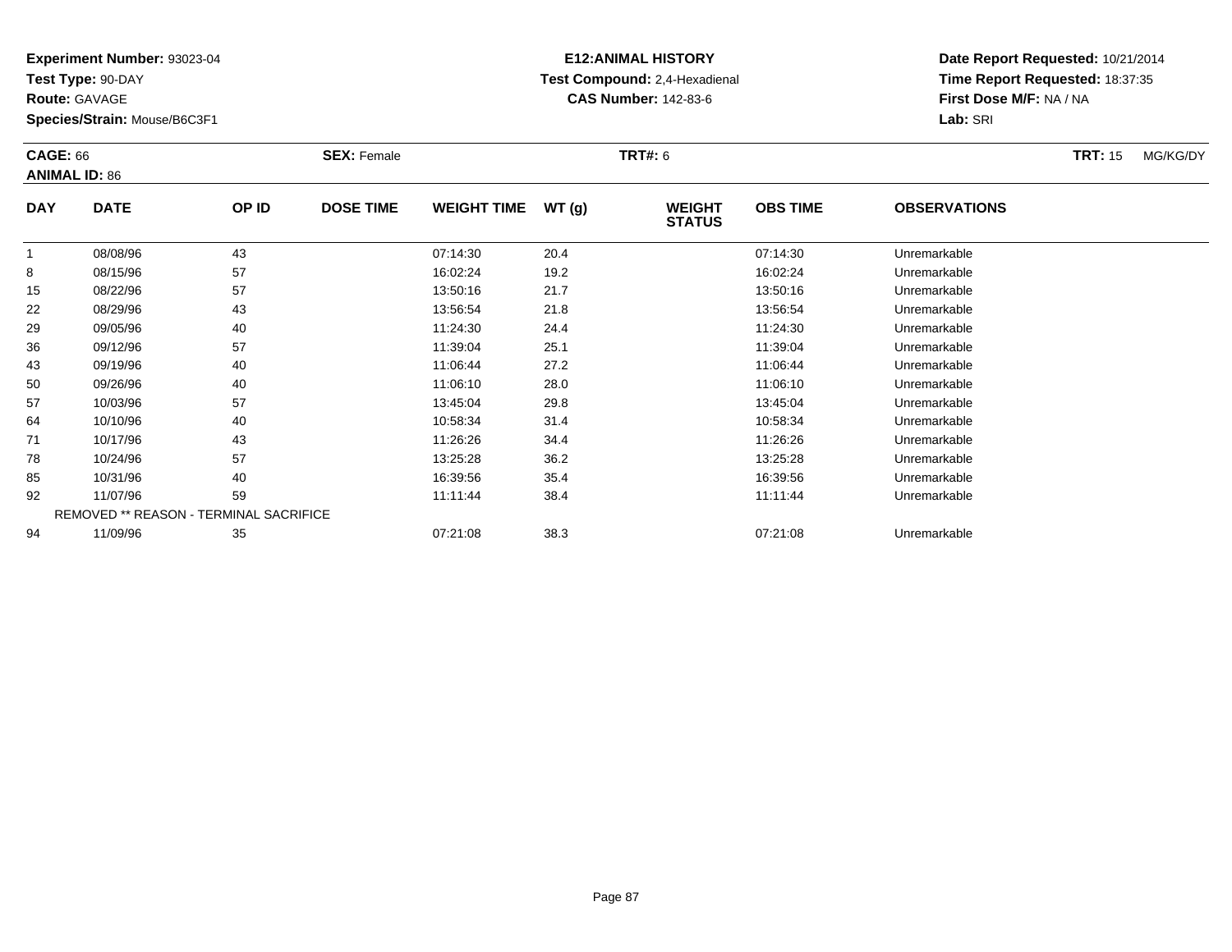**Experiment Number:** 93023-04
**Test Type:** 90-DAY
**Route:** GAVAGE
**Species/Strain:** Mouse/B6C3F1

**E12:ANIMAL HISTORY**
**Test Compound:** 2,4-Hexadienal
**CAS Number:** 142-83-6

**Date Report Requested:** 10/21/2014
**Time Report Requested:** 18:37:35
**First Dose M/F:** NA / NA
**Lab:** SRI

**CAGE:** 66 **SEX:** Female **TRT#:** 6 **TRT:** 15 MG/KG/DY
**ANIMAL ID:** 86

| DAY | DATE | OP ID | DOSE TIME | WEIGHT TIME | WT (g) | WEIGHT STATUS | OBS TIME | OBSERVATIONS |
|---|---|---|---|---|---|---|---|---|
| 1 | 08/08/96 | 43 | | 07:14:30 | 20.4 | | 07:14:30 | Unremarkable |
| 8 | 08/15/96 | 57 | | 16:02:24 | 19.2 | | 16:02:24 | Unremarkable |
| 15 | 08/22/96 | 57 | | 13:50:16 | 21.7 | | 13:50:16 | Unremarkable |
| 22 | 08/29/96 | 43 | | 13:56:54 | 21.8 | | 13:56:54 | Unremarkable |
| 29 | 09/05/96 | 40 | | 11:24:30 | 24.4 | | 11:24:30 | Unremarkable |
| 36 | 09/12/96 | 57 | | 11:39:04 | 25.1 | | 11:39:04 | Unremarkable |
| 43 | 09/19/96 | 40 | | 11:06:44 | 27.2 | | 11:06:44 | Unremarkable |
| 50 | 09/26/96 | 40 | | 11:06:10 | 28.0 | | 11:06:10 | Unremarkable |
| 57 | 10/03/96 | 57 | | 13:45:04 | 29.8 | | 13:45:04 | Unremarkable |
| 64 | 10/10/96 | 40 | | 10:58:34 | 31.4 | | 10:58:34 | Unremarkable |
| 71 | 10/17/96 | 43 | | 11:26:26 | 34.4 | | 11:26:26 | Unremarkable |
| 78 | 10/24/96 | 57 | | 13:25:28 | 36.2 | | 13:25:28 | Unremarkable |
| 85 | 10/31/96 | 40 | | 16:39:56 | 35.4 | | 16:39:56 | Unremarkable |
| 92 | 11/07/96 | 59 | | 11:11:44 | 38.4 | | 11:11:44 | Unremarkable |
| | REMOVED ** REASON - TERMINAL SACRIFICE | | | | | | | |
| 94 | 11/09/96 | 35 | | 07:21:08 | 38.3 | | 07:21:08 | Unremarkable |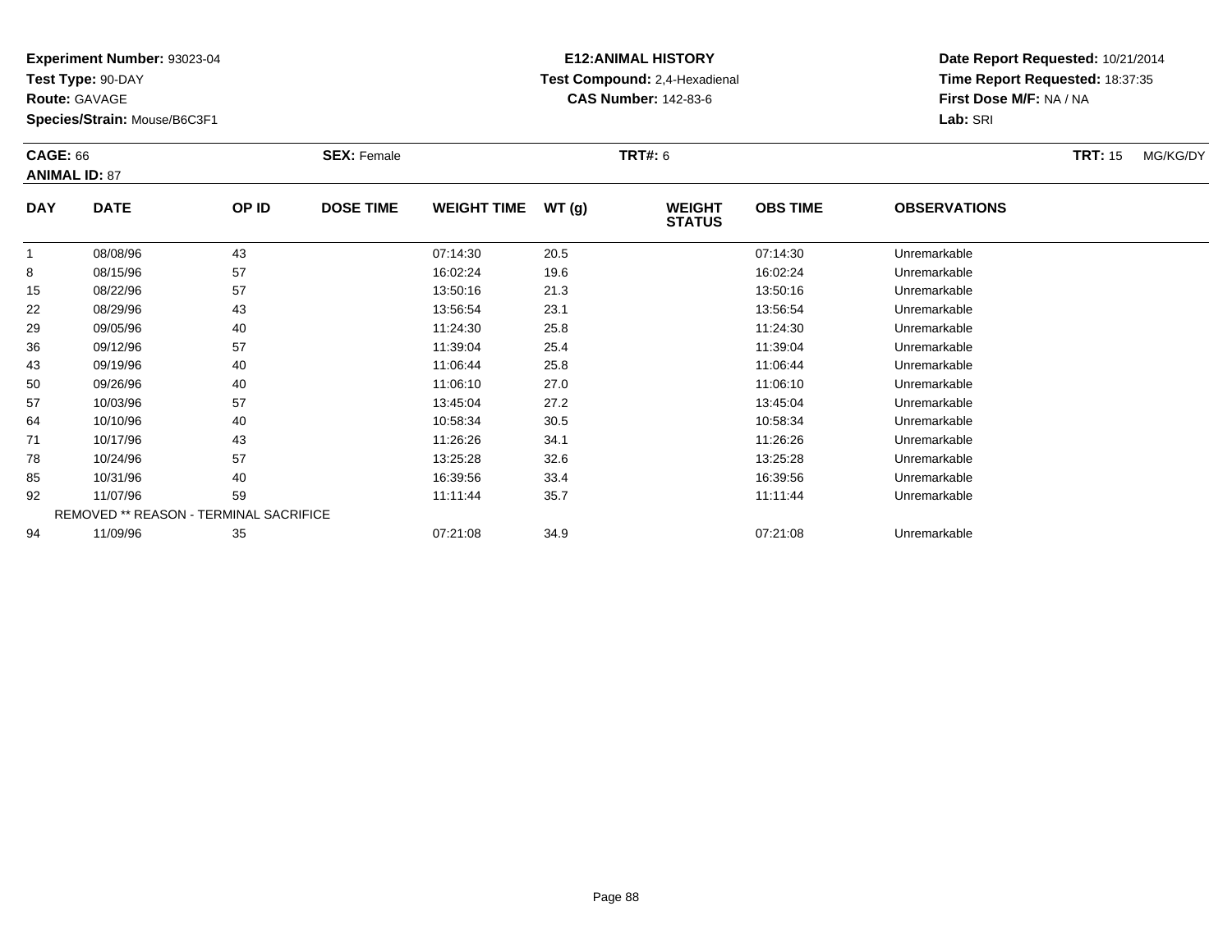**Experiment Number:** 93023-04
**Test Type:** 90-DAY
**Route:** GAVAGE
**Species/Strain:** Mouse/B6C3F1

**E12:ANIMAL HISTORY**
**Test Compound:** 2,4-Hexadienal
**CAS Number:** 142-83-6

**Date Report Requested:** 10/21/2014
**Time Report Requested:** 18:37:35
**First Dose M/F:** NA / NA
**Lab:** SRI

**CAGE:** 66 **SEX:** Female **TRT#:** 6 **TRT:** 15 MG/KG/DY
**ANIMAL ID:** 87

| DAY | DATE | OP ID | DOSE TIME | WEIGHT TIME | WT (g) | WEIGHT STATUS | OBS TIME | OBSERVATIONS |
|---|---|---|---|---|---|---|---|---|
| 1 | 08/08/96 | 43 | | 07:14:30 | 20.5 | | 07:14:30 | Unremarkable |
| 8 | 08/15/96 | 57 | | 16:02:24 | 19.6 | | 16:02:24 | Unremarkable |
| 15 | 08/22/96 | 57 | | 13:50:16 | 21.3 | | 13:50:16 | Unremarkable |
| 22 | 08/29/96 | 43 | | 13:56:54 | 23.1 | | 13:56:54 | Unremarkable |
| 29 | 09/05/96 | 40 | | 11:24:30 | 25.8 | | 11:24:30 | Unremarkable |
| 36 | 09/12/96 | 57 | | 11:39:04 | 25.4 | | 11:39:04 | Unremarkable |
| 43 | 09/19/96 | 40 | | 11:06:44 | 25.8 | | 11:06:44 | Unremarkable |
| 50 | 09/26/96 | 40 | | 11:06:10 | 27.0 | | 11:06:10 | Unremarkable |
| 57 | 10/03/96 | 57 | | 13:45:04 | 27.2 | | 13:45:04 | Unremarkable |
| 64 | 10/10/96 | 40 | | 10:58:34 | 30.5 | | 10:58:34 | Unremarkable |
| 71 | 10/17/96 | 43 | | 11:26:26 | 34.1 | | 11:26:26 | Unremarkable |
| 78 | 10/24/96 | 57 | | 13:25:28 | 32.6 | | 13:25:28 | Unremarkable |
| 85 | 10/31/96 | 40 | | 16:39:56 | 33.4 | | 16:39:56 | Unremarkable |
| 92 | 11/07/96 | 59 | | 11:11:44 | 35.7 | | 11:11:44 | Unremarkable |
| REMOVED ** REASON - TERMINAL SACRIFICE | | | | | | | | |
| 94 | 11/09/96 | 35 | | 07:21:08 | 34.9 | | 07:21:08 | Unremarkable |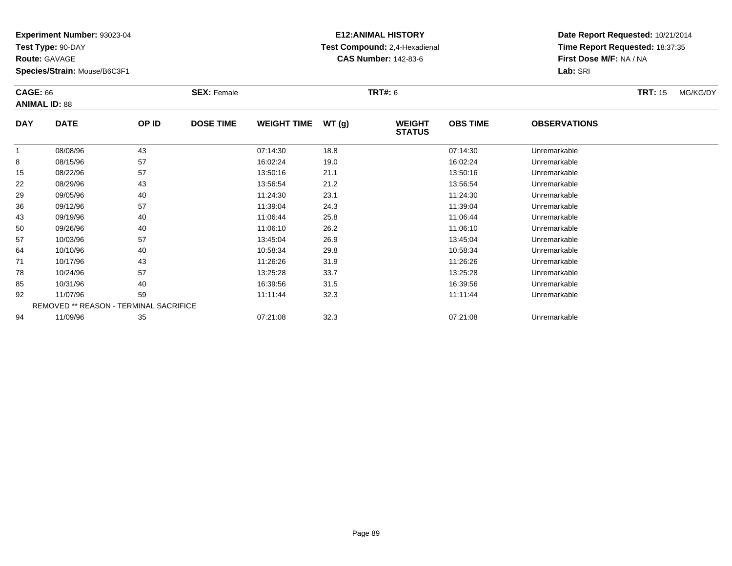**Experiment Number:** 93023-04
**Test Type:** 90-DAY
**Route:** GAVAGE
**Species/Strain:** Mouse/B6C3F1

**E12:ANIMAL HISTORY**
**Test Compound:** 2,4-Hexadienal
**CAS Number:** 142-83-6

**Date Report Requested:** 10/21/2014
**Time Report Requested:** 18:37:35
**First Dose M/F:** NA / NA
**Lab:** SRI

**CAGE:** 66 **SEX:** Female **TRT#:** 6 **TRT:** 15 MG/KG/DY
**ANIMAL ID:** 88

| DAY | DATE | OP ID | DOSE TIME | WEIGHT TIME | WT (g) | WEIGHT STATUS | OBS TIME | OBSERVATIONS |
|---|---|---|---|---|---|---|---|---|
| 1 | 08/08/96 | 43 | | 07:14:30 | 18.8 | | 07:14:30 | Unremarkable |
| 8 | 08/15/96 | 57 | | 16:02:24 | 19.0 | | 16:02:24 | Unremarkable |
| 15 | 08/22/96 | 57 | | 13:50:16 | 21.1 | | 13:50:16 | Unremarkable |
| 22 | 08/29/96 | 43 | | 13:56:54 | 21.2 | | 13:56:54 | Unremarkable |
| 29 | 09/05/96 | 40 | | 11:24:30 | 23.1 | | 11:24:30 | Unremarkable |
| 36 | 09/12/96 | 57 | | 11:39:04 | 24.3 | | 11:39:04 | Unremarkable |
| 43 | 09/19/96 | 40 | | 11:06:44 | 25.8 | | 11:06:44 | Unremarkable |
| 50 | 09/26/96 | 40 | | 11:06:10 | 26.2 | | 11:06:10 | Unremarkable |
| 57 | 10/03/96 | 57 | | 13:45:04 | 26.9 | | 13:45:04 | Unremarkable |
| 64 | 10/10/96 | 40 | | 10:58:34 | 29.8 | | 10:58:34 | Unremarkable |
| 71 | 10/17/96 | 43 | | 11:26:26 | 31.9 | | 11:26:26 | Unremarkable |
| 78 | 10/24/96 | 57 | | 13:25:28 | 33.7 | | 13:25:28 | Unremarkable |
| 85 | 10/31/96 | 40 | | 16:39:56 | 31.5 | | 16:39:56 | Unremarkable |
| 92 | 11/07/96 | 59 | | 11:11:44 | 32.3 | | 11:11:44 | Unremarkable |
| REMOVED ** REASON - TERMINAL SACRIFICE | | | | | | | | |
| 94 | 11/09/96 | 35 | | 07:21:08 | 32.3 | | 07:21:08 | Unremarkable |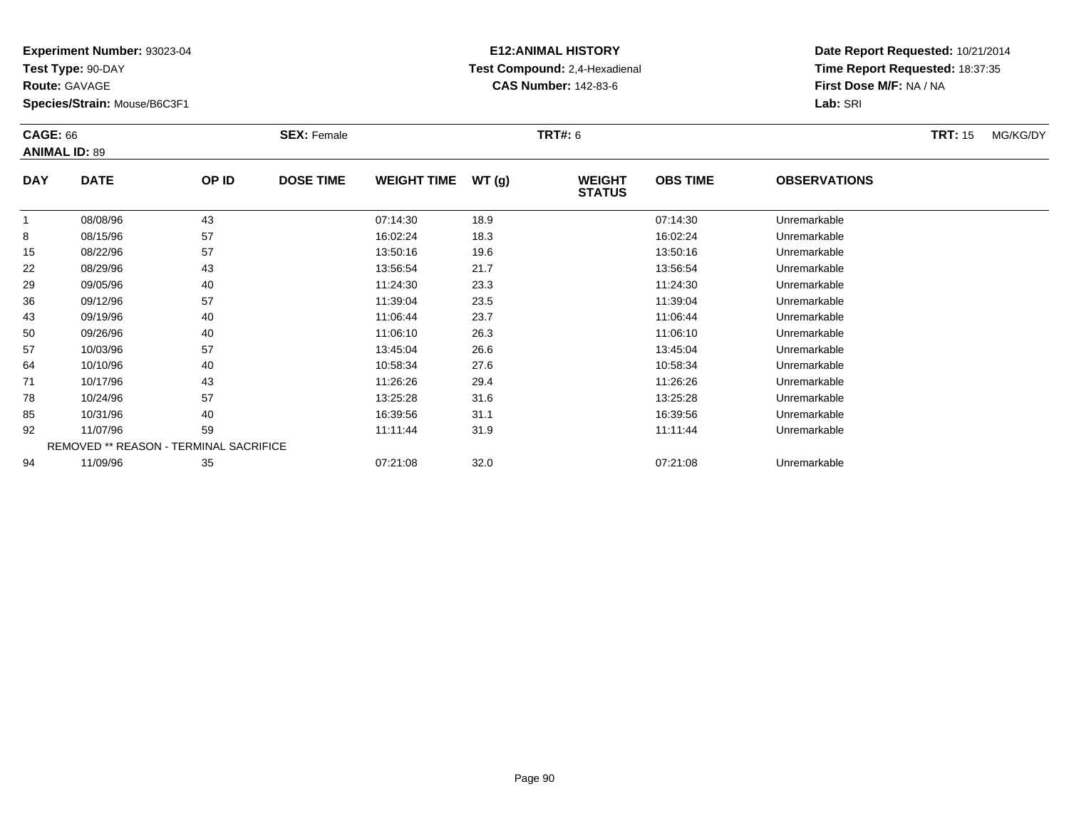**Experiment Number:** 93023-04
**Test Type:** 90-DAY
**Route:** GAVAGE
**Species/Strain:** Mouse/B6C3F1

**E12:ANIMAL HISTORY**
**Test Compound:** 2,4-Hexadienal
**CAS Number:** 142-83-6

**Date Report Requested:** 10/21/2014
**Time Report Requested:** 18:37:35
**First Dose M/F:** NA / NA
**Lab:** SRI

**CAGE:** 66 **SEX:** Female **TRT#:** 6 **TRT:** 15 MG/KG/DY
**ANIMAL ID:** 89

| DAY | DATE | OP ID | DOSE TIME | WEIGHT TIME | WT (g) | WEIGHT STATUS | OBS TIME | OBSERVATIONS |
|---|---|---|---|---|---|---|---|---|
| 1 | 08/08/96 | 43 | | 07:14:30 | 18.9 | | 07:14:30 | Unremarkable |
| 8 | 08/15/96 | 57 | | 16:02:24 | 18.3 | | 16:02:24 | Unremarkable |
| 15 | 08/22/96 | 57 | | 13:50:16 | 19.6 | | 13:50:16 | Unremarkable |
| 22 | 08/29/96 | 43 | | 13:56:54 | 21.7 | | 13:56:54 | Unremarkable |
| 29 | 09/05/96 | 40 | | 11:24:30 | 23.3 | | 11:24:30 | Unremarkable |
| 36 | 09/12/96 | 57 | | 11:39:04 | 23.5 | | 11:39:04 | Unremarkable |
| 43 | 09/19/96 | 40 | | 11:06:44 | 23.7 | | 11:06:44 | Unremarkable |
| 50 | 09/26/96 | 40 | | 11:06:10 | 26.3 | | 11:06:10 | Unremarkable |
| 57 | 10/03/96 | 57 | | 13:45:04 | 26.6 | | 13:45:04 | Unremarkable |
| 64 | 10/10/96 | 40 | | 10:58:34 | 27.6 | | 10:58:34 | Unremarkable |
| 71 | 10/17/96 | 43 | | 11:26:26 | 29.4 | | 11:26:26 | Unremarkable |
| 78 | 10/24/96 | 57 | | 13:25:28 | 31.6 | | 13:25:28 | Unremarkable |
| 85 | 10/31/96 | 40 | | 16:39:56 | 31.1 | | 16:39:56 | Unremarkable |
| 92 | 11/07/96 | 59 | | 11:11:44 | 31.9 | | 11:11:44 | Unremarkable |
| | REMOVED ** REASON - TERMINAL SACRIFICE | | | | | | | |
| 94 | 11/09/96 | 35 | | 07:21:08 | 32.0 | | 07:21:08 | Unremarkable |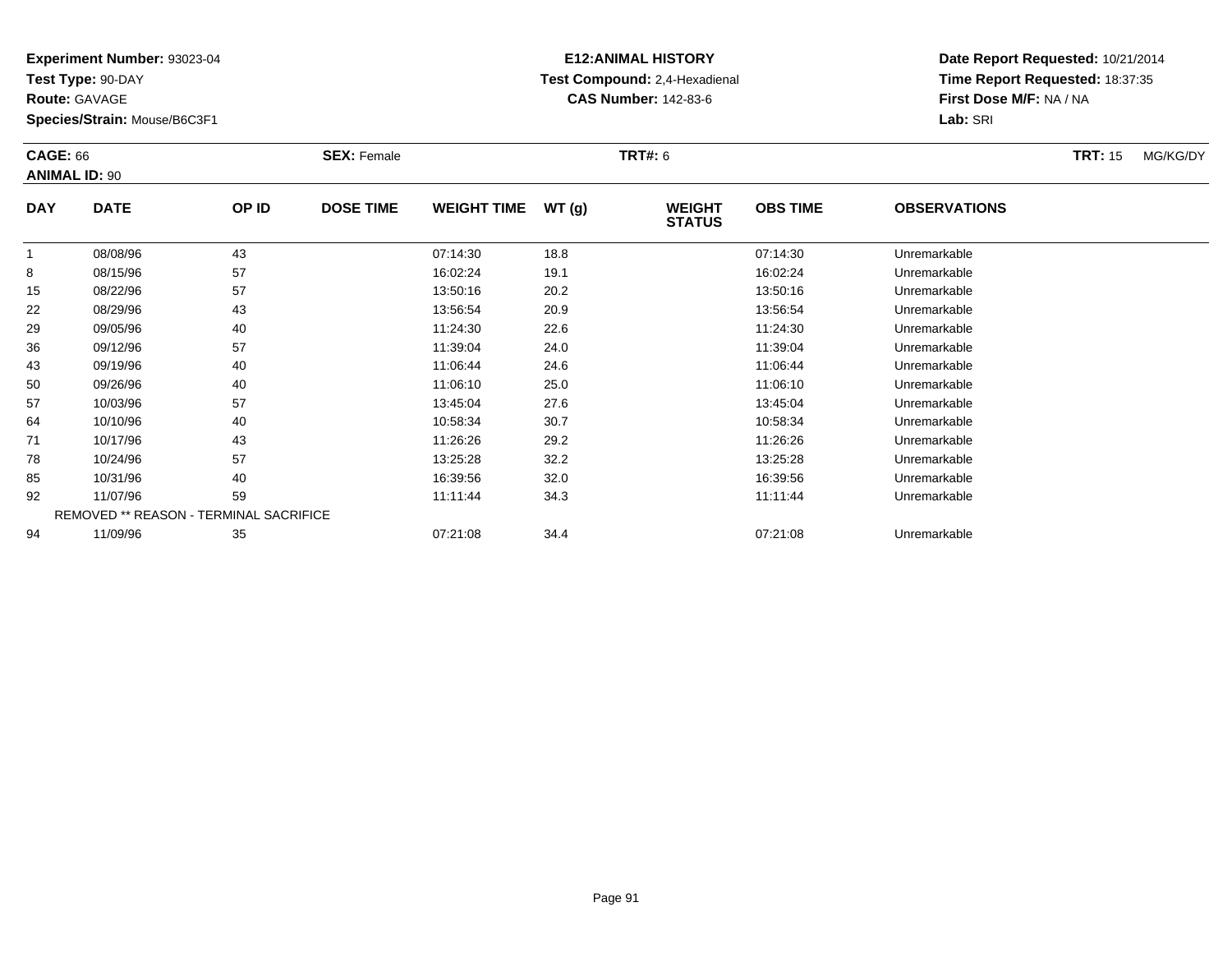**Experiment Number:** 93023-04
**Test Type:** 90-DAY
**Route:** GAVAGE
**Species/Strain:** Mouse/B6C3F1

**E12:ANIMAL HISTORY**
**Test Compound:** 2,4-Hexadienal
**CAS Number:** 142-83-6

**Date Report Requested:** 10/21/2014
**Time Report Requested:** 18:37:35
**First Dose M/F:** NA / NA
**Lab:** SRI

**CAGE:** 66 **SEX:** Female **TRT#:** 6 **TRT:** 15 MG/KG/DY
**ANIMAL ID:** 90

| DAY | DATE | OP ID | DOSE TIME | WEIGHT TIME | WT (g) | WEIGHT STATUS | OBS TIME | OBSERVATIONS |
|---|---|---|---|---|---|---|---|---|
| 1 | 08/08/96 | 43 | | 07:14:30 | 18.8 | | 07:14:30 | Unremarkable |
| 8 | 08/15/96 | 57 | | 16:02:24 | 19.1 | | 16:02:24 | Unremarkable |
| 15 | 08/22/96 | 57 | | 13:50:16 | 20.2 | | 13:50:16 | Unremarkable |
| 22 | 08/29/96 | 43 | | 13:56:54 | 20.9 | | 13:56:54 | Unremarkable |
| 29 | 09/05/96 | 40 | | 11:24:30 | 22.6 | | 11:24:30 | Unremarkable |
| 36 | 09/12/96 | 57 | | 11:39:04 | 24.0 | | 11:39:04 | Unremarkable |
| 43 | 09/19/96 | 40 | | 11:06:44 | 24.6 | | 11:06:44 | Unremarkable |
| 50 | 09/26/96 | 40 | | 11:06:10 | 25.0 | | 11:06:10 | Unremarkable |
| 57 | 10/03/96 | 57 | | 13:45:04 | 27.6 | | 13:45:04 | Unremarkable |
| 64 | 10/10/96 | 40 | | 10:58:34 | 30.7 | | 10:58:34 | Unremarkable |
| 71 | 10/17/96 | 43 | | 11:26:26 | 29.2 | | 11:26:26 | Unremarkable |
| 78 | 10/24/96 | 57 | | 13:25:28 | 32.2 | | 13:25:28 | Unremarkable |
| 85 | 10/31/96 | 40 | | 16:39:56 | 32.0 | | 16:39:56 | Unremarkable |
| 92 | 11/07/96 | 59 | | 11:11:44 | 34.3 | | 11:11:44 | Unremarkable |
| | REMOVED ** REASON - TERMINAL SACRIFICE | | | | | | | |
| 94 | 11/09/96 | 35 | | 07:21:08 | 34.4 | | 07:21:08 | Unremarkable |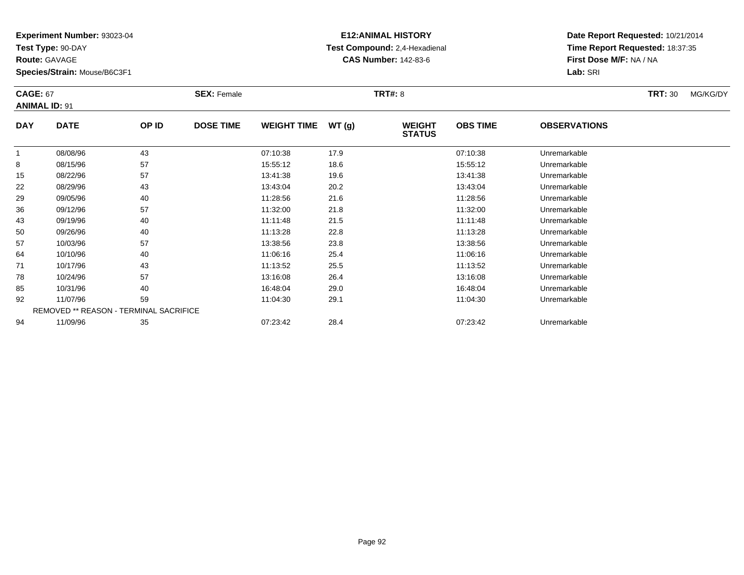**Experiment Number:** 93023-04
**Test Type:** 90-DAY
**Route:** GAVAGE
**Species/Strain:** Mouse/B6C3F1

**E12:ANIMAL HISTORY**
**Test Compound:** 2,4-Hexadienal
**CAS Number:** 142-83-6

**Date Report Requested:** 10/21/2014
**Time Report Requested:** 18:37:35
**First Dose M/F:** NA / NA
**Lab:** SRI

**CAGE:** 67 **SEX:** Female **TRT#:** 8 **TRT:** 30 MG/KG/DY
**ANIMAL ID:** 91

| DAY | DATE | OP ID | DOSE TIME | WEIGHT TIME | WT (g) | WEIGHT STATUS | OBS TIME | OBSERVATIONS |
|---|---|---|---|---|---|---|---|---|
| 1 | 08/08/96 | 43 | | 07:10:38 | 17.9 | | 07:10:38 | Unremarkable |
| 8 | 08/15/96 | 57 | | 15:55:12 | 18.6 | | 15:55:12 | Unremarkable |
| 15 | 08/22/96 | 57 | | 13:41:38 | 19.6 | | 13:41:38 | Unremarkable |
| 22 | 08/29/96 | 43 | | 13:43:04 | 20.2 | | 13:43:04 | Unremarkable |
| 29 | 09/05/96 | 40 | | 11:28:56 | 21.6 | | 11:28:56 | Unremarkable |
| 36 | 09/12/96 | 57 | | 11:32:00 | 21.8 | | 11:32:00 | Unremarkable |
| 43 | 09/19/96 | 40 | | 11:11:48 | 21.5 | | 11:11:48 | Unremarkable |
| 50 | 09/26/96 | 40 | | 11:13:28 | 22.8 | | 11:13:28 | Unremarkable |
| 57 | 10/03/96 | 57 | | 13:38:56 | 23.8 | | 13:38:56 | Unremarkable |
| 64 | 10/10/96 | 40 | | 11:06:16 | 25.4 | | 11:06:16 | Unremarkable |
| 71 | 10/17/96 | 43 | | 11:13:52 | 25.5 | | 11:13:52 | Unremarkable |
| 78 | 10/24/96 | 57 | | 13:16:08 | 26.4 | | 13:16:08 | Unremarkable |
| 85 | 10/31/96 | 40 | | 16:48:04 | 29.0 | | 16:48:04 | Unremarkable |
| 92 | 11/07/96 | 59 | | 11:04:30 | 29.1 | | 11:04:30 | Unremarkable |
| REMOVED ** REASON - TERMINAL SACRIFICE | | | | | | | | |
| 94 | 11/09/96 | 35 | | 07:23:42 | 28.4 | | 07:23:42 | Unremarkable |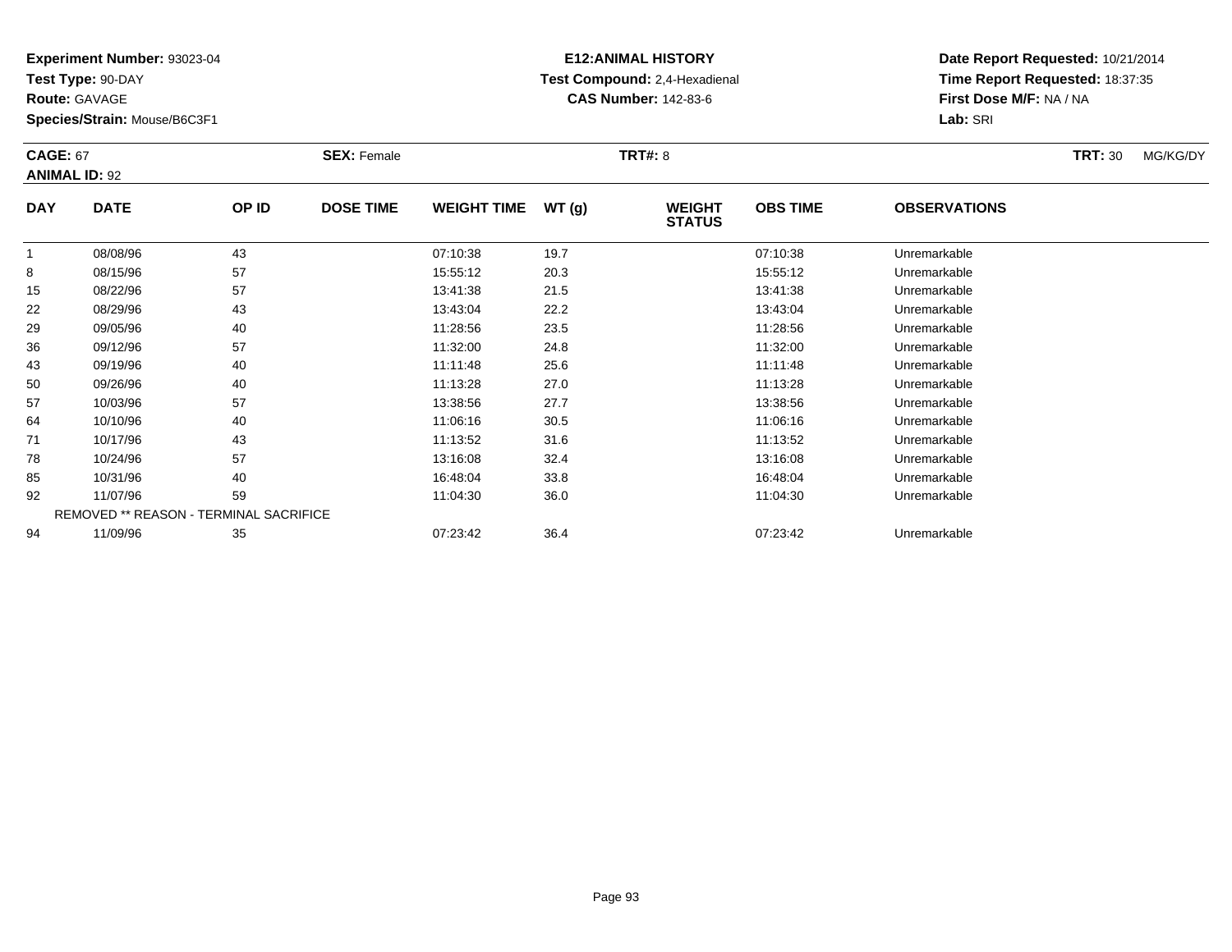**Experiment Number:** 93023-04
**Test Type:** 90-DAY
**Route:** GAVAGE
**Species/Strain:** Mouse/B6C3F1

**E12:ANIMAL HISTORY**
**Test Compound:** 2,4-Hexadienal
**CAS Number:** 142-83-6

**Date Report Requested:** 10/21/2014
**Time Report Requested:** 18:37:35
**First Dose M/F:** NA / NA
**Lab:** SRI

**CAGE:** 67 **SEX:** Female **TRT#:** 8 **TRT:** 30 MG/KG/DY
**ANIMAL ID:** 92

| DAY | DATE | OP ID | DOSE TIME | WEIGHT TIME | WT (g) | WEIGHT STATUS | OBS TIME | OBSERVATIONS |
|---|---|---|---|---|---|---|---|---|
| 1 | 08/08/96 | 43 | | 07:10:38 | 19.7 | | 07:10:38 | Unremarkable |
| 8 | 08/15/96 | 57 | | 15:55:12 | 20.3 | | 15:55:12 | Unremarkable |
| 15 | 08/22/96 | 57 | | 13:41:38 | 21.5 | | 13:41:38 | Unremarkable |
| 22 | 08/29/96 | 43 | | 13:43:04 | 22.2 | | 13:43:04 | Unremarkable |
| 29 | 09/05/96 | 40 | | 11:28:56 | 23.5 | | 11:28:56 | Unremarkable |
| 36 | 09/12/96 | 57 | | 11:32:00 | 24.8 | | 11:32:00 | Unremarkable |
| 43 | 09/19/96 | 40 | | 11:11:48 | 25.6 | | 11:11:48 | Unremarkable |
| 50 | 09/26/96 | 40 | | 11:13:28 | 27.0 | | 11:13:28 | Unremarkable |
| 57 | 10/03/96 | 57 | | 13:38:56 | 27.7 | | 13:38:56 | Unremarkable |
| 64 | 10/10/96 | 40 | | 11:06:16 | 30.5 | | 11:06:16 | Unremarkable |
| 71 | 10/17/96 | 43 | | 11:13:52 | 31.6 | | 11:13:52 | Unremarkable |
| 78 | 10/24/96 | 57 | | 13:16:08 | 32.4 | | 13:16:08 | Unremarkable |
| 85 | 10/31/96 | 40 | | 16:48:04 | 33.8 | | 16:48:04 | Unremarkable |
| 92 | 11/07/96 | 59 | | 11:04:30 | 36.0 | | 11:04:30 | Unremarkable |
| REMOVED ** REASON - TERMINAL SACRIFICE | | | | | | | | |
| 94 | 11/09/96 | 35 | | 07:23:42 | 36.4 | | 07:23:42 | Unremarkable |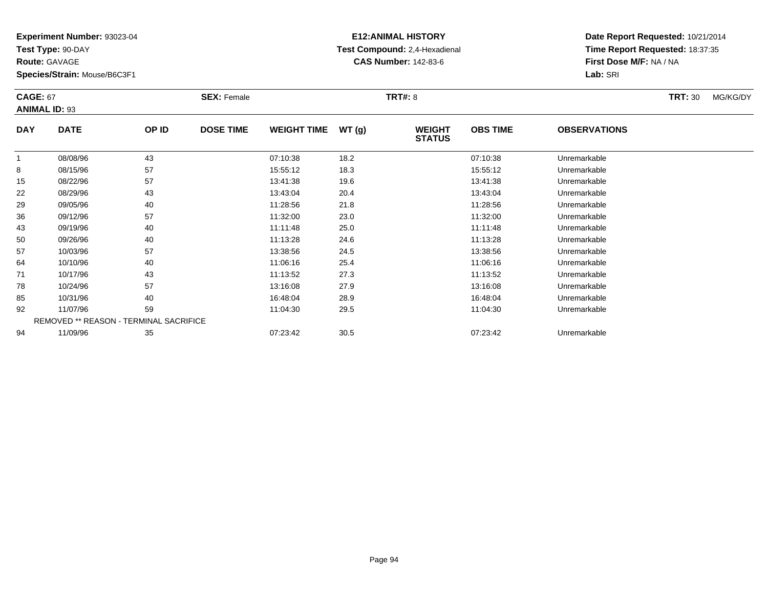**Experiment Number:** 93023-04
**Test Type:** 90-DAY
**Route:** GAVAGE
**Species/Strain:** Mouse/B6C3F1

**E12:ANIMAL HISTORY**
**Test Compound:** 2,4-Hexadienal
**CAS Number:** 142-83-6

**Date Report Requested:** 10/21/2014
**Time Report Requested:** 18:37:35
**First Dose M/F:** NA / NA
**Lab:** SRI

**CAGE:** 67 **SEX:** Female **TRT#:** 8 **TRT:** 30 MG/KG/DY
**ANIMAL ID:** 93

| DAY | DATE | OP ID | DOSE TIME | WEIGHT TIME | WT (g) | WEIGHT STATUS | OBS TIME | OBSERVATIONS |
|---|---|---|---|---|---|---|---|---|
| 1 | 08/08/96 | 43 | | 07:10:38 | 18.2 | | 07:10:38 | Unremarkable |
| 8 | 08/15/96 | 57 | | 15:55:12 | 18.3 | | 15:55:12 | Unremarkable |
| 15 | 08/22/96 | 57 | | 13:41:38 | 19.6 | | 13:41:38 | Unremarkable |
| 22 | 08/29/96 | 43 | | 13:43:04 | 20.4 | | 13:43:04 | Unremarkable |
| 29 | 09/05/96 | 40 | | 11:28:56 | 21.8 | | 11:28:56 | Unremarkable |
| 36 | 09/12/96 | 57 | | 11:32:00 | 23.0 | | 11:32:00 | Unremarkable |
| 43 | 09/19/96 | 40 | | 11:11:48 | 25.0 | | 11:11:48 | Unremarkable |
| 50 | 09/26/96 | 40 | | 11:13:28 | 24.6 | | 11:13:28 | Unremarkable |
| 57 | 10/03/96 | 57 | | 13:38:56 | 24.5 | | 13:38:56 | Unremarkable |
| 64 | 10/10/96 | 40 | | 11:06:16 | 25.4 | | 11:06:16 | Unremarkable |
| 71 | 10/17/96 | 43 | | 11:13:52 | 27.3 | | 11:13:52 | Unremarkable |
| 78 | 10/24/96 | 57 | | 13:16:08 | 27.9 | | 13:16:08 | Unremarkable |
| 85 | 10/31/96 | 40 | | 16:48:04 | 28.9 | | 16:48:04 | Unremarkable |
| 92 | 11/07/96 | 59 | | 11:04:30 | 29.5 | | 11:04:30 | Unremarkable |
| | REMOVED ** REASON - TERMINAL SACRIFICE | | | | | | | |
| 94 | 11/09/96 | 35 | | 07:23:42 | 30.5 | | 07:23:42 | Unremarkable |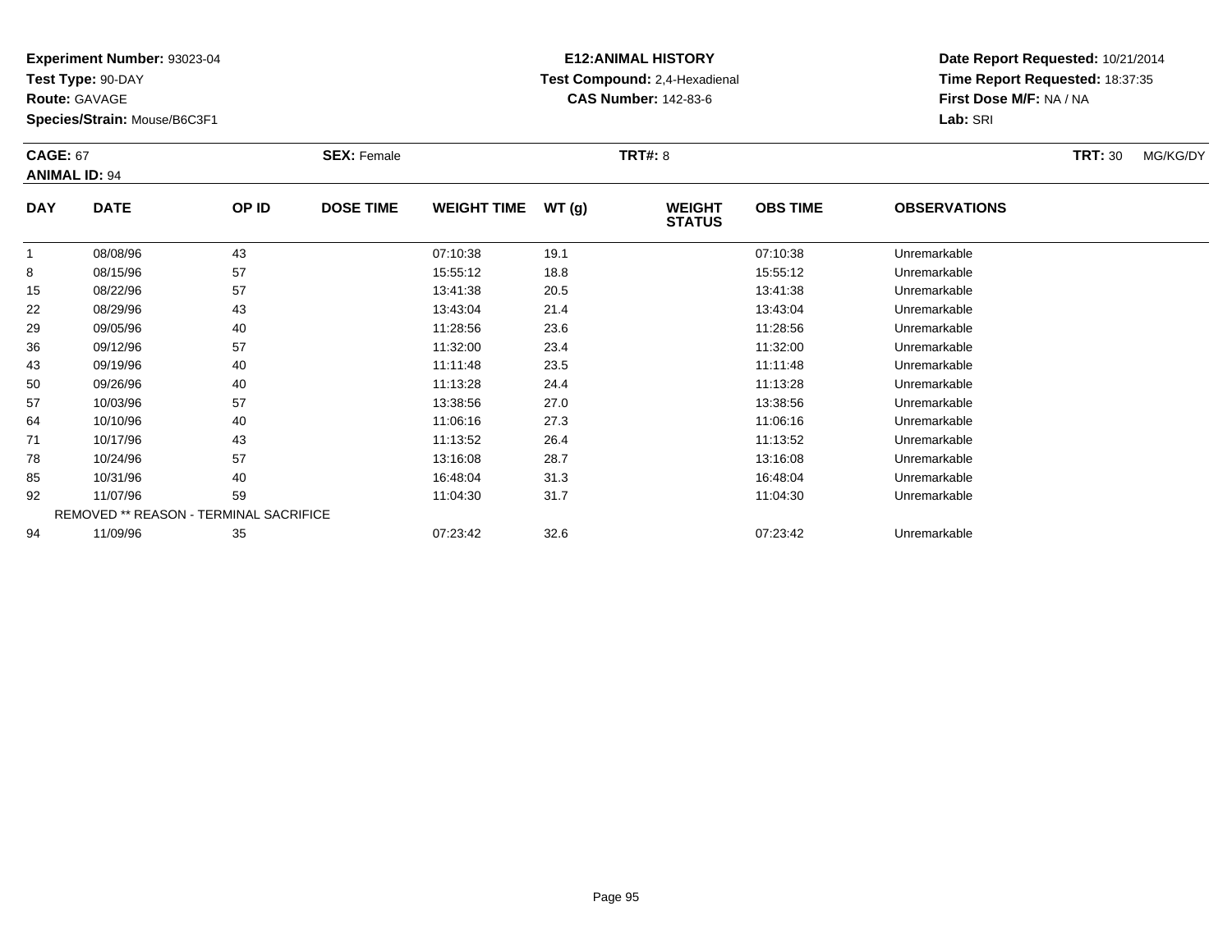**Experiment Number:** 93023-04
**Test Type:** 90-DAY
**Route:** GAVAGE
**Species/Strain:** Mouse/B6C3F1

**E12:ANIMAL HISTORY**
**Test Compound:** 2,4-Hexadienal
**CAS Number:** 142-83-6

**Date Report Requested:** 10/21/2014
**Time Report Requested:** 18:37:35
**First Dose M/F:** NA / NA
**Lab:** SRI

**CAGE:** 67 **SEX:** Female **TRT#:** 8 **TRT:** 30 MG/KG/DY
**ANIMAL ID:** 94

| DAY | DATE | OP ID | DOSE TIME | WEIGHT TIME | WT (g) | WEIGHT STATUS | OBS TIME | OBSERVATIONS |
|---|---|---|---|---|---|---|---|---|
| 1 | 08/08/96 | 43 | | 07:10:38 | 19.1 | | 07:10:38 | Unremarkable |
| 8 | 08/15/96 | 57 | | 15:55:12 | 18.8 | | 15:55:12 | Unremarkable |
| 15 | 08/22/96 | 57 | | 13:41:38 | 20.5 | | 13:41:38 | Unremarkable |
| 22 | 08/29/96 | 43 | | 13:43:04 | 21.4 | | 13:43:04 | Unremarkable |
| 29 | 09/05/96 | 40 | | 11:28:56 | 23.6 | | 11:28:56 | Unremarkable |
| 36 | 09/12/96 | 57 | | 11:32:00 | 23.4 | | 11:32:00 | Unremarkable |
| 43 | 09/19/96 | 40 | | 11:11:48 | 23.5 | | 11:11:48 | Unremarkable |
| 50 | 09/26/96 | 40 | | 11:13:28 | 24.4 | | 11:13:28 | Unremarkable |
| 57 | 10/03/96 | 57 | | 13:38:56 | 27.0 | | 13:38:56 | Unremarkable |
| 64 | 10/10/96 | 40 | | 11:06:16 | 27.3 | | 11:06:16 | Unremarkable |
| 71 | 10/17/96 | 43 | | 11:13:52 | 26.4 | | 11:13:52 | Unremarkable |
| 78 | 10/24/96 | 57 | | 13:16:08 | 28.7 | | 13:16:08 | Unremarkable |
| 85 | 10/31/96 | 40 | | 16:48:04 | 31.3 | | 16:48:04 | Unremarkable |
| 92 | 11/07/96 | 59 | | 11:04:30 | 31.7 | | 11:04:30 | Unremarkable |
| | REMOVED ** REASON - TERMINAL SACRIFICE | | | | | | | |
| 94 | 11/09/96 | 35 | | 07:23:42 | 32.6 | | 07:23:42 | Unremarkable |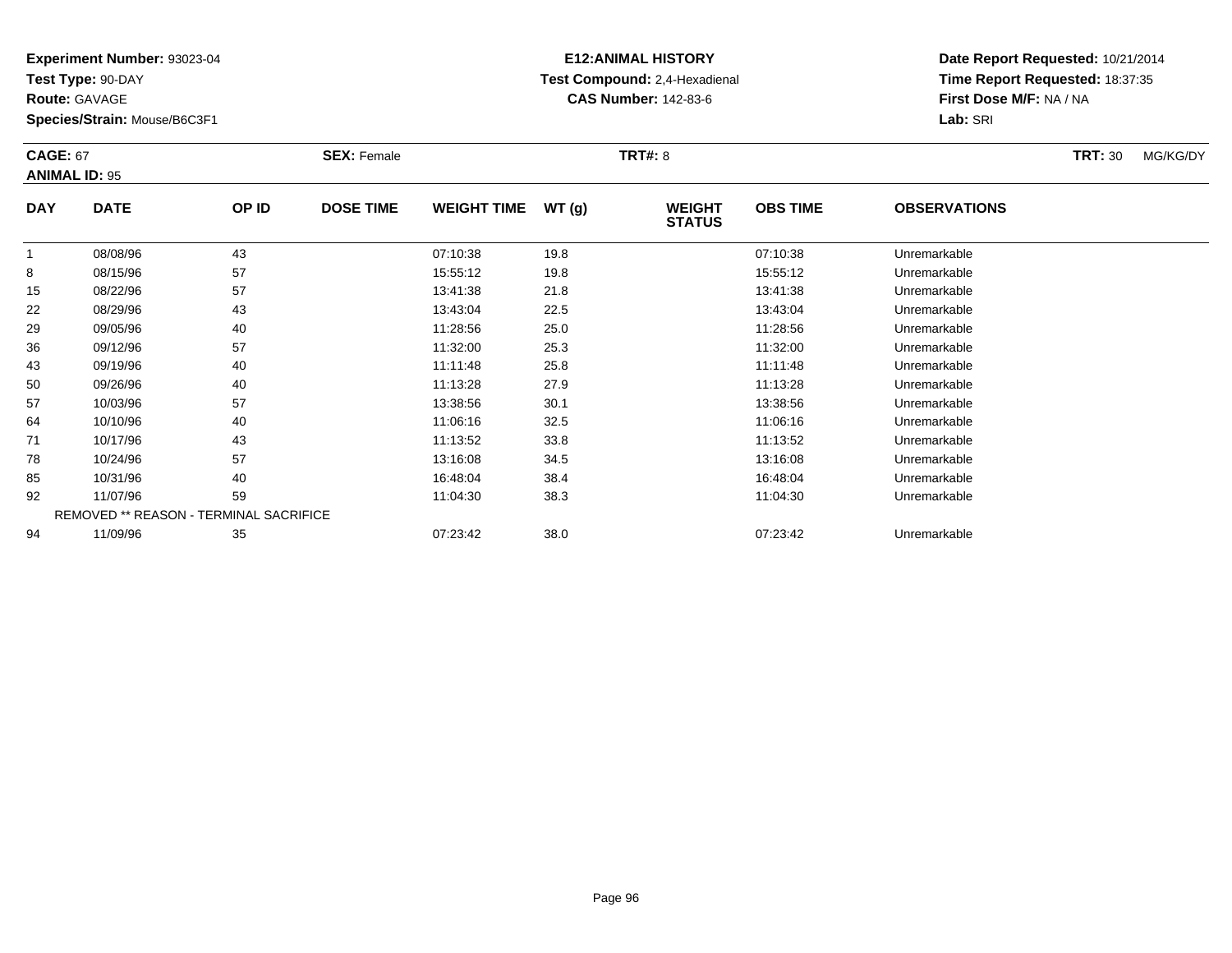**Experiment Number:** 93023-04
**Test Type:** 90-DAY
**Route:** GAVAGE
**Species/Strain:** Mouse/B6C3F1

**E12:ANIMAL HISTORY**
**Test Compound:** 2,4-Hexadienal
**CAS Number:** 142-83-6

**Date Report Requested:** 10/21/2014
**Time Report Requested:** 18:37:35
**First Dose M/F:** NA / NA
**Lab:** SRI

**CAGE:** 67 **SEX:** Female **TRT#:** 8 **TRT:** 30 MG/KG/DY
**ANIMAL ID:** 95

| DAY | DATE | OP ID | DOSE TIME | WEIGHT TIME | WT (g) | WEIGHT STATUS | OBS TIME | OBSERVATIONS |
|---|---|---|---|---|---|---|---|---|
| 1 | 08/08/96 | 43 | | 07:10:38 | 19.8 | | 07:10:38 | Unremarkable |
| 8 | 08/15/96 | 57 | | 15:55:12 | 19.8 | | 15:55:12 | Unremarkable |
| 15 | 08/22/96 | 57 | | 13:41:38 | 21.8 | | 13:41:38 | Unremarkable |
| 22 | 08/29/96 | 43 | | 13:43:04 | 22.5 | | 13:43:04 | Unremarkable |
| 29 | 09/05/96 | 40 | | 11:28:56 | 25.0 | | 11:28:56 | Unremarkable |
| 36 | 09/12/96 | 57 | | 11:32:00 | 25.3 | | 11:32:00 | Unremarkable |
| 43 | 09/19/96 | 40 | | 11:11:48 | 25.8 | | 11:11:48 | Unremarkable |
| 50 | 09/26/96 | 40 | | 11:13:28 | 27.9 | | 11:13:28 | Unremarkable |
| 57 | 10/03/96 | 57 | | 13:38:56 | 30.1 | | 13:38:56 | Unremarkable |
| 64 | 10/10/96 | 40 | | 11:06:16 | 32.5 | | 11:06:16 | Unremarkable |
| 71 | 10/17/96 | 43 | | 11:13:52 | 33.8 | | 11:13:52 | Unremarkable |
| 78 | 10/24/96 | 57 | | 13:16:08 | 34.5 | | 13:16:08 | Unremarkable |
| 85 | 10/31/96 | 40 | | 16:48:04 | 38.4 | | 16:48:04 | Unremarkable |
| 92 | 11/07/96 | 59 | | 11:04:30 | 38.3 | | 11:04:30 | Unremarkable |
| | REMOVED ** REASON - TERMINAL SACRIFICE | | | | | | | |
| 94 | 11/09/96 | 35 | | 07:23:42 | 38.0 | | 07:23:42 | Unremarkable |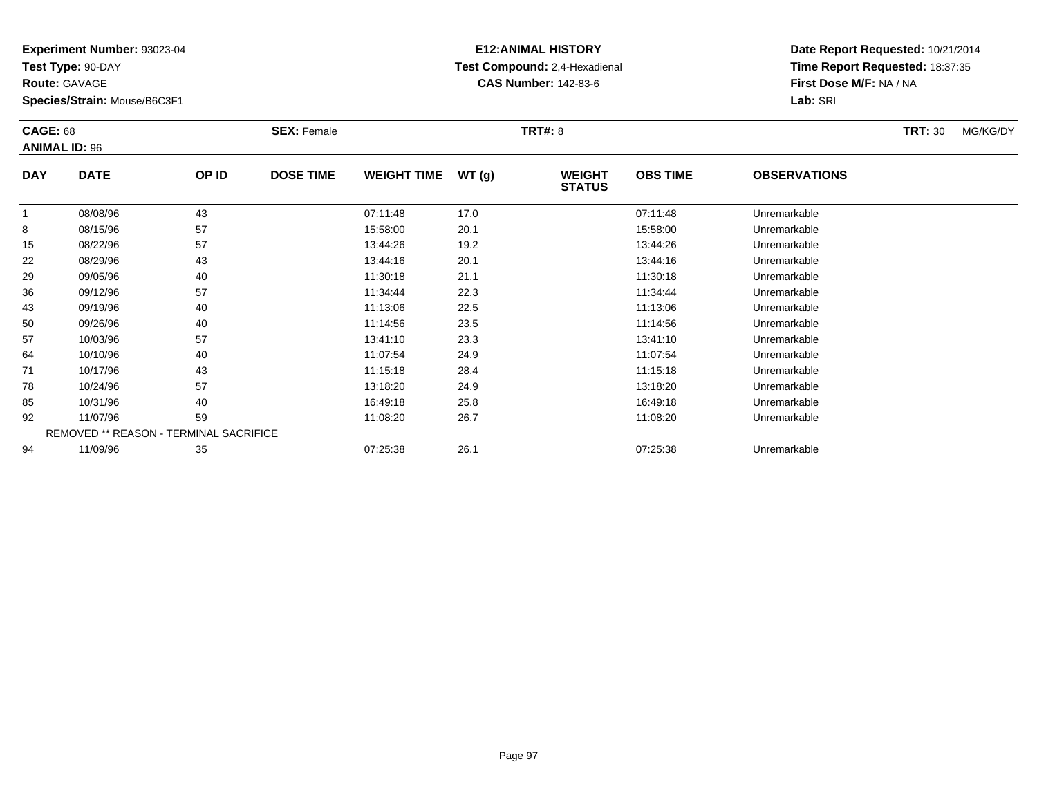**Experiment Number:** 93023-04
**Test Type:** 90-DAY
**Route:** GAVAGE
**Species/Strain:** Mouse/B6C3F1

**E12:ANIMAL HISTORY**
**Test Compound:** 2,4-Hexadienal
**CAS Number:** 142-83-6

**Date Report Requested:** 10/21/2014
**Time Report Requested:** 18:37:35
**First Dose M/F:** NA / NA
**Lab:** SRI

**CAGE:** 68 **SEX:** Female **TRT#:** 8 **TRT:** 30 MG/KG/DY
**ANIMAL ID:** 96

| DAY | DATE | OP ID | DOSE TIME | WEIGHT TIME | WT (g) | WEIGHT STATUS | OBS TIME | OBSERVATIONS |
|---|---|---|---|---|---|---|---|---|
| 1 | 08/08/96 | 43 | | 07:11:48 | 17.0 | | 07:11:48 | Unremarkable |
| 8 | 08/15/96 | 57 | | 15:58:00 | 20.1 | | 15:58:00 | Unremarkable |
| 15 | 08/22/96 | 57 | | 13:44:26 | 19.2 | | 13:44:26 | Unremarkable |
| 22 | 08/29/96 | 43 | | 13:44:16 | 20.1 | | 13:44:16 | Unremarkable |
| 29 | 09/05/96 | 40 | | 11:30:18 | 21.1 | | 11:30:18 | Unremarkable |
| 36 | 09/12/96 | 57 | | 11:34:44 | 22.3 | | 11:34:44 | Unremarkable |
| 43 | 09/19/96 | 40 | | 11:13:06 | 22.5 | | 11:13:06 | Unremarkable |
| 50 | 09/26/96 | 40 | | 11:14:56 | 23.5 | | 11:14:56 | Unremarkable |
| 57 | 10/03/96 | 57 | | 13:41:10 | 23.3 | | 13:41:10 | Unremarkable |
| 64 | 10/10/96 | 40 | | 11:07:54 | 24.9 | | 11:07:54 | Unremarkable |
| 71 | 10/17/96 | 43 | | 11:15:18 | 28.4 | | 11:15:18 | Unremarkable |
| 78 | 10/24/96 | 57 | | 13:18:20 | 24.9 | | 13:18:20 | Unremarkable |
| 85 | 10/31/96 | 40 | | 16:49:18 | 25.8 | | 16:49:18 | Unremarkable |
| 92 | 11/07/96 | 59 | | 11:08:20 | 26.7 | | 11:08:20 | Unremarkable |
| | REMOVED ** REASON - TERMINAL SACRIFICE | | | | | | | |
| 94 | 11/09/96 | 35 | | 07:25:38 | 26.1 | | 07:25:38 | Unremarkable |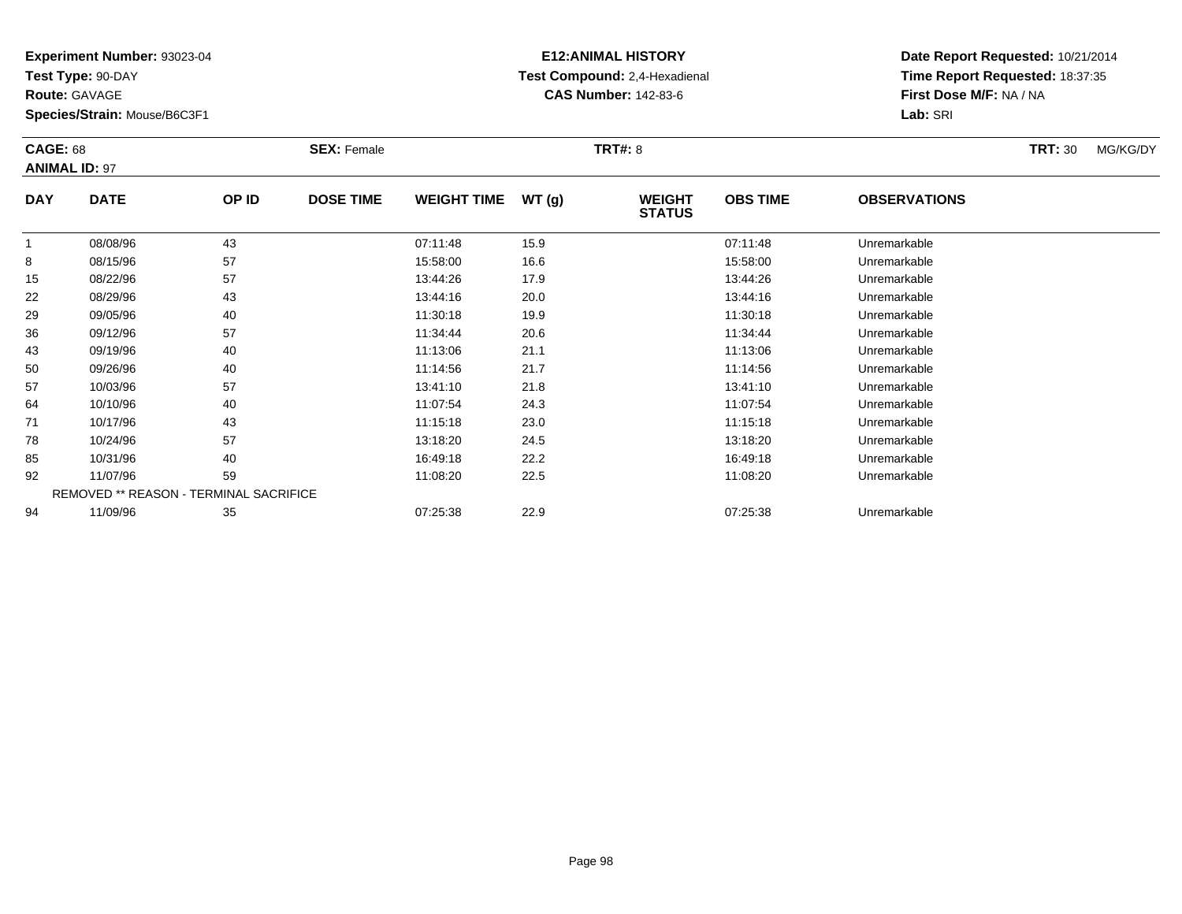**Experiment Number:** 93023-04
**Test Type:** 90-DAY
**Route:** GAVAGE
**Species/Strain:** Mouse/B6C3F1

**E12:ANIMAL HISTORY**
**Test Compound:** 2,4-Hexadienal
**CAS Number:** 142-83-6

**Date Report Requested:** 10/21/2014
**Time Report Requested:** 18:37:35
**First Dose M/F:** NA / NA
**Lab:** SRI

**CAGE:** 68 **SEX:** Female **TRT#:** 8 **TRT:** 30 MG/KG/DY
**ANIMAL ID:** 97

| DAY | DATE | OP ID | DOSE TIME | WEIGHT TIME | WT (g) | WEIGHT STATUS | OBS TIME | OBSERVATIONS |
|---|---|---|---|---|---|---|---|---|
| 1 | 08/08/96 | 43 | | 07:11:48 | 15.9 | | 07:11:48 | Unremarkable |
| 8 | 08/15/96 | 57 | | 15:58:00 | 16.6 | | 15:58:00 | Unremarkable |
| 15 | 08/22/96 | 57 | | 13:44:26 | 17.9 | | 13:44:26 | Unremarkable |
| 22 | 08/29/96 | 43 | | 13:44:16 | 20.0 | | 13:44:16 | Unremarkable |
| 29 | 09/05/96 | 40 | | 11:30:18 | 19.9 | | 11:30:18 | Unremarkable |
| 36 | 09/12/96 | 57 | | 11:34:44 | 20.6 | | 11:34:44 | Unremarkable |
| 43 | 09/19/96 | 40 | | 11:13:06 | 21.1 | | 11:13:06 | Unremarkable |
| 50 | 09/26/96 | 40 | | 11:14:56 | 21.7 | | 11:14:56 | Unremarkable |
| 57 | 10/03/96 | 57 | | 13:41:10 | 21.8 | | 13:41:10 | Unremarkable |
| 64 | 10/10/96 | 40 | | 11:07:54 | 24.3 | | 11:07:54 | Unremarkable |
| 71 | 10/17/96 | 43 | | 11:15:18 | 23.0 | | 11:15:18 | Unremarkable |
| 78 | 10/24/96 | 57 | | 13:18:20 | 24.5 | | 13:18:20 | Unremarkable |
| 85 | 10/31/96 | 40 | | 16:49:18 | 22.2 | | 16:49:18 | Unremarkable |
| 92 | 11/07/96 | 59 | | 11:08:20 | 22.5 | | 11:08:20 | Unremarkable |
| | REMOVED ** REASON - TERMINAL SACRIFICE | | | | | | | |
| 94 | 11/09/96 | 35 | | 07:25:38 | 22.9 | | 07:25:38 | Unremarkable |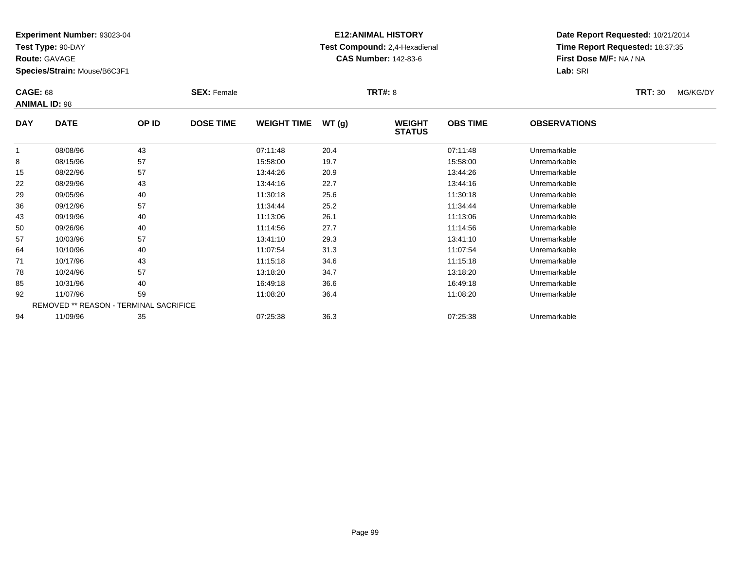**Experiment Number:** 93023-04
**Test Type:** 90-DAY
**Route:** GAVAGE
**Species/Strain:** Mouse/B6C3F1

**E12:ANIMAL HISTORY**
**Test Compound:** 2,4-Hexadienal
**CAS Number:** 142-83-6

**Date Report Requested:** 10/21/2014
**Time Report Requested:** 18:37:35
**First Dose M/F:** NA / NA
**Lab:** SRI

**CAGE:** 68 **SEX:** Female **TRT#:** 8 **TRT:** 30 MG/KG/DY
**ANIMAL ID:** 98

| DAY | DATE | OP ID | DOSE TIME | WEIGHT TIME | WT (g) | WEIGHT STATUS | OBS TIME | OBSERVATIONS |
|---|---|---|---|---|---|---|---|---|
| 1 | 08/08/96 | 43 | | 07:11:48 | 20.4 | | 07:11:48 | Unremarkable |
| 8 | 08/15/96 | 57 | | 15:58:00 | 19.7 | | 15:58:00 | Unremarkable |
| 15 | 08/22/96 | 57 | | 13:44:26 | 20.9 | | 13:44:26 | Unremarkable |
| 22 | 08/29/96 | 43 | | 13:44:16 | 22.7 | | 13:44:16 | Unremarkable |
| 29 | 09/05/96 | 40 | | 11:30:18 | 25.6 | | 11:30:18 | Unremarkable |
| 36 | 09/12/96 | 57 | | 11:34:44 | 25.2 | | 11:34:44 | Unremarkable |
| 43 | 09/19/96 | 40 | | 11:13:06 | 26.1 | | 11:13:06 | Unremarkable |
| 50 | 09/26/96 | 40 | | 11:14:56 | 27.7 | | 11:14:56 | Unremarkable |
| 57 | 10/03/96 | 57 | | 13:41:10 | 29.3 | | 13:41:10 | Unremarkable |
| 64 | 10/10/96 | 40 | | 11:07:54 | 31.3 | | 11:07:54 | Unremarkable |
| 71 | 10/17/96 | 43 | | 11:15:18 | 34.6 | | 11:15:18 | Unremarkable |
| 78 | 10/24/96 | 57 | | 13:18:20 | 34.7 | | 13:18:20 | Unremarkable |
| 85 | 10/31/96 | 40 | | 16:49:18 | 36.6 | | 16:49:18 | Unremarkable |
| 92 | 11/07/96 | 59 | | 11:08:20 | 36.4 | | 11:08:20 | Unremarkable |
| | REMOVED ** REASON - TERMINAL SACRIFICE | | | | | | | |
| 94 | 11/09/96 | 35 | | 07:25:38 | 36.3 | | 07:25:38 | Unremarkable |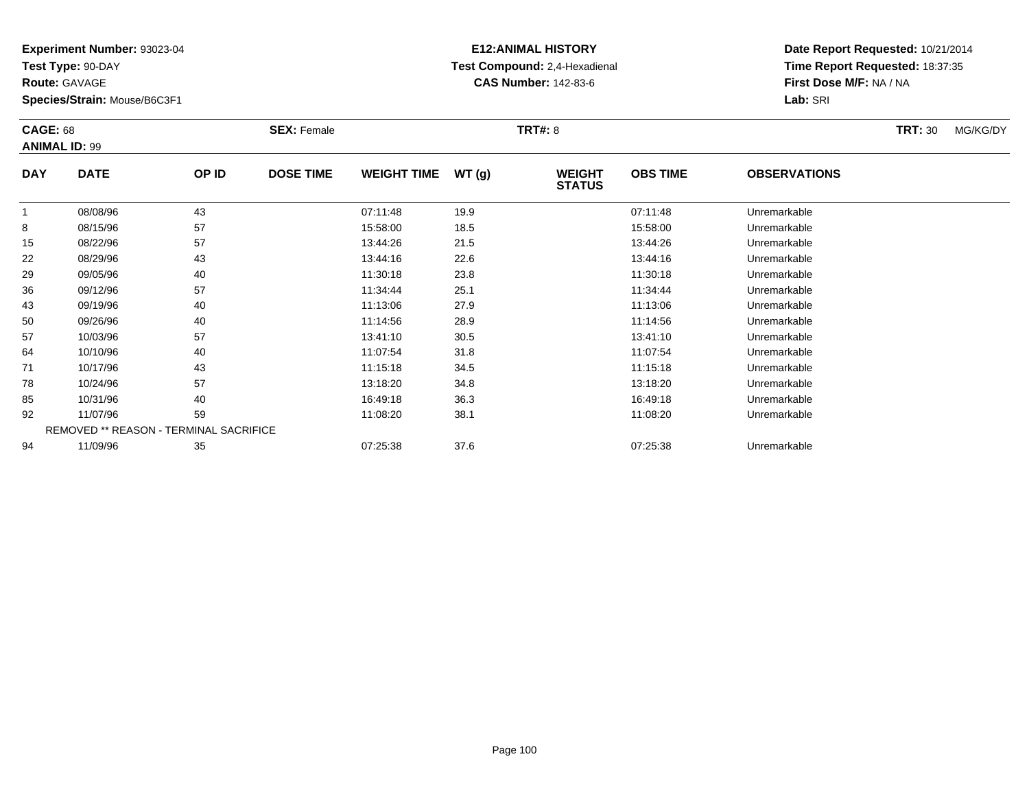**Experiment Number:** 93023-04
**Test Type:** 90-DAY
**Route:** GAVAGE
**Species/Strain:** Mouse/B6C3F1

**E12:ANIMAL HISTORY**
**Test Compound:** 2,4-Hexadienal
**CAS Number:** 142-83-6

**Date Report Requested:** 10/21/2014
**Time Report Requested:** 18:37:35
**First Dose M/F:** NA / NA
**Lab:** SRI

**CAGE:** 68 **SEX:** Female **TRT#:** 8 **TRT:** 30 MG/KG/DY
**ANIMAL ID:** 99

| DAY | DATE | OP ID | DOSE TIME | WEIGHT TIME | WT (g) | WEIGHT STATUS | OBS TIME | OBSERVATIONS |
|---|---|---|---|---|---|---|---|---|
| 1 | 08/08/96 | 43 | | 07:11:48 | 19.9 | | 07:11:48 | Unremarkable |
| 8 | 08/15/96 | 57 | | 15:58:00 | 18.5 | | 15:58:00 | Unremarkable |
| 15 | 08/22/96 | 57 | | 13:44:26 | 21.5 | | 13:44:26 | Unremarkable |
| 22 | 08/29/96 | 43 | | 13:44:16 | 22.6 | | 13:44:16 | Unremarkable |
| 29 | 09/05/96 | 40 | | 11:30:18 | 23.8 | | 11:30:18 | Unremarkable |
| 36 | 09/12/96 | 57 | | 11:34:44 | 25.1 | | 11:34:44 | Unremarkable |
| 43 | 09/19/96 | 40 | | 11:13:06 | 27.9 | | 11:13:06 | Unremarkable |
| 50 | 09/26/96 | 40 | | 11:14:56 | 28.9 | | 11:14:56 | Unremarkable |
| 57 | 10/03/96 | 57 | | 13:41:10 | 30.5 | | 13:41:10 | Unremarkable |
| 64 | 10/10/96 | 40 | | 11:07:54 | 31.8 | | 11:07:54 | Unremarkable |
| 71 | 10/17/96 | 43 | | 11:15:18 | 34.5 | | 11:15:18 | Unremarkable |
| 78 | 10/24/96 | 57 | | 13:18:20 | 34.8 | | 13:18:20 | Unremarkable |
| 85 | 10/31/96 | 40 | | 16:49:18 | 36.3 | | 16:49:18 | Unremarkable |
| 92 | 11/07/96 | 59 | | 11:08:20 | 38.1 | | 11:08:20 | Unremarkable |
| REMOVED ** REASON - TERMINAL SACRIFICE | | | | | | | | |
| 94 | 11/09/96 | 35 | | 07:25:38 | 37.6 | | 07:25:38 | Unremarkable |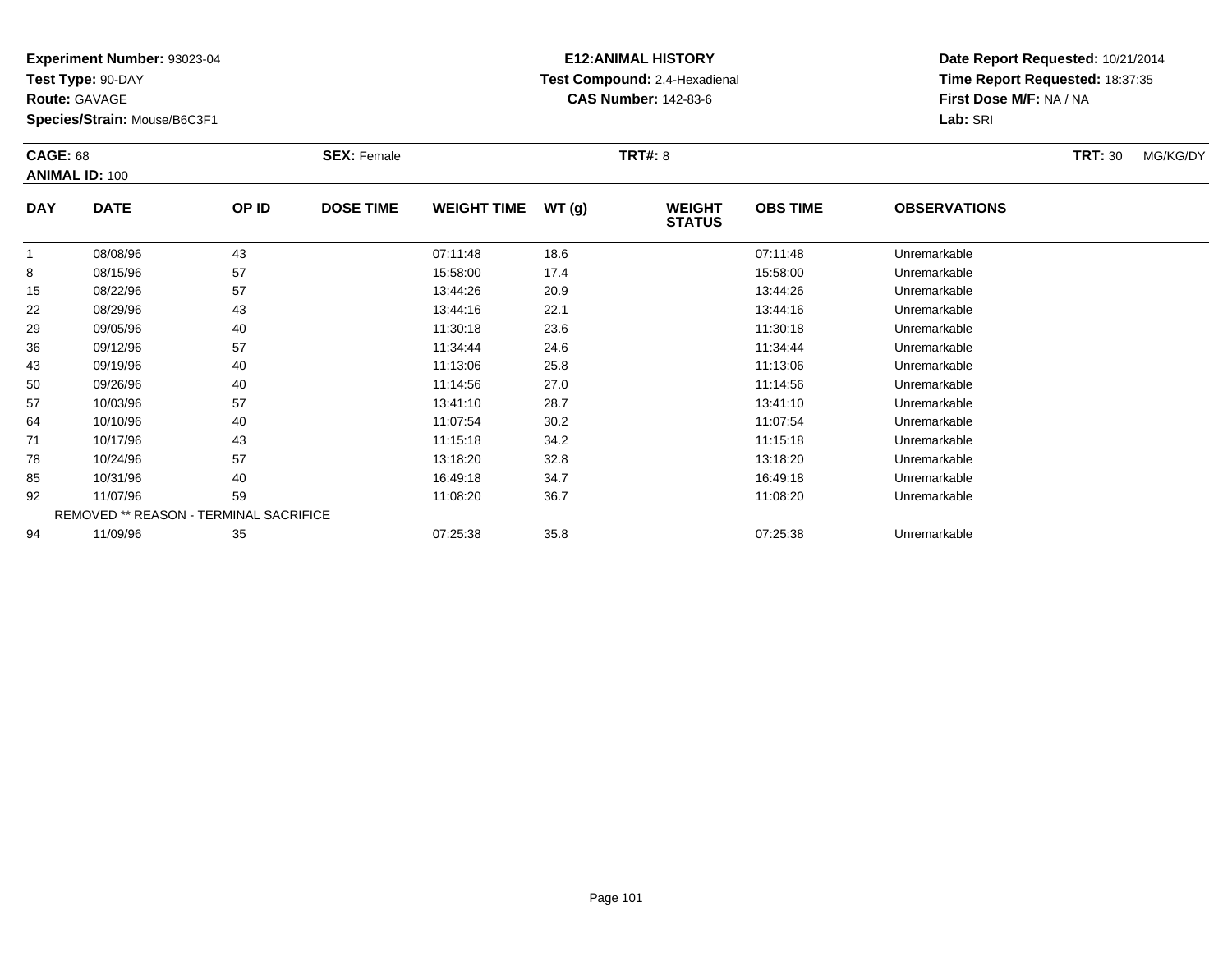**Experiment Number:** 93023-04
**Test Type:** 90-DAY
**Route:** GAVAGE
**Species/Strain:** Mouse/B6C3F1

**E12:ANIMAL HISTORY**
**Test Compound:** 2,4-Hexadienal
**CAS Number:** 142-83-6

**Date Report Requested:** 10/21/2014
**Time Report Requested:** 18:37:35
**First Dose M/F:** NA / NA
**Lab:** SRI

**CAGE:** 68 **SEX:** Female **TRT#:** 8 **TRT:** 30 MG/KG/DY
**ANIMAL ID:** 100

| DAY | DATE | OP ID | DOSE TIME | WEIGHT TIME | WT (g) | WEIGHT STATUS | OBS TIME | OBSERVATIONS |
|---|---|---|---|---|---|---|---|---|
| 1 | 08/08/96 | 43 | | 07:11:48 | 18.6 | | 07:11:48 | Unremarkable |
| 8 | 08/15/96 | 57 | | 15:58:00 | 17.4 | | 15:58:00 | Unremarkable |
| 15 | 08/22/96 | 57 | | 13:44:26 | 20.9 | | 13:44:26 | Unremarkable |
| 22 | 08/29/96 | 43 | | 13:44:16 | 22.1 | | 13:44:16 | Unremarkable |
| 29 | 09/05/96 | 40 | | 11:30:18 | 23.6 | | 11:30:18 | Unremarkable |
| 36 | 09/12/96 | 57 | | 11:34:44 | 24.6 | | 11:34:44 | Unremarkable |
| 43 | 09/19/96 | 40 | | 11:13:06 | 25.8 | | 11:13:06 | Unremarkable |
| 50 | 09/26/96 | 40 | | 11:14:56 | 27.0 | | 11:14:56 | Unremarkable |
| 57 | 10/03/96 | 57 | | 13:41:10 | 28.7 | | 13:41:10 | Unremarkable |
| 64 | 10/10/96 | 40 | | 11:07:54 | 30.2 | | 11:07:54 | Unremarkable |
| 71 | 10/17/96 | 43 | | 11:15:18 | 34.2 | | 11:15:18 | Unremarkable |
| 78 | 10/24/96 | 57 | | 13:18:20 | 32.8 | | 13:18:20 | Unremarkable |
| 85 | 10/31/96 | 40 | | 16:49:18 | 34.7 | | 16:49:18 | Unremarkable |
| 92 | 11/07/96 | 59 | | 11:08:20 | 36.7 | | 11:08:20 | Unremarkable |
| | REMOVED ** REASON - TERMINAL SACRIFICE | | | | | | | |
| 94 | 11/09/96 | 35 | | 07:25:38 | 35.8 | | 07:25:38 | Unremarkable |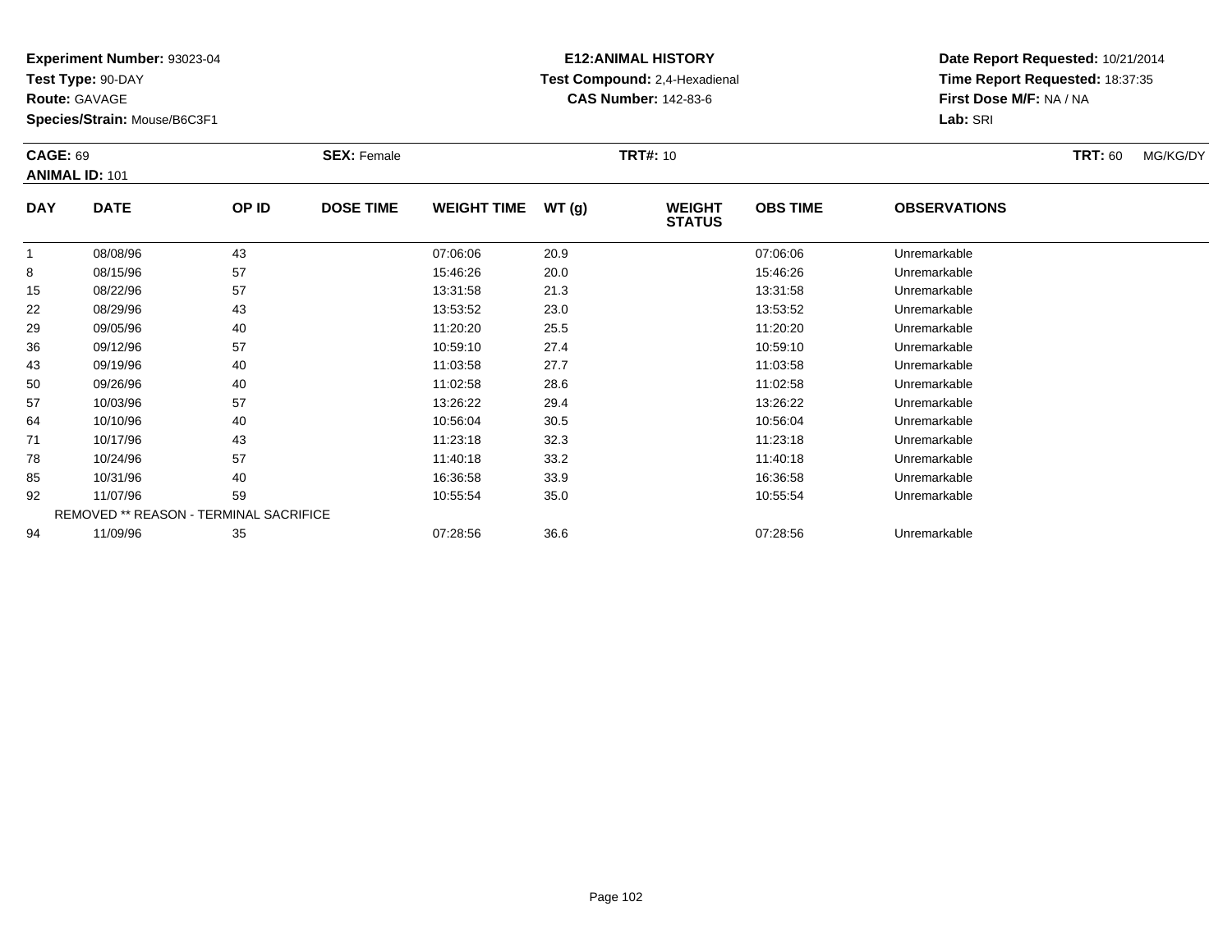**Experiment Number:** 93023-04
**Test Type:** 90-DAY
**Route:** GAVAGE
**Species/Strain:** Mouse/B6C3F1

**E12:ANIMAL HISTORY**
**Test Compound:** 2,4-Hexadienal
**CAS Number:** 142-83-6

**Date Report Requested:** 10/21/2014
**Time Report Requested:** 18:37:35
**First Dose M/F:** NA / NA
**Lab:** SRI

**CAGE:** 69 **SEX:** Female **TRT#:** 10 **TRT:** 60 MG/KG/DY
**ANIMAL ID:** 101

| DAY | DATE | OP ID | DOSE TIME | WEIGHT TIME | WT (g) | WEIGHT STATUS | OBS TIME | OBSERVATIONS |
|---|---|---|---|---|---|---|---|---|
| 1 | 08/08/96 | 43 | | 07:06:06 | 20.9 | | 07:06:06 | Unremarkable |
| 8 | 08/15/96 | 57 | | 15:46:26 | 20.0 | | 15:46:26 | Unremarkable |
| 15 | 08/22/96 | 57 | | 13:31:58 | 21.3 | | 13:31:58 | Unremarkable |
| 22 | 08/29/96 | 43 | | 13:53:52 | 23.0 | | 13:53:52 | Unremarkable |
| 29 | 09/05/96 | 40 | | 11:20:20 | 25.5 | | 11:20:20 | Unremarkable |
| 36 | 09/12/96 | 57 | | 10:59:10 | 27.4 | | 10:59:10 | Unremarkable |
| 43 | 09/19/96 | 40 | | 11:03:58 | 27.7 | | 11:03:58 | Unremarkable |
| 50 | 09/26/96 | 40 | | 11:02:58 | 28.6 | | 11:02:58 | Unremarkable |
| 57 | 10/03/96 | 57 | | 13:26:22 | 29.4 | | 13:26:22 | Unremarkable |
| 64 | 10/10/96 | 40 | | 10:56:04 | 30.5 | | 10:56:04 | Unremarkable |
| 71 | 10/17/96 | 43 | | 11:23:18 | 32.3 | | 11:23:18 | Unremarkable |
| 78 | 10/24/96 | 57 | | 11:40:18 | 33.2 | | 11:40:18 | Unremarkable |
| 85 | 10/31/96 | 40 | | 16:36:58 | 33.9 | | 16:36:58 | Unremarkable |
| 92 | 11/07/96 | 59 | | 10:55:54 | 35.0 | | 10:55:54 | Unremarkable |
| | REMOVED ** REASON - TERMINAL SACRIFICE | | | | | | | |
| 94 | 11/09/96 | 35 | | 07:28:56 | 36.6 | | 07:28:56 | Unremarkable |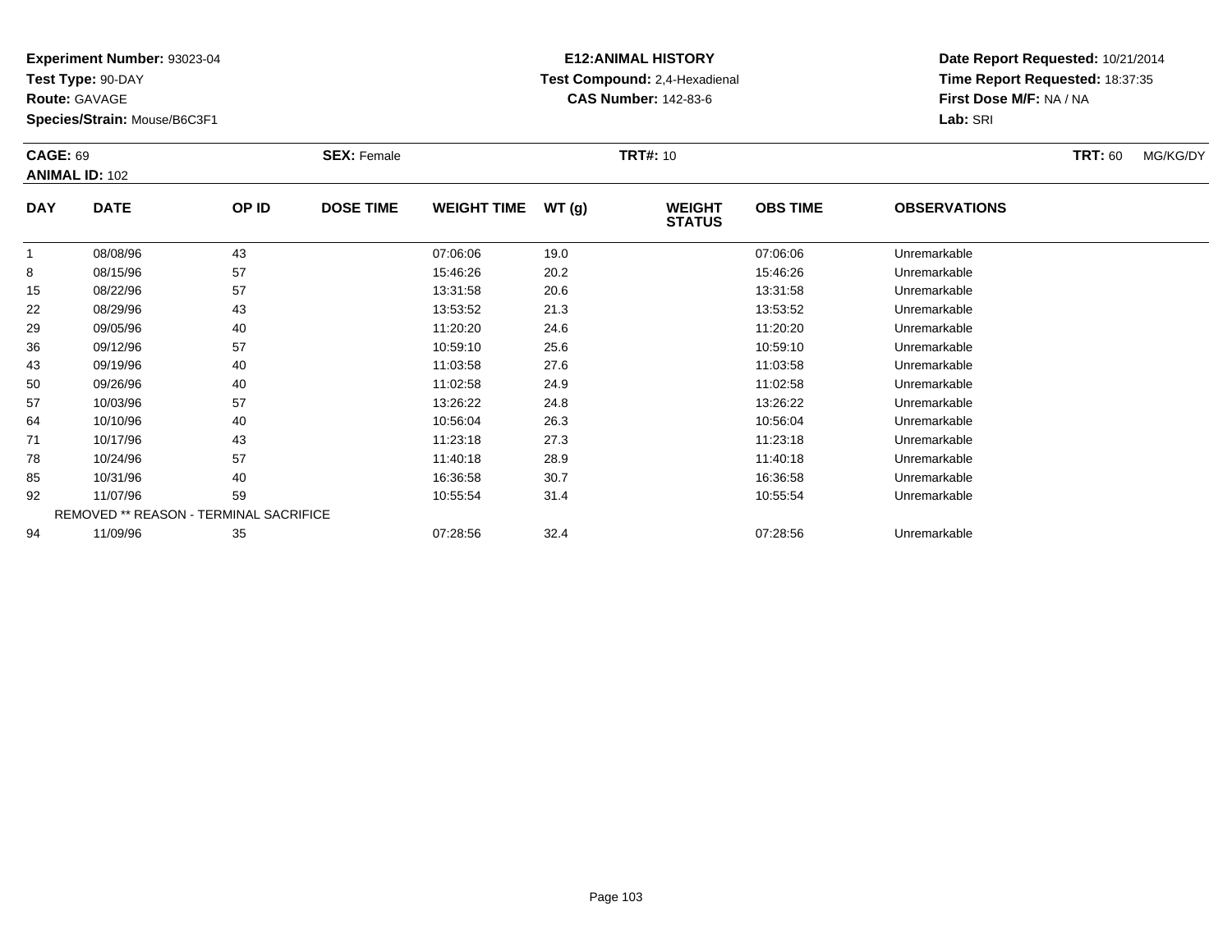**Experiment Number:** 93023-04
**Test Type:** 90-DAY
**Route:** GAVAGE
**Species/Strain:** Mouse/B6C3F1

**E12:ANIMAL HISTORY**
**Test Compound:** 2,4-Hexadienal
**CAS Number:** 142-83-6

**Date Report Requested:** 10/21/2014
**Time Report Requested:** 18:37:35
**First Dose M/F:** NA / NA
**Lab:** SRI

**CAGE:** 69 **SEX:** Female **TRT#:** 10 **TRT:** 60 MG/KG/DY
**ANIMAL ID:** 102

| DAY | DATE | OP ID | DOSE TIME | WEIGHT TIME | WT (g) | WEIGHT STATUS | OBS TIME | OBSERVATIONS |
|---|---|---|---|---|---|---|---|---|
| 1 | 08/08/96 | 43 | | 07:06:06 | 19.0 | | 07:06:06 | Unremarkable |
| 8 | 08/15/96 | 57 | | 15:46:26 | 20.2 | | 15:46:26 | Unremarkable |
| 15 | 08/22/96 | 57 | | 13:31:58 | 20.6 | | 13:31:58 | Unremarkable |
| 22 | 08/29/96 | 43 | | 13:53:52 | 21.3 | | 13:53:52 | Unremarkable |
| 29 | 09/05/96 | 40 | | 11:20:20 | 24.6 | | 11:20:20 | Unremarkable |
| 36 | 09/12/96 | 57 | | 10:59:10 | 25.6 | | 10:59:10 | Unremarkable |
| 43 | 09/19/96 | 40 | | 11:03:58 | 27.6 | | 11:03:58 | Unremarkable |
| 50 | 09/26/96 | 40 | | 11:02:58 | 24.9 | | 11:02:58 | Unremarkable |
| 57 | 10/03/96 | 57 | | 13:26:22 | 24.8 | | 13:26:22 | Unremarkable |
| 64 | 10/10/96 | 40 | | 10:56:04 | 26.3 | | 10:56:04 | Unremarkable |
| 71 | 10/17/96 | 43 | | 11:23:18 | 27.3 | | 11:23:18 | Unremarkable |
| 78 | 10/24/96 | 57 | | 11:40:18 | 28.9 | | 11:40:18 | Unremarkable |
| 85 | 10/31/96 | 40 | | 16:36:58 | 30.7 | | 16:36:58 | Unremarkable |
| 92 | 11/07/96 | 59 | | 10:55:54 | 31.4 | | 10:55:54 | Unremarkable |
| REMOVED ** REASON - TERMINAL SACRIFICE | | | | | | | | |
| 94 | 11/09/96 | 35 | | 07:28:56 | 32.4 | | 07:28:56 | Unremarkable |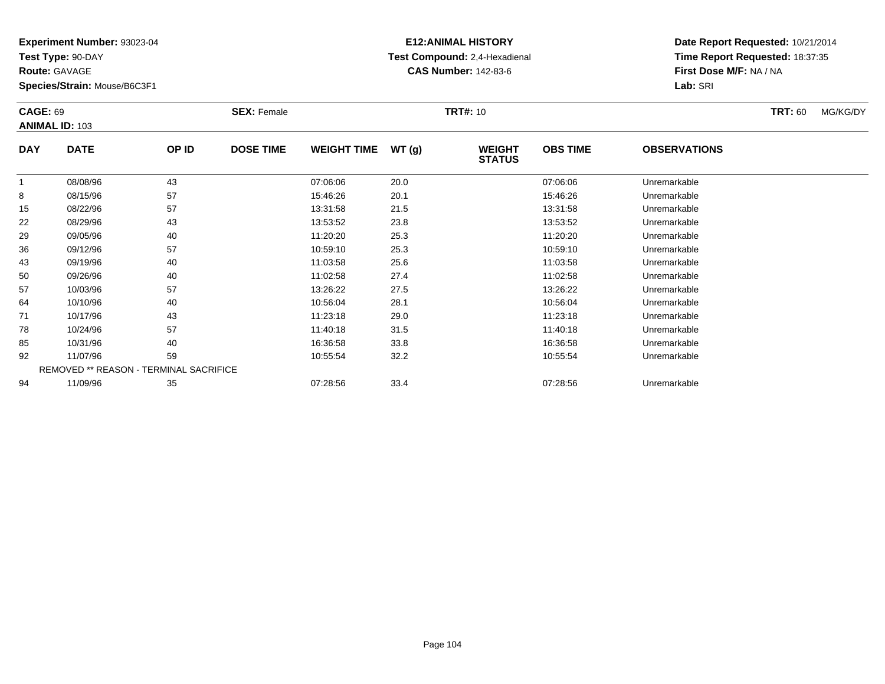**Experiment Number:** 93023-04
**Test Type:** 90-DAY
**Route:** GAVAGE
**Species/Strain:** Mouse/B6C3F1

**E12:ANIMAL HISTORY**
**Test Compound:** 2,4-Hexadienal
**CAS Number:** 142-83-6

**Date Report Requested:** 10/21/2014
**Time Report Requested:** 18:37:35
**First Dose M/F:** NA / NA
**Lab:** SRI

**CAGE:** 69 **SEX:** Female **TRT#:** 10 **TRT:** 60 MG/KG/DY
**ANIMAL ID:** 103

| DAY | DATE | OP ID | DOSE TIME | WEIGHT TIME | WT (g) | WEIGHT STATUS | OBS TIME | OBSERVATIONS |
|---|---|---|---|---|---|---|---|---|
| 1 | 08/08/96 | 43 | | 07:06:06 | 20.0 | | 07:06:06 | Unremarkable |
| 8 | 08/15/96 | 57 | | 15:46:26 | 20.1 | | 15:46:26 | Unremarkable |
| 15 | 08/22/96 | 57 | | 13:31:58 | 21.5 | | 13:31:58 | Unremarkable |
| 22 | 08/29/96 | 43 | | 13:53:52 | 23.8 | | 13:53:52 | Unremarkable |
| 29 | 09/05/96 | 40 | | 11:20:20 | 25.3 | | 11:20:20 | Unremarkable |
| 36 | 09/12/96 | 57 | | 10:59:10 | 25.3 | | 10:59:10 | Unremarkable |
| 43 | 09/19/96 | 40 | | 11:03:58 | 25.6 | | 11:03:58 | Unremarkable |
| 50 | 09/26/96 | 40 | | 11:02:58 | 27.4 | | 11:02:58 | Unremarkable |
| 57 | 10/03/96 | 57 | | 13:26:22 | 27.5 | | 13:26:22 | Unremarkable |
| 64 | 10/10/96 | 40 | | 10:56:04 | 28.1 | | 10:56:04 | Unremarkable |
| 71 | 10/17/96 | 43 | | 11:23:18 | 29.0 | | 11:23:18 | Unremarkable |
| 78 | 10/24/96 | 57 | | 11:40:18 | 31.5 | | 11:40:18 | Unremarkable |
| 85 | 10/31/96 | 40 | | 16:36:58 | 33.8 | | 16:36:58 | Unremarkable |
| 92 | 11/07/96 | 59 | | 10:55:54 | 32.2 | | 10:55:54 | Unremarkable |
| | REMOVED ** REASON - TERMINAL SACRIFICE | | | | | | | |
| 94 | 11/09/96 | 35 | | 07:28:56 | 33.4 | | 07:28:56 | Unremarkable |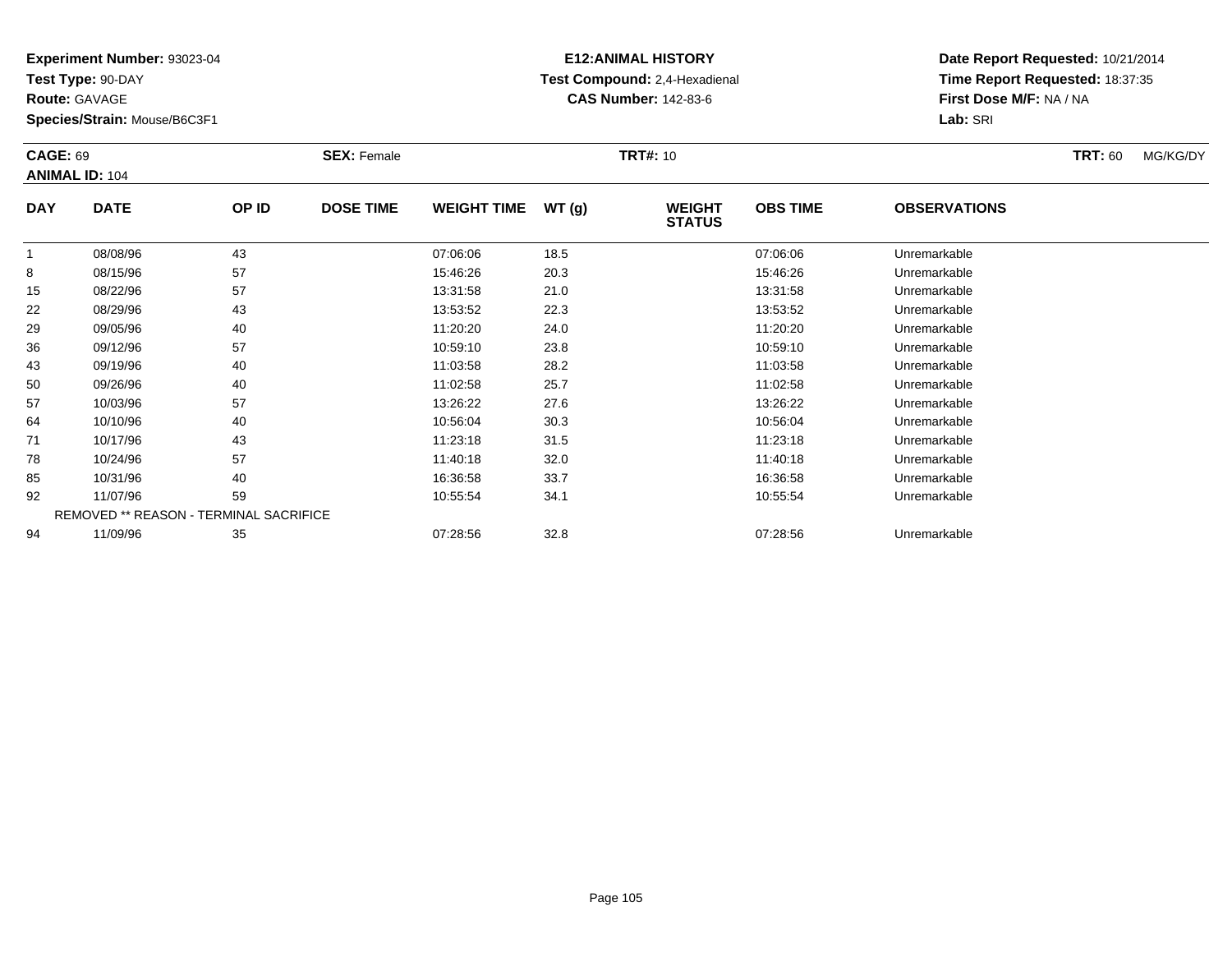**Experiment Number:** 93023-04
**Test Type:** 90-DAY
**Route:** GAVAGE
**Species/Strain:** Mouse/B6C3F1

**E12:ANIMAL HISTORY**
**Test Compound:** 2,4-Hexadienal
**CAS Number:** 142-83-6

**Date Report Requested:** 10/21/2014
**Time Report Requested:** 18:37:35
**First Dose M/F:** NA / NA
**Lab:** SRI

**CAGE:** 69　**SEX:** Female　**TRT#:** 10　**TRT:** 60 MG/KG/DY
**ANIMAL ID:** 104

| DAY | DATE | OP ID | DOSE TIME | WEIGHT TIME | WT (g) | WEIGHT STATUS | OBS TIME | OBSERVATIONS |
|---|---|---|---|---|---|---|---|---|
| 1 | 08/08/96 | 43 | | 07:06:06 | 18.5 | | 07:06:06 | Unremarkable |
| 8 | 08/15/96 | 57 | | 15:46:26 | 20.3 | | 15:46:26 | Unremarkable |
| 15 | 08/22/96 | 57 | | 13:31:58 | 21.0 | | 13:31:58 | Unremarkable |
| 22 | 08/29/96 | 43 | | 13:53:52 | 22.3 | | 13:53:52 | Unremarkable |
| 29 | 09/05/96 | 40 | | 11:20:20 | 24.0 | | 11:20:20 | Unremarkable |
| 36 | 09/12/96 | 57 | | 10:59:10 | 23.8 | | 10:59:10 | Unremarkable |
| 43 | 09/19/96 | 40 | | 11:03:58 | 28.2 | | 11:03:58 | Unremarkable |
| 50 | 09/26/96 | 40 | | 11:02:58 | 25.7 | | 11:02:58 | Unremarkable |
| 57 | 10/03/96 | 57 | | 13:26:22 | 27.6 | | 13:26:22 | Unremarkable |
| 64 | 10/10/96 | 40 | | 10:56:04 | 30.3 | | 10:56:04 | Unremarkable |
| 71 | 10/17/96 | 43 | | 11:23:18 | 31.5 | | 11:23:18 | Unremarkable |
| 78 | 10/24/96 | 57 | | 11:40:18 | 32.0 | | 11:40:18 | Unremarkable |
| 85 | 10/31/96 | 40 | | 16:36:58 | 33.7 | | 16:36:58 | Unremarkable |
| 92 | 11/07/96 | 59 | | 10:55:54 | 34.1 | | 10:55:54 | Unremarkable |
| | REMOVED ** REASON - TERMINAL SACRIFICE | | | | | | | |
| 94 | 11/09/96 | 35 | | 07:28:56 | 32.8 | | 07:28:56 | Unremarkable |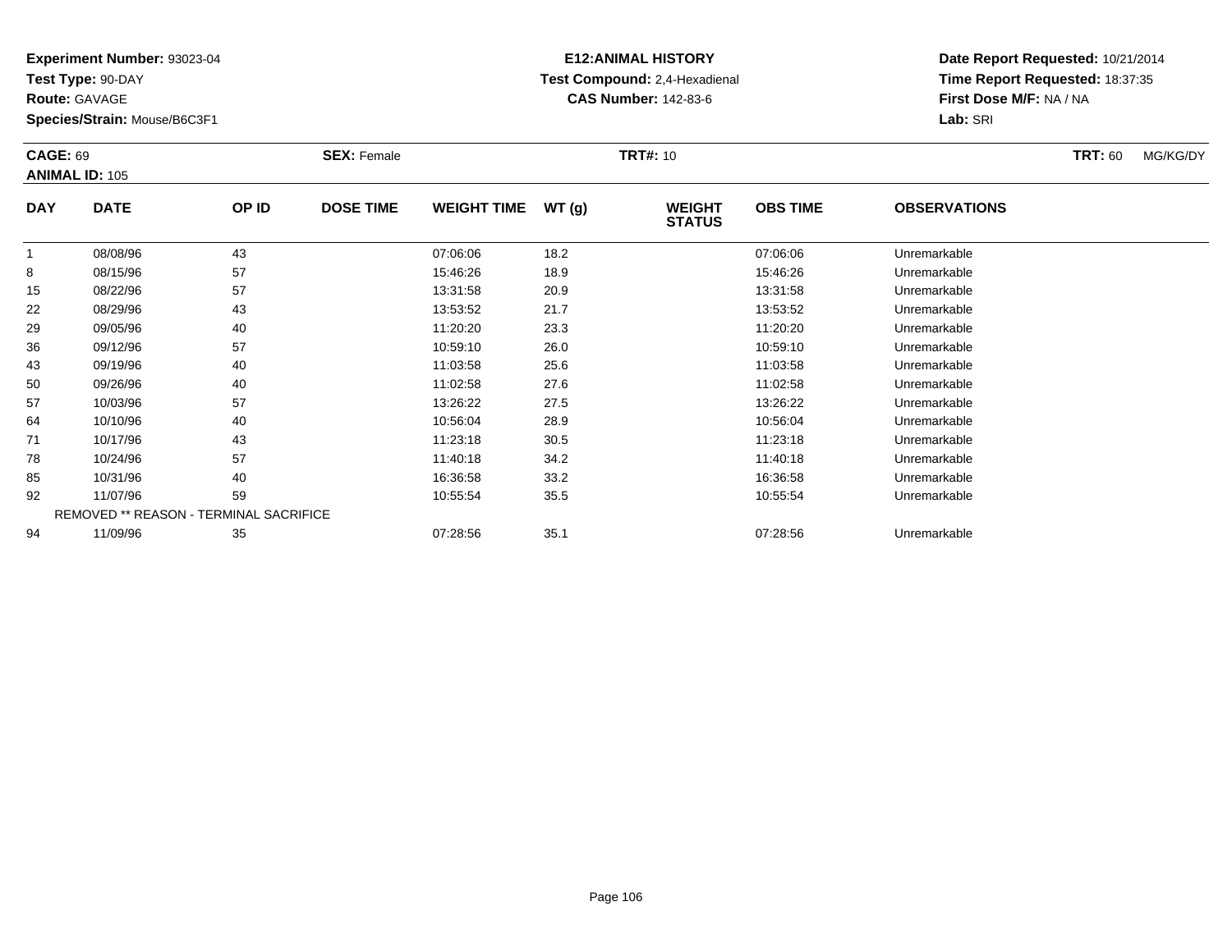**Experiment Number:** 93023-04
**Test Type:** 90-DAY
**Route:** GAVAGE
**Species/Strain:** Mouse/B6C3F1

**E12:ANIMAL HISTORY**
**Test Compound:** 2,4-Hexadienal
**CAS Number:** 142-83-6

**Date Report Requested:** 10/21/2014
**Time Report Requested:** 18:37:35
**First Dose M/F:** NA / NA
**Lab:** SRI

**CAGE:** 69
**ANIMAL ID:** 105
**SEX:** Female
**TRT#:** 10
**TRT:** 60 MG/KG/DY

| DAY | DATE | OP ID | DOSE TIME | WEIGHT TIME | WT (g) | WEIGHT STATUS | OBS TIME | OBSERVATIONS |
|---|---|---|---|---|---|---|---|---|
| 1 | 08/08/96 | 43 | | 07:06:06 | 18.2 | | 07:06:06 | Unremarkable |
| 8 | 08/15/96 | 57 | | 15:46:26 | 18.9 | | 15:46:26 | Unremarkable |
| 15 | 08/22/96 | 57 | | 13:31:58 | 20.9 | | 13:31:58 | Unremarkable |
| 22 | 08/29/96 | 43 | | 13:53:52 | 21.7 | | 13:53:52 | Unremarkable |
| 29 | 09/05/96 | 40 | | 11:20:20 | 23.3 | | 11:20:20 | Unremarkable |
| 36 | 09/12/96 | 57 | | 10:59:10 | 26.0 | | 10:59:10 | Unremarkable |
| 43 | 09/19/96 | 40 | | 11:03:58 | 25.6 | | 11:03:58 | Unremarkable |
| 50 | 09/26/96 | 40 | | 11:02:58 | 27.6 | | 11:02:58 | Unremarkable |
| 57 | 10/03/96 | 57 | | 13:26:22 | 27.5 | | 13:26:22 | Unremarkable |
| 64 | 10/10/96 | 40 | | 10:56:04 | 28.9 | | 10:56:04 | Unremarkable |
| 71 | 10/17/96 | 43 | | 11:23:18 | 30.5 | | 11:23:18 | Unremarkable |
| 78 | 10/24/96 | 57 | | 11:40:18 | 34.2 | | 11:40:18 | Unremarkable |
| 85 | 10/31/96 | 40 | | 16:36:58 | 33.2 | | 16:36:58 | Unremarkable |
| 92 | 11/07/96 | 59 | | 10:55:54 | 35.5 | | 10:55:54 | Unremarkable |
| REMOVED ** REASON - TERMINAL SACRIFICE | | | | | | | | |
| 94 | 11/09/96 | 35 | | 07:28:56 | 35.1 | | 07:28:56 | Unremarkable |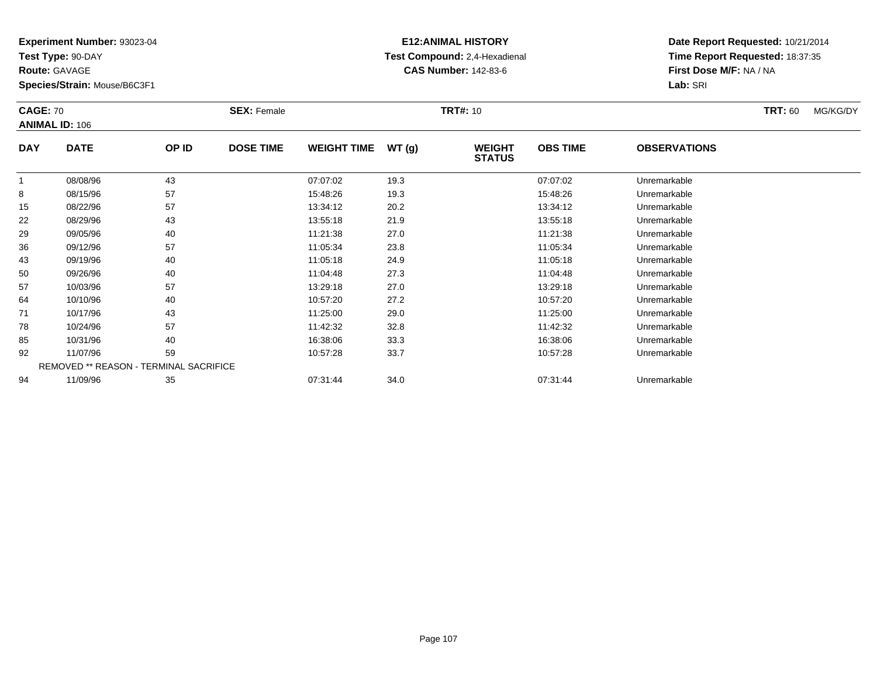**Experiment Number:** 93023-04
**Test Type:** 90-DAY
**Route:** GAVAGE
**Species/Strain:** Mouse/B6C3F1

**E12:ANIMAL HISTORY**
**Test Compound:** 2,4-Hexadienal
**CAS Number:** 142-83-6

**Date Report Requested:** 10/21/2014
**Time Report Requested:** 18:37:35
**First Dose M/F:** NA / NA
**Lab:** SRI

**CAGE:** 70 **SEX:** Female **TRT#:** 10 **TRT:** 60 MG/KG/DY
**ANIMAL ID:** 106

| DAY | DATE | OP ID | DOSE TIME | WEIGHT TIME | WT (g) | WEIGHT STATUS | OBS TIME | OBSERVATIONS |
|---|---|---|---|---|---|---|---|---|
| 1 | 08/08/96 | 43 | | 07:07:02 | 19.3 | | 07:07:02 | Unremarkable |
| 8 | 08/15/96 | 57 | | 15:48:26 | 19.3 | | 15:48:26 | Unremarkable |
| 15 | 08/22/96 | 57 | | 13:34:12 | 20.2 | | 13:34:12 | Unremarkable |
| 22 | 08/29/96 | 43 | | 13:55:18 | 21.9 | | 13:55:18 | Unremarkable |
| 29 | 09/05/96 | 40 | | 11:21:38 | 27.0 | | 11:21:38 | Unremarkable |
| 36 | 09/12/96 | 57 | | 11:05:34 | 23.8 | | 11:05:34 | Unremarkable |
| 43 | 09/19/96 | 40 | | 11:05:18 | 24.9 | | 11:05:18 | Unremarkable |
| 50 | 09/26/96 | 40 | | 11:04:48 | 27.3 | | 11:04:48 | Unremarkable |
| 57 | 10/03/96 | 57 | | 13:29:18 | 27.0 | | 13:29:18 | Unremarkable |
| 64 | 10/10/96 | 40 | | 10:57:20 | 27.2 | | 10:57:20 | Unremarkable |
| 71 | 10/17/96 | 43 | | 11:25:00 | 29.0 | | 11:25:00 | Unremarkable |
| 78 | 10/24/96 | 57 | | 11:42:32 | 32.8 | | 11:42:32 | Unremarkable |
| 85 | 10/31/96 | 40 | | 16:38:06 | 33.3 | | 16:38:06 | Unremarkable |
| 92 | 11/07/96 | 59 | | 10:57:28 | 33.7 | | 10:57:28 | Unremarkable |
| REMOVED ** REASON - TERMINAL SACRIFICE | | | | | | | | |
| 94 | 11/09/96 | 35 | | 07:31:44 | 34.0 | | 07:31:44 | Unremarkable |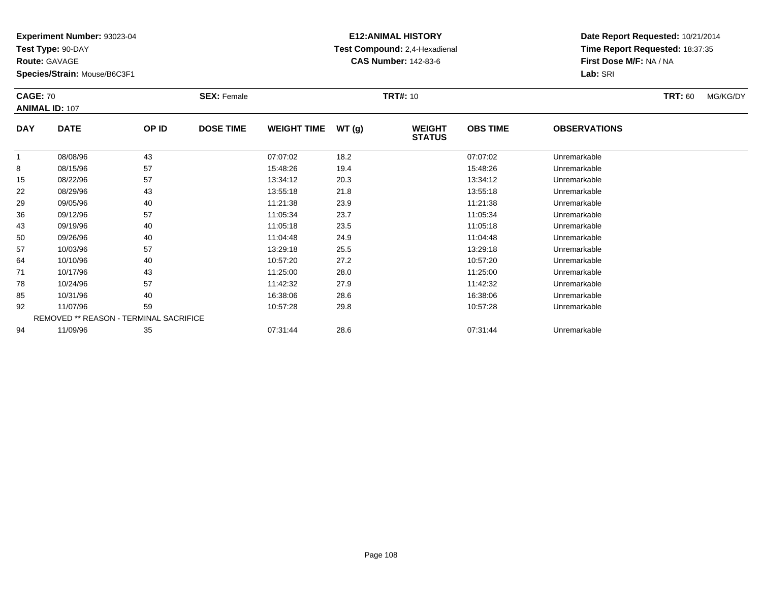**Experiment Number:** 93023-04
**Test Type:** 90-DAY
**Route:** GAVAGE
**Species/Strain:** Mouse/B6C3F1

**E12:ANIMAL HISTORY**
**Test Compound:** 2,4-Hexadienal
**CAS Number:** 142-83-6

**Date Report Requested:** 10/21/2014
**Time Report Requested:** 18:37:35
**First Dose M/F:** NA / NA
**Lab:** SRI

**CAGE:** 70
**ANIMAL ID:** 107
**SEX:** Female
**TRT#:** 10
**TRT:** 60 MG/KG/DY

| DAY | DATE | OP ID | DOSE TIME | WEIGHT TIME | WT (g) | WEIGHT STATUS | OBS TIME | OBSERVATIONS |
|---|---|---|---|---|---|---|---|---|
| 1 | 08/08/96 | 43 | | 07:07:02 | 18.2 | | 07:07:02 | Unremarkable |
| 8 | 08/15/96 | 57 | | 15:48:26 | 19.4 | | 15:48:26 | Unremarkable |
| 15 | 08/22/96 | 57 | | 13:34:12 | 20.3 | | 13:34:12 | Unremarkable |
| 22 | 08/29/96 | 43 | | 13:55:18 | 21.8 | | 13:55:18 | Unremarkable |
| 29 | 09/05/96 | 40 | | 11:21:38 | 23.9 | | 11:21:38 | Unremarkable |
| 36 | 09/12/96 | 57 | | 11:05:34 | 23.7 | | 11:05:34 | Unremarkable |
| 43 | 09/19/96 | 40 | | 11:05:18 | 23.5 | | 11:05:18 | Unremarkable |
| 50 | 09/26/96 | 40 | | 11:04:48 | 24.9 | | 11:04:48 | Unremarkable |
| 57 | 10/03/96 | 57 | | 13:29:18 | 25.5 | | 13:29:18 | Unremarkable |
| 64 | 10/10/96 | 40 | | 10:57:20 | 27.2 | | 10:57:20 | Unremarkable |
| 71 | 10/17/96 | 43 | | 11:25:00 | 28.0 | | 11:25:00 | Unremarkable |
| 78 | 10/24/96 | 57 | | 11:42:32 | 27.9 | | 11:42:32 | Unremarkable |
| 85 | 10/31/96 | 40 | | 16:38:06 | 28.6 | | 16:38:06 | Unremarkable |
| 92 | 11/07/96 | 59 | | 10:57:28 | 29.8 | | 10:57:28 | Unremarkable |
| REMOVED ** REASON - TERMINAL SACRIFICE | | | | | | | | |
| 94 | 11/09/96 | 35 | | 07:31:44 | 28.6 | | 07:31:44 | Unremarkable |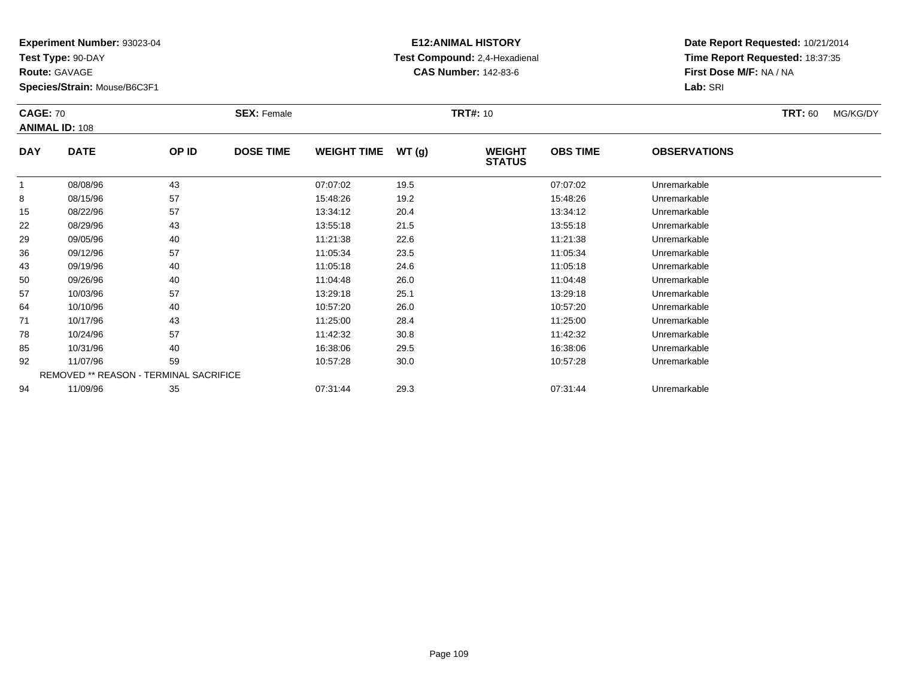**Experiment Number:** 93023-04
**Test Type:** 90-DAY
**Route:** GAVAGE
**Species/Strain:** Mouse/B6C3F1

**E12:ANIMAL HISTORY**
**Test Compound:** 2,4-Hexadienal
**CAS Number:** 142-83-6

**Date Report Requested:** 10/21/2014
**Time Report Requested:** 18:37:35
**First Dose M/F:** NA / NA
**Lab:** SRI

**CAGE:** 70
**ANIMAL ID:** 108
**SEX:** Female
**TRT#:** 10
**TRT:** 60 MG/KG/DY

| DAY | DATE | OP ID | DOSE TIME | WEIGHT TIME | WT (g) | WEIGHT STATUS | OBS TIME | OBSERVATIONS |
|---|---|---|---|---|---|---|---|---|
| 1 | 08/08/96 | 43 | | 07:07:02 | 19.5 | | 07:07:02 | Unremarkable |
| 8 | 08/15/96 | 57 | | 15:48:26 | 19.2 | | 15:48:26 | Unremarkable |
| 15 | 08/22/96 | 57 | | 13:34:12 | 20.4 | | 13:34:12 | Unremarkable |
| 22 | 08/29/96 | 43 | | 13:55:18 | 21.5 | | 13:55:18 | Unremarkable |
| 29 | 09/05/96 | 40 | | 11:21:38 | 22.6 | | 11:21:38 | Unremarkable |
| 36 | 09/12/96 | 57 | | 11:05:34 | 23.5 | | 11:05:34 | Unremarkable |
| 43 | 09/19/96 | 40 | | 11:05:18 | 24.6 | | 11:05:18 | Unremarkable |
| 50 | 09/26/96 | 40 | | 11:04:48 | 26.0 | | 11:04:48 | Unremarkable |
| 57 | 10/03/96 | 57 | | 13:29:18 | 25.1 | | 13:29:18 | Unremarkable |
| 64 | 10/10/96 | 40 | | 10:57:20 | 26.0 | | 10:57:20 | Unremarkable |
| 71 | 10/17/96 | 43 | | 11:25:00 | 28.4 | | 11:25:00 | Unremarkable |
| 78 | 10/24/96 | 57 | | 11:42:32 | 30.8 | | 11:42:32 | Unremarkable |
| 85 | 10/31/96 | 40 | | 16:38:06 | 29.5 | | 16:38:06 | Unremarkable |
| 92 | 11/07/96 | 59 | | 10:57:28 | 30.0 | | 10:57:28 | Unremarkable |
| REMOVED ** REASON - TERMINAL SACRIFICE | | | | | | | | |
| 94 | 11/09/96 | 35 | | 07:31:44 | 29.3 | | 07:31:44 | Unremarkable |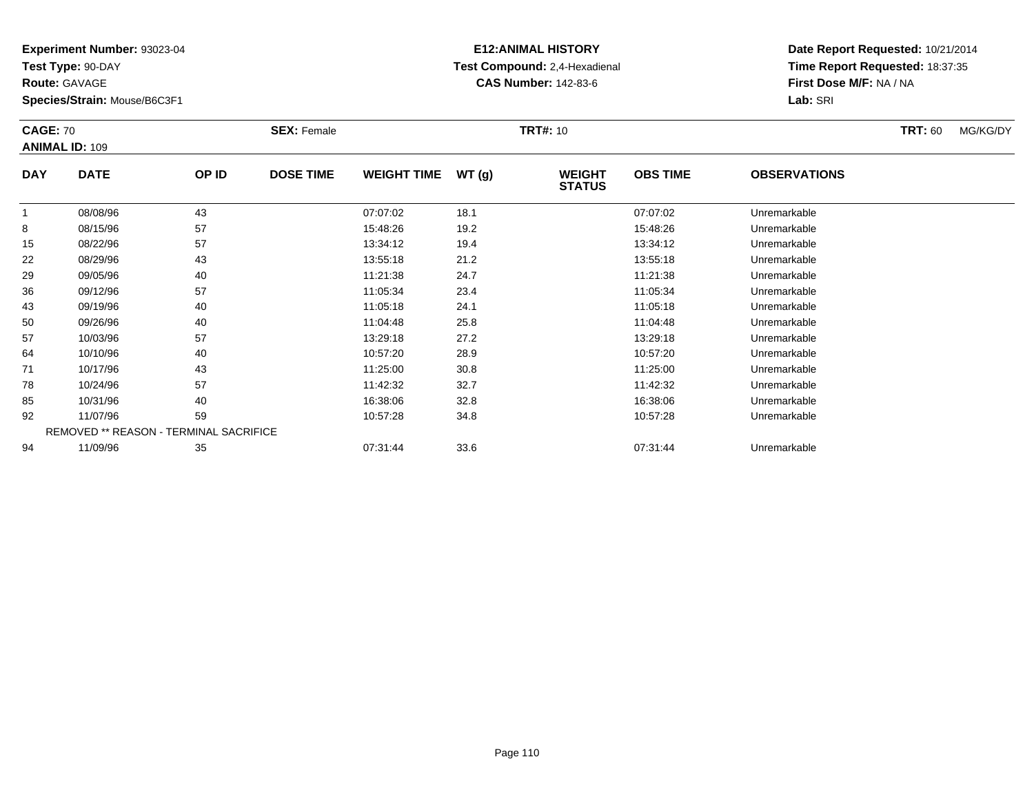**Experiment Number:** 93023-04
**Test Type:** 90-DAY
**Route:** GAVAGE
**Species/Strain:** Mouse/B6C3F1

**E12:ANIMAL HISTORY**
**Test Compound:** 2,4-Hexadienal
**CAS Number:** 142-83-6

**Date Report Requested:** 10/21/2014
**Time Report Requested:** 18:37:35
**First Dose M/F:** NA / NA
**Lab:** SRI

**CAGE:** 70 | **SEX:** Female | **TRT#:** 10 | **TRT:** 60 MG/KG/DY
**ANIMAL ID:** 109

| DAY | DATE | OP ID | DOSE TIME | WEIGHT TIME | WT (g) | WEIGHT STATUS | OBS TIME | OBSERVATIONS |
|---|---|---|---|---|---|---|---|---|
| 1 | 08/08/96 | 43 | | 07:07:02 | 18.1 | | 07:07:02 | Unremarkable |
| 8 | 08/15/96 | 57 | | 15:48:26 | 19.2 | | 15:48:26 | Unremarkable |
| 15 | 08/22/96 | 57 | | 13:34:12 | 19.4 | | 13:34:12 | Unremarkable |
| 22 | 08/29/96 | 43 | | 13:55:18 | 21.2 | | 13:55:18 | Unremarkable |
| 29 | 09/05/96 | 40 | | 11:21:38 | 24.7 | | 11:21:38 | Unremarkable |
| 36 | 09/12/96 | 57 | | 11:05:34 | 23.4 | | 11:05:34 | Unremarkable |
| 43 | 09/19/96 | 40 | | 11:05:18 | 24.1 | | 11:05:18 | Unremarkable |
| 50 | 09/26/96 | 40 | | 11:04:48 | 25.8 | | 11:04:48 | Unremarkable |
| 57 | 10/03/96 | 57 | | 13:29:18 | 27.2 | | 13:29:18 | Unremarkable |
| 64 | 10/10/96 | 40 | | 10:57:20 | 28.9 | | 10:57:20 | Unremarkable |
| 71 | 10/17/96 | 43 | | 11:25:00 | 30.8 | | 11:25:00 | Unremarkable |
| 78 | 10/24/96 | 57 | | 11:42:32 | 32.7 | | 11:42:32 | Unremarkable |
| 85 | 10/31/96 | 40 | | 16:38:06 | 32.8 | | 16:38:06 | Unremarkable |
| 92 | 11/07/96 | 59 | | 10:57:28 | 34.8 | | 10:57:28 | Unremarkable |
| REMOVED ** REASON - TERMINAL SACRIFICE | | | | | | | | |
| 94 | 11/09/96 | 35 | | 07:31:44 | 33.6 | | 07:31:44 | Unremarkable |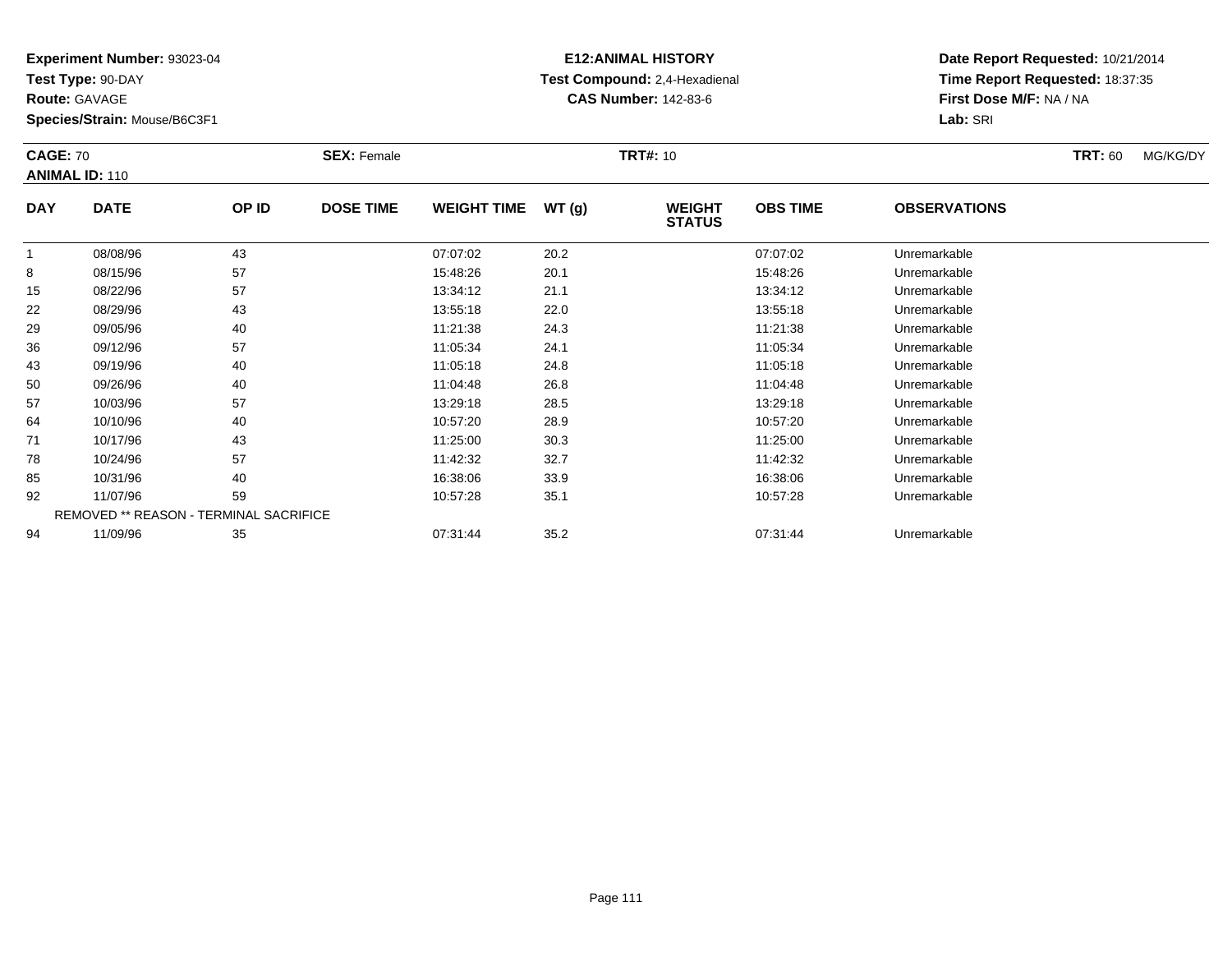**Experiment Number:** 93023-04
**Test Type:** 90-DAY
**Route:** GAVAGE
**Species/Strain:** Mouse/B6C3F1

**E12:ANIMAL HISTORY**
**Test Compound:** 2,4-Hexadienal
**CAS Number:** 142-83-6

**Date Report Requested:** 10/21/2014
**Time Report Requested:** 18:37:35
**First Dose M/F:** NA / NA
**Lab:** SRI

**CAGE:** 70 **SEX:** Female **TRT#:** 10 **TRT:** 60 MG/KG/DY
**ANIMAL ID:** 110

| DAY | DATE | OP ID | DOSE TIME | WEIGHT TIME | WT (g) | WEIGHT STATUS | OBS TIME | OBSERVATIONS |
|---|---|---|---|---|---|---|---|---|
| 1 | 08/08/96 | 43 | | 07:07:02 | 20.2 | | 07:07:02 | Unremarkable |
| 8 | 08/15/96 | 57 | | 15:48:26 | 20.1 | | 15:48:26 | Unremarkable |
| 15 | 08/22/96 | 57 | | 13:34:12 | 21.1 | | 13:34:12 | Unremarkable |
| 22 | 08/29/96 | 43 | | 13:55:18 | 22.0 | | 13:55:18 | Unremarkable |
| 29 | 09/05/96 | 40 | | 11:21:38 | 24.3 | | 11:21:38 | Unremarkable |
| 36 | 09/12/96 | 57 | | 11:05:34 | 24.1 | | 11:05:34 | Unremarkable |
| 43 | 09/19/96 | 40 | | 11:05:18 | 24.8 | | 11:05:18 | Unremarkable |
| 50 | 09/26/96 | 40 | | 11:04:48 | 26.8 | | 11:04:48 | Unremarkable |
| 57 | 10/03/96 | 57 | | 13:29:18 | 28.5 | | 13:29:18 | Unremarkable |
| 64 | 10/10/96 | 40 | | 10:57:20 | 28.9 | | 10:57:20 | Unremarkable |
| 71 | 10/17/96 | 43 | | 11:25:00 | 30.3 | | 11:25:00 | Unremarkable |
| 78 | 10/24/96 | 57 | | 11:42:32 | 32.7 | | 11:42:32 | Unremarkable |
| 85 | 10/31/96 | 40 | | 16:38:06 | 33.9 | | 16:38:06 | Unremarkable |
| 92 | 11/07/96 | 59 | | 10:57:28 | 35.1 | | 10:57:28 | Unremarkable |
| REMOVED ** REASON - TERMINAL SACRIFICE | | | | | | | | |
| 94 | 11/09/96 | 35 | | 07:31:44 | 35.2 | | 07:31:44 | Unremarkable |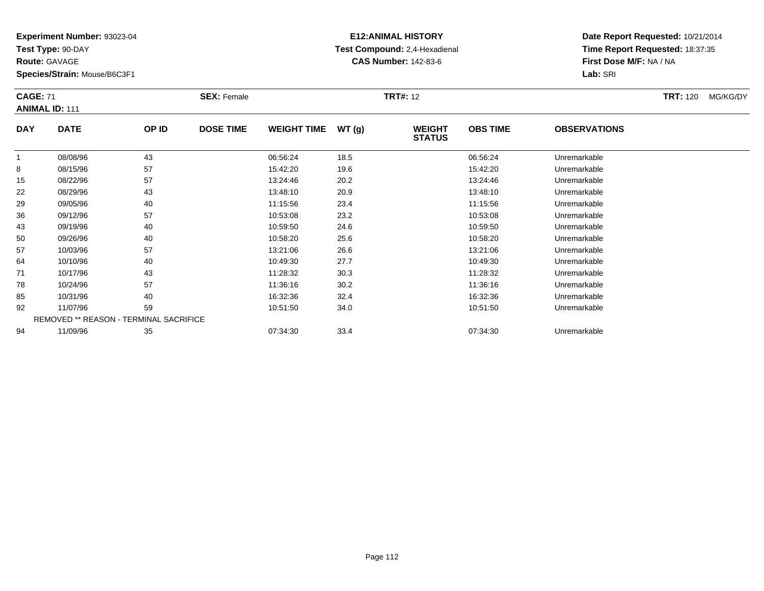**Experiment Number:** 93023-04
**Test Type:** 90-DAY
**Route:** GAVAGE
**Species/Strain:** Mouse/B6C3F1

**E12:ANIMAL HISTORY**
**Test Compound:** 2,4-Hexadienal
**CAS Number:** 142-83-6

**Date Report Requested:** 10/21/2014
**Time Report Requested:** 18:37:35
**First Dose M/F:** NA / NA
**Lab:** SRI

**CAGE:** 71 **SEX:** Female **TRT#:** 12 **TRT:** 120 MG/KG/DY
**ANIMAL ID:** 111

| DAY | DATE | OP ID | DOSE TIME | WEIGHT TIME | WT (g) | WEIGHT STATUS | OBS TIME | OBSERVATIONS |
|---|---|---|---|---|---|---|---|---|
| 1 | 08/08/96 | 43 | | 06:56:24 | 18.5 | | 06:56:24 | Unremarkable |
| 8 | 08/15/96 | 57 | | 15:42:20 | 19.6 | | 15:42:20 | Unremarkable |
| 15 | 08/22/96 | 57 | | 13:24:46 | 20.2 | | 13:24:46 | Unremarkable |
| 22 | 08/29/96 | 43 | | 13:48:10 | 20.9 | | 13:48:10 | Unremarkable |
| 29 | 09/05/96 | 40 | | 11:15:56 | 23.4 | | 11:15:56 | Unremarkable |
| 36 | 09/12/96 | 57 | | 10:53:08 | 23.2 | | 10:53:08 | Unremarkable |
| 43 | 09/19/96 | 40 | | 10:59:50 | 24.6 | | 10:59:50 | Unremarkable |
| 50 | 09/26/96 | 40 | | 10:58:20 | 25.6 | | 10:58:20 | Unremarkable |
| 57 | 10/03/96 | 57 | | 13:21:06 | 26.6 | | 13:21:06 | Unremarkable |
| 64 | 10/10/96 | 40 | | 10:49:30 | 27.7 | | 10:49:30 | Unremarkable |
| 71 | 10/17/96 | 43 | | 11:28:32 | 30.3 | | 11:28:32 | Unremarkable |
| 78 | 10/24/96 | 57 | | 11:36:16 | 30.2 | | 11:36:16 | Unremarkable |
| 85 | 10/31/96 | 40 | | 16:32:36 | 32.4 | | 16:32:36 | Unremarkable |
| 92 | 11/07/96 | 59 | | 10:51:50 | 34.0 | | 10:51:50 | Unremarkable |
| REMOVED ** REASON - TERMINAL SACRIFICE | | | | | | | | |
| 94 | 11/09/96 | 35 | | 07:34:30 | 33.4 | | 07:34:30 | Unremarkable |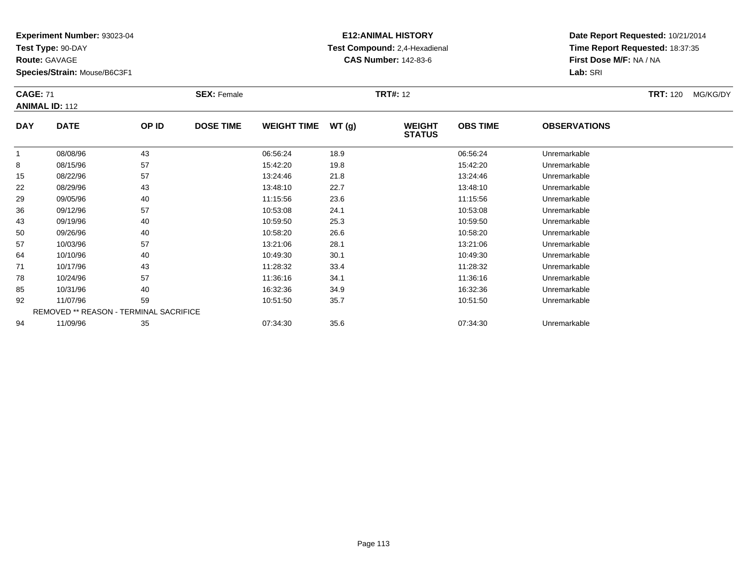**Experiment Number:** 93023-04
**Test Type:** 90-DAY
**Route:** GAVAGE
**Species/Strain:** Mouse/B6C3F1

**E12:ANIMAL HISTORY**
**Test Compound:** 2,4-Hexadienal
**CAS Number:** 142-83-6

**Date Report Requested:** 10/21/2014
**Time Report Requested:** 18:37:35
**First Dose M/F:** NA / NA
**Lab:** SRI

**CAGE:** 71 **SEX:** Female **TRT#:** 12 **TRT:** 120 MG/KG/DY
**ANIMAL ID:** 112

| DAY | DATE | OP ID | DOSE TIME | WEIGHT TIME | WT (g) | WEIGHT STATUS | OBS TIME | OBSERVATIONS |
|---|---|---|---|---|---|---|---|---|
| 1 | 08/08/96 | 43 | | 06:56:24 | 18.9 | | 06:56:24 | Unremarkable |
| 8 | 08/15/96 | 57 | | 15:42:20 | 19.8 | | 15:42:20 | Unremarkable |
| 15 | 08/22/96 | 57 | | 13:24:46 | 21.8 | | 13:24:46 | Unremarkable |
| 22 | 08/29/96 | 43 | | 13:48:10 | 22.7 | | 13:48:10 | Unremarkable |
| 29 | 09/05/96 | 40 | | 11:15:56 | 23.6 | | 11:15:56 | Unremarkable |
| 36 | 09/12/96 | 57 | | 10:53:08 | 24.1 | | 10:53:08 | Unremarkable |
| 43 | 09/19/96 | 40 | | 10:59:50 | 25.3 | | 10:59:50 | Unremarkable |
| 50 | 09/26/96 | 40 | | 10:58:20 | 26.6 | | 10:58:20 | Unremarkable |
| 57 | 10/03/96 | 57 | | 13:21:06 | 28.1 | | 13:21:06 | Unremarkable |
| 64 | 10/10/96 | 40 | | 10:49:30 | 30.1 | | 10:49:30 | Unremarkable |
| 71 | 10/17/96 | 43 | | 11:28:32 | 33.4 | | 11:28:32 | Unremarkable |
| 78 | 10/24/96 | 57 | | 11:36:16 | 34.1 | | 11:36:16 | Unremarkable |
| 85 | 10/31/96 | 40 | | 16:32:36 | 34.9 | | 16:32:36 | Unremarkable |
| 92 | 11/07/96 | 59 | | 10:51:50 | 35.7 | | 10:51:50 | Unremarkable |
| | REMOVED ** REASON - TERMINAL SACRIFICE | | | | | | | |
| 94 | 11/09/96 | 35 | | 07:34:30 | 35.6 | | 07:34:30 | Unremarkable |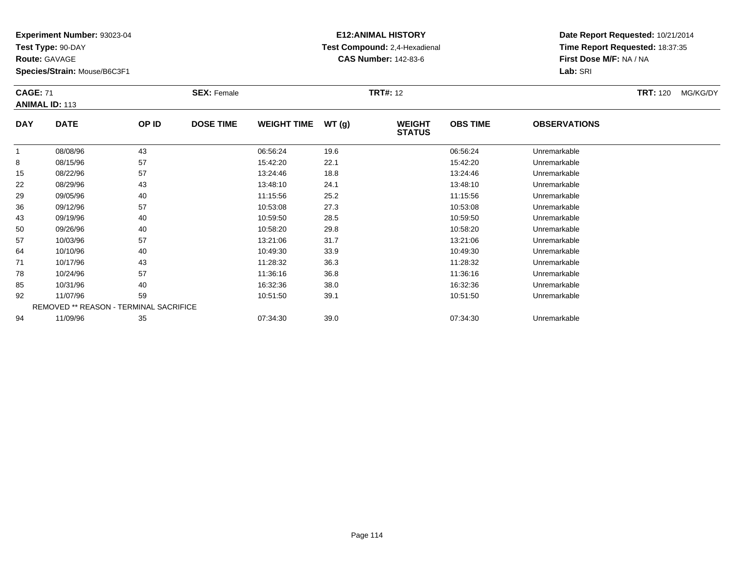**Experiment Number:** 93023-04
**Test Type:** 90-DAY
**Route:** GAVAGE
**Species/Strain:** Mouse/B6C3F1

**E12:ANIMAL HISTORY**
**Test Compound:** 2,4-Hexadienal
**CAS Number:** 142-83-6

**Date Report Requested:** 10/21/2014
**Time Report Requested:** 18:37:35
**First Dose M/F:** NA / NA
**Lab:** SRI

**CAGE:** 71 **SEX:** Female **TRT#:** 12 **TRT:** 120 MG/KG/DY
**ANIMAL ID:** 113

| DAY | DATE | OP ID | DOSE TIME | WEIGHT TIME | WT (g) | WEIGHT STATUS | OBS TIME | OBSERVATIONS |
|---|---|---|---|---|---|---|---|---|
| 1 | 08/08/96 | 43 | | 06:56:24 | 19.6 | | 06:56:24 | Unremarkable |
| 8 | 08/15/96 | 57 | | 15:42:20 | 22.1 | | 15:42:20 | Unremarkable |
| 15 | 08/22/96 | 57 | | 13:24:46 | 18.8 | | 13:24:46 | Unremarkable |
| 22 | 08/29/96 | 43 | | 13:48:10 | 24.1 | | 13:48:10 | Unremarkable |
| 29 | 09/05/96 | 40 | | 11:15:56 | 25.2 | | 11:15:56 | Unremarkable |
| 36 | 09/12/96 | 57 | | 10:53:08 | 27.3 | | 10:53:08 | Unremarkable |
| 43 | 09/19/96 | 40 | | 10:59:50 | 28.5 | | 10:59:50 | Unremarkable |
| 50 | 09/26/96 | 40 | | 10:58:20 | 29.8 | | 10:58:20 | Unremarkable |
| 57 | 10/03/96 | 57 | | 13:21:06 | 31.7 | | 13:21:06 | Unremarkable |
| 64 | 10/10/96 | 40 | | 10:49:30 | 33.9 | | 10:49:30 | Unremarkable |
| 71 | 10/17/96 | 43 | | 11:28:32 | 36.3 | | 11:28:32 | Unremarkable |
| 78 | 10/24/96 | 57 | | 11:36:16 | 36.8 | | 11:36:16 | Unremarkable |
| 85 | 10/31/96 | 40 | | 16:32:36 | 38.0 | | 16:32:36 | Unremarkable |
| 92 | 11/07/96 | 59 | | 10:51:50 | 39.1 | | 10:51:50 | Unremarkable |
| | REMOVED ** REASON - TERMINAL SACRIFICE | | | | | | | |
| 94 | 11/09/96 | 35 | | 07:34:30 | 39.0 | | 07:34:30 | Unremarkable |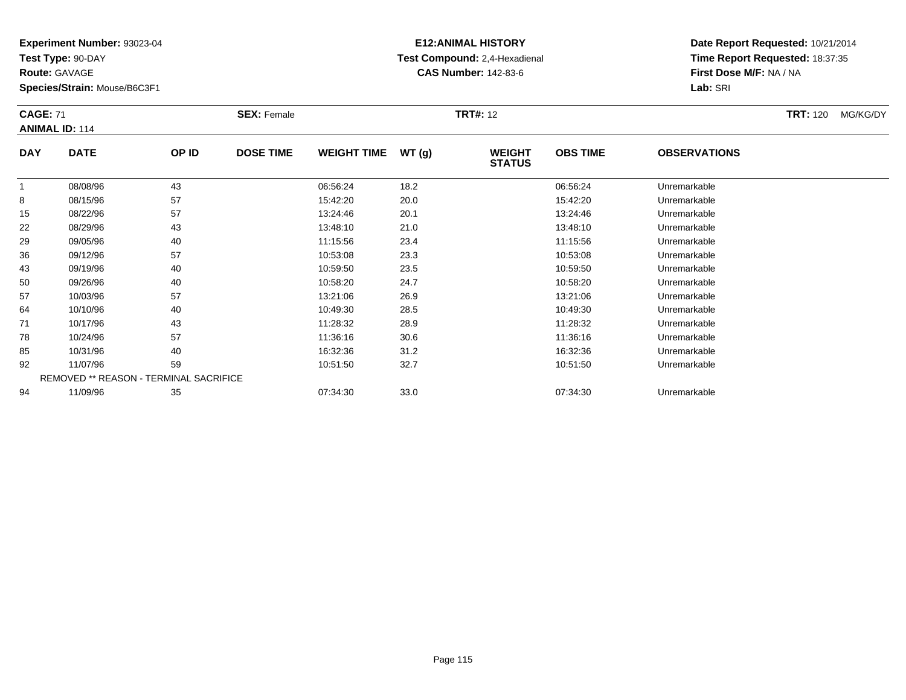**Experiment Number:** 93023-04
**Test Type:** 90-DAY
**Route:** GAVAGE
**Species/Strain:** Mouse/B6C3F1

**E12:ANIMAL HISTORY**
**Test Compound:** 2,4-Hexadienal
**CAS Number:** 142-83-6

**Date Report Requested:** 10/21/2014
**Time Report Requested:** 18:37:35
**First Dose M/F:** NA / NA
**Lab:** SRI

**CAGE:** 71 **SEX:** Female **TRT#:** 12 **TRT:** 120 MG/KG/DY
**ANIMAL ID:** 114

| DAY | DATE | OP ID | DOSE TIME | WEIGHT TIME | WT (g) | WEIGHT STATUS | OBS TIME | OBSERVATIONS |
|---|---|---|---|---|---|---|---|---|
| 1 | 08/08/96 | 43 | | 06:56:24 | 18.2 | | 06:56:24 | Unremarkable |
| 8 | 08/15/96 | 57 | | 15:42:20 | 20.0 | | 15:42:20 | Unremarkable |
| 15 | 08/22/96 | 57 | | 13:24:46 | 20.1 | | 13:24:46 | Unremarkable |
| 22 | 08/29/96 | 43 | | 13:48:10 | 21.0 | | 13:48:10 | Unremarkable |
| 29 | 09/05/96 | 40 | | 11:15:56 | 23.4 | | 11:15:56 | Unremarkable |
| 36 | 09/12/96 | 57 | | 10:53:08 | 23.3 | | 10:53:08 | Unremarkable |
| 43 | 09/19/96 | 40 | | 10:59:50 | 23.5 | | 10:59:50 | Unremarkable |
| 50 | 09/26/96 | 40 | | 10:58:20 | 24.7 | | 10:58:20 | Unremarkable |
| 57 | 10/03/96 | 57 | | 13:21:06 | 26.9 | | 13:21:06 | Unremarkable |
| 64 | 10/10/96 | 40 | | 10:49:30 | 28.5 | | 10:49:30 | Unremarkable |
| 71 | 10/17/96 | 43 | | 11:28:32 | 28.9 | | 11:28:32 | Unremarkable |
| 78 | 10/24/96 | 57 | | 11:36:16 | 30.6 | | 11:36:16 | Unremarkable |
| 85 | 10/31/96 | 40 | | 16:32:36 | 31.2 | | 16:32:36 | Unremarkable |
| 92 | 11/07/96 | 59 | | 10:51:50 | 32.7 | | 10:51:50 | Unremarkable |
| REMOVED ** REASON - TERMINAL SACRIFICE | | | | | | | | |
| 94 | 11/09/96 | 35 | | 07:34:30 | 33.0 | | 07:34:30 | Unremarkable |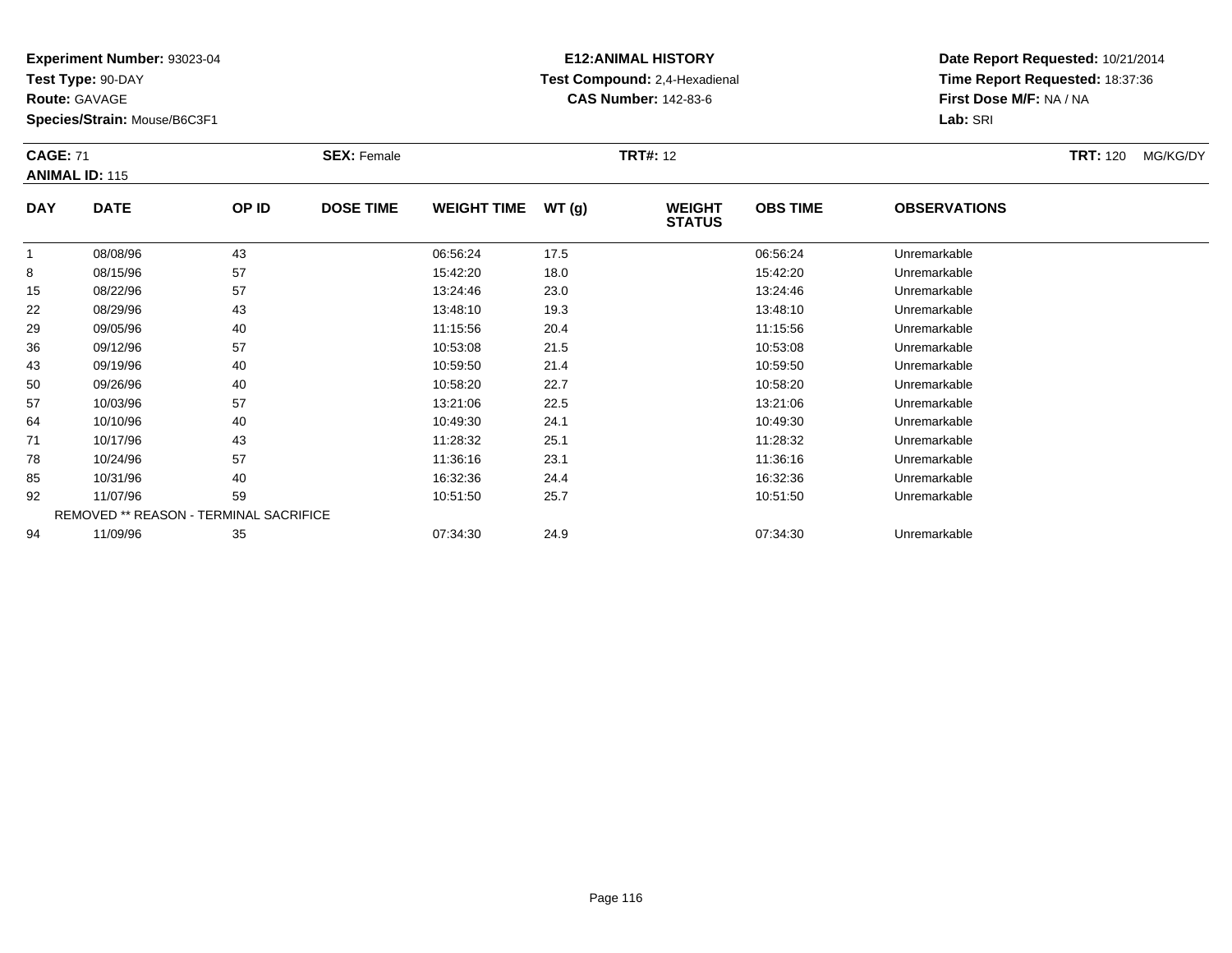**Experiment Number:** 93023-04
**Test Type:** 90-DAY
**Route:** GAVAGE
**Species/Strain:** Mouse/B6C3F1

**E12:ANIMAL HISTORY**
**Test Compound:** 2,4-Hexadienal
**CAS Number:** 142-83-6

**Date Report Requested:** 10/21/2014
**Time Report Requested:** 18:37:36
**First Dose M/F:** NA / NA
**Lab:** SRI

**CAGE:** 71 **SEX:** Female **TRT#:** 12 **TRT:** 120 MG/KG/DY
**ANIMAL ID:** 115

| DAY | DATE | OP ID | DOSE TIME | WEIGHT TIME | WT (g) | WEIGHT STATUS | OBS TIME | OBSERVATIONS |
|---|---|---|---|---|---|---|---|---|
| 1 | 08/08/96 | 43 | | 06:56:24 | 17.5 | | 06:56:24 | Unremarkable |
| 8 | 08/15/96 | 57 | | 15:42:20 | 18.0 | | 15:42:20 | Unremarkable |
| 15 | 08/22/96 | 57 | | 13:24:46 | 23.0 | | 13:24:46 | Unremarkable |
| 22 | 08/29/96 | 43 | | 13:48:10 | 19.3 | | 13:48:10 | Unremarkable |
| 29 | 09/05/96 | 40 | | 11:15:56 | 20.4 | | 11:15:56 | Unremarkable |
| 36 | 09/12/96 | 57 | | 10:53:08 | 21.5 | | 10:53:08 | Unremarkable |
| 43 | 09/19/96 | 40 | | 10:59:50 | 21.4 | | 10:59:50 | Unremarkable |
| 50 | 09/26/96 | 40 | | 10:58:20 | 22.7 | | 10:58:20 | Unremarkable |
| 57 | 10/03/96 | 57 | | 13:21:06 | 22.5 | | 13:21:06 | Unremarkable |
| 64 | 10/10/96 | 40 | | 10:49:30 | 24.1 | | 10:49:30 | Unremarkable |
| 71 | 10/17/96 | 43 | | 11:28:32 | 25.1 | | 11:28:32 | Unremarkable |
| 78 | 10/24/96 | 57 | | 11:36:16 | 23.1 | | 11:36:16 | Unremarkable |
| 85 | 10/31/96 | 40 | | 16:32:36 | 24.4 | | 16:32:36 | Unremarkable |
| 92 | 11/07/96 | 59 | | 10:51:50 | 25.7 | | 10:51:50 | Unremarkable |
| | REMOVED ** REASON - TERMINAL SACRIFICE | | | | | | | |
| 94 | 11/09/96 | 35 | | 07:34:30 | 24.9 | | 07:34:30 | Unremarkable |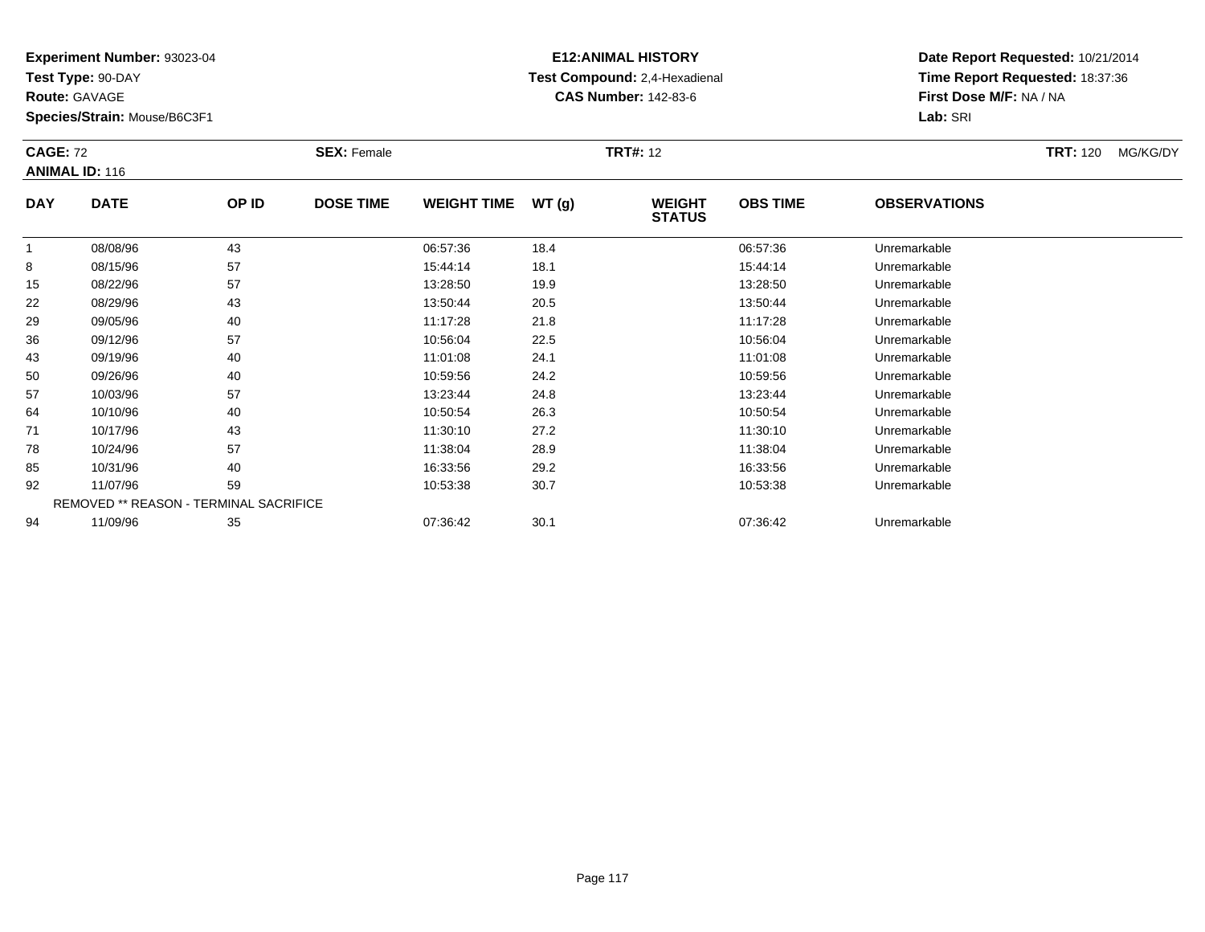**Experiment Number:** 93023-04
**Test Type:** 90-DAY
**Route:** GAVAGE
**Species/Strain:** Mouse/B6C3F1

**E12:ANIMAL HISTORY**
**Test Compound:** 2,4-Hexadienal
**CAS Number:** 142-83-6

**Date Report Requested:** 10/21/2014
**Time Report Requested:** 18:37:36
**First Dose M/F:** NA / NA
**Lab:** SRI

**CAGE:** 72 **SEX:** Female **TRT#:** 12 **TRT:** 120 MG/KG/DY
**ANIMAL ID:** 116

| DAY | DATE | OP ID | DOSE TIME | WEIGHT TIME | WT (g) | WEIGHT STATUS | OBS TIME | OBSERVATIONS |
|---|---|---|---|---|---|---|---|---|
| 1 | 08/08/96 | 43 | | 06:57:36 | 18.4 | | 06:57:36 | Unremarkable |
| 8 | 08/15/96 | 57 | | 15:44:14 | 18.1 | | 15:44:14 | Unremarkable |
| 15 | 08/22/96 | 57 | | 13:28:50 | 19.9 | | 13:28:50 | Unremarkable |
| 22 | 08/29/96 | 43 | | 13:50:44 | 20.5 | | 13:50:44 | Unremarkable |
| 29 | 09/05/96 | 40 | | 11:17:28 | 21.8 | | 11:17:28 | Unremarkable |
| 36 | 09/12/96 | 57 | | 10:56:04 | 22.5 | | 10:56:04 | Unremarkable |
| 43 | 09/19/96 | 40 | | 11:01:08 | 24.1 | | 11:01:08 | Unremarkable |
| 50 | 09/26/96 | 40 | | 10:59:56 | 24.2 | | 10:59:56 | Unremarkable |
| 57 | 10/03/96 | 57 | | 13:23:44 | 24.8 | | 13:23:44 | Unremarkable |
| 64 | 10/10/96 | 40 | | 10:50:54 | 26.3 | | 10:50:54 | Unremarkable |
| 71 | 10/17/96 | 43 | | 11:30:10 | 27.2 | | 11:30:10 | Unremarkable |
| 78 | 10/24/96 | 57 | | 11:38:04 | 28.9 | | 11:38:04 | Unremarkable |
| 85 | 10/31/96 | 40 | | 16:33:56 | 29.2 | | 16:33:56 | Unremarkable |
| 92 | 11/07/96 | 59 | | 10:53:38 | 30.7 | | 10:53:38 | Unremarkable |
| | REMOVED ** REASON - TERMINAL SACRIFICE | | | | | | | |
| 94 | 11/09/96 | 35 | | 07:36:42 | 30.1 | | 07:36:42 | Unremarkable |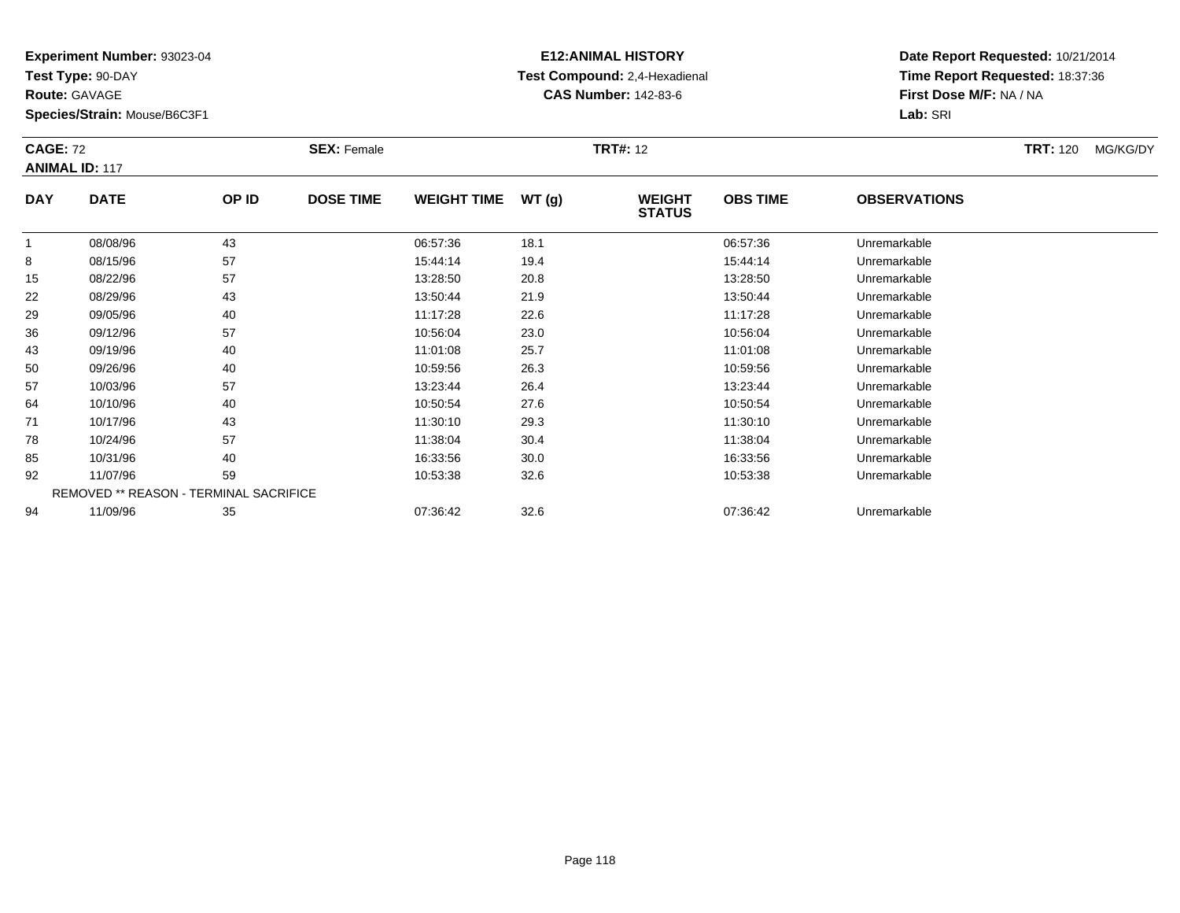**Experiment Number:** 93023-04
**Test Type:** 90-DAY
**Route:** GAVAGE
**Species/Strain:** Mouse/B6C3F1

**E12:ANIMAL HISTORY**
**Test Compound:** 2,4-Hexadienal
**CAS Number:** 142-83-6

**Date Report Requested:** 10/21/2014
**Time Report Requested:** 18:37:36
**First Dose M/F:** NA / NA
**Lab:** SRI

**CAGE:** 72 **SEX:** Female **TRT#:** 12 **TRT:** 120 MG/KG/DY
**ANIMAL ID:** 117

| DAY | DATE | OP ID | DOSE TIME | WEIGHT TIME | WT (g) | WEIGHT STATUS | OBS TIME | OBSERVATIONS |
|---|---|---|---|---|---|---|---|---|
| 1 | 08/08/96 | 43 | | 06:57:36 | 18.1 | | 06:57:36 | Unremarkable |
| 8 | 08/15/96 | 57 | | 15:44:14 | 19.4 | | 15:44:14 | Unremarkable |
| 15 | 08/22/96 | 57 | | 13:28:50 | 20.8 | | 13:28:50 | Unremarkable |
| 22 | 08/29/96 | 43 | | 13:50:44 | 21.9 | | 13:50:44 | Unremarkable |
| 29 | 09/05/96 | 40 | | 11:17:28 | 22.6 | | 11:17:28 | Unremarkable |
| 36 | 09/12/96 | 57 | | 10:56:04 | 23.0 | | 10:56:04 | Unremarkable |
| 43 | 09/19/96 | 40 | | 11:01:08 | 25.7 | | 11:01:08 | Unremarkable |
| 50 | 09/26/96 | 40 | | 10:59:56 | 26.3 | | 10:59:56 | Unremarkable |
| 57 | 10/03/96 | 57 | | 13:23:44 | 26.4 | | 13:23:44 | Unremarkable |
| 64 | 10/10/96 | 40 | | 10:50:54 | 27.6 | | 10:50:54 | Unremarkable |
| 71 | 10/17/96 | 43 | | 11:30:10 | 29.3 | | 11:30:10 | Unremarkable |
| 78 | 10/24/96 | 57 | | 11:38:04 | 30.4 | | 11:38:04 | Unremarkable |
| 85 | 10/31/96 | 40 | | 16:33:56 | 30.0 | | 16:33:56 | Unremarkable |
| 92 | 11/07/96 | 59 | | 10:53:38 | 32.6 | | 10:53:38 | Unremarkable |
| REMOVED ** REASON - TERMINAL SACRIFICE | | | | | | | | |
| 94 | 11/09/96 | 35 | | 07:36:42 | 32.6 | | 07:36:42 | Unremarkable |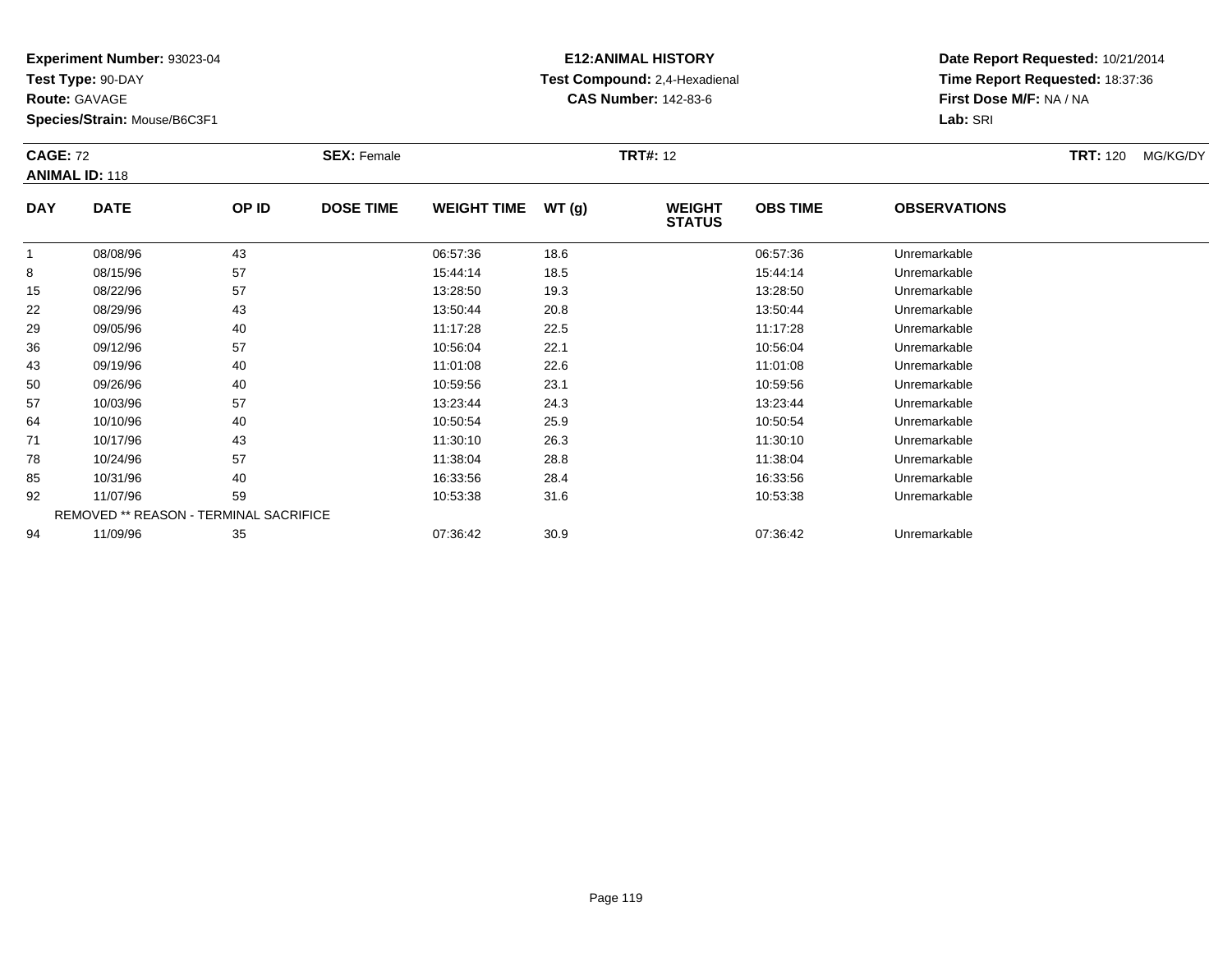**Experiment Number:** 93023-04
**Test Type:** 90-DAY
**Route:** GAVAGE
**Species/Strain:** Mouse/B6C3F1

**E12:ANIMAL HISTORY**
**Test Compound:** 2,4-Hexadienal
**CAS Number:** 142-83-6

**Date Report Requested:** 10/21/2014
**Time Report Requested:** 18:37:36
**First Dose M/F:** NA / NA
**Lab:** SRI

**CAGE:** 72 **SEX:** Female **TRT#:** 12 **TRT:** 120 MG/KG/DY
**ANIMAL ID:** 118

| DAY | DATE | OP ID | DOSE TIME | WEIGHT TIME | WT (g) | WEIGHT STATUS | OBS TIME | OBSERVATIONS |
|---|---|---|---|---|---|---|---|---|
| 1 | 08/08/96 | 43 | | 06:57:36 | 18.6 | | 06:57:36 | Unremarkable |
| 8 | 08/15/96 | 57 | | 15:44:14 | 18.5 | | 15:44:14 | Unremarkable |
| 15 | 08/22/96 | 57 | | 13:28:50 | 19.3 | | 13:28:50 | Unremarkable |
| 22 | 08/29/96 | 43 | | 13:50:44 | 20.8 | | 13:50:44 | Unremarkable |
| 29 | 09/05/96 | 40 | | 11:17:28 | 22.5 | | 11:17:28 | Unremarkable |
| 36 | 09/12/96 | 57 | | 10:56:04 | 22.1 | | 10:56:04 | Unremarkable |
| 43 | 09/19/96 | 40 | | 11:01:08 | 22.6 | | 11:01:08 | Unremarkable |
| 50 | 09/26/96 | 40 | | 10:59:56 | 23.1 | | 10:59:56 | Unremarkable |
| 57 | 10/03/96 | 57 | | 13:23:44 | 24.3 | | 13:23:44 | Unremarkable |
| 64 | 10/10/96 | 40 | | 10:50:54 | 25.9 | | 10:50:54 | Unremarkable |
| 71 | 10/17/96 | 43 | | 11:30:10 | 26.3 | | 11:30:10 | Unremarkable |
| 78 | 10/24/96 | 57 | | 11:38:04 | 28.8 | | 11:38:04 | Unremarkable |
| 85 | 10/31/96 | 40 | | 16:33:56 | 28.4 | | 16:33:56 | Unremarkable |
| 92 | 11/07/96 | 59 | | 10:53:38 | 31.6 | | 10:53:38 | Unremarkable |
| REMOVED ** REASON - TERMINAL SACRIFICE | | | | | | | | |
| 94 | 11/09/96 | 35 | | 07:36:42 | 30.9 | | 07:36:42 | Unremarkable |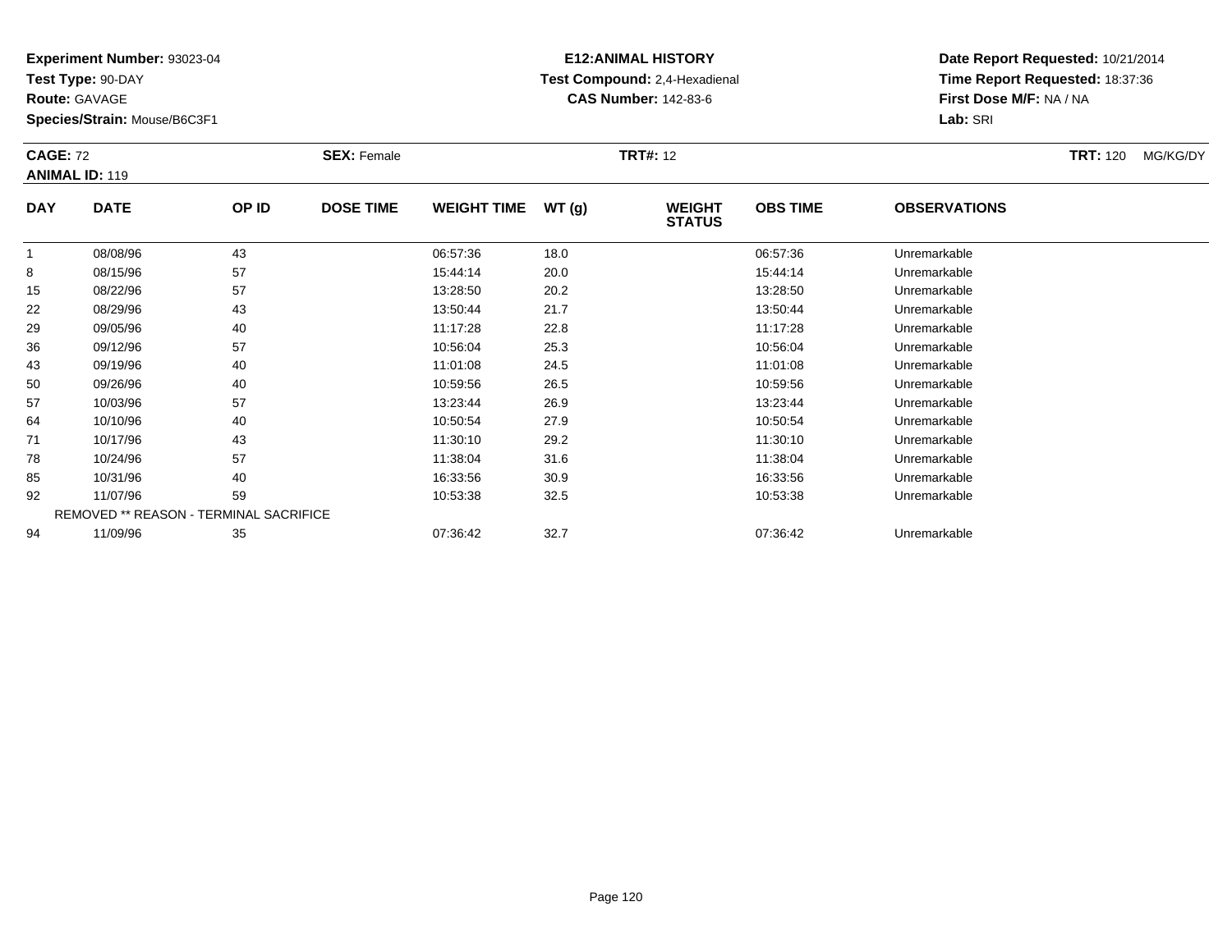**Experiment Number:** 93023-04
**Test Type:** 90-DAY
**Route:** GAVAGE
**Species/Strain:** Mouse/B6C3F1

**E12:ANIMAL HISTORY**
**Test Compound:** 2,4-Hexadienal
**CAS Number:** 142-83-6

**Date Report Requested:** 10/21/2014
**Time Report Requested:** 18:37:36
**First Dose M/F:** NA / NA
**Lab:** SRI

**CAGE:** 72 **SEX:** Female **TRT#:** 12 **TRT:** 120 MG/KG/DY
**ANIMAL ID:** 119

| DAY | DATE | OP ID | DOSE TIME | WEIGHT TIME | WT (g) | WEIGHT STATUS | OBS TIME | OBSERVATIONS |
|---|---|---|---|---|---|---|---|---|
| 1 | 08/08/96 | 43 | | 06:57:36 | 18.0 | | 06:57:36 | Unremarkable |
| 8 | 08/15/96 | 57 | | 15:44:14 | 20.0 | | 15:44:14 | Unremarkable |
| 15 | 08/22/96 | 57 | | 13:28:50 | 20.2 | | 13:28:50 | Unremarkable |
| 22 | 08/29/96 | 43 | | 13:50:44 | 21.7 | | 13:50:44 | Unremarkable |
| 29 | 09/05/96 | 40 | | 11:17:28 | 22.8 | | 11:17:28 | Unremarkable |
| 36 | 09/12/96 | 57 | | 10:56:04 | 25.3 | | 10:56:04 | Unremarkable |
| 43 | 09/19/96 | 40 | | 11:01:08 | 24.5 | | 11:01:08 | Unremarkable |
| 50 | 09/26/96 | 40 | | 10:59:56 | 26.5 | | 10:59:56 | Unremarkable |
| 57 | 10/03/96 | 57 | | 13:23:44 | 26.9 | | 13:23:44 | Unremarkable |
| 64 | 10/10/96 | 40 | | 10:50:54 | 27.9 | | 10:50:54 | Unremarkable |
| 71 | 10/17/96 | 43 | | 11:30:10 | 29.2 | | 11:30:10 | Unremarkable |
| 78 | 10/24/96 | 57 | | 11:38:04 | 31.6 | | 11:38:04 | Unremarkable |
| 85 | 10/31/96 | 40 | | 16:33:56 | 30.9 | | 16:33:56 | Unremarkable |
| 92 | 11/07/96 | 59 | | 10:53:38 | 32.5 | | 10:53:38 | Unremarkable |
| | REMOVED ** REASON - TERMINAL SACRIFICE | | | | | | | |
| 94 | 11/09/96 | 35 | | 07:36:42 | 32.7 | | 07:36:42 | Unremarkable |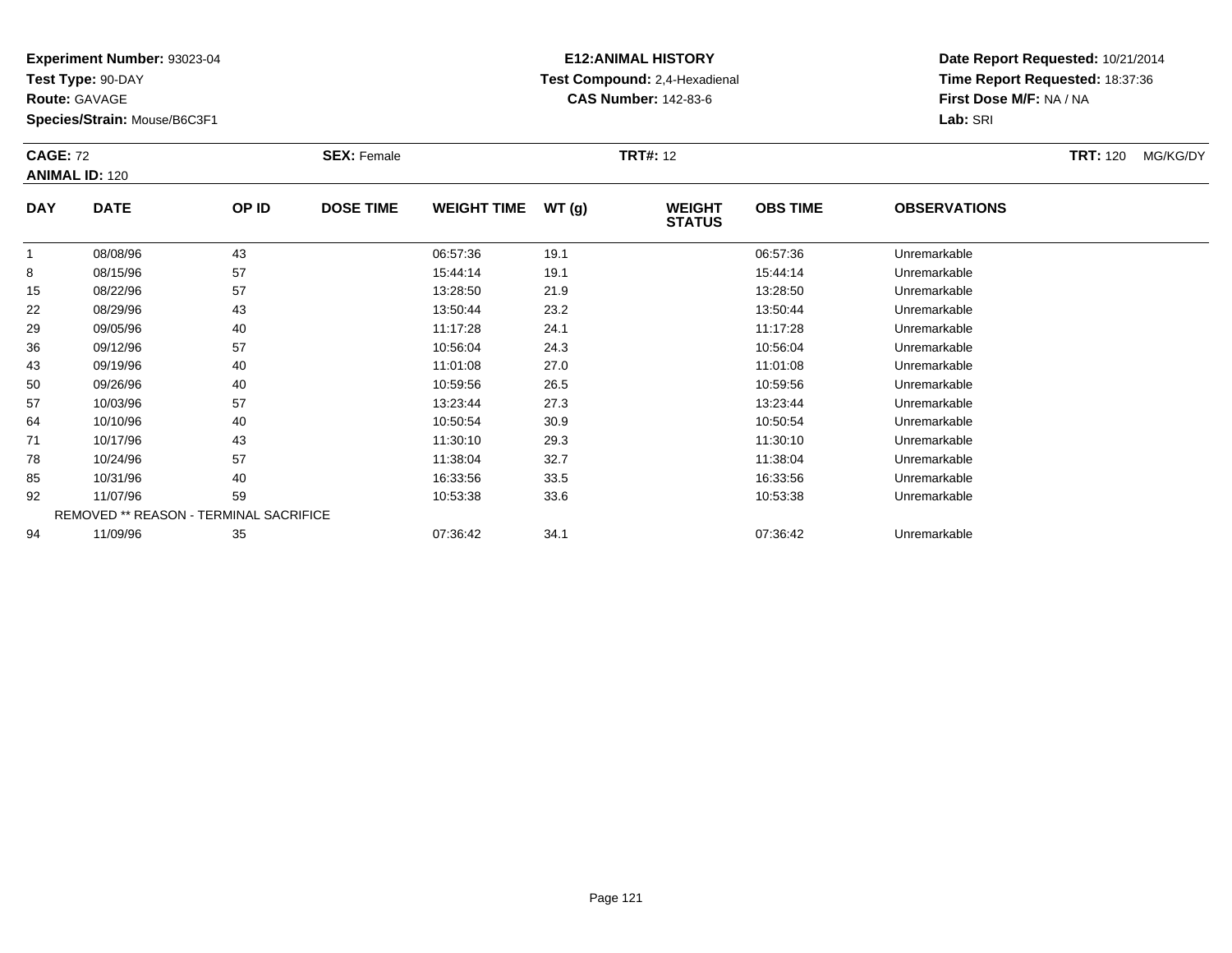**Experiment Number:** 93023-04
**Test Type:** 90-DAY
**Route:** GAVAGE
**Species/Strain:** Mouse/B6C3F1

**E12:ANIMAL HISTORY**
**Test Compound:** 2,4-Hexadienal
**CAS Number:** 142-83-6

**Date Report Requested:** 10/21/2014
**Time Report Requested:** 18:37:36
**First Dose M/F:** NA / NA
**Lab:** SRI

**CAGE:** 72 **SEX:** Female **TRT#:** 12 **TRT:** 120 MG/KG/DY
**ANIMAL ID:** 120

| DAY | DATE | OP ID | DOSE TIME | WEIGHT TIME | WT (g) | WEIGHT STATUS | OBS TIME | OBSERVATIONS |
|---|---|---|---|---|---|---|---|---|
| 1 | 08/08/96 | 43 | | 06:57:36 | 19.1 | | 06:57:36 | Unremarkable |
| 8 | 08/15/96 | 57 | | 15:44:14 | 19.1 | | 15:44:14 | Unremarkable |
| 15 | 08/22/96 | 57 | | 13:28:50 | 21.9 | | 13:28:50 | Unremarkable |
| 22 | 08/29/96 | 43 | | 13:50:44 | 23.2 | | 13:50:44 | Unremarkable |
| 29 | 09/05/96 | 40 | | 11:17:28 | 24.1 | | 11:17:28 | Unremarkable |
| 36 | 09/12/96 | 57 | | 10:56:04 | 24.3 | | 10:56:04 | Unremarkable |
| 43 | 09/19/96 | 40 | | 11:01:08 | 27.0 | | 11:01:08 | Unremarkable |
| 50 | 09/26/96 | 40 | | 10:59:56 | 26.5 | | 10:59:56 | Unremarkable |
| 57 | 10/03/96 | 57 | | 13:23:44 | 27.3 | | 13:23:44 | Unremarkable |
| 64 | 10/10/96 | 40 | | 10:50:54 | 30.9 | | 10:50:54 | Unremarkable |
| 71 | 10/17/96 | 43 | | 11:30:10 | 29.3 | | 11:30:10 | Unremarkable |
| 78 | 10/24/96 | 57 | | 11:38:04 | 32.7 | | 11:38:04 | Unremarkable |
| 85 | 10/31/96 | 40 | | 16:33:56 | 33.5 | | 16:33:56 | Unremarkable |
| 92 | 11/07/96 | 59 | | 10:53:38 | 33.6 | | 10:53:38 | Unremarkable |
| | REMOVED ** REASON - TERMINAL SACRIFICE | | | | | | | |
| 94 | 11/09/96 | 35 | | 07:36:42 | 34.1 | | 07:36:42 | Unremarkable |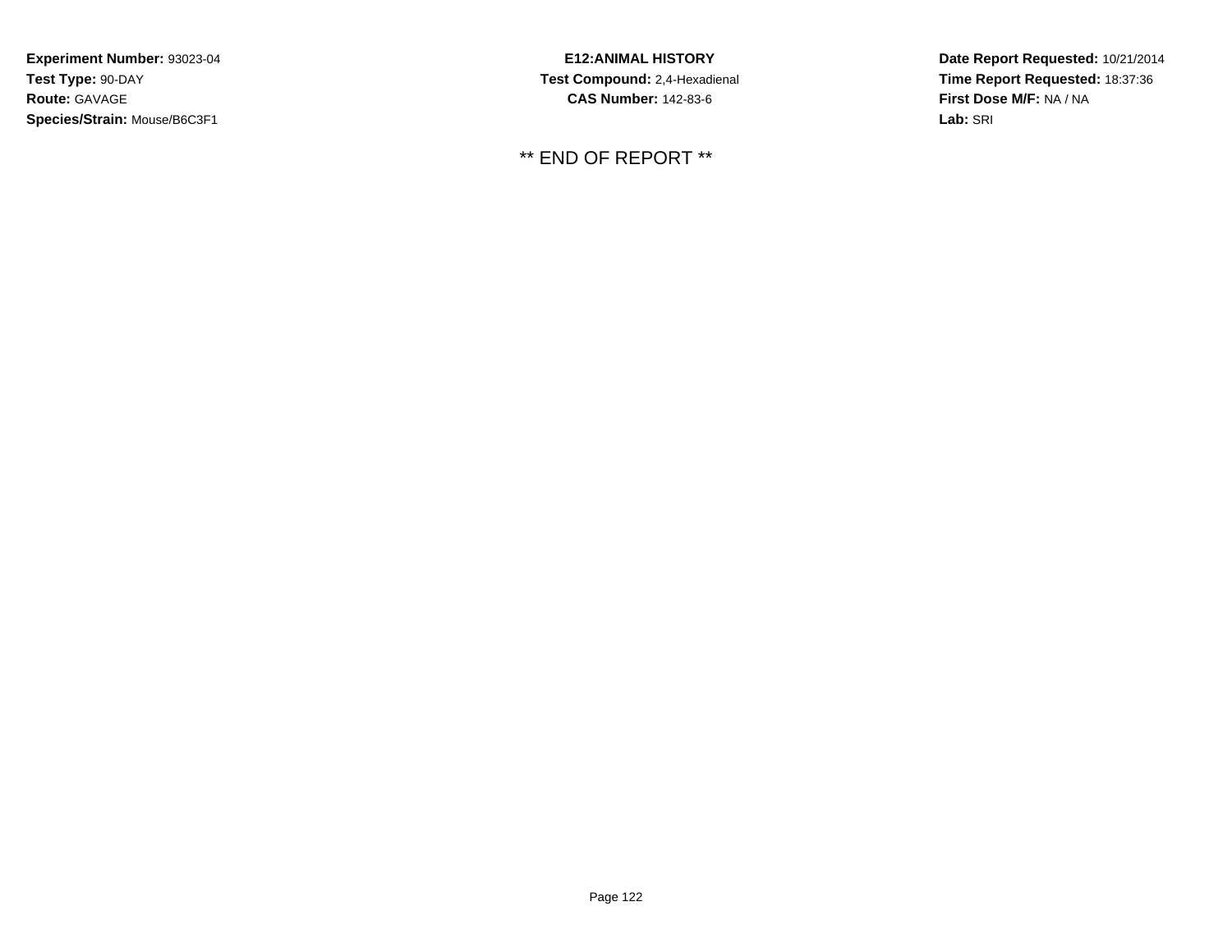**Experiment Number:** 93023-04
**Test Type:** 90-DAY
**Route:** GAVAGE
**Species/Strain:** Mouse/B6C3F1

**E12:ANIMAL HISTORY**
**Test Compound:** 2,4-Hexadienal
**CAS Number:** 142-83-6

**Date Report Requested:** 10/21/2014
**Time Report Requested:** 18:37:36
**First Dose M/F:** NA / NA
**Lab:** SRI

** END OF REPORT **